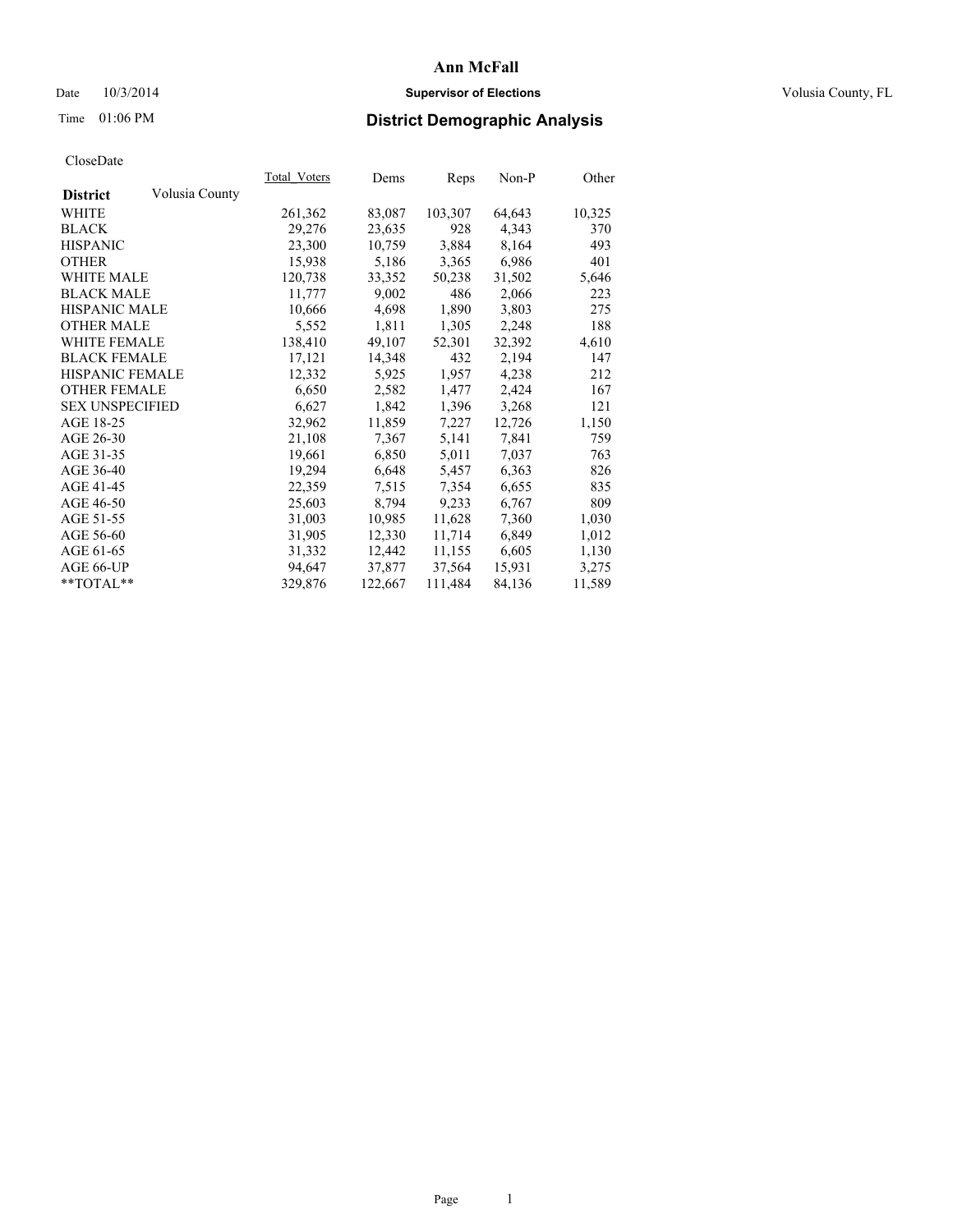# Ann McFall

Date 10/3/2014 **Supervisor of Elections** Volusia County, FL

Time 01:06 PM **District Demographic Analysis**

CloseDate

| **District** Volusia County | Total_Voters | Dems | Reps | Non-P | Other |
|---|---|---|---|---|---|
| WHITE | 261,362 | 83,087 | 103,307 | 64,643 | 10,325 |
| BLACK | 29,276 | 23,635 | 928 | 4,343 | 370 |
| HISPANIC | 23,300 | 10,759 | 3,884 | 8,164 | 493 |
| OTHER | 15,938 | 5,186 | 3,365 | 6,986 | 401 |
| WHITE MALE | 120,738 | 33,352 | 50,238 | 31,502 | 5,646 |
| BLACK MALE | 11,777 | 9,002 | 486 | 2,066 | 223 |
| HISPANIC MALE | 10,666 | 4,698 | 1,890 | 3,803 | 275 |
| OTHER MALE | 5,552 | 1,811 | 1,305 | 2,248 | 188 |
| WHITE FEMALE | 138,410 | 49,107 | 52,301 | 32,392 | 4,610 |
| BLACK FEMALE | 17,121 | 14,348 | 432 | 2,194 | 147 |
| HISPANIC FEMALE | 12,332 | 5,925 | 1,957 | 4,238 | 212 |
| OTHER FEMALE | 6,650 | 2,582 | 1,477 | 2,424 | 167 |
| SEX UNSPECIFIED | 6,627 | 1,842 | 1,396 | 3,268 | 121 |
| AGE 18-25 | 32,962 | 11,859 | 7,227 | 12,726 | 1,150 |
| AGE 26-30 | 21,108 | 7,367 | 5,141 | 7,841 | 759 |
| AGE 31-35 | 19,661 | 6,850 | 5,011 | 7,037 | 763 |
| AGE 36-40 | 19,294 | 6,648 | 5,457 | 6,363 | 826 |
| AGE 41-45 | 22,359 | 7,515 | 7,354 | 6,655 | 835 |
| AGE 46-50 | 25,603 | 8,794 | 9,233 | 6,767 | 809 |
| AGE 51-55 | 31,003 | 10,985 | 11,628 | 7,360 | 1,030 |
| AGE 56-60 | 31,905 | 12,330 | 11,714 | 6,849 | 1,012 |
| AGE 61-65 | 31,332 | 12,442 | 11,155 | 6,605 | 1,130 |
| AGE 66-UP | 94,647 | 37,877 | 37,564 | 15,931 | 3,275 |
| **TOTAL** | 329,876 | 122,667 | 111,484 | 84,136 | 11,589 |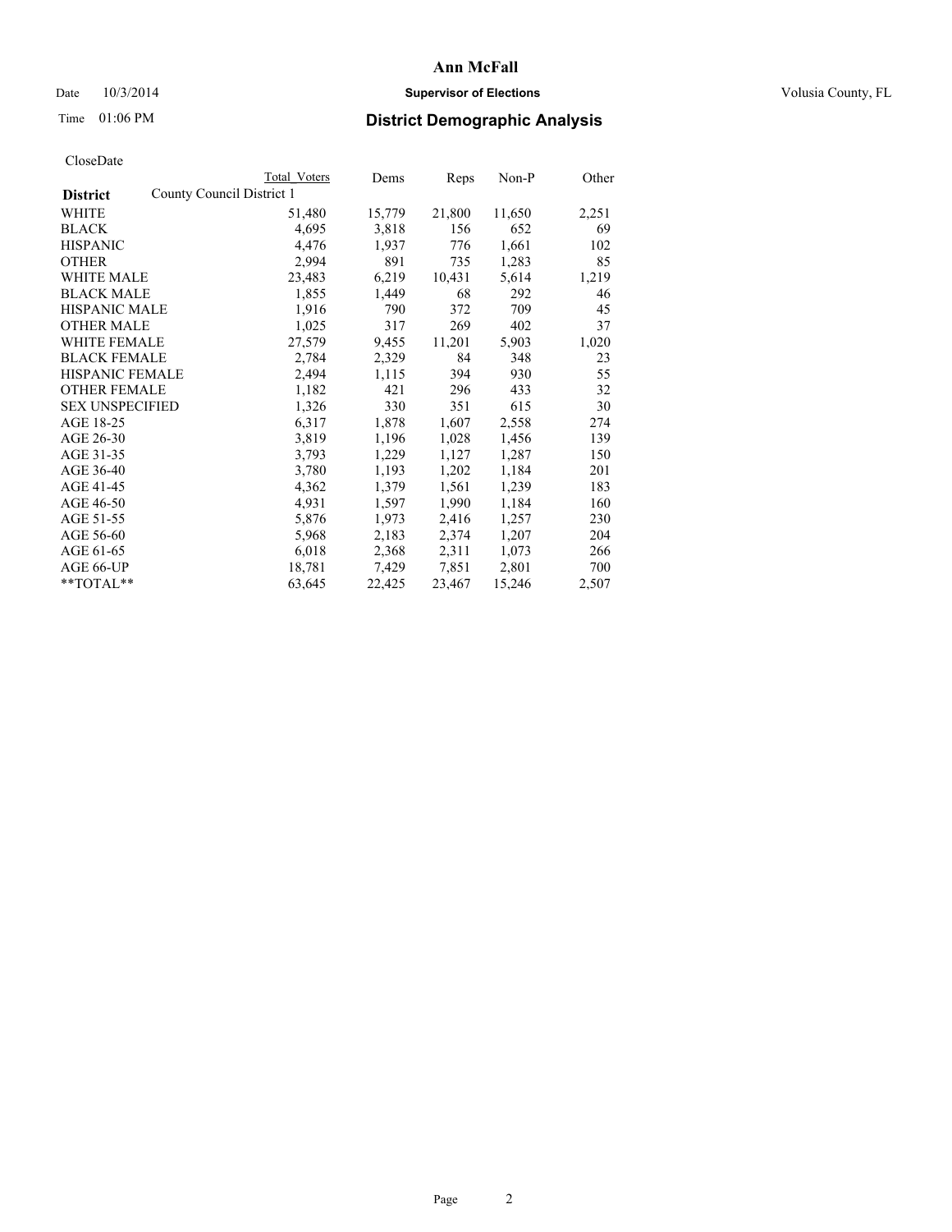# Ann McFall

Date 10/3/2014 **Supervisor of Elections** Volusia County, FL

Time 01:06 PM **District Demographic Analysis**

CloseDate

| District | County Council District 1 Total Voters | Dems | Reps | Non-P | Other |
|---|---|---|---|---|---|
| WHITE | 51,480 | 15,779 | 21,800 | 11,650 | 2,251 |
| BLACK | 4,695 | 3,818 | 156 | 652 | 69 |
| HISPANIC | 4,476 | 1,937 | 776 | 1,661 | 102 |
| OTHER | 2,994 | 891 | 735 | 1,283 | 85 |
| WHITE MALE | 23,483 | 6,219 | 10,431 | 5,614 | 1,219 |
| BLACK MALE | 1,855 | 1,449 | 68 | 292 | 46 |
| HISPANIC MALE | 1,916 | 790 | 372 | 709 | 45 |
| OTHER MALE | 1,025 | 317 | 269 | 402 | 37 |
| WHITE FEMALE | 27,579 | 9,455 | 11,201 | 5,903 | 1,020 |
| BLACK FEMALE | 2,784 | 2,329 | 84 | 348 | 23 |
| HISPANIC FEMALE | 2,494 | 1,115 | 394 | 930 | 55 |
| OTHER FEMALE | 1,182 | 421 | 296 | 433 | 32 |
| SEX UNSPECIFIED | 1,326 | 330 | 351 | 615 | 30 |
| AGE 18-25 | 6,317 | 1,878 | 1,607 | 2,558 | 274 |
| AGE 26-30 | 3,819 | 1,196 | 1,028 | 1,456 | 139 |
| AGE 31-35 | 3,793 | 1,229 | 1,127 | 1,287 | 150 |
| AGE 36-40 | 3,780 | 1,193 | 1,202 | 1,184 | 201 |
| AGE 41-45 | 4,362 | 1,379 | 1,561 | 1,239 | 183 |
| AGE 46-50 | 4,931 | 1,597 | 1,990 | 1,184 | 160 |
| AGE 51-55 | 5,876 | 1,973 | 2,416 | 1,257 | 230 |
| AGE 56-60 | 5,968 | 2,183 | 2,374 | 1,207 | 204 |
| AGE 61-65 | 6,018 | 2,368 | 2,311 | 1,073 | 266 |
| AGE 66-UP | 18,781 | 7,429 | 7,851 | 2,801 | 700 |
| **TOTAL** | 63,645 | 22,425 | 23,467 | 15,246 | 2,507 |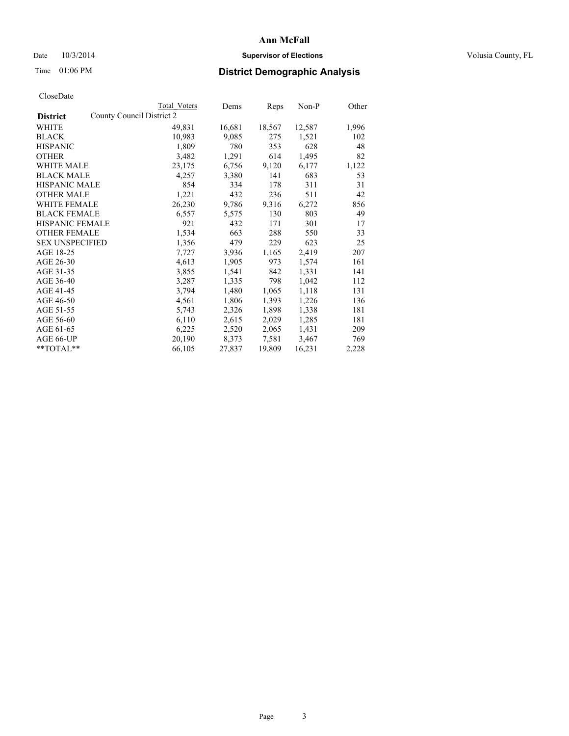# Ann McFall

Date 10/3/2014 **Supervisor of Elections** Volusia County, FL

Time 01:06 PM **District Demographic Analysis**

CloseDate

| District | County Council District 2 Total Voters | Dems | Reps | Non-P | Other |
|---|---|---|---|---|---|
| WHITE | 49,831 | 16,681 | 18,567 | 12,587 | 1,996 |
| BLACK | 10,983 | 9,085 | 275 | 1,521 | 102 |
| HISPANIC | 1,809 | 780 | 353 | 628 | 48 |
| OTHER | 3,482 | 1,291 | 614 | 1,495 | 82 |
| WHITE MALE | 23,175 | 6,756 | 9,120 | 6,177 | 1,122 |
| BLACK MALE | 4,257 | 3,380 | 141 | 683 | 53 |
| HISPANIC MALE | 854 | 334 | 178 | 311 | 31 |
| OTHER MALE | 1,221 | 432 | 236 | 511 | 42 |
| WHITE FEMALE | 26,230 | 9,786 | 9,316 | 6,272 | 856 |
| BLACK FEMALE | 6,557 | 5,575 | 130 | 803 | 49 |
| HISPANIC FEMALE | 921 | 432 | 171 | 301 | 17 |
| OTHER FEMALE | 1,534 | 663 | 288 | 550 | 33 |
| SEX UNSPECIFIED | 1,356 | 479 | 229 | 623 | 25 |
| AGE 18-25 | 7,727 | 3,936 | 1,165 | 2,419 | 207 |
| AGE 26-30 | 4,613 | 1,905 | 973 | 1,574 | 161 |
| AGE 31-35 | 3,855 | 1,541 | 842 | 1,331 | 141 |
| AGE 36-40 | 3,287 | 1,335 | 798 | 1,042 | 112 |
| AGE 41-45 | 3,794 | 1,480 | 1,065 | 1,118 | 131 |
| AGE 46-50 | 4,561 | 1,806 | 1,393 | 1,226 | 136 |
| AGE 51-55 | 5,743 | 2,326 | 1,898 | 1,338 | 181 |
| AGE 56-60 | 6,110 | 2,615 | 2,029 | 1,285 | 181 |
| AGE 61-65 | 6,225 | 2,520 | 2,065 | 1,431 | 209 |
| AGE 66-UP | 20,190 | 8,373 | 7,581 | 3,467 | 769 |
| **TOTAL** | 66,105 | 27,837 | 19,809 | 16,231 | 2,228 |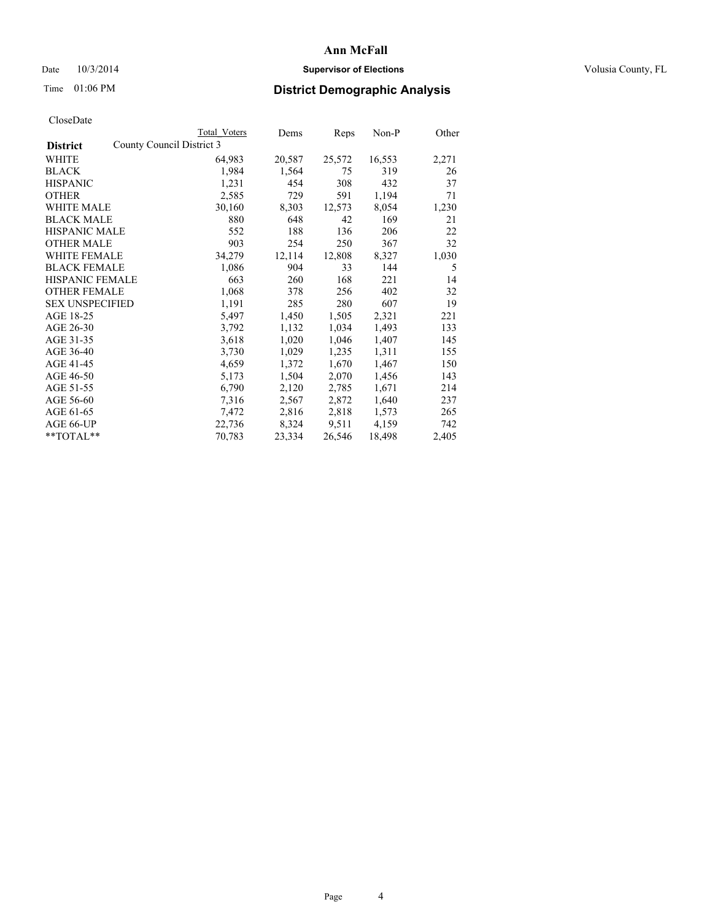# Ann McFall

Date 10/3/2014 **Supervisor of Elections** Volusia County, FL

Time 01:06 PM **District Demographic Analysis**

CloseDate

| District | County Council District 3 | Total Voters | Dems | Reps | Non-P | Other |
|---|---|---|---|---|---|---|
| WHITE | | 64,983 | 20,587 | 25,572 | 16,553 | 2,271 |
| BLACK | | 1,984 | 1,564 | 75 | 319 | 26 |
| HISPANIC | | 1,231 | 454 | 308 | 432 | 37 |
| OTHER | | 2,585 | 729 | 591 | 1,194 | 71 |
| WHITE MALE | | 30,160 | 8,303 | 12,573 | 8,054 | 1,230 |
| BLACK MALE | | 880 | 648 | 42 | 169 | 21 |
| HISPANIC MALE | | 552 | 188 | 136 | 206 | 22 |
| OTHER MALE | | 903 | 254 | 250 | 367 | 32 |
| WHITE FEMALE | | 34,279 | 12,114 | 12,808 | 8,327 | 1,030 |
| BLACK FEMALE | | 1,086 | 904 | 33 | 144 | 5 |
| HISPANIC FEMALE | | 663 | 260 | 168 | 221 | 14 |
| OTHER FEMALE | | 1,068 | 378 | 256 | 402 | 32 |
| SEX UNSPECIFIED | | 1,191 | 285 | 280 | 607 | 19 |
| AGE 18-25 | | 5,497 | 1,450 | 1,505 | 2,321 | 221 |
| AGE 26-30 | | 3,792 | 1,132 | 1,034 | 1,493 | 133 |
| AGE 31-35 | | 3,618 | 1,020 | 1,046 | 1,407 | 145 |
| AGE 36-40 | | 3,730 | 1,029 | 1,235 | 1,311 | 155 |
| AGE 41-45 | | 4,659 | 1,372 | 1,670 | 1,467 | 150 |
| AGE 46-50 | | 5,173 | 1,504 | 2,070 | 1,456 | 143 |
| AGE 51-55 | | 6,790 | 2,120 | 2,785 | 1,671 | 214 |
| AGE 56-60 | | 7,316 | 2,567 | 2,872 | 1,640 | 237 |
| AGE 61-65 | | 7,472 | 2,816 | 2,818 | 1,573 | 265 |
| AGE 66-UP | | 22,736 | 8,324 | 9,511 | 4,159 | 742 |
| **TOTAL** | | 70,783 | 23,334 | 26,546 | 18,498 | 2,405 |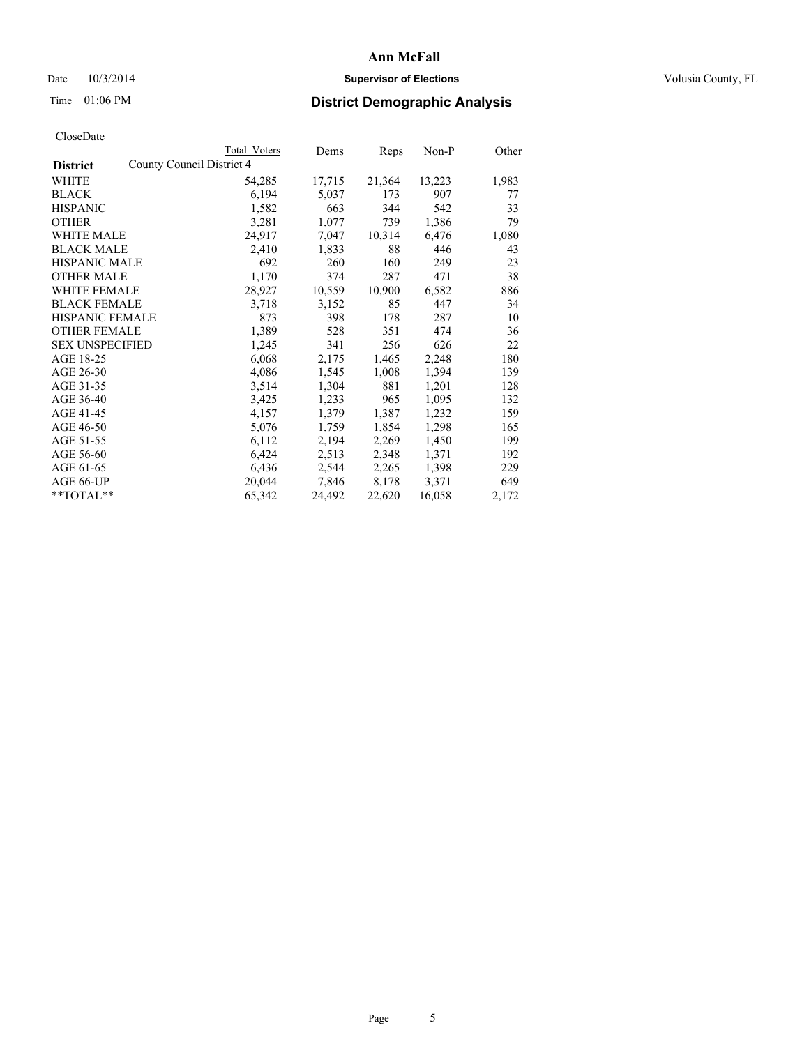# Ann McFall

Date 10/3/2014 **Supervisor of Elections** Volusia County, FL

Time 01:06 PM **District Demographic Analysis**

CloseDate

| District | County Council District 4 Total Voters | Dems | Reps | Non-P | Other |
|---|---|---|---|---|---|
| WHITE | 54,285 | 17,715 | 21,364 | 13,223 | 1,983 |
| BLACK | 6,194 | 5,037 | 173 | 907 | 77 |
| HISPANIC | 1,582 | 663 | 344 | 542 | 33 |
| OTHER | 3,281 | 1,077 | 739 | 1,386 | 79 |
| WHITE MALE | 24,917 | 7,047 | 10,314 | 6,476 | 1,080 |
| BLACK MALE | 2,410 | 1,833 | 88 | 446 | 43 |
| HISPANIC MALE | 692 | 260 | 160 | 249 | 23 |
| OTHER MALE | 1,170 | 374 | 287 | 471 | 38 |
| WHITE FEMALE | 28,927 | 10,559 | 10,900 | 6,582 | 886 |
| BLACK FEMALE | 3,718 | 3,152 | 85 | 447 | 34 |
| HISPANIC FEMALE | 873 | 398 | 178 | 287 | 10 |
| OTHER FEMALE | 1,389 | 528 | 351 | 474 | 36 |
| SEX UNSPECIFIED | 1,245 | 341 | 256 | 626 | 22 |
| AGE 18-25 | 6,068 | 2,175 | 1,465 | 2,248 | 180 |
| AGE 26-30 | 4,086 | 1,545 | 1,008 | 1,394 | 139 |
| AGE 31-35 | 3,514 | 1,304 | 881 | 1,201 | 128 |
| AGE 36-40 | 3,425 | 1,233 | 965 | 1,095 | 132 |
| AGE 41-45 | 4,157 | 1,379 | 1,387 | 1,232 | 159 |
| AGE 46-50 | 5,076 | 1,759 | 1,854 | 1,298 | 165 |
| AGE 51-55 | 6,112 | 2,194 | 2,269 | 1,450 | 199 |
| AGE 56-60 | 6,424 | 2,513 | 2,348 | 1,371 | 192 |
| AGE 61-65 | 6,436 | 2,544 | 2,265 | 1,398 | 229 |
| AGE 66-UP | 20,044 | 7,846 | 8,178 | 3,371 | 649 |
| **TOTAL** | 65,342 | 24,492 | 22,620 | 16,058 | 2,172 |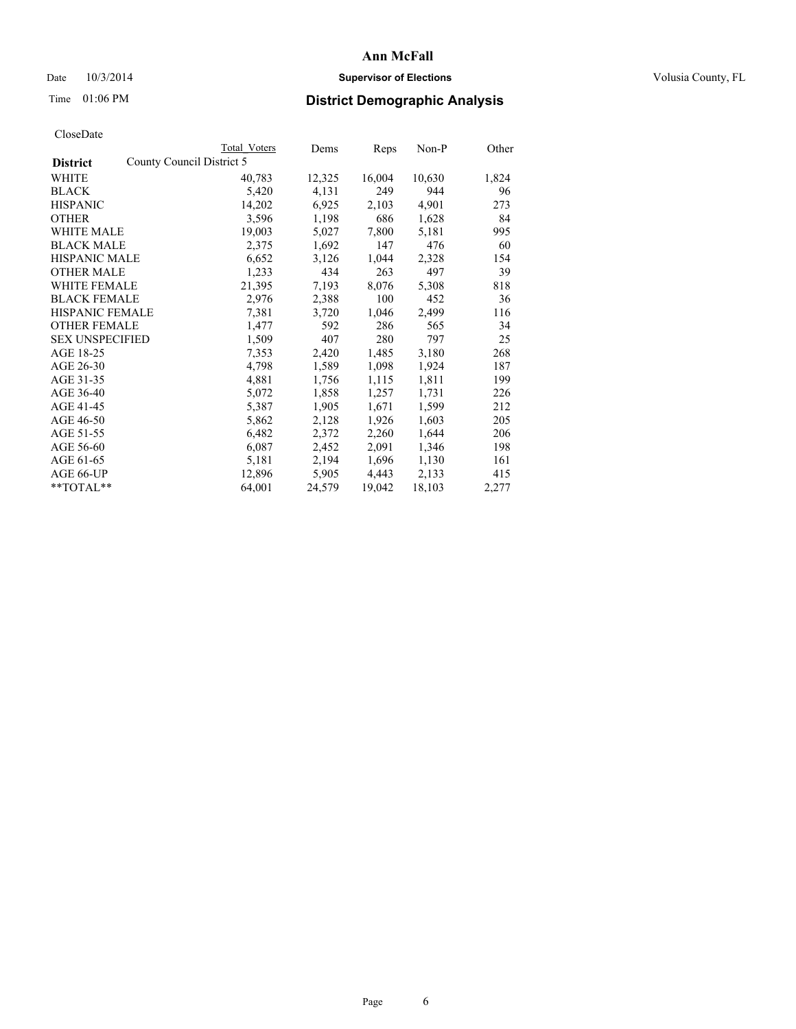# Ann McFall

Date 10/3/2014 **Supervisor of Elections** Volusia County, FL

Time 01:06 PM **District Demographic Analysis**

CloseDate

| District | Total Voters | Dems | Reps | Non-P | Other |
|---|---|---|---|---|---|
| County Council District 5 | | | | | |
| WHITE | 40,783 | 12,325 | 16,004 | 10,630 | 1,824 |
| BLACK | 5,420 | 4,131 | 249 | 944 | 96 |
| HISPANIC | 14,202 | 6,925 | 2,103 | 4,901 | 273 |
| OTHER | 3,596 | 1,198 | 686 | 1,628 | 84 |
| WHITE MALE | 19,003 | 5,027 | 7,800 | 5,181 | 995 |
| BLACK MALE | 2,375 | 1,692 | 147 | 476 | 60 |
| HISPANIC MALE | 6,652 | 3,126 | 1,044 | 2,328 | 154 |
| OTHER MALE | 1,233 | 434 | 263 | 497 | 39 |
| WHITE FEMALE | 21,395 | 7,193 | 8,076 | 5,308 | 818 |
| BLACK FEMALE | 2,976 | 2,388 | 100 | 452 | 36 |
| HISPANIC FEMALE | 7,381 | 3,720 | 1,046 | 2,499 | 116 |
| OTHER FEMALE | 1,477 | 592 | 286 | 565 | 34 |
| SEX UNSPECIFIED | 1,509 | 407 | 280 | 797 | 25 |
| AGE 18-25 | 7,353 | 2,420 | 1,485 | 3,180 | 268 |
| AGE 26-30 | 4,798 | 1,589 | 1,098 | 1,924 | 187 |
| AGE 31-35 | 4,881 | 1,756 | 1,115 | 1,811 | 199 |
| AGE 36-40 | 5,072 | 1,858 | 1,257 | 1,731 | 226 |
| AGE 41-45 | 5,387 | 1,905 | 1,671 | 1,599 | 212 |
| AGE 46-50 | 5,862 | 2,128 | 1,926 | 1,603 | 205 |
| AGE 51-55 | 6,482 | 2,372 | 2,260 | 1,644 | 206 |
| AGE 56-60 | 6,087 | 2,452 | 2,091 | 1,346 | 198 |
| AGE 61-65 | 5,181 | 2,194 | 1,696 | 1,130 | 161 |
| AGE 66-UP | 12,896 | 5,905 | 4,443 | 2,133 | 415 |
| **TOTAL** | 64,001 | 24,579 | 19,042 | 18,103 | 2,277 |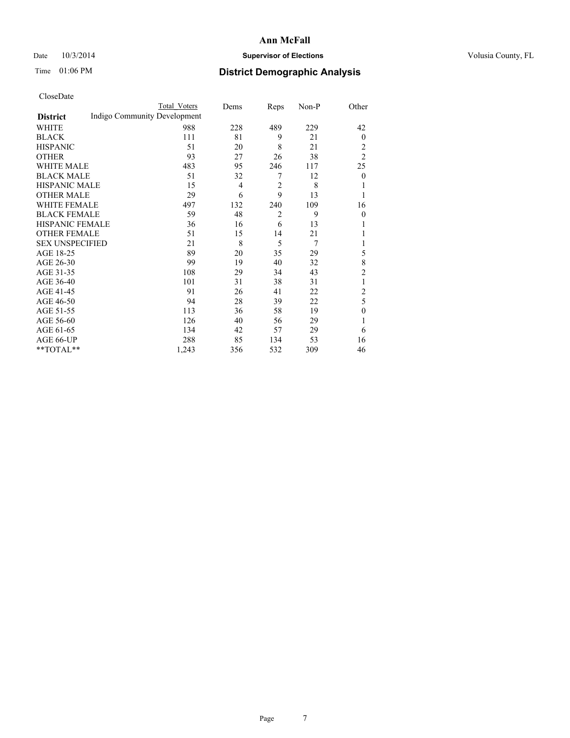# Ann McFall

Date 10/3/2014 **Supervisor of Elections** Volusia County, FL

Time 01:06 PM **District Demographic Analysis**

CloseDate

| District | Indigo Community Development Total Voters | Dems | Reps | Non-P | Other |
|---|---|---|---|---|---|
| WHITE | 988 | 228 | 489 | 229 | 42 |
| BLACK | 111 | 81 | 9 | 21 | 0 |
| HISPANIC | 51 | 20 | 8 | 21 | 2 |
| OTHER | 93 | 27 | 26 | 38 | 2 |
| WHITE MALE | 483 | 95 | 246 | 117 | 25 |
| BLACK MALE | 51 | 32 | 7 | 12 | 0 |
| HISPANIC MALE | 15 | 4 | 2 | 8 | 1 |
| OTHER MALE | 29 | 6 | 9 | 13 | 1 |
| WHITE FEMALE | 497 | 132 | 240 | 109 | 16 |
| BLACK FEMALE | 59 | 48 | 2 | 9 | 0 |
| HISPANIC FEMALE | 36 | 16 | 6 | 13 | 1 |
| OTHER FEMALE | 51 | 15 | 14 | 21 | 1 |
| SEX UNSPECIFIED | 21 | 8 | 5 | 7 | 1 |
| AGE 18-25 | 89 | 20 | 35 | 29 | 5 |
| AGE 26-30 | 99 | 19 | 40 | 32 | 8 |
| AGE 31-35 | 108 | 29 | 34 | 43 | 2 |
| AGE 36-40 | 101 | 31 | 38 | 31 | 1 |
| AGE 41-45 | 91 | 26 | 41 | 22 | 2 |
| AGE 46-50 | 94 | 28 | 39 | 22 | 5 |
| AGE 51-55 | 113 | 36 | 58 | 19 | 0 |
| AGE 56-60 | 126 | 40 | 56 | 29 | 1 |
| AGE 61-65 | 134 | 42 | 57 | 29 | 6 |
| AGE 66-UP | 288 | 85 | 134 | 53 | 16 |
| **TOTAL** | 1,243 | 356 | 532 | 309 | 46 |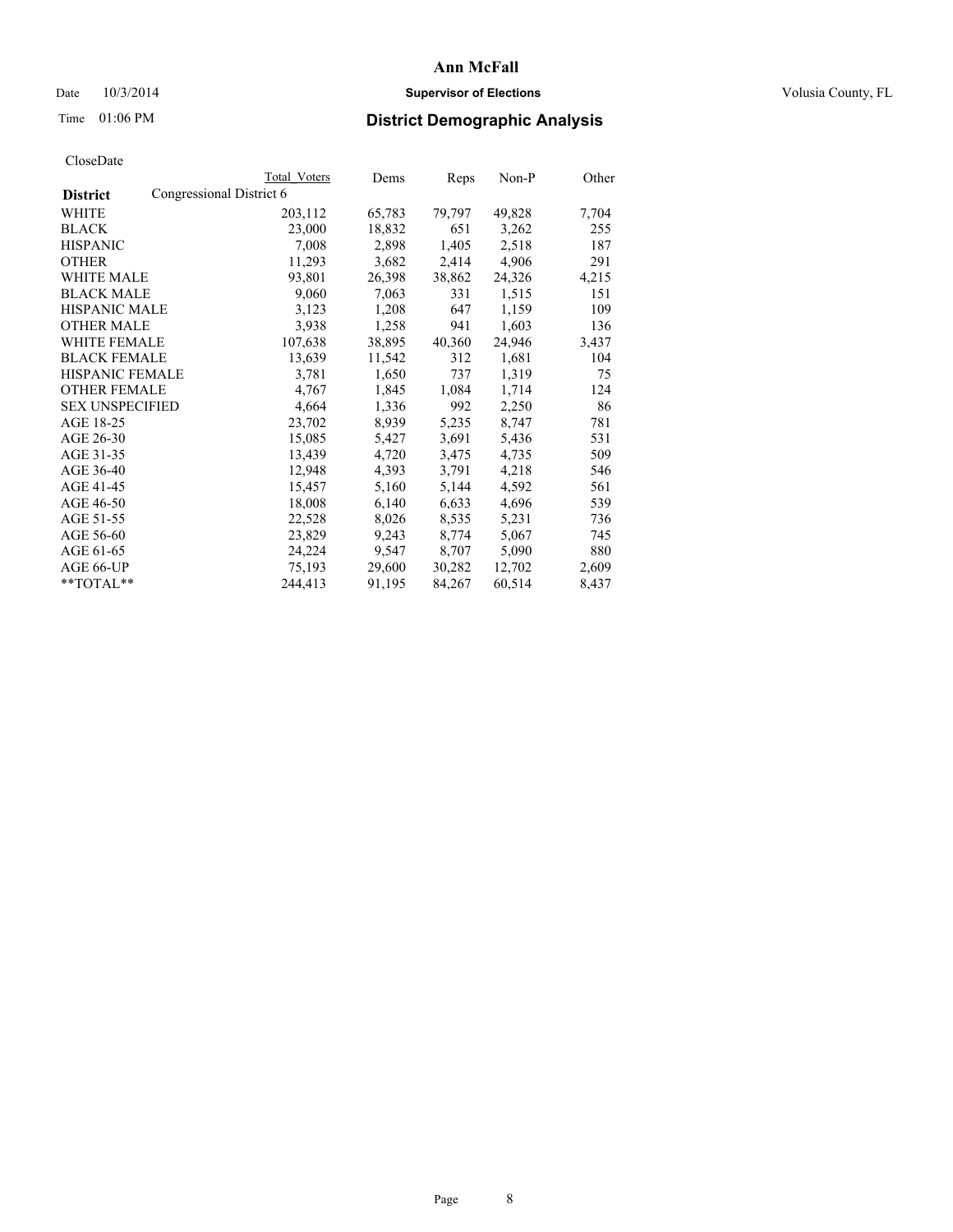# Ann McFall

Date 10/3/2014 **Supervisor of Elections** Volusia County, FL

Time 01:06 PM **District Demographic Analysis**

CloseDate

| District | Total Voters | Dems | Reps | Non-P | Other |
|---|---|---|---|---|---|
| Congressional District 6 | | | | | |
| WHITE | 203,112 | 65,783 | 79,797 | 49,828 | 7,704 |
| BLACK | 23,000 | 18,832 | 651 | 3,262 | 255 |
| HISPANIC | 7,008 | 2,898 | 1,405 | 2,518 | 187 |
| OTHER | 11,293 | 3,682 | 2,414 | 4,906 | 291 |
| WHITE MALE | 93,801 | 26,398 | 38,862 | 24,326 | 4,215 |
| BLACK MALE | 9,060 | 7,063 | 331 | 1,515 | 151 |
| HISPANIC MALE | 3,123 | 1,208 | 647 | 1,159 | 109 |
| OTHER MALE | 3,938 | 1,258 | 941 | 1,603 | 136 |
| WHITE FEMALE | 107,638 | 38,895 | 40,360 | 24,946 | 3,437 |
| BLACK FEMALE | 13,639 | 11,542 | 312 | 1,681 | 104 |
| HISPANIC FEMALE | 3,781 | 1,650 | 737 | 1,319 | 75 |
| OTHER FEMALE | 4,767 | 1,845 | 1,084 | 1,714 | 124 |
| SEX UNSPECIFIED | 4,664 | 1,336 | 992 | 2,250 | 86 |
| AGE 18-25 | 23,702 | 8,939 | 5,235 | 8,747 | 781 |
| AGE 26-30 | 15,085 | 5,427 | 3,691 | 5,436 | 531 |
| AGE 31-35 | 13,439 | 4,720 | 3,475 | 4,735 | 509 |
| AGE 36-40 | 12,948 | 4,393 | 3,791 | 4,218 | 546 |
| AGE 41-45 | 15,457 | 5,160 | 5,144 | 4,592 | 561 |
| AGE 46-50 | 18,008 | 6,140 | 6,633 | 4,696 | 539 |
| AGE 51-55 | 22,528 | 8,026 | 8,535 | 5,231 | 736 |
| AGE 56-60 | 23,829 | 9,243 | 8,774 | 5,067 | 745 |
| AGE 61-65 | 24,224 | 9,547 | 8,707 | 5,090 | 880 |
| AGE 66-UP | 75,193 | 29,600 | 30,282 | 12,702 | 2,609 |
| **TOTAL** | 244,413 | 91,195 | 84,267 | 60,514 | 8,437 |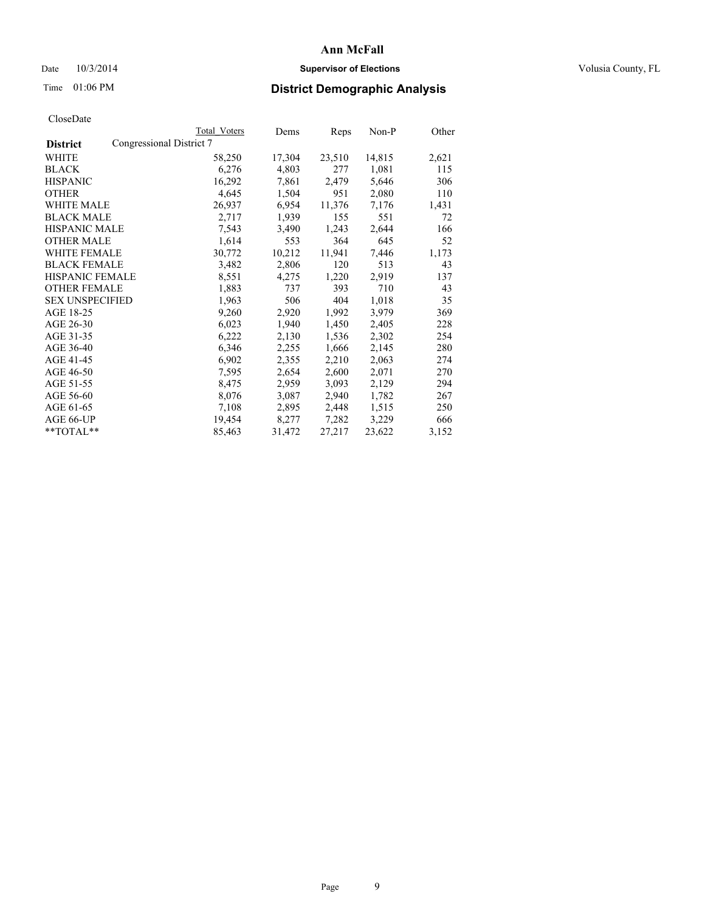# Ann McFall

Date 10/3/2014 **Supervisor of Elections** Volusia County, FL

Time 01:06 PM **District Demographic Analysis**

CloseDate

| District | Congressional District 7 Total Voters | Dems | Reps | Non-P | Other |
|---|---|---|---|---|---|
| WHITE | 58,250 | 17,304 | 23,510 | 14,815 | 2,621 |
| BLACK | 6,276 | 4,803 | 277 | 1,081 | 115 |
| HISPANIC | 16,292 | 7,861 | 2,479 | 5,646 | 306 |
| OTHER | 4,645 | 1,504 | 951 | 2,080 | 110 |
| WHITE MALE | 26,937 | 6,954 | 11,376 | 7,176 | 1,431 |
| BLACK MALE | 2,717 | 1,939 | 155 | 551 | 72 |
| HISPANIC MALE | 7,543 | 3,490 | 1,243 | 2,644 | 166 |
| OTHER MALE | 1,614 | 553 | 364 | 645 | 52 |
| WHITE FEMALE | 30,772 | 10,212 | 11,941 | 7,446 | 1,173 |
| BLACK FEMALE | 3,482 | 2,806 | 120 | 513 | 43 |
| HISPANIC FEMALE | 8,551 | 4,275 | 1,220 | 2,919 | 137 |
| OTHER FEMALE | 1,883 | 737 | 393 | 710 | 43 |
| SEX UNSPECIFIED | 1,963 | 506 | 404 | 1,018 | 35 |
| AGE 18-25 | 9,260 | 2,920 | 1,992 | 3,979 | 369 |
| AGE 26-30 | 6,023 | 1,940 | 1,450 | 2,405 | 228 |
| AGE 31-35 | 6,222 | 2,130 | 1,536 | 2,302 | 254 |
| AGE 36-40 | 6,346 | 2,255 | 1,666 | 2,145 | 280 |
| AGE 41-45 | 6,902 | 2,355 | 2,210 | 2,063 | 274 |
| AGE 46-50 | 7,595 | 2,654 | 2,600 | 2,071 | 270 |
| AGE 51-55 | 8,475 | 2,959 | 3,093 | 2,129 | 294 |
| AGE 56-60 | 8,076 | 3,087 | 2,940 | 1,782 | 267 |
| AGE 61-65 | 7,108 | 2,895 | 2,448 | 1,515 | 250 |
| AGE 66-UP | 19,454 | 8,277 | 7,282 | 3,229 | 666 |
| **TOTAL** | 85,463 | 31,472 | 27,217 | 23,622 | 3,152 |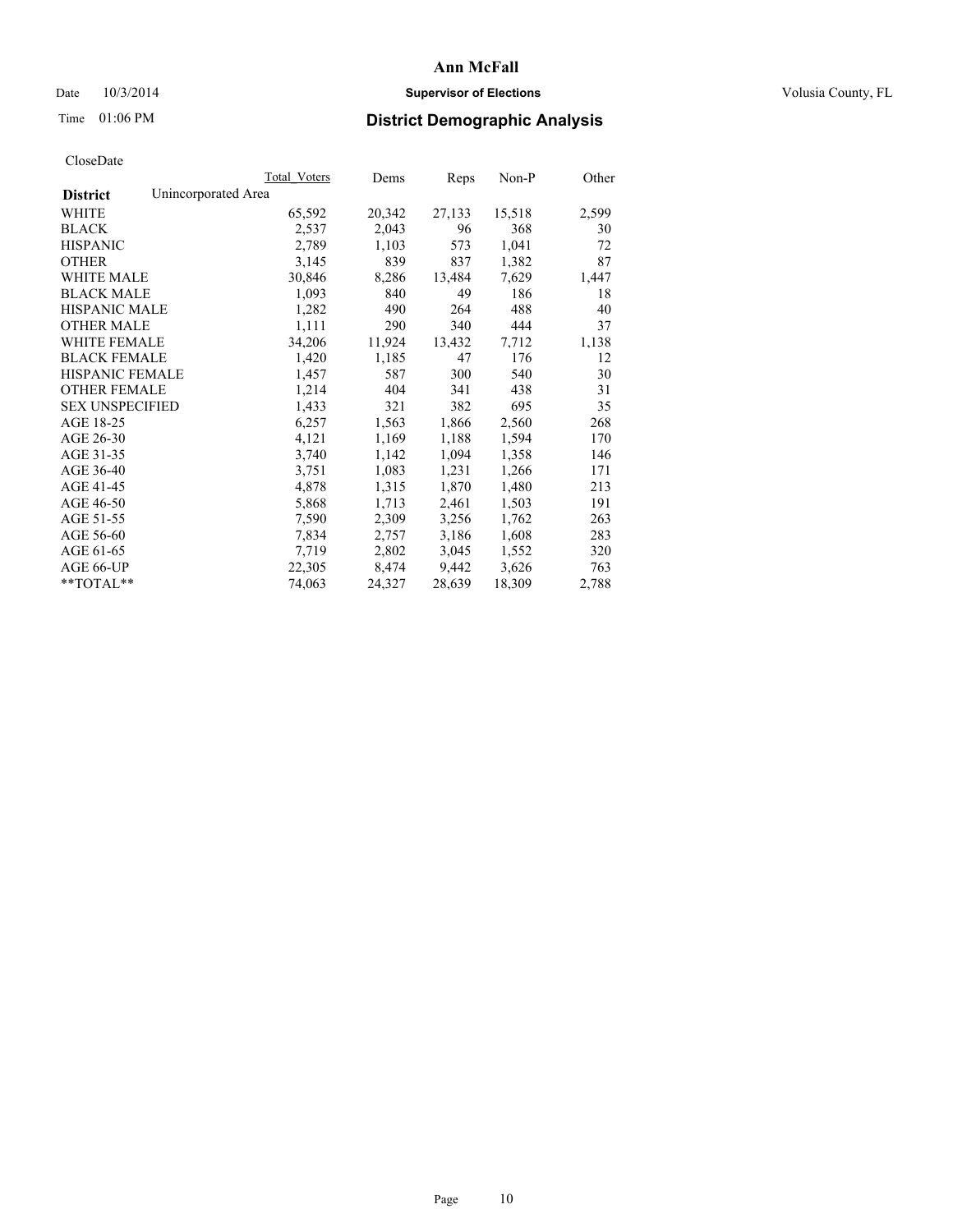# Ann McFall

Date 10/3/2014 **Supervisor of Elections** Volusia County, FL

Time 01:06 PM **District Demographic Analysis**

CloseDate

| | Total Voters | Dems | Reps | Non-P | Other |
|---|---|---|---|---|---|
| **District** Unincorporated Area | | | | | |
| WHITE | 65,592 | 20,342 | 27,133 | 15,518 | 2,599 |
| BLACK | 2,537 | 2,043 | 96 | 368 | 30 |
| HISPANIC | 2,789 | 1,103 | 573 | 1,041 | 72 |
| OTHER | 3,145 | 839 | 837 | 1,382 | 87 |
| WHITE MALE | 30,846 | 8,286 | 13,484 | 7,629 | 1,447 |
| BLACK MALE | 1,093 | 840 | 49 | 186 | 18 |
| HISPANIC MALE | 1,282 | 490 | 264 | 488 | 40 |
| OTHER MALE | 1,111 | 290 | 340 | 444 | 37 |
| WHITE FEMALE | 34,206 | 11,924 | 13,432 | 7,712 | 1,138 |
| BLACK FEMALE | 1,420 | 1,185 | 47 | 176 | 12 |
| HISPANIC FEMALE | 1,457 | 587 | 300 | 540 | 30 |
| OTHER FEMALE | 1,214 | 404 | 341 | 438 | 31 |
| SEX UNSPECIFIED | 1,433 | 321 | 382 | 695 | 35 |
| AGE 18-25 | 6,257 | 1,563 | 1,866 | 2,560 | 268 |
| AGE 26-30 | 4,121 | 1,169 | 1,188 | 1,594 | 170 |
| AGE 31-35 | 3,740 | 1,142 | 1,094 | 1,358 | 146 |
| AGE 36-40 | 3,751 | 1,083 | 1,231 | 1,266 | 171 |
| AGE 41-45 | 4,878 | 1,315 | 1,870 | 1,480 | 213 |
| AGE 46-50 | 5,868 | 1,713 | 2,461 | 1,503 | 191 |
| AGE 51-55 | 7,590 | 2,309 | 3,256 | 1,762 | 263 |
| AGE 56-60 | 7,834 | 2,757 | 3,186 | 1,608 | 283 |
| AGE 61-65 | 7,719 | 2,802 | 3,045 | 1,552 | 320 |
| AGE 66-UP | 22,305 | 8,474 | 9,442 | 3,626 | 763 |
| **TOTAL** | 74,063 | 24,327 | 28,639 | 18,309 | 2,788 |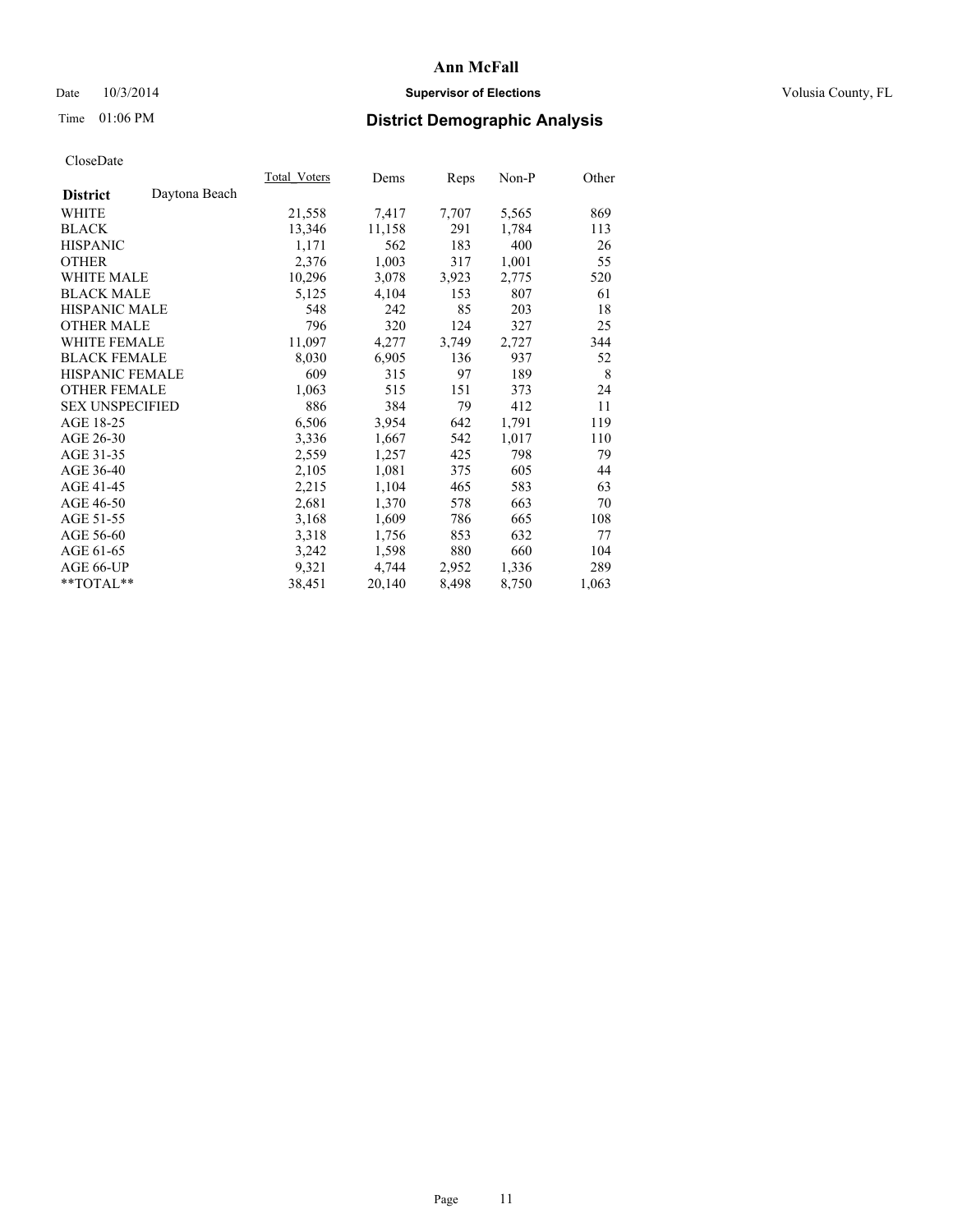# Ann McFall

Date 10/3/2014 **Supervisor of Elections** Volusia County, FL

Time 01:06 PM **District Demographic Analysis**

CloseDate

| | Total_Voters | Dems | Reps | Non-P | Other |
|---|---|---|---|---|---|
| **District** Daytona Beach | | | | | |
| WHITE | 21,558 | 7,417 | 7,707 | 5,565 | 869 |
| BLACK | 13,346 | 11,158 | 291 | 1,784 | 113 |
| HISPANIC | 1,171 | 562 | 183 | 400 | 26 |
| OTHER | 2,376 | 1,003 | 317 | 1,001 | 55 |
| WHITE MALE | 10,296 | 3,078 | 3,923 | 2,775 | 520 |
| BLACK MALE | 5,125 | 4,104 | 153 | 807 | 61 |
| HISPANIC MALE | 548 | 242 | 85 | 203 | 18 |
| OTHER MALE | 796 | 320 | 124 | 327 | 25 |
| WHITE FEMALE | 11,097 | 4,277 | 3,749 | 2,727 | 344 |
| BLACK FEMALE | 8,030 | 6,905 | 136 | 937 | 52 |
| HISPANIC FEMALE | 609 | 315 | 97 | 189 | 8 |
| OTHER FEMALE | 1,063 | 515 | 151 | 373 | 24 |
| SEX UNSPECIFIED | 886 | 384 | 79 | 412 | 11 |
| AGE 18-25 | 6,506 | 3,954 | 642 | 1,791 | 119 |
| AGE 26-30 | 3,336 | 1,667 | 542 | 1,017 | 110 |
| AGE 31-35 | 2,559 | 1,257 | 425 | 798 | 79 |
| AGE 36-40 | 2,105 | 1,081 | 375 | 605 | 44 |
| AGE 41-45 | 2,215 | 1,104 | 465 | 583 | 63 |
| AGE 46-50 | 2,681 | 1,370 | 578 | 663 | 70 |
| AGE 51-55 | 3,168 | 1,609 | 786 | 665 | 108 |
| AGE 56-60 | 3,318 | 1,756 | 853 | 632 | 77 |
| AGE 61-65 | 3,242 | 1,598 | 880 | 660 | 104 |
| AGE 66-UP | 9,321 | 4,744 | 2,952 | 1,336 | 289 |
| **TOTAL** | 38,451 | 20,140 | 8,498 | 8,750 | 1,063 |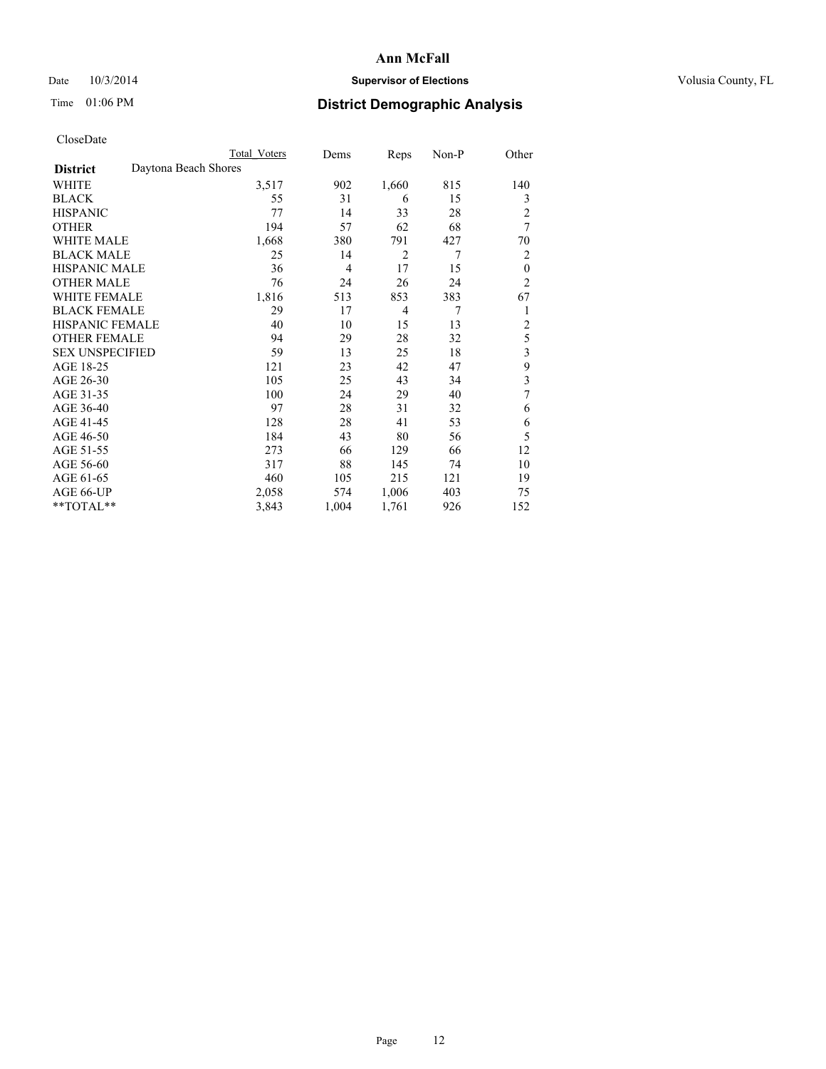# Ann McFall

Date 10/3/2014 **Supervisor of Elections** Volusia County, FL

Time 01:06 PM **District Demographic Analysis**

CloseDate

| | Total Voters | Dems | Reps | Non-P | Other |
|---|---|---|---|---|---|
| **District** Daytona Beach Shores | | | | | |
| WHITE | 3,517 | 902 | 1,660 | 815 | 140 |
| BLACK | 55 | 31 | 6 | 15 | 3 |
| HISPANIC | 77 | 14 | 33 | 28 | 2 |
| OTHER | 194 | 57 | 62 | 68 | 7 |
| WHITE MALE | 1,668 | 380 | 791 | 427 | 70 |
| BLACK MALE | 25 | 14 | 2 | 7 | 2 |
| HISPANIC MALE | 36 | 4 | 17 | 15 | 0 |
| OTHER MALE | 76 | 24 | 26 | 24 | 2 |
| WHITE FEMALE | 1,816 | 513 | 853 | 383 | 67 |
| BLACK FEMALE | 29 | 17 | 4 | 7 | 1 |
| HISPANIC FEMALE | 40 | 10 | 15 | 13 | 2 |
| OTHER FEMALE | 94 | 29 | 28 | 32 | 5 |
| SEX UNSPECIFIED | 59 | 13 | 25 | 18 | 3 |
| AGE 18-25 | 121 | 23 | 42 | 47 | 9 |
| AGE 26-30 | 105 | 25 | 43 | 34 | 3 |
| AGE 31-35 | 100 | 24 | 29 | 40 | 7 |
| AGE 36-40 | 97 | 28 | 31 | 32 | 6 |
| AGE 41-45 | 128 | 28 | 41 | 53 | 6 |
| AGE 46-50 | 184 | 43 | 80 | 56 | 5 |
| AGE 51-55 | 273 | 66 | 129 | 66 | 12 |
| AGE 56-60 | 317 | 88 | 145 | 74 | 10 |
| AGE 61-65 | 460 | 105 | 215 | 121 | 19 |
| AGE 66-UP | 2,058 | 574 | 1,006 | 403 | 75 |
| **TOTAL** | 3,843 | 1,004 | 1,761 | 926 | 152 |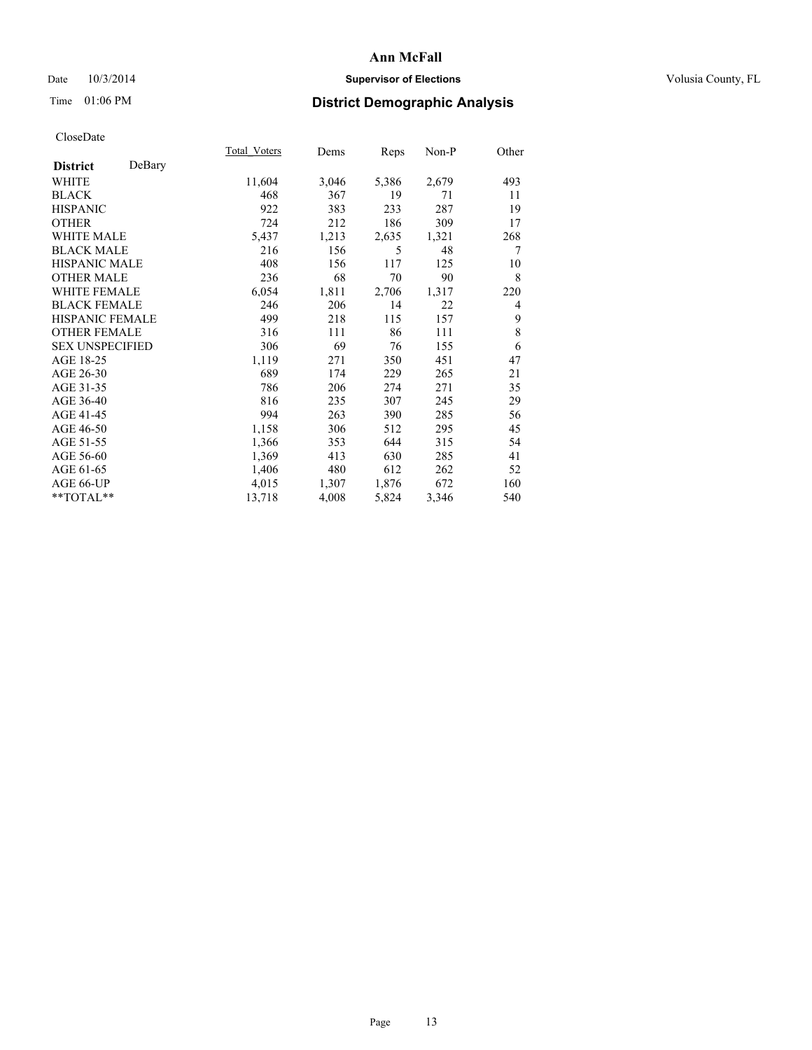# Ann McFall

Date 10/3/2014 **Supervisor of Elections** Volusia County, FL

Time 01:06 PM **District Demographic Analysis**

CloseDate

| **District** DeBary | Total_Voters | Dems | Reps | Non-P | Other |
|---|---|---|---|---|---|
| WHITE | 11,604 | 3,046 | 5,386 | 2,679 | 493 |
| BLACK | 468 | 367 | 19 | 71 | 11 |
| HISPANIC | 922 | 383 | 233 | 287 | 19 |
| OTHER | 724 | 212 | 186 | 309 | 17 |
| WHITE MALE | 5,437 | 1,213 | 2,635 | 1,321 | 268 |
| BLACK MALE | 216 | 156 | 5 | 48 | 7 |
| HISPANIC MALE | 408 | 156 | 117 | 125 | 10 |
| OTHER MALE | 236 | 68 | 70 | 90 | 8 |
| WHITE FEMALE | 6,054 | 1,811 | 2,706 | 1,317 | 220 |
| BLACK FEMALE | 246 | 206 | 14 | 22 | 4 |
| HISPANIC FEMALE | 499 | 218 | 115 | 157 | 9 |
| OTHER FEMALE | 316 | 111 | 86 | 111 | 8 |
| SEX UNSPECIFIED | 306 | 69 | 76 | 155 | 6 |
| AGE 18-25 | 1,119 | 271 | 350 | 451 | 47 |
| AGE 26-30 | 689 | 174 | 229 | 265 | 21 |
| AGE 31-35 | 786 | 206 | 274 | 271 | 35 |
| AGE 36-40 | 816 | 235 | 307 | 245 | 29 |
| AGE 41-45 | 994 | 263 | 390 | 285 | 56 |
| AGE 46-50 | 1,158 | 306 | 512 | 295 | 45 |
| AGE 51-55 | 1,366 | 353 | 644 | 315 | 54 |
| AGE 56-60 | 1,369 | 413 | 630 | 285 | 41 |
| AGE 61-65 | 1,406 | 480 | 612 | 262 | 52 |
| AGE 66-UP | 4,015 | 1,307 | 1,876 | 672 | 160 |
| **TOTAL** | 13,718 | 4,008 | 5,824 | 3,346 | 540 |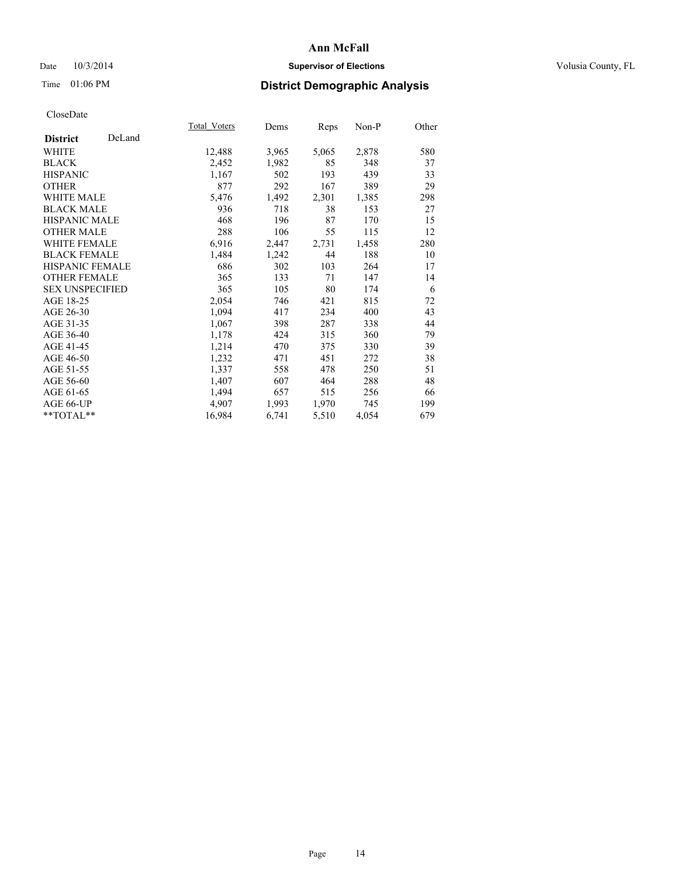# Ann McFall

Date 10/3/2014

**Supervisor of Elections**

Volusia County, FL

Time 01:06 PM

## District Demographic Analysis

CloseDate

| District DeLand | Total_Voters | Dems | Reps | Non-P | Other |
|---|---|---|---|---|---|
| WHITE | 12,488 | 3,965 | 5,065 | 2,878 | 580 |
| BLACK | 2,452 | 1,982 | 85 | 348 | 37 |
| HISPANIC | 1,167 | 502 | 193 | 439 | 33 |
| OTHER | 877 | 292 | 167 | 389 | 29 |
| WHITE MALE | 5,476 | 1,492 | 2,301 | 1,385 | 298 |
| BLACK MALE | 936 | 718 | 38 | 153 | 27 |
| HISPANIC MALE | 468 | 196 | 87 | 170 | 15 |
| OTHER MALE | 288 | 106 | 55 | 115 | 12 |
| WHITE FEMALE | 6,916 | 2,447 | 2,731 | 1,458 | 280 |
| BLACK FEMALE | 1,484 | 1,242 | 44 | 188 | 10 |
| HISPANIC FEMALE | 686 | 302 | 103 | 264 | 17 |
| OTHER FEMALE | 365 | 133 | 71 | 147 | 14 |
| SEX UNSPECIFIED | 365 | 105 | 80 | 174 | 6 |
| AGE 18-25 | 2,054 | 746 | 421 | 815 | 72 |
| AGE 26-30 | 1,094 | 417 | 234 | 400 | 43 |
| AGE 31-35 | 1,067 | 398 | 287 | 338 | 44 |
| AGE 36-40 | 1,178 | 424 | 315 | 360 | 79 |
| AGE 41-45 | 1,214 | 470 | 375 | 330 | 39 |
| AGE 46-50 | 1,232 | 471 | 451 | 272 | 38 |
| AGE 51-55 | 1,337 | 558 | 478 | 250 | 51 |
| AGE 56-60 | 1,407 | 607 | 464 | 288 | 48 |
| AGE 61-65 | 1,494 | 657 | 515 | 256 | 66 |
| AGE 66-UP | 4,907 | 1,993 | 1,970 | 745 | 199 |
| **TOTAL** | 16,984 | 6,741 | 5,510 | 4,054 | 679 |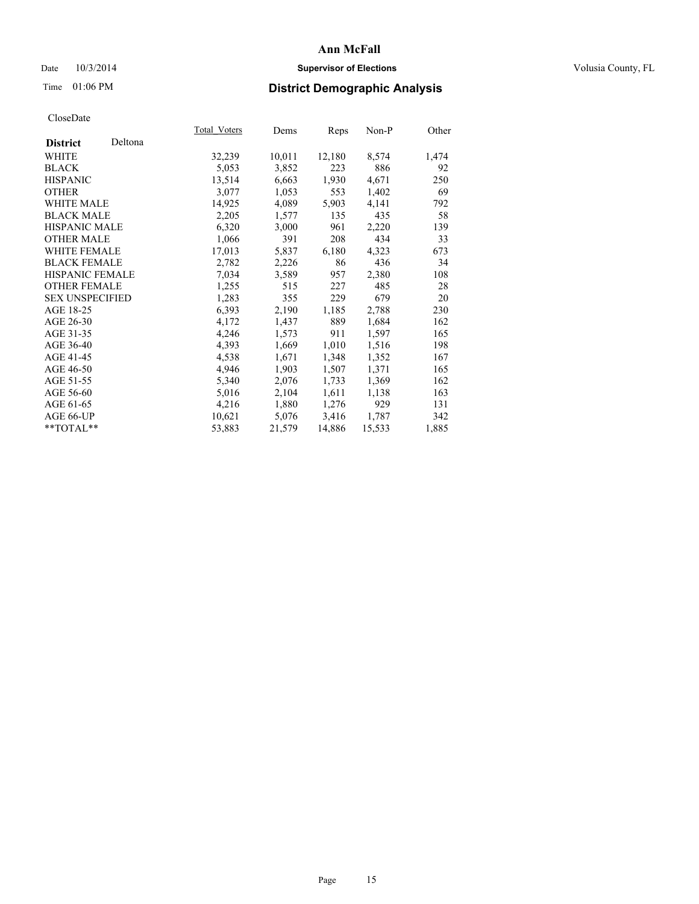# Ann McFall

Date 10/3/2014 **Supervisor of Elections** Volusia County, FL

Time 01:06 PM **District Demographic Analysis**

CloseDate

| **District** Deltona | Total_Voters | Dems | Reps | Non-P | Other |
|---|---|---|---|---|---|
| WHITE | 32,239 | 10,011 | 12,180 | 8,574 | 1,474 |
| BLACK | 5,053 | 3,852 | 223 | 886 | 92 |
| HISPANIC | 13,514 | 6,663 | 1,930 | 4,671 | 250 |
| OTHER | 3,077 | 1,053 | 553 | 1,402 | 69 |
| WHITE MALE | 14,925 | 4,089 | 5,903 | 4,141 | 792 |
| BLACK MALE | 2,205 | 1,577 | 135 | 435 | 58 |
| HISPANIC MALE | 6,320 | 3,000 | 961 | 2,220 | 139 |
| OTHER MALE | 1,066 | 391 | 208 | 434 | 33 |
| WHITE FEMALE | 17,013 | 5,837 | 6,180 | 4,323 | 673 |
| BLACK FEMALE | 2,782 | 2,226 | 86 | 436 | 34 |
| HISPANIC FEMALE | 7,034 | 3,589 | 957 | 2,380 | 108 |
| OTHER FEMALE | 1,255 | 515 | 227 | 485 | 28 |
| SEX UNSPECIFIED | 1,283 | 355 | 229 | 679 | 20 |
| AGE 18-25 | 6,393 | 2,190 | 1,185 | 2,788 | 230 |
| AGE 26-30 | 4,172 | 1,437 | 889 | 1,684 | 162 |
| AGE 31-35 | 4,246 | 1,573 | 911 | 1,597 | 165 |
| AGE 36-40 | 4,393 | 1,669 | 1,010 | 1,516 | 198 |
| AGE 41-45 | 4,538 | 1,671 | 1,348 | 1,352 | 167 |
| AGE 46-50 | 4,946 | 1,903 | 1,507 | 1,371 | 165 |
| AGE 51-55 | 5,340 | 2,076 | 1,733 | 1,369 | 162 |
| AGE 56-60 | 5,016 | 2,104 | 1,611 | 1,138 | 163 |
| AGE 61-65 | 4,216 | 1,880 | 1,276 | 929 | 131 |
| AGE 66-UP | 10,621 | 5,076 | 3,416 | 1,787 | 342 |
| **TOTAL** | 53,883 | 21,579 | 14,886 | 15,533 | 1,885 |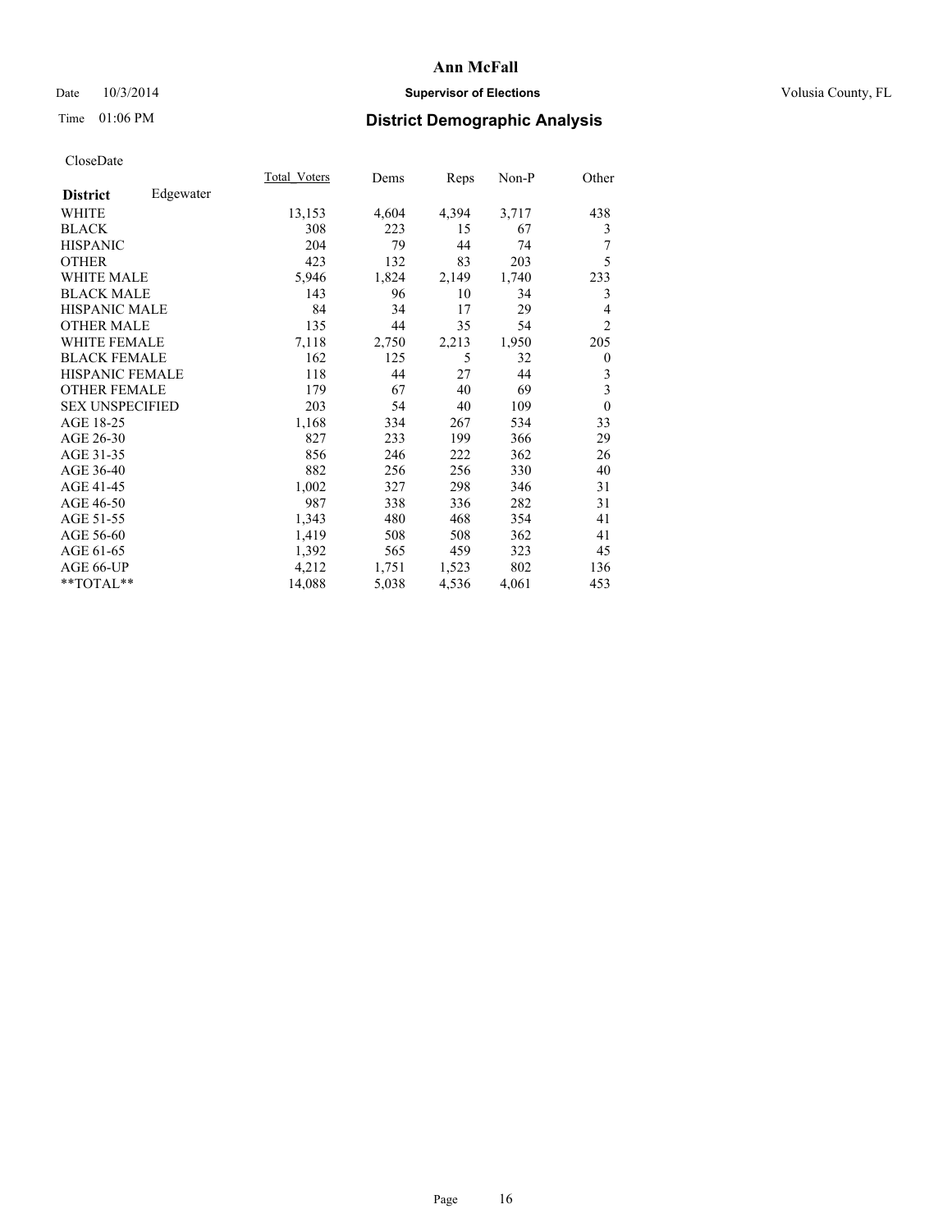# Ann McFall

Date 10/3/2014 **Supervisor of Elections** Volusia County, FL

Time 01:06 PM **District Demographic Analysis**

CloseDate

| **District** Edgewater | Total_Voters | Dems | Reps | Non-P | Other |
|---|---|---|---|---|---|
| WHITE | 13,153 | 4,604 | 4,394 | 3,717 | 438 |
| BLACK | 308 | 223 | 15 | 67 | 3 |
| HISPANIC | 204 | 79 | 44 | 74 | 7 |
| OTHER | 423 | 132 | 83 | 203 | 5 |
| WHITE MALE | 5,946 | 1,824 | 2,149 | 1,740 | 233 |
| BLACK MALE | 143 | 96 | 10 | 34 | 3 |
| HISPANIC MALE | 84 | 34 | 17 | 29 | 4 |
| OTHER MALE | 135 | 44 | 35 | 54 | 2 |
| WHITE FEMALE | 7,118 | 2,750 | 2,213 | 1,950 | 205 |
| BLACK FEMALE | 162 | 125 | 5 | 32 | 0 |
| HISPANIC FEMALE | 118 | 44 | 27 | 44 | 3 |
| OTHER FEMALE | 179 | 67 | 40 | 69 | 3 |
| SEX UNSPECIFIED | 203 | 54 | 40 | 109 | 0 |
| AGE 18-25 | 1,168 | 334 | 267 | 534 | 33 |
| AGE 26-30 | 827 | 233 | 199 | 366 | 29 |
| AGE 31-35 | 856 | 246 | 222 | 362 | 26 |
| AGE 36-40 | 882 | 256 | 256 | 330 | 40 |
| AGE 41-45 | 1,002 | 327 | 298 | 346 | 31 |
| AGE 46-50 | 987 | 338 | 336 | 282 | 31 |
| AGE 51-55 | 1,343 | 480 | 468 | 354 | 41 |
| AGE 56-60 | 1,419 | 508 | 508 | 362 | 41 |
| AGE 61-65 | 1,392 | 565 | 459 | 323 | 45 |
| AGE 66-UP | 4,212 | 1,751 | 1,523 | 802 | 136 |
| **TOTAL** | 14,088 | 5,038 | 4,536 | 4,061 | 453 |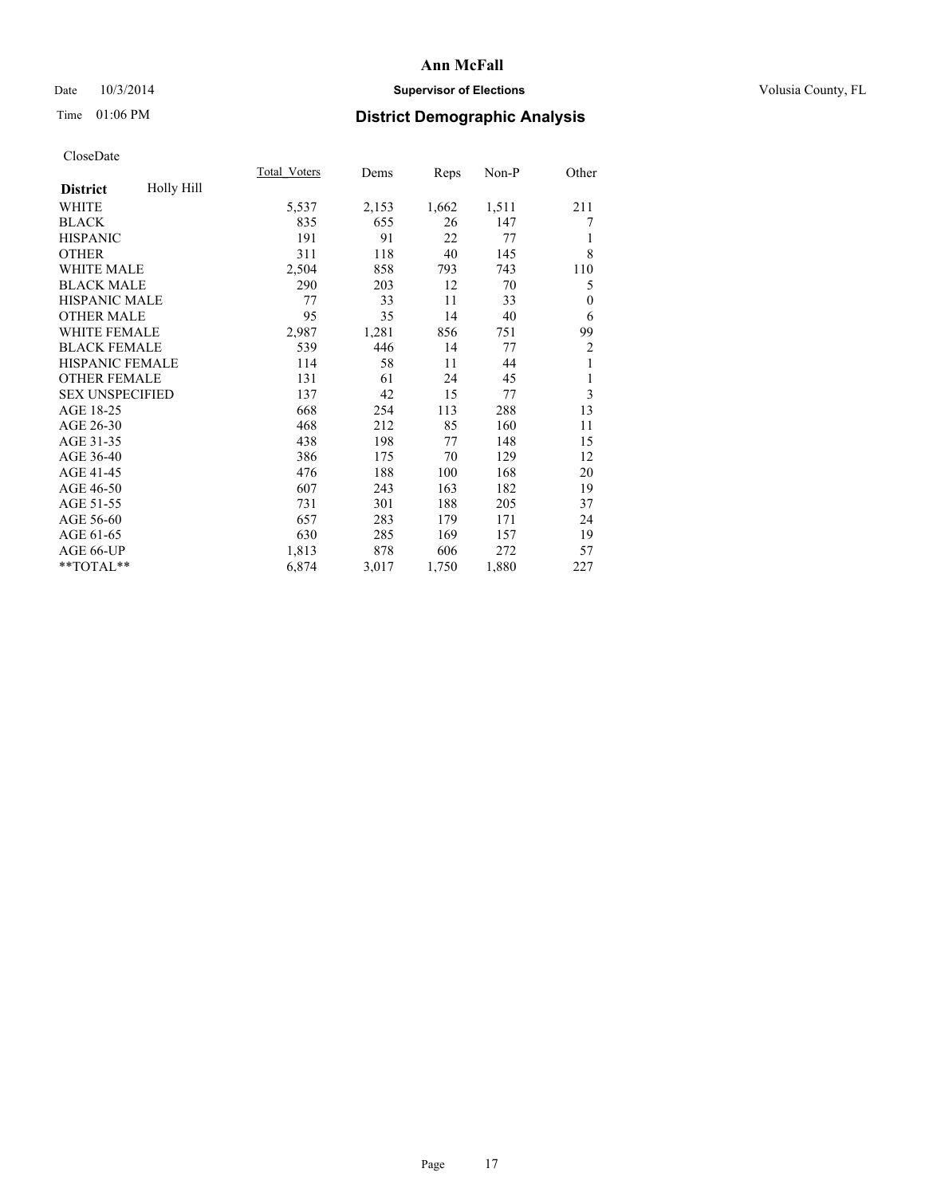# Ann McFall

Date 10/3/2014 **Supervisor of Elections** Volusia County, FL

Time 01:06 PM **District Demographic Analysis**

CloseDate

| **District** Holly Hill | Total_Voters | Dems | Reps | Non-P | Other |
|---|---|---|---|---|---|
| WHITE | 5,537 | 2,153 | 1,662 | 1,511 | 211 |
| BLACK | 835 | 655 | 26 | 147 | 7 |
| HISPANIC | 191 | 91 | 22 | 77 | 1 |
| OTHER | 311 | 118 | 40 | 145 | 8 |
| WHITE MALE | 2,504 | 858 | 793 | 743 | 110 |
| BLACK MALE | 290 | 203 | 12 | 70 | 5 |
| HISPANIC MALE | 77 | 33 | 11 | 33 | 0 |
| OTHER MALE | 95 | 35 | 14 | 40 | 6 |
| WHITE FEMALE | 2,987 | 1,281 | 856 | 751 | 99 |
| BLACK FEMALE | 539 | 446 | 14 | 77 | 2 |
| HISPANIC FEMALE | 114 | 58 | 11 | 44 | 1 |
| OTHER FEMALE | 131 | 61 | 24 | 45 | 1 |
| SEX UNSPECIFIED | 137 | 42 | 15 | 77 | 3 |
| AGE 18-25 | 668 | 254 | 113 | 288 | 13 |
| AGE 26-30 | 468 | 212 | 85 | 160 | 11 |
| AGE 31-35 | 438 | 198 | 77 | 148 | 15 |
| AGE 36-40 | 386 | 175 | 70 | 129 | 12 |
| AGE 41-45 | 476 | 188 | 100 | 168 | 20 |
| AGE 46-50 | 607 | 243 | 163 | 182 | 19 |
| AGE 51-55 | 731 | 301 | 188 | 205 | 37 |
| AGE 56-60 | 657 | 283 | 179 | 171 | 24 |
| AGE 61-65 | 630 | 285 | 169 | 157 | 19 |
| AGE 66-UP | 1,813 | 878 | 606 | 272 | 57 |
| **TOTAL** | 6,874 | 3,017 | 1,750 | 1,880 | 227 |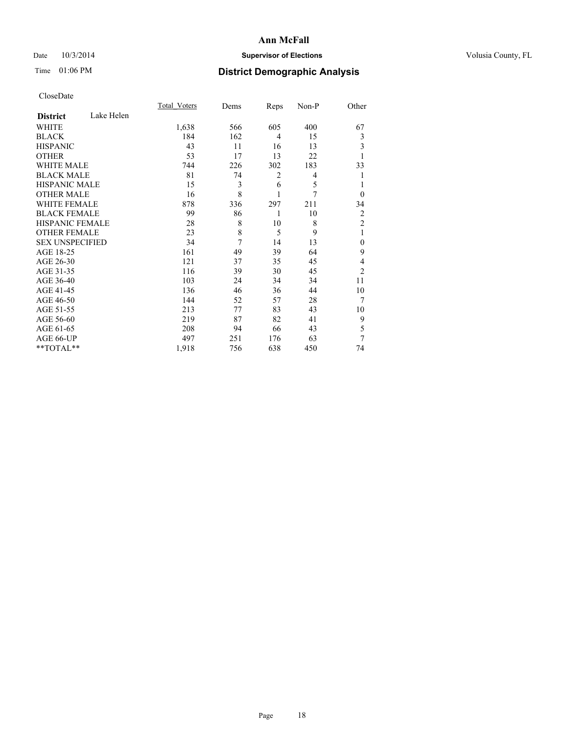# Ann McFall

Date 10/3/2014 **Supervisor of Elections** Volusia County, FL

Time 01:06 PM **District Demographic Analysis**

CloseDate

| **District** Lake Helen | Total_Voters | Dems | Reps | Non-P | Other |
|---|---|---|---|---|---|
| WHITE | 1,638 | 566 | 605 | 400 | 67 |
| BLACK | 184 | 162 | 4 | 15 | 3 |
| HISPANIC | 43 | 11 | 16 | 13 | 3 |
| OTHER | 53 | 17 | 13 | 22 | 1 |
| WHITE MALE | 744 | 226 | 302 | 183 | 33 |
| BLACK MALE | 81 | 74 | 2 | 4 | 1 |
| HISPANIC MALE | 15 | 3 | 6 | 5 | 1 |
| OTHER MALE | 16 | 8 | 1 | 7 | 0 |
| WHITE FEMALE | 878 | 336 | 297 | 211 | 34 |
| BLACK FEMALE | 99 | 86 | 1 | 10 | 2 |
| HISPANIC FEMALE | 28 | 8 | 10 | 8 | 2 |
| OTHER FEMALE | 23 | 8 | 5 | 9 | 1 |
| SEX UNSPECIFIED | 34 | 7 | 14 | 13 | 0 |
| AGE 18-25 | 161 | 49 | 39 | 64 | 9 |
| AGE 26-30 | 121 | 37 | 35 | 45 | 4 |
| AGE 31-35 | 116 | 39 | 30 | 45 | 2 |
| AGE 36-40 | 103 | 24 | 34 | 34 | 11 |
| AGE 41-45 | 136 | 46 | 36 | 44 | 10 |
| AGE 46-50 | 144 | 52 | 57 | 28 | 7 |
| AGE 51-55 | 213 | 77 | 83 | 43 | 10 |
| AGE 56-60 | 219 | 87 | 82 | 41 | 9 |
| AGE 61-65 | 208 | 94 | 66 | 43 | 5 |
| AGE 66-UP | 497 | 251 | 176 | 63 | 7 |
| **TOTAL** | 1,918 | 756 | 638 | 450 | 74 |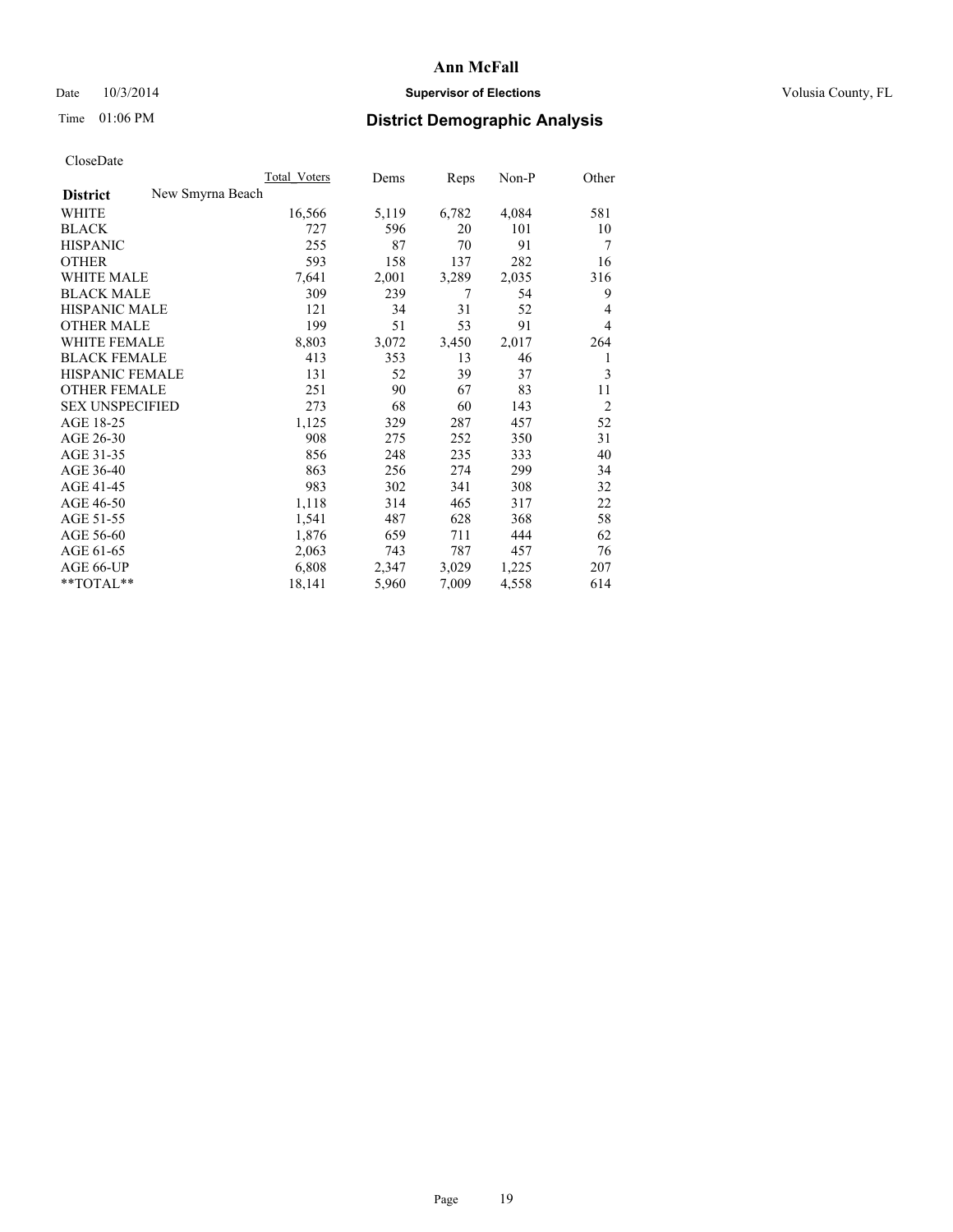Date 10/3/2014

Time 01:06 PM

# Ann McFall

**Supervisor of Elections**

Volusia County, FL

## District Demographic Analysis

CloseDate

| District: New Smyrna Beach | Total_Voters | Dems | Reps | Non-P | Other |
|---|---|---|---|---|---|
| WHITE | 16,566 | 5,119 | 6,782 | 4,084 | 581 |
| BLACK | 727 | 596 | 20 | 101 | 10 |
| HISPANIC | 255 | 87 | 70 | 91 | 7 |
| OTHER | 593 | 158 | 137 | 282 | 16 |
| WHITE MALE | 7,641 | 2,001 | 3,289 | 2,035 | 316 |
| BLACK MALE | 309 | 239 | 7 | 54 | 9 |
| HISPANIC MALE | 121 | 34 | 31 | 52 | 4 |
| OTHER MALE | 199 | 51 | 53 | 91 | 4 |
| WHITE FEMALE | 8,803 | 3,072 | 3,450 | 2,017 | 264 |
| BLACK FEMALE | 413 | 353 | 13 | 46 | 1 |
| HISPANIC FEMALE | 131 | 52 | 39 | 37 | 3 |
| OTHER FEMALE | 251 | 90 | 67 | 83 | 11 |
| SEX UNSPECIFIED | 273 | 68 | 60 | 143 | 2 |
| AGE 18-25 | 1,125 | 329 | 287 | 457 | 52 |
| AGE 26-30 | 908 | 275 | 252 | 350 | 31 |
| AGE 31-35 | 856 | 248 | 235 | 333 | 40 |
| AGE 36-40 | 863 | 256 | 274 | 299 | 34 |
| AGE 41-45 | 983 | 302 | 341 | 308 | 32 |
| AGE 46-50 | 1,118 | 314 | 465 | 317 | 22 |
| AGE 51-55 | 1,541 | 487 | 628 | 368 | 58 |
| AGE 56-60 | 1,876 | 659 | 711 | 444 | 62 |
| AGE 61-65 | 2,063 | 743 | 787 | 457 | 76 |
| AGE 66-UP | 6,808 | 2,347 | 3,029 | 1,225 | 207 |
| **TOTAL** | 18,141 | 5,960 | 7,009 | 4,558 | 614 |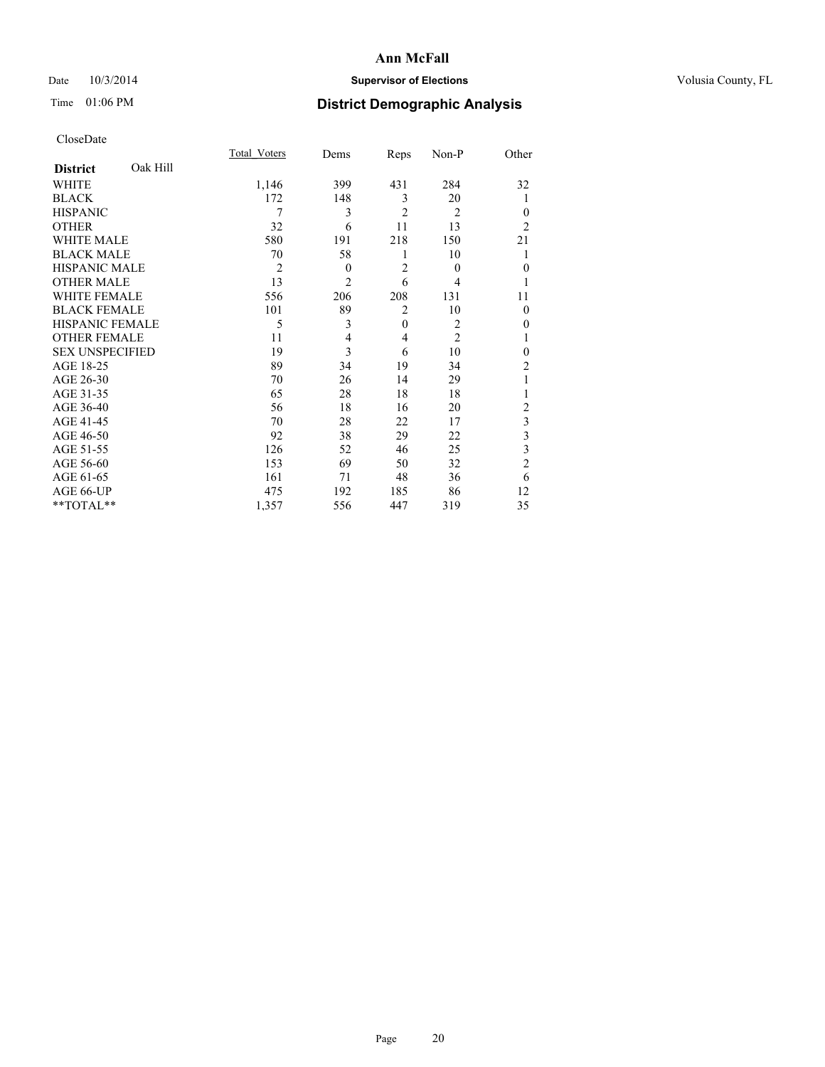# Ann McFall

Date 10/3/2014 **Supervisor of Elections** Volusia County, FL

Time 01:06 PM **District Demographic Analysis**

CloseDate

| **District** Oak Hill | Total_Voters | Dems | Reps | Non-P | Other |
|---|---|---|---|---|---|
| WHITE | 1,146 | 399 | 431 | 284 | 32 |
| BLACK | 172 | 148 | 3 | 20 | 1 |
| HISPANIC | 7 | 3 | 2 | 2 | 0 |
| OTHER | 32 | 6 | 11 | 13 | 2 |
| WHITE MALE | 580 | 191 | 218 | 150 | 21 |
| BLACK MALE | 70 | 58 | 1 | 10 | 1 |
| HISPANIC MALE | 2 | 0 | 2 | 0 | 0 |
| OTHER MALE | 13 | 2 | 6 | 4 | 1 |
| WHITE FEMALE | 556 | 206 | 208 | 131 | 11 |
| BLACK FEMALE | 101 | 89 | 2 | 10 | 0 |
| HISPANIC FEMALE | 5 | 3 | 0 | 2 | 0 |
| OTHER FEMALE | 11 | 4 | 4 | 2 | 1 |
| SEX UNSPECIFIED | 19 | 3 | 6 | 10 | 0 |
| AGE 18-25 | 89 | 34 | 19 | 34 | 2 |
| AGE 26-30 | 70 | 26 | 14 | 29 | 1 |
| AGE 31-35 | 65 | 28 | 18 | 18 | 1 |
| AGE 36-40 | 56 | 18 | 16 | 20 | 2 |
| AGE 41-45 | 70 | 28 | 22 | 17 | 3 |
| AGE 46-50 | 92 | 38 | 29 | 22 | 3 |
| AGE 51-55 | 126 | 52 | 46 | 25 | 3 |
| AGE 56-60 | 153 | 69 | 50 | 32 | 2 |
| AGE 61-65 | 161 | 71 | 48 | 36 | 6 |
| AGE 66-UP | 475 | 192 | 185 | 86 | 12 |
| **TOTAL** | 1,357 | 556 | 447 | 319 | 35 |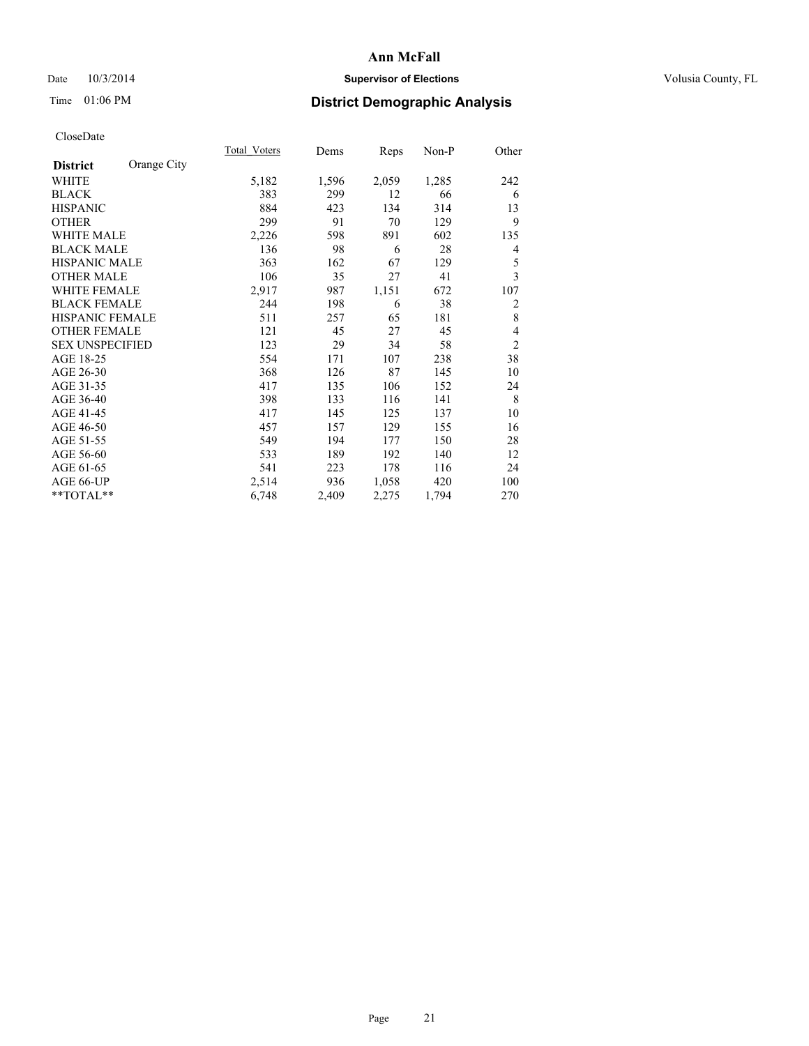# Ann McFall

Date 10/3/2014 **Supervisor of Elections** Volusia County, FL

Time 01:06 PM **District Demographic Analysis**

CloseDate

| **District** Orange City | Total_Voters | Dems | Reps | Non-P | Other |
|---|---|---|---|---|---|
| WHITE | 5,182 | 1,596 | 2,059 | 1,285 | 242 |
| BLACK | 383 | 299 | 12 | 66 | 6 |
| HISPANIC | 884 | 423 | 134 | 314 | 13 |
| OTHER | 299 | 91 | 70 | 129 | 9 |
| WHITE MALE | 2,226 | 598 | 891 | 602 | 135 |
| BLACK MALE | 136 | 98 | 6 | 28 | 4 |
| HISPANIC MALE | 363 | 162 | 67 | 129 | 5 |
| OTHER MALE | 106 | 35 | 27 | 41 | 3 |
| WHITE FEMALE | 2,917 | 987 | 1,151 | 672 | 107 |
| BLACK FEMALE | 244 | 198 | 6 | 38 | 2 |
| HISPANIC FEMALE | 511 | 257 | 65 | 181 | 8 |
| OTHER FEMALE | 121 | 45 | 27 | 45 | 4 |
| SEX UNSPECIFIED | 123 | 29 | 34 | 58 | 2 |
| AGE 18-25 | 554 | 171 | 107 | 238 | 38 |
| AGE 26-30 | 368 | 126 | 87 | 145 | 10 |
| AGE 31-35 | 417 | 135 | 106 | 152 | 24 |
| AGE 36-40 | 398 | 133 | 116 | 141 | 8 |
| AGE 41-45 | 417 | 145 | 125 | 137 | 10 |
| AGE 46-50 | 457 | 157 | 129 | 155 | 16 |
| AGE 51-55 | 549 | 194 | 177 | 150 | 28 |
| AGE 56-60 | 533 | 189 | 192 | 140 | 12 |
| AGE 61-65 | 541 | 223 | 178 | 116 | 24 |
| AGE 66-UP | 2,514 | 936 | 1,058 | 420 | 100 |
| **TOTAL** | 6,748 | 2,409 | 2,275 | 1,794 | 270 |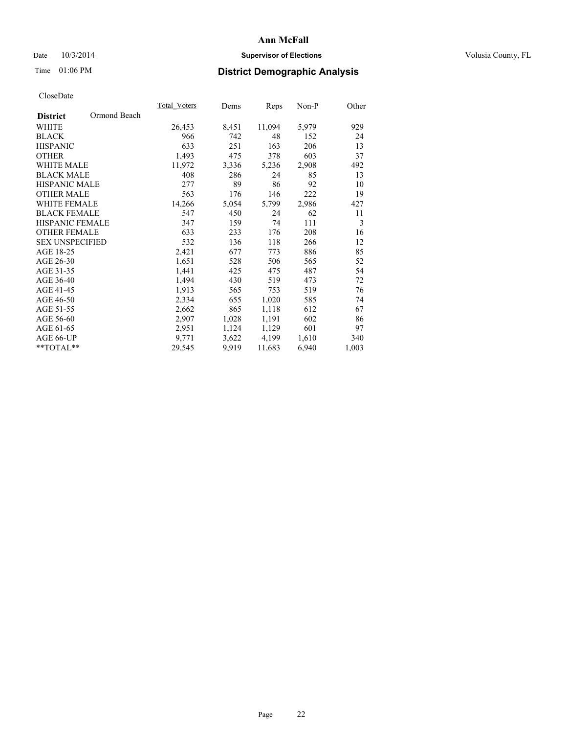**Ann McFall**

Date 10/3/2014 **Supervisor of Elections** Volusia County, FL

Time 01:06 PM **District Demographic Analysis**

CloseDate

| **District** Ormond Beach | Total_Voters | Dems | Reps | Non-P | Other |
|---|---|---|---|---|---|
| WHITE | 26,453 | 8,451 | 11,094 | 5,979 | 929 |
| BLACK | 966 | 742 | 48 | 152 | 24 |
| HISPANIC | 633 | 251 | 163 | 206 | 13 |
| OTHER | 1,493 | 475 | 378 | 603 | 37 |
| WHITE MALE | 11,972 | 3,336 | 5,236 | 2,908 | 492 |
| BLACK MALE | 408 | 286 | 24 | 85 | 13 |
| HISPANIC MALE | 277 | 89 | 86 | 92 | 10 |
| OTHER MALE | 563 | 176 | 146 | 222 | 19 |
| WHITE FEMALE | 14,266 | 5,054 | 5,799 | 2,986 | 427 |
| BLACK FEMALE | 547 | 450 | 24 | 62 | 11 |
| HISPANIC FEMALE | 347 | 159 | 74 | 111 | 3 |
| OTHER FEMALE | 633 | 233 | 176 | 208 | 16 |
| SEX UNSPECIFIED | 532 | 136 | 118 | 266 | 12 |
| AGE 18-25 | 2,421 | 677 | 773 | 886 | 85 |
| AGE 26-30 | 1,651 | 528 | 506 | 565 | 52 |
| AGE 31-35 | 1,441 | 425 | 475 | 487 | 54 |
| AGE 36-40 | 1,494 | 430 | 519 | 473 | 72 |
| AGE 41-45 | 1,913 | 565 | 753 | 519 | 76 |
| AGE 46-50 | 2,334 | 655 | 1,020 | 585 | 74 |
| AGE 51-55 | 2,662 | 865 | 1,118 | 612 | 67 |
| AGE 56-60 | 2,907 | 1,028 | 1,191 | 602 | 86 |
| AGE 61-65 | 2,951 | 1,124 | 1,129 | 601 | 97 |
| AGE 66-UP | 9,771 | 3,622 | 4,199 | 1,610 | 340 |
| **TOTAL** | 29,545 | 9,919 | 11,683 | 6,940 | 1,003 |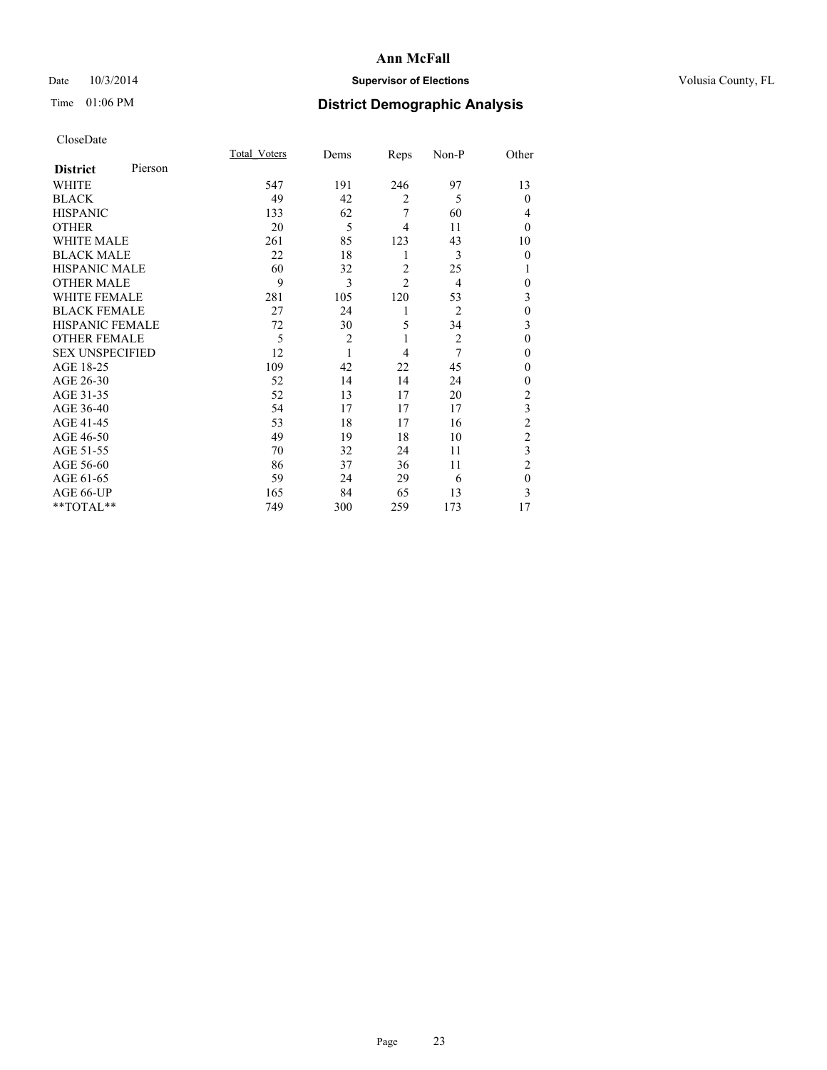# Ann McFall

Date 10/3/2014 **Supervisor of Elections** Volusia County, FL

Time 01:06 PM **District Demographic Analysis**

CloseDate

| **District** Pierson | Total_Voters | Dems | Reps | Non-P | Other |
|---|---|---|---|---|---|
| WHITE | 547 | 191 | 246 | 97 | 13 |
| BLACK | 49 | 42 | 2 | 5 | 0 |
| HISPANIC | 133 | 62 | 7 | 60 | 4 |
| OTHER | 20 | 5 | 4 | 11 | 0 |
| WHITE MALE | 261 | 85 | 123 | 43 | 10 |
| BLACK MALE | 22 | 18 | 1 | 3 | 0 |
| HISPANIC MALE | 60 | 32 | 2 | 25 | 1 |
| OTHER MALE | 9 | 3 | 2 | 4 | 0 |
| WHITE FEMALE | 281 | 105 | 120 | 53 | 3 |
| BLACK FEMALE | 27 | 24 | 1 | 2 | 0 |
| HISPANIC FEMALE | 72 | 30 | 5 | 34 | 3 |
| OTHER FEMALE | 5 | 2 | 1 | 2 | 0 |
| SEX UNSPECIFIED | 12 | 1 | 4 | 7 | 0 |
| AGE 18-25 | 109 | 42 | 22 | 45 | 0 |
| AGE 26-30 | 52 | 14 | 14 | 24 | 0 |
| AGE 31-35 | 52 | 13 | 17 | 20 | 2 |
| AGE 36-40 | 54 | 17 | 17 | 17 | 3 |
| AGE 41-45 | 53 | 18 | 17 | 16 | 2 |
| AGE 46-50 | 49 | 19 | 18 | 10 | 2 |
| AGE 51-55 | 70 | 32 | 24 | 11 | 3 |
| AGE 56-60 | 86 | 37 | 36 | 11 | 2 |
| AGE 61-65 | 59 | 24 | 29 | 6 | 0 |
| AGE 66-UP | 165 | 84 | 65 | 13 | 3 |
| **TOTAL** | 749 | 300 | 259 | 173 | 17 |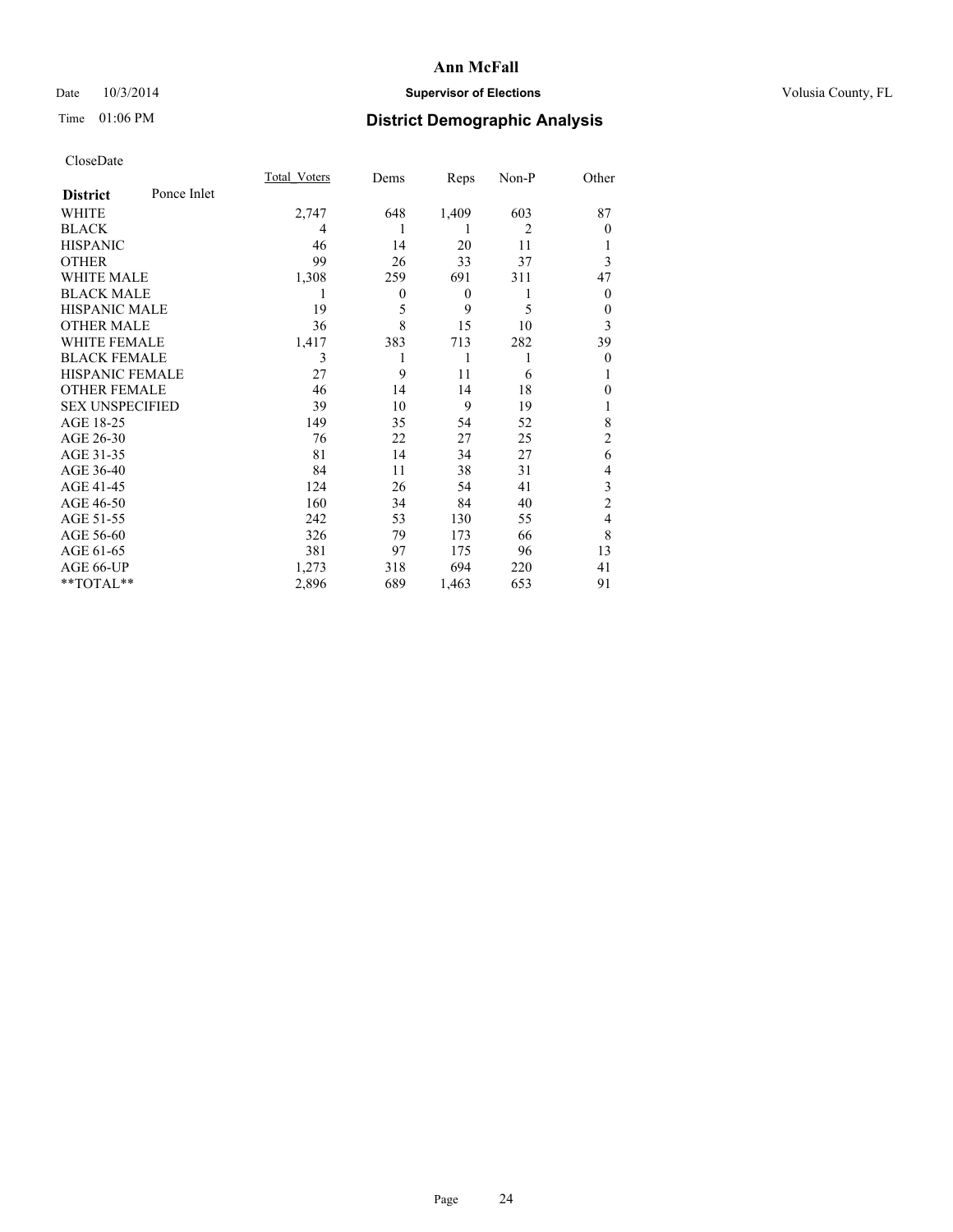**Ann McFall**

Date 10/3/2014 **Supervisor of Elections** Volusia County, FL

Time 01:06 PM

## District Demographic Analysis

CloseDate

| **District** Ponce Inlet | Total_Voters | Dems | Reps | Non-P | Other |
|---|---|---|---|---|---|
| WHITE | 2,747 | 648 | 1,409 | 603 | 87 |
| BLACK | 4 | 1 | 1 | 2 | 0 |
| HISPANIC | 46 | 14 | 20 | 11 | 1 |
| OTHER | 99 | 26 | 33 | 37 | 3 |
| WHITE MALE | 1,308 | 259 | 691 | 311 | 47 |
| BLACK MALE | 1 | 0 | 0 | 1 | 0 |
| HISPANIC MALE | 19 | 5 | 9 | 5 | 0 |
| OTHER MALE | 36 | 8 | 15 | 10 | 3 |
| WHITE FEMALE | 1,417 | 383 | 713 | 282 | 39 |
| BLACK FEMALE | 3 | 1 | 1 | 1 | 0 |
| HISPANIC FEMALE | 27 | 9 | 11 | 6 | 1 |
| OTHER FEMALE | 46 | 14 | 14 | 18 | 0 |
| SEX UNSPECIFIED | 39 | 10 | 9 | 19 | 1 |
| AGE 18-25 | 149 | 35 | 54 | 52 | 8 |
| AGE 26-30 | 76 | 22 | 27 | 25 | 2 |
| AGE 31-35 | 81 | 14 | 34 | 27 | 6 |
| AGE 36-40 | 84 | 11 | 38 | 31 | 4 |
| AGE 41-45 | 124 | 26 | 54 | 41 | 3 |
| AGE 46-50 | 160 | 34 | 84 | 40 | 2 |
| AGE 51-55 | 242 | 53 | 130 | 55 | 4 |
| AGE 56-60 | 326 | 79 | 173 | 66 | 8 |
| AGE 61-65 | 381 | 97 | 175 | 96 | 13 |
| AGE 66-UP | 1,273 | 318 | 694 | 220 | 41 |
| **TOTAL** | 2,896 | 689 | 1,463 | 653 | 91 |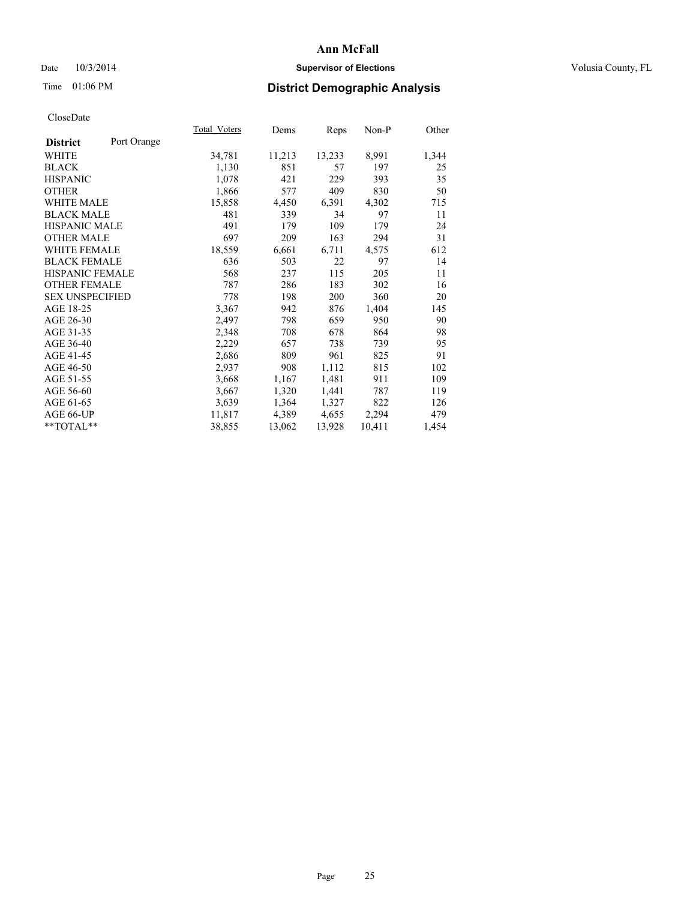# Ann McFall

Date 10/3/2014 **Supervisor of Elections** Volusia County, FL

Time 01:06 PM **District Demographic Analysis**

CloseDate

| **District** Port Orange | Total_Voters | Dems | Reps | Non-P | Other |
|---|---|---|---|---|---|
| WHITE | 34,781 | 11,213 | 13,233 | 8,991 | 1,344 |
| BLACK | 1,130 | 851 | 57 | 197 | 25 |
| HISPANIC | 1,078 | 421 | 229 | 393 | 35 |
| OTHER | 1,866 | 577 | 409 | 830 | 50 |
| WHITE MALE | 15,858 | 4,450 | 6,391 | 4,302 | 715 |
| BLACK MALE | 481 | 339 | 34 | 97 | 11 |
| HISPANIC MALE | 491 | 179 | 109 | 179 | 24 |
| OTHER MALE | 697 | 209 | 163 | 294 | 31 |
| WHITE FEMALE | 18,559 | 6,661 | 6,711 | 4,575 | 612 |
| BLACK FEMALE | 636 | 503 | 22 | 97 | 14 |
| HISPANIC FEMALE | 568 | 237 | 115 | 205 | 11 |
| OTHER FEMALE | 787 | 286 | 183 | 302 | 16 |
| SEX UNSPECIFIED | 778 | 198 | 200 | 360 | 20 |
| AGE 18-25 | 3,367 | 942 | 876 | 1,404 | 145 |
| AGE 26-30 | 2,497 | 798 | 659 | 950 | 90 |
| AGE 31-35 | 2,348 | 708 | 678 | 864 | 98 |
| AGE 36-40 | 2,229 | 657 | 738 | 739 | 95 |
| AGE 41-45 | 2,686 | 809 | 961 | 825 | 91 |
| AGE 46-50 | 2,937 | 908 | 1,112 | 815 | 102 |
| AGE 51-55 | 3,668 | 1,167 | 1,481 | 911 | 109 |
| AGE 56-60 | 3,667 | 1,320 | 1,441 | 787 | 119 |
| AGE 61-65 | 3,639 | 1,364 | 1,327 | 822 | 126 |
| AGE 66-UP | 11,817 | 4,389 | 4,655 | 2,294 | 479 |
| **TOTAL** | 38,855 | 13,062 | 13,928 | 10,411 | 1,454 |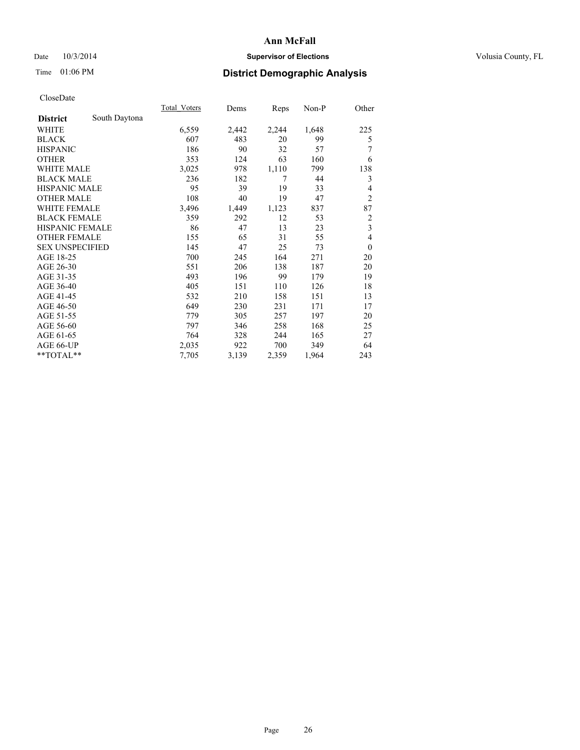# Ann McFall

Date 10/3/2014 **Supervisor of Elections** Volusia County, FL

Time 01:06 PM **District Demographic Analysis**

CloseDate

| District | South Daytona | Total_Voters | Dems | Reps | Non-P | Other |
|---|---|---|---|---|---|---|
| WHITE | | 6,559 | 2,442 | 2,244 | 1,648 | 225 |
| BLACK | | 607 | 483 | 20 | 99 | 5 |
| HISPANIC | | 186 | 90 | 32 | 57 | 7 |
| OTHER | | 353 | 124 | 63 | 160 | 6 |
| WHITE MALE | | 3,025 | 978 | 1,110 | 799 | 138 |
| BLACK MALE | | 236 | 182 | 7 | 44 | 3 |
| HISPANIC MALE | | 95 | 39 | 19 | 33 | 4 |
| OTHER MALE | | 108 | 40 | 19 | 47 | 2 |
| WHITE FEMALE | | 3,496 | 1,449 | 1,123 | 837 | 87 |
| BLACK FEMALE | | 359 | 292 | 12 | 53 | 2 |
| HISPANIC FEMALE | | 86 | 47 | 13 | 23 | 3 |
| OTHER FEMALE | | 155 | 65 | 31 | 55 | 4 |
| SEX UNSPECIFIED | | 145 | 47 | 25 | 73 | 0 |
| AGE 18-25 | | 700 | 245 | 164 | 271 | 20 |
| AGE 26-30 | | 551 | 206 | 138 | 187 | 20 |
| AGE 31-35 | | 493 | 196 | 99 | 179 | 19 |
| AGE 36-40 | | 405 | 151 | 110 | 126 | 18 |
| AGE 41-45 | | 532 | 210 | 158 | 151 | 13 |
| AGE 46-50 | | 649 | 230 | 231 | 171 | 17 |
| AGE 51-55 | | 779 | 305 | 257 | 197 | 20 |
| AGE 56-60 | | 797 | 346 | 258 | 168 | 25 |
| AGE 61-65 | | 764 | 328 | 244 | 165 | 27 |
| AGE 66-UP | | 2,035 | 922 | 700 | 349 | 64 |
| **TOTAL** | | 7,705 | 3,139 | 2,359 | 1,964 | 243 |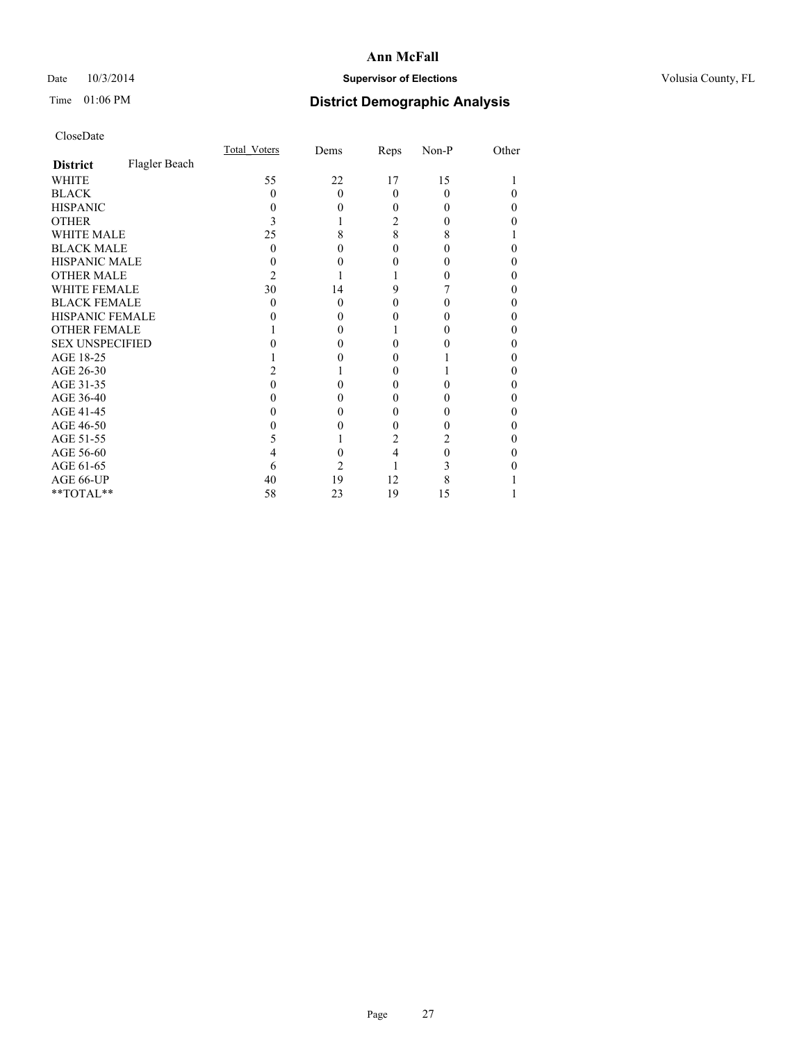# Ann McFall

Date 10/3/2014 **Supervisor of Elections** Volusia County, FL

Time 01:06 PM **District Demographic Analysis**

CloseDate

| | Total_Voters | Dems | Reps | Non-P | Other |
|---|---|---|---|---|---|
| **District** Flagler Beach | | | | | |
| WHITE | 55 | 22 | 17 | 15 | 1 |
| BLACK | 0 | 0 | 0 | 0 | 0 |
| HISPANIC | 0 | 0 | 0 | 0 | 0 |
| OTHER | 3 | 1 | 2 | 0 | 0 |
| WHITE MALE | 25 | 8 | 8 | 8 | 1 |
| BLACK MALE | 0 | 0 | 0 | 0 | 0 |
| HISPANIC MALE | 0 | 0 | 0 | 0 | 0 |
| OTHER MALE | 2 | 1 | 1 | 0 | 0 |
| WHITE FEMALE | 30 | 14 | 9 | 7 | 0 |
| BLACK FEMALE | 0 | 0 | 0 | 0 | 0 |
| HISPANIC FEMALE | 0 | 0 | 0 | 0 | 0 |
| OTHER FEMALE | 1 | 0 | 1 | 0 | 0 |
| SEX UNSPECIFIED | 0 | 0 | 0 | 0 | 0 |
| AGE 18-25 | 1 | 0 | 0 | 1 | 0 |
| AGE 26-30 | 2 | 1 | 0 | 1 | 0 |
| AGE 31-35 | 0 | 0 | 0 | 0 | 0 |
| AGE 36-40 | 0 | 0 | 0 | 0 | 0 |
| AGE 41-45 | 0 | 0 | 0 | 0 | 0 |
| AGE 46-50 | 0 | 0 | 0 | 0 | 0 |
| AGE 51-55 | 5 | 1 | 2 | 2 | 0 |
| AGE 56-60 | 4 | 0 | 4 | 0 | 0 |
| AGE 61-65 | 6 | 2 | 1 | 3 | 0 |
| AGE 66-UP | 40 | 19 | 12 | 8 | 1 |
| **TOTAL** | 58 | 23 | 19 | 15 | 1 |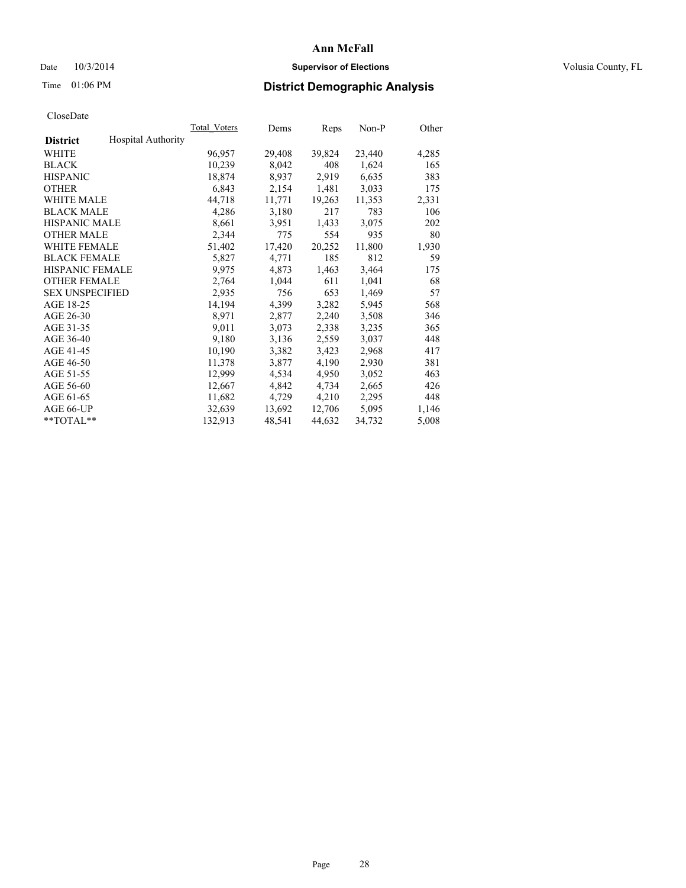# Ann McFall

Date 10/3/2014 **Supervisor of Elections** Volusia County, FL

Time 01:06 PM **District Demographic Analysis**

CloseDate

| **District** Hospital Authority | Total_Voters | Dems | Reps | Non-P | Other |
|---|---|---|---|---|---|
| WHITE | 96,957 | 29,408 | 39,824 | 23,440 | 4,285 |
| BLACK | 10,239 | 8,042 | 408 | 1,624 | 165 |
| HISPANIC | 18,874 | 8,937 | 2,919 | 6,635 | 383 |
| OTHER | 6,843 | 2,154 | 1,481 | 3,033 | 175 |
| WHITE MALE | 44,718 | 11,771 | 19,263 | 11,353 | 2,331 |
| BLACK MALE | 4,286 | 3,180 | 217 | 783 | 106 |
| HISPANIC MALE | 8,661 | 3,951 | 1,433 | 3,075 | 202 |
| OTHER MALE | 2,344 | 775 | 554 | 935 | 80 |
| WHITE FEMALE | 51,402 | 17,420 | 20,252 | 11,800 | 1,930 |
| BLACK FEMALE | 5,827 | 4,771 | 185 | 812 | 59 |
| HISPANIC FEMALE | 9,975 | 4,873 | 1,463 | 3,464 | 175 |
| OTHER FEMALE | 2,764 | 1,044 | 611 | 1,041 | 68 |
| SEX UNSPECIFIED | 2,935 | 756 | 653 | 1,469 | 57 |
| AGE 18-25 | 14,194 | 4,399 | 3,282 | 5,945 | 568 |
| AGE 26-30 | 8,971 | 2,877 | 2,240 | 3,508 | 346 |
| AGE 31-35 | 9,011 | 3,073 | 2,338 | 3,235 | 365 |
| AGE 36-40 | 9,180 | 3,136 | 2,559 | 3,037 | 448 |
| AGE 41-45 | 10,190 | 3,382 | 3,423 | 2,968 | 417 |
| AGE 46-50 | 11,378 | 3,877 | 4,190 | 2,930 | 381 |
| AGE 51-55 | 12,999 | 4,534 | 4,950 | 3,052 | 463 |
| AGE 56-60 | 12,667 | 4,842 | 4,734 | 2,665 | 426 |
| AGE 61-65 | 11,682 | 4,729 | 4,210 | 2,295 | 448 |
| AGE 66-UP | 32,639 | 13,692 | 12,706 | 5,095 | 1,146 |
| **TOTAL** | 132,913 | 48,541 | 44,632 | 34,732 | 5,008 |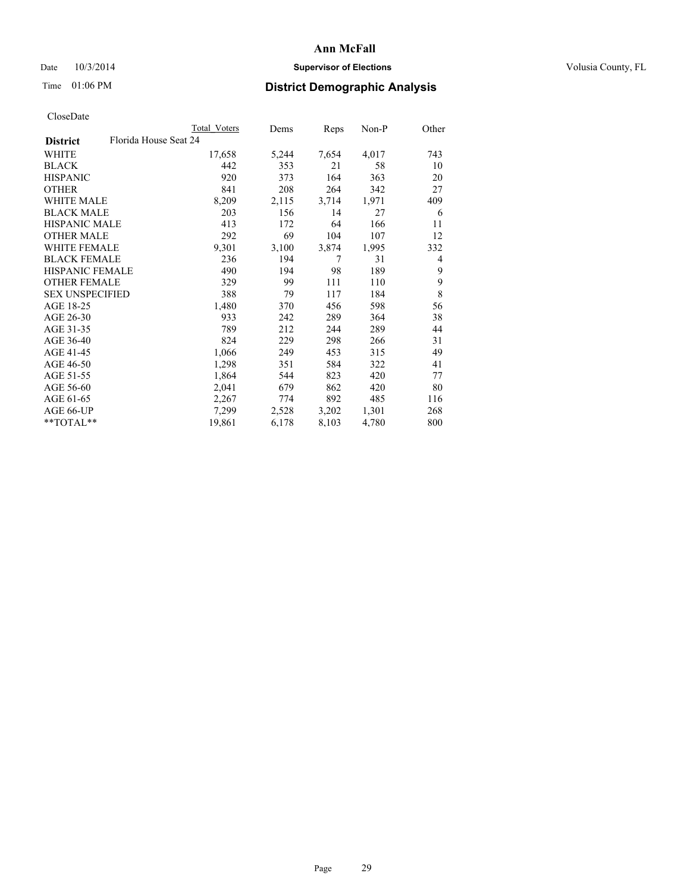# Ann McFall

Date 10/3/2014 **Supervisor of Elections** Volusia County, FL

Time 01:06 PM

## District Demographic Analysis

CloseDate

| | Total Voters | Dems | Reps | Non-P | Other |
|---|---|---|---|---|---|
| **District** Florida House Seat 24 | | | | | |
| WHITE | 17,658 | 5,244 | 7,654 | 4,017 | 743 |
| BLACK | 442 | 353 | 21 | 58 | 10 |
| HISPANIC | 920 | 373 | 164 | 363 | 20 |
| OTHER | 841 | 208 | 264 | 342 | 27 |
| WHITE MALE | 8,209 | 2,115 | 3,714 | 1,971 | 409 |
| BLACK MALE | 203 | 156 | 14 | 27 | 6 |
| HISPANIC MALE | 413 | 172 | 64 | 166 | 11 |
| OTHER MALE | 292 | 69 | 104 | 107 | 12 |
| WHITE FEMALE | 9,301 | 3,100 | 3,874 | 1,995 | 332 |
| BLACK FEMALE | 236 | 194 | 7 | 31 | 4 |
| HISPANIC FEMALE | 490 | 194 | 98 | 189 | 9 |
| OTHER FEMALE | 329 | 99 | 111 | 110 | 9 |
| SEX UNSPECIFIED | 388 | 79 | 117 | 184 | 8 |
| AGE 18-25 | 1,480 | 370 | 456 | 598 | 56 |
| AGE 26-30 | 933 | 242 | 289 | 364 | 38 |
| AGE 31-35 | 789 | 212 | 244 | 289 | 44 |
| AGE 36-40 | 824 | 229 | 298 | 266 | 31 |
| AGE 41-45 | 1,066 | 249 | 453 | 315 | 49 |
| AGE 46-50 | 1,298 | 351 | 584 | 322 | 41 |
| AGE 51-55 | 1,864 | 544 | 823 | 420 | 77 |
| AGE 56-60 | 2,041 | 679 | 862 | 420 | 80 |
| AGE 61-65 | 2,267 | 774 | 892 | 485 | 116 |
| AGE 66-UP | 7,299 | 2,528 | 3,202 | 1,301 | 268 |
| **TOTAL** | 19,861 | 6,178 | 8,103 | 4,780 | 800 |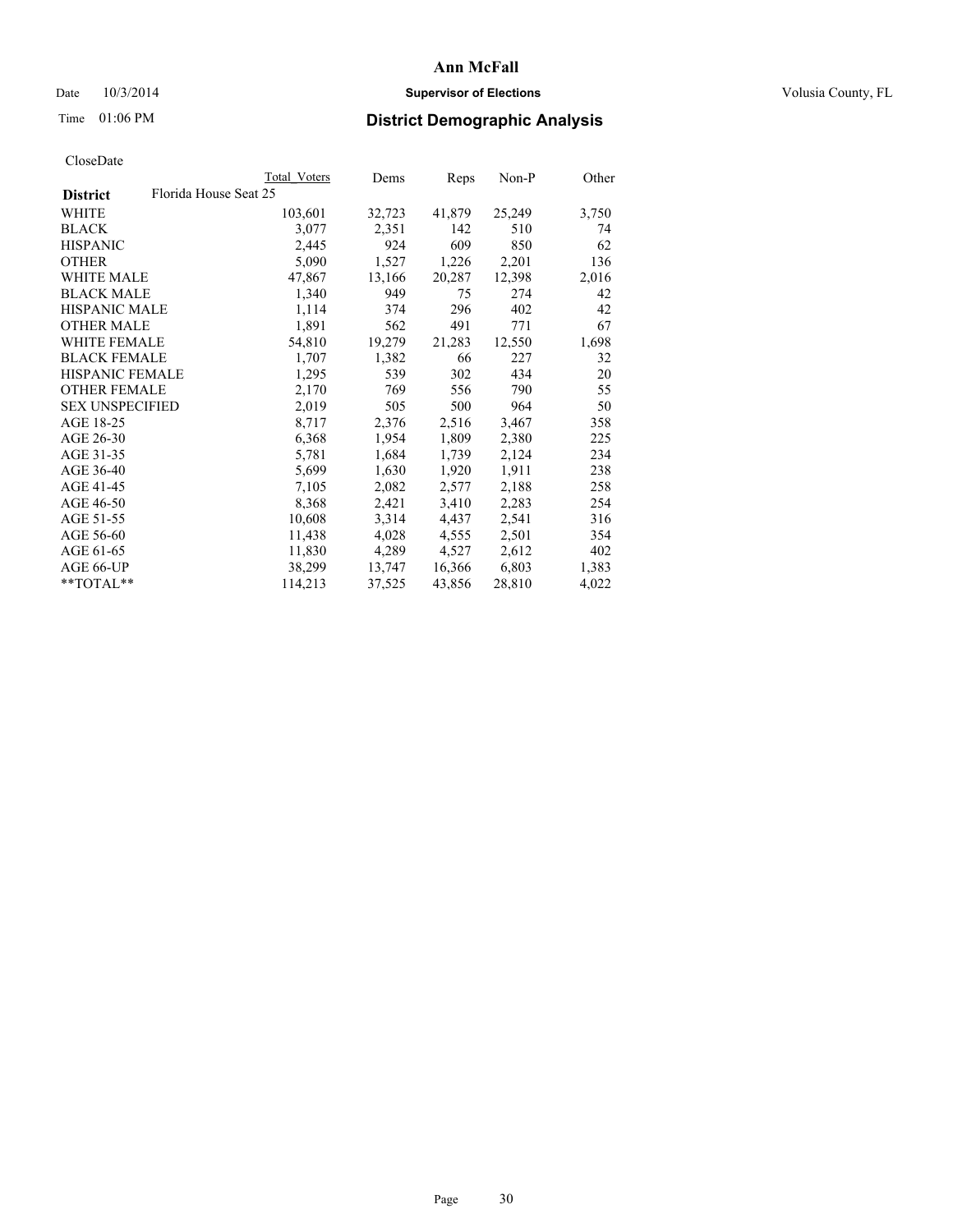# Ann McFall

Date 10/3/2014 **Supervisor of Elections** Volusia County, FL

Time 01:06 PM **District Demographic Analysis**

CloseDate

| **District** Florida House Seat 25 | Total Voters | Dems | Reps | Non-P | Other |
|---|---|---|---|---|---|
| WHITE | 103,601 | 32,723 | 41,879 | 25,249 | 3,750 |
| BLACK | 3,077 | 2,351 | 142 | 510 | 74 |
| HISPANIC | 2,445 | 924 | 609 | 850 | 62 |
| OTHER | 5,090 | 1,527 | 1,226 | 2,201 | 136 |
| WHITE MALE | 47,867 | 13,166 | 20,287 | 12,398 | 2,016 |
| BLACK MALE | 1,340 | 949 | 75 | 274 | 42 |
| HISPANIC MALE | 1,114 | 374 | 296 | 402 | 42 |
| OTHER MALE | 1,891 | 562 | 491 | 771 | 67 |
| WHITE FEMALE | 54,810 | 19,279 | 21,283 | 12,550 | 1,698 |
| BLACK FEMALE | 1,707 | 1,382 | 66 | 227 | 32 |
| HISPANIC FEMALE | 1,295 | 539 | 302 | 434 | 20 |
| OTHER FEMALE | 2,170 | 769 | 556 | 790 | 55 |
| SEX UNSPECIFIED | 2,019 | 505 | 500 | 964 | 50 |
| AGE 18-25 | 8,717 | 2,376 | 2,516 | 3,467 | 358 |
| AGE 26-30 | 6,368 | 1,954 | 1,809 | 2,380 | 225 |
| AGE 31-35 | 5,781 | 1,684 | 1,739 | 2,124 | 234 |
| AGE 36-40 | 5,699 | 1,630 | 1,920 | 1,911 | 238 |
| AGE 41-45 | 7,105 | 2,082 | 2,577 | 2,188 | 258 |
| AGE 46-50 | 8,368 | 2,421 | 3,410 | 2,283 | 254 |
| AGE 51-55 | 10,608 | 3,314 | 4,437 | 2,541 | 316 |
| AGE 56-60 | 11,438 | 4,028 | 4,555 | 2,501 | 354 |
| AGE 61-65 | 11,830 | 4,289 | 4,527 | 2,612 | 402 |
| AGE 66-UP | 38,299 | 13,747 | 16,366 | 6,803 | 1,383 |
| **TOTAL** | 114,213 | 37,525 | 43,856 | 28,810 | 4,022 |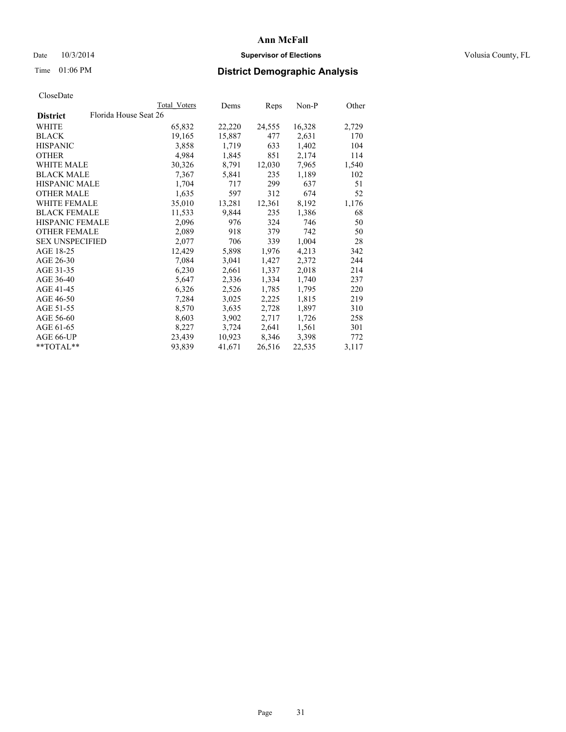# Ann McFall

Date 10/3/2014 **Supervisor of Elections** Volusia County, FL

Time 01:06 PM **District Demographic Analysis**

CloseDate

| District | Florida House Seat 26 | Total Voters | Dems | Reps | Non-P | Other |
|---|---|---|---|---|---|---|
| WHITE | | 65,832 | 22,220 | 24,555 | 16,328 | 2,729 |
| BLACK | | 19,165 | 15,887 | 477 | 2,631 | 170 |
| HISPANIC | | 3,858 | 1,719 | 633 | 1,402 | 104 |
| OTHER | | 4,984 | 1,845 | 851 | 2,174 | 114 |
| WHITE MALE | | 30,326 | 8,791 | 12,030 | 7,965 | 1,540 |
| BLACK MALE | | 7,367 | 5,841 | 235 | 1,189 | 102 |
| HISPANIC MALE | | 1,704 | 717 | 299 | 637 | 51 |
| OTHER MALE | | 1,635 | 597 | 312 | 674 | 52 |
| WHITE FEMALE | | 35,010 | 13,281 | 12,361 | 8,192 | 1,176 |
| BLACK FEMALE | | 11,533 | 9,844 | 235 | 1,386 | 68 |
| HISPANIC FEMALE | | 2,096 | 976 | 324 | 746 | 50 |
| OTHER FEMALE | | 2,089 | 918 | 379 | 742 | 50 |
| SEX UNSPECIFIED | | 2,077 | 706 | 339 | 1,004 | 28 |
| AGE 18-25 | | 12,429 | 5,898 | 1,976 | 4,213 | 342 |
| AGE 26-30 | | 7,084 | 3,041 | 1,427 | 2,372 | 244 |
| AGE 31-35 | | 6,230 | 2,661 | 1,337 | 2,018 | 214 |
| AGE 36-40 | | 5,647 | 2,336 | 1,334 | 1,740 | 237 |
| AGE 41-45 | | 6,326 | 2,526 | 1,785 | 1,795 | 220 |
| AGE 46-50 | | 7,284 | 3,025 | 2,225 | 1,815 | 219 |
| AGE 51-55 | | 8,570 | 3,635 | 2,728 | 1,897 | 310 |
| AGE 56-60 | | 8,603 | 3,902 | 2,717 | 1,726 | 258 |
| AGE 61-65 | | 8,227 | 3,724 | 2,641 | 1,561 | 301 |
| AGE 66-UP | | 23,439 | 10,923 | 8,346 | 3,398 | 772 |
| **TOTAL** | | 93,839 | 41,671 | 26,516 | 22,535 | 3,117 |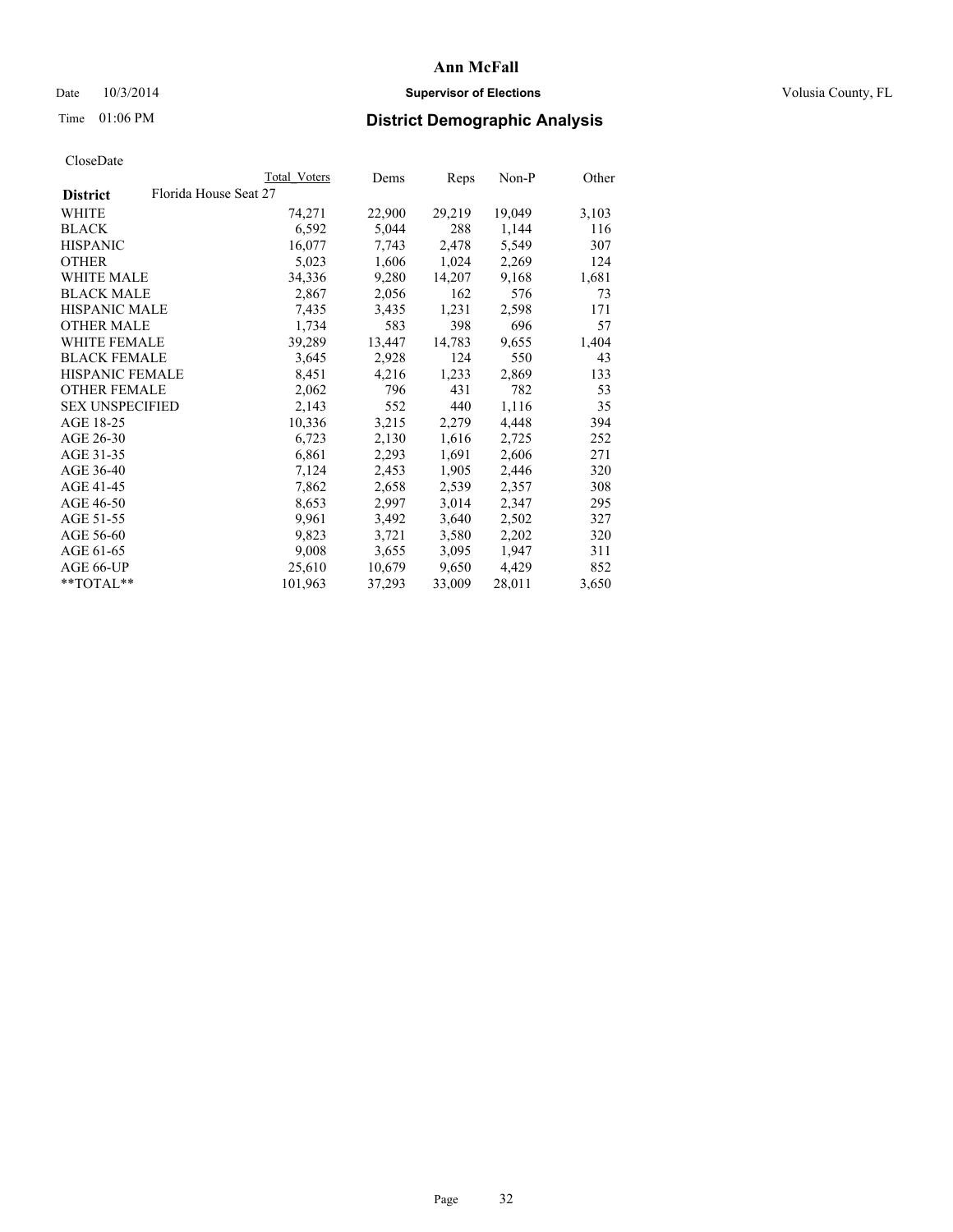# Ann McFall

Date 10/3/2014 **Supervisor of Elections** Volusia County, FL

Time 01:06 PM **District Demographic Analysis**

CloseDate

| **District** Florida House Seat 27 | Total Voters | Dems | Reps | Non-P | Other |
|---|---|---|---|---|---|
| WHITE | 74,271 | 22,900 | 29,219 | 19,049 | 3,103 |
| BLACK | 6,592 | 5,044 | 288 | 1,144 | 116 |
| HISPANIC | 16,077 | 7,743 | 2,478 | 5,549 | 307 |
| OTHER | 5,023 | 1,606 | 1,024 | 2,269 | 124 |
| WHITE MALE | 34,336 | 9,280 | 14,207 | 9,168 | 1,681 |
| BLACK MALE | 2,867 | 2,056 | 162 | 576 | 73 |
| HISPANIC MALE | 7,435 | 3,435 | 1,231 | 2,598 | 171 |
| OTHER MALE | 1,734 | 583 | 398 | 696 | 57 |
| WHITE FEMALE | 39,289 | 13,447 | 14,783 | 9,655 | 1,404 |
| BLACK FEMALE | 3,645 | 2,928 | 124 | 550 | 43 |
| HISPANIC FEMALE | 8,451 | 4,216 | 1,233 | 2,869 | 133 |
| OTHER FEMALE | 2,062 | 796 | 431 | 782 | 53 |
| SEX UNSPECIFIED | 2,143 | 552 | 440 | 1,116 | 35 |
| AGE 18-25 | 10,336 | 3,215 | 2,279 | 4,448 | 394 |
| AGE 26-30 | 6,723 | 2,130 | 1,616 | 2,725 | 252 |
| AGE 31-35 | 6,861 | 2,293 | 1,691 | 2,606 | 271 |
| AGE 36-40 | 7,124 | 2,453 | 1,905 | 2,446 | 320 |
| AGE 41-45 | 7,862 | 2,658 | 2,539 | 2,357 | 308 |
| AGE 46-50 | 8,653 | 2,997 | 3,014 | 2,347 | 295 |
| AGE 51-55 | 9,961 | 3,492 | 3,640 | 2,502 | 327 |
| AGE 56-60 | 9,823 | 3,721 | 3,580 | 2,202 | 320 |
| AGE 61-65 | 9,008 | 3,655 | 3,095 | 1,947 | 311 |
| AGE 66-UP | 25,610 | 10,679 | 9,650 | 4,429 | 852 |
| **TOTAL** | 101,963 | 37,293 | 33,009 | 28,011 | 3,650 |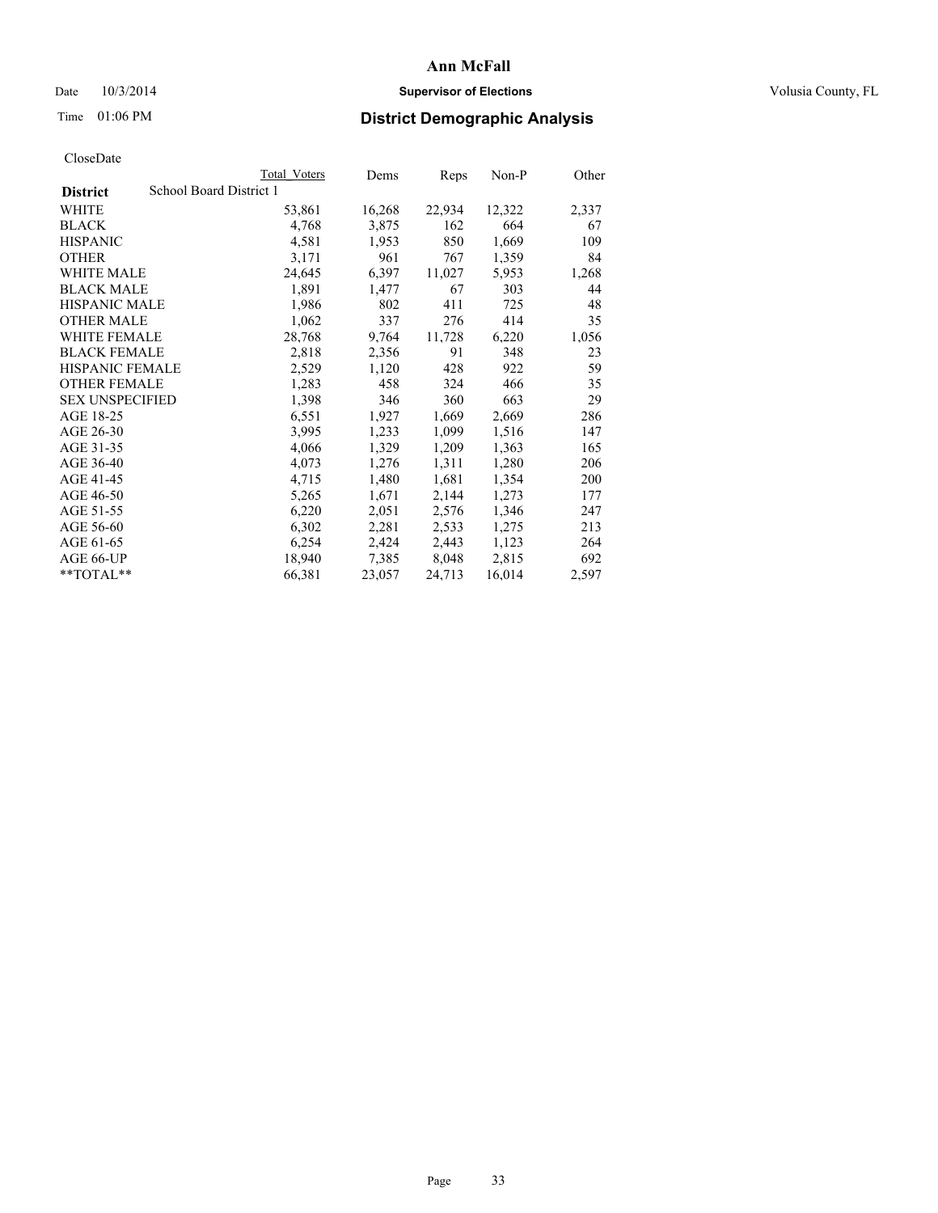# Ann McFall

Date 10/3/2014 **Supervisor of Elections** Volusia County, FL

Time 01:06 PM **District Demographic Analysis**

CloseDate

| District | School Board District 1 | Total Voters | Dems | Reps | Non-P | Other |
|---|---|---|---|---|---|---|
| WHITE | | 53,861 | 16,268 | 22,934 | 12,322 | 2,337 |
| BLACK | | 4,768 | 3,875 | 162 | 664 | 67 |
| HISPANIC | | 4,581 | 1,953 | 850 | 1,669 | 109 |
| OTHER | | 3,171 | 961 | 767 | 1,359 | 84 |
| WHITE MALE | | 24,645 | 6,397 | 11,027 | 5,953 | 1,268 |
| BLACK MALE | | 1,891 | 1,477 | 67 | 303 | 44 |
| HISPANIC MALE | | 1,986 | 802 | 411 | 725 | 48 |
| OTHER MALE | | 1,062 | 337 | 276 | 414 | 35 |
| WHITE FEMALE | | 28,768 | 9,764 | 11,728 | 6,220 | 1,056 |
| BLACK FEMALE | | 2,818 | 2,356 | 91 | 348 | 23 |
| HISPANIC FEMALE | | 2,529 | 1,120 | 428 | 922 | 59 |
| OTHER FEMALE | | 1,283 | 458 | 324 | 466 | 35 |
| SEX UNSPECIFIED | | 1,398 | 346 | 360 | 663 | 29 |
| AGE 18-25 | | 6,551 | 1,927 | 1,669 | 2,669 | 286 |
| AGE 26-30 | | 3,995 | 1,233 | 1,099 | 1,516 | 147 |
| AGE 31-35 | | 4,066 | 1,329 | 1,209 | 1,363 | 165 |
| AGE 36-40 | | 4,073 | 1,276 | 1,311 | 1,280 | 206 |
| AGE 41-45 | | 4,715 | 1,480 | 1,681 | 1,354 | 200 |
| AGE 46-50 | | 5,265 | 1,671 | 2,144 | 1,273 | 177 |
| AGE 51-55 | | 6,220 | 2,051 | 2,576 | 1,346 | 247 |
| AGE 56-60 | | 6,302 | 2,281 | 2,533 | 1,275 | 213 |
| AGE 61-65 | | 6,254 | 2,424 | 2,443 | 1,123 | 264 |
| AGE 66-UP | | 18,940 | 7,385 | 8,048 | 2,815 | 692 |
| **TOTAL** | | 66,381 | 23,057 | 24,713 | 16,014 | 2,597 |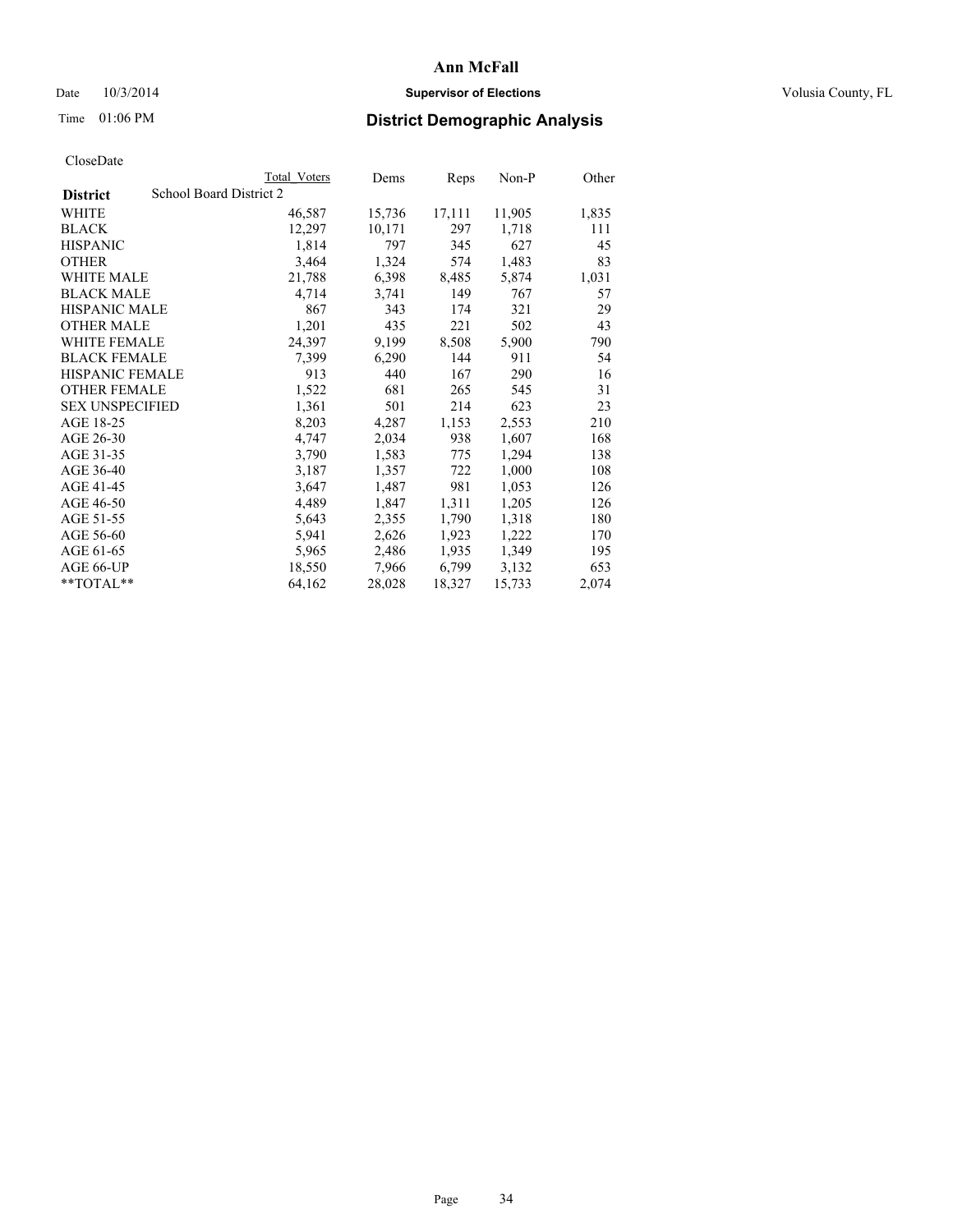# Ann McFall

Date 10/3/2014 **Supervisor of Elections** Volusia County, FL

Time 01:06 PM **District Demographic Analysis**

CloseDate

| **District** School Board District 2 | Total Voters | Dems | Reps | Non-P | Other |
|---|---|---|---|---|---|
| WHITE | 46,587 | 15,736 | 17,111 | 11,905 | 1,835 |
| BLACK | 12,297 | 10,171 | 297 | 1,718 | 111 |
| HISPANIC | 1,814 | 797 | 345 | 627 | 45 |
| OTHER | 3,464 | 1,324 | 574 | 1,483 | 83 |
| WHITE MALE | 21,788 | 6,398 | 8,485 | 5,874 | 1,031 |
| BLACK MALE | 4,714 | 3,741 | 149 | 767 | 57 |
| HISPANIC MALE | 867 | 343 | 174 | 321 | 29 |
| OTHER MALE | 1,201 | 435 | 221 | 502 | 43 |
| WHITE FEMALE | 24,397 | 9,199 | 8,508 | 5,900 | 790 |
| BLACK FEMALE | 7,399 | 6,290 | 144 | 911 | 54 |
| HISPANIC FEMALE | 913 | 440 | 167 | 290 | 16 |
| OTHER FEMALE | 1,522 | 681 | 265 | 545 | 31 |
| SEX UNSPECIFIED | 1,361 | 501 | 214 | 623 | 23 |
| AGE 18-25 | 8,203 | 4,287 | 1,153 | 2,553 | 210 |
| AGE 26-30 | 4,747 | 2,034 | 938 | 1,607 | 168 |
| AGE 31-35 | 3,790 | 1,583 | 775 | 1,294 | 138 |
| AGE 36-40 | 3,187 | 1,357 | 722 | 1,000 | 108 |
| AGE 41-45 | 3,647 | 1,487 | 981 | 1,053 | 126 |
| AGE 46-50 | 4,489 | 1,847 | 1,311 | 1,205 | 126 |
| AGE 51-55 | 5,643 | 2,355 | 1,790 | 1,318 | 180 |
| AGE 56-60 | 5,941 | 2,626 | 1,923 | 1,222 | 170 |
| AGE 61-65 | 5,965 | 2,486 | 1,935 | 1,349 | 195 |
| AGE 66-UP | 18,550 | 7,966 | 6,799 | 3,132 | 653 |
| **TOTAL** | 64,162 | 28,028 | 18,327 | 15,733 | 2,074 |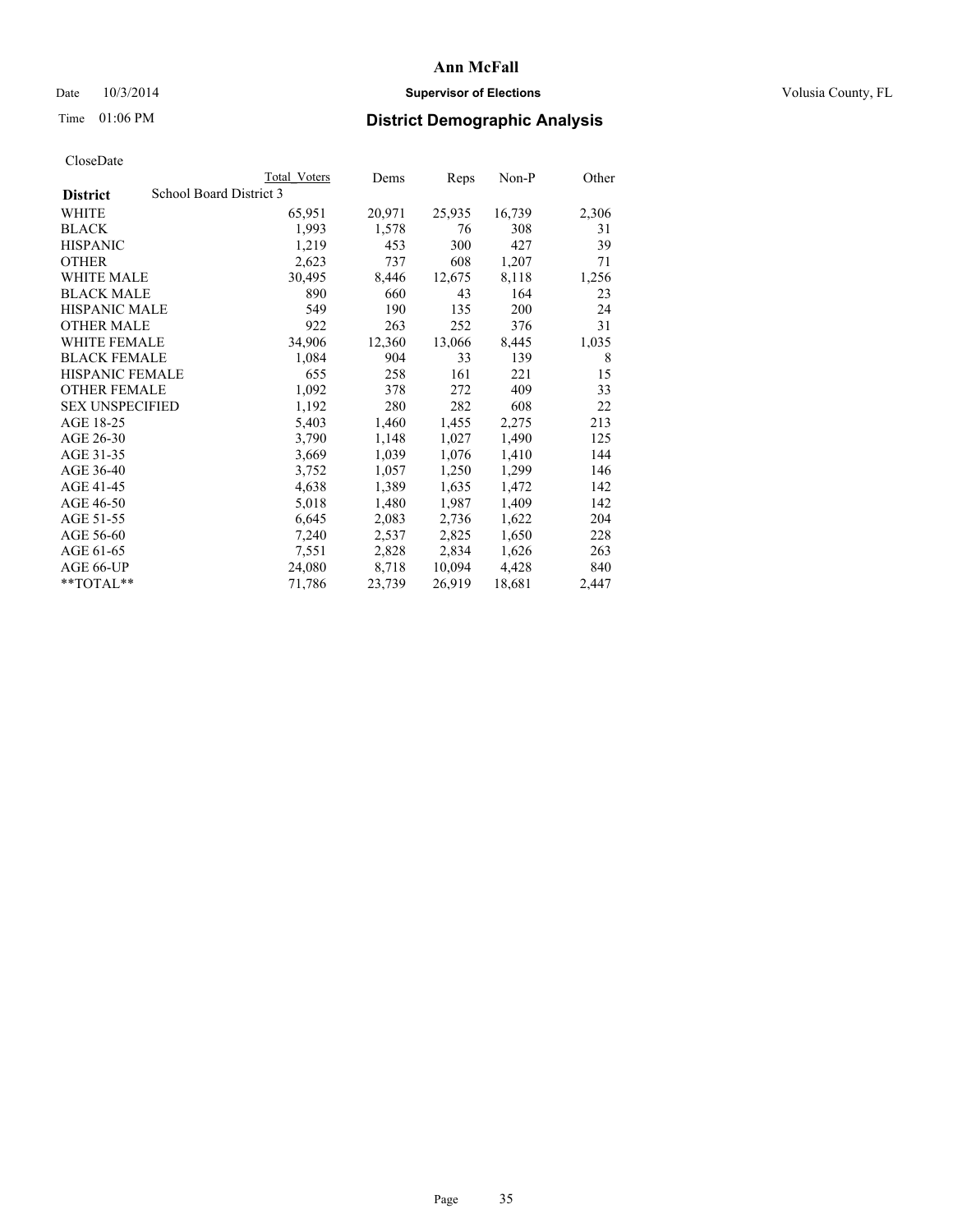# Ann McFall

Date 10/3/2014 **Supervisor of Elections** Volusia County, FL

Time 01:06 PM **District Demographic Analysis**

CloseDate

| | Total Voters | Dems | Reps | Non-P | Other |
|---|---|---|---|---|---|
| **District** School Board District 3 | | | | | |
| WHITE | 65,951 | 20,971 | 25,935 | 16,739 | 2,306 |
| BLACK | 1,993 | 1,578 | 76 | 308 | 31 |
| HISPANIC | 1,219 | 453 | 300 | 427 | 39 |
| OTHER | 2,623 | 737 | 608 | 1,207 | 71 |
| WHITE MALE | 30,495 | 8,446 | 12,675 | 8,118 | 1,256 |
| BLACK MALE | 890 | 660 | 43 | 164 | 23 |
| HISPANIC MALE | 549 | 190 | 135 | 200 | 24 |
| OTHER MALE | 922 | 263 | 252 | 376 | 31 |
| WHITE FEMALE | 34,906 | 12,360 | 13,066 | 8,445 | 1,035 |
| BLACK FEMALE | 1,084 | 904 | 33 | 139 | 8 |
| HISPANIC FEMALE | 655 | 258 | 161 | 221 | 15 |
| OTHER FEMALE | 1,092 | 378 | 272 | 409 | 33 |
| SEX UNSPECIFIED | 1,192 | 280 | 282 | 608 | 22 |
| AGE 18-25 | 5,403 | 1,460 | 1,455 | 2,275 | 213 |
| AGE 26-30 | 3,790 | 1,148 | 1,027 | 1,490 | 125 |
| AGE 31-35 | 3,669 | 1,039 | 1,076 | 1,410 | 144 |
| AGE 36-40 | 3,752 | 1,057 | 1,250 | 1,299 | 146 |
| AGE 41-45 | 4,638 | 1,389 | 1,635 | 1,472 | 142 |
| AGE 46-50 | 5,018 | 1,480 | 1,987 | 1,409 | 142 |
| AGE 51-55 | 6,645 | 2,083 | 2,736 | 1,622 | 204 |
| AGE 56-60 | 7,240 | 2,537 | 2,825 | 1,650 | 228 |
| AGE 61-65 | 7,551 | 2,828 | 2,834 | 1,626 | 263 |
| AGE 66-UP | 24,080 | 8,718 | 10,094 | 4,428 | 840 |
| **TOTAL** | 71,786 | 23,739 | 26,919 | 18,681 | 2,447 |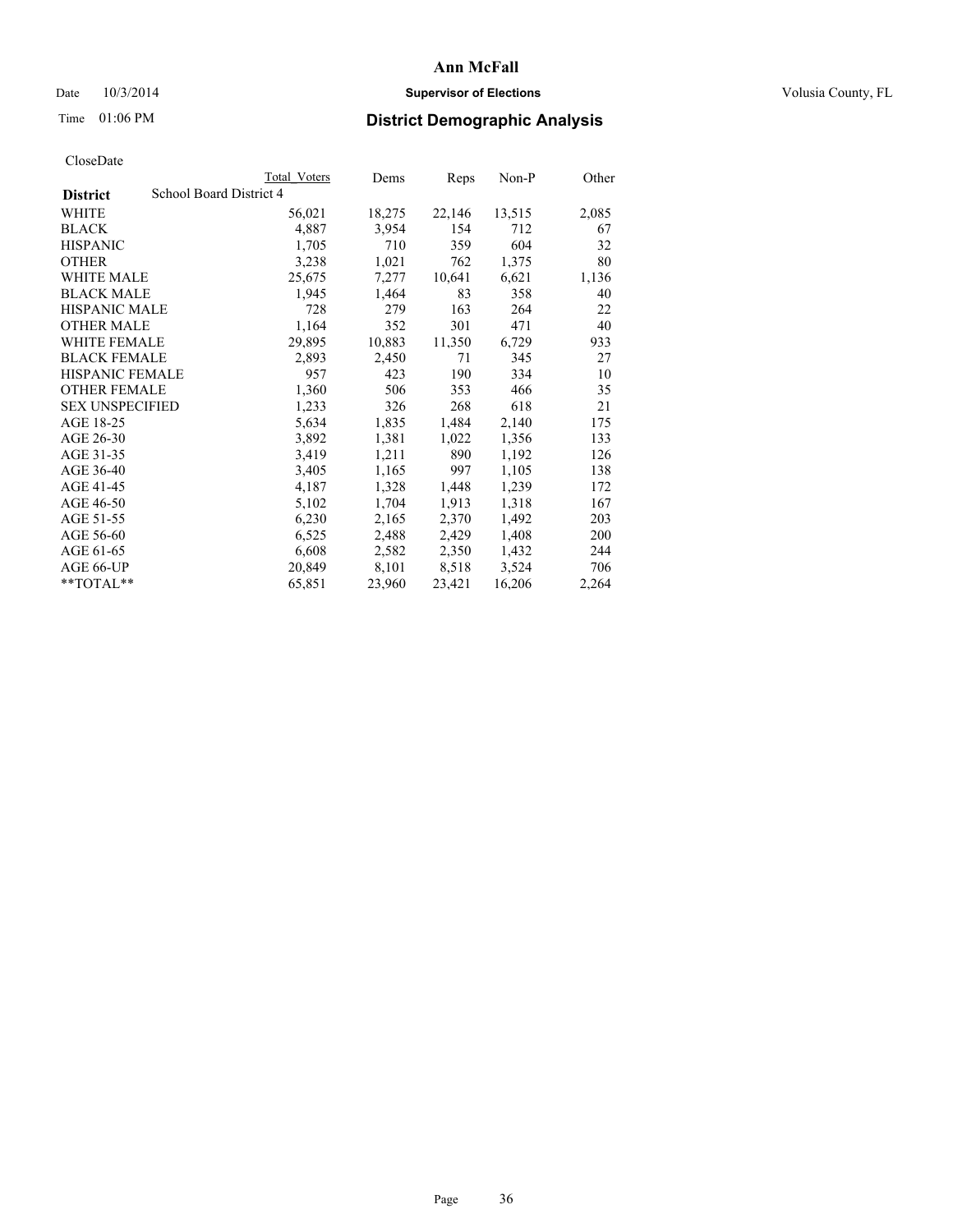# Ann McFall

Date 10/3/2014 **Supervisor of Elections** Volusia County, FL

Time 01:06 PM **District Demographic Analysis**

CloseDate

| District | School Board District 4 | Total Voters | Dems | Reps | Non-P | Other |
|---|---|---|---|---|---|---|
| WHITE | | 56,021 | 18,275 | 22,146 | 13,515 | 2,085 |
| BLACK | | 4,887 | 3,954 | 154 | 712 | 67 |
| HISPANIC | | 1,705 | 710 | 359 | 604 | 32 |
| OTHER | | 3,238 | 1,021 | 762 | 1,375 | 80 |
| WHITE MALE | | 25,675 | 7,277 | 10,641 | 6,621 | 1,136 |
| BLACK MALE | | 1,945 | 1,464 | 83 | 358 | 40 |
| HISPANIC MALE | | 728 | 279 | 163 | 264 | 22 |
| OTHER MALE | | 1,164 | 352 | 301 | 471 | 40 |
| WHITE FEMALE | | 29,895 | 10,883 | 11,350 | 6,729 | 933 |
| BLACK FEMALE | | 2,893 | 2,450 | 71 | 345 | 27 |
| HISPANIC FEMALE | | 957 | 423 | 190 | 334 | 10 |
| OTHER FEMALE | | 1,360 | 506 | 353 | 466 | 35 |
| SEX UNSPECIFIED | | 1,233 | 326 | 268 | 618 | 21 |
| AGE 18-25 | | 5,634 | 1,835 | 1,484 | 2,140 | 175 |
| AGE 26-30 | | 3,892 | 1,381 | 1,022 | 1,356 | 133 |
| AGE 31-35 | | 3,419 | 1,211 | 890 | 1,192 | 126 |
| AGE 36-40 | | 3,405 | 1,165 | 997 | 1,105 | 138 |
| AGE 41-45 | | 4,187 | 1,328 | 1,448 | 1,239 | 172 |
| AGE 46-50 | | 5,102 | 1,704 | 1,913 | 1,318 | 167 |
| AGE 51-55 | | 6,230 | 2,165 | 2,370 | 1,492 | 203 |
| AGE 56-60 | | 6,525 | 2,488 | 2,429 | 1,408 | 200 |
| AGE 61-65 | | 6,608 | 2,582 | 2,350 | 1,432 | 244 |
| AGE 66-UP | | 20,849 | 8,101 | 8,518 | 3,524 | 706 |
| **TOTAL** | | 65,851 | 23,960 | 23,421 | 16,206 | 2,264 |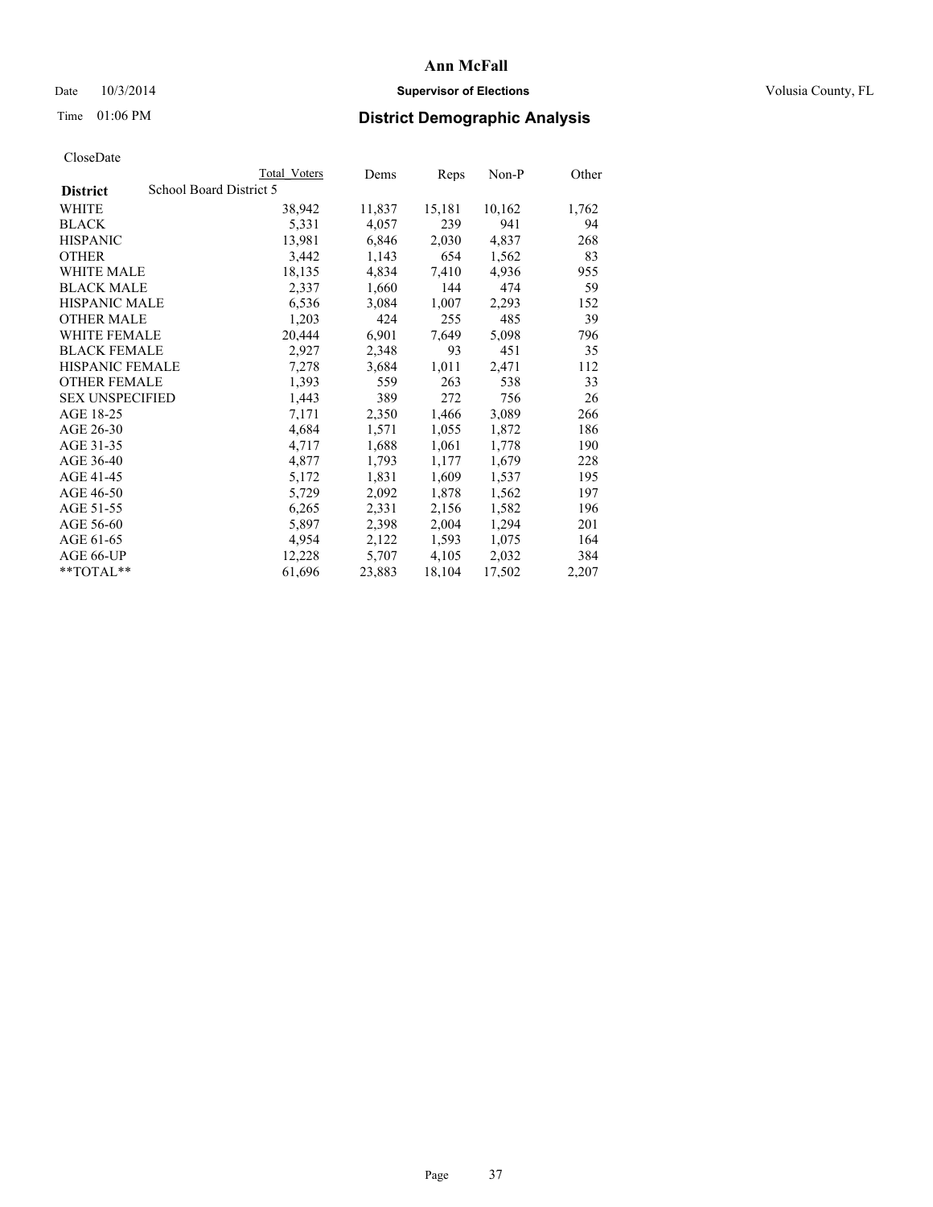# Ann McFall

Date 10/3/2014 **Supervisor of Elections** Volusia County, FL

Time 01:06 PM **District Demographic Analysis**

CloseDate

| **District** | School Board District 5 | Total Voters | Dems | Reps | Non-P | Other |
|---|---|---|---|---|---|---|
| WHITE | | 38,942 | 11,837 | 15,181 | 10,162 | 1,762 |
| BLACK | | 5,331 | 4,057 | 239 | 941 | 94 |
| HISPANIC | | 13,981 | 6,846 | 2,030 | 4,837 | 268 |
| OTHER | | 3,442 | 1,143 | 654 | 1,562 | 83 |
| WHITE MALE | | 18,135 | 4,834 | 7,410 | 4,936 | 955 |
| BLACK MALE | | 2,337 | 1,660 | 144 | 474 | 59 |
| HISPANIC MALE | | 6,536 | 3,084 | 1,007 | 2,293 | 152 |
| OTHER MALE | | 1,203 | 424 | 255 | 485 | 39 |
| WHITE FEMALE | | 20,444 | 6,901 | 7,649 | 5,098 | 796 |
| BLACK FEMALE | | 2,927 | 2,348 | 93 | 451 | 35 |
| HISPANIC FEMALE | | 7,278 | 3,684 | 1,011 | 2,471 | 112 |
| OTHER FEMALE | | 1,393 | 559 | 263 | 538 | 33 |
| SEX UNSPECIFIED | | 1,443 | 389 | 272 | 756 | 26 |
| AGE 18-25 | | 7,171 | 2,350 | 1,466 | 3,089 | 266 |
| AGE 26-30 | | 4,684 | 1,571 | 1,055 | 1,872 | 186 |
| AGE 31-35 | | 4,717 | 1,688 | 1,061 | 1,778 | 190 |
| AGE 36-40 | | 4,877 | 1,793 | 1,177 | 1,679 | 228 |
| AGE 41-45 | | 5,172 | 1,831 | 1,609 | 1,537 | 195 |
| AGE 46-50 | | 5,729 | 2,092 | 1,878 | 1,562 | 197 |
| AGE 51-55 | | 6,265 | 2,331 | 2,156 | 1,582 | 196 |
| AGE 56-60 | | 5,897 | 2,398 | 2,004 | 1,294 | 201 |
| AGE 61-65 | | 4,954 | 2,122 | 1,593 | 1,075 | 164 |
| AGE 66-UP | | 12,228 | 5,707 | 4,105 | 2,032 | 384 |
| **TOTAL** | | 61,696 | 23,883 | 18,104 | 17,502 | 2,207 |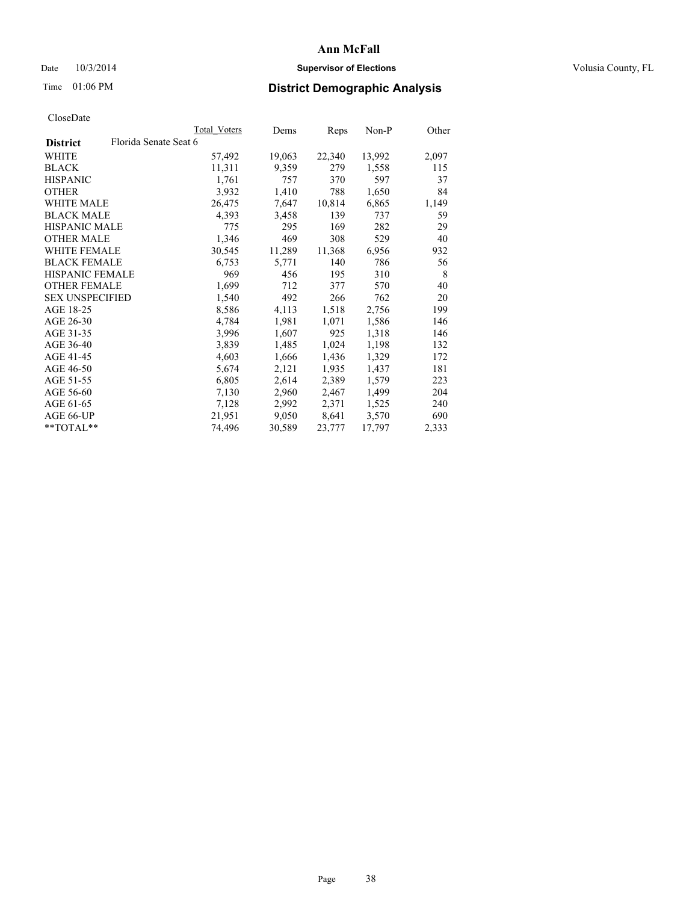# Ann McFall

Date 10/3/2014 **Supervisor of Elections** Volusia County, FL

Time 01:06 PM **District Demographic Analysis**

CloseDate

| District | Florida Senate Seat 6 | Total Voters | Dems | Reps | Non-P | Other |
|---|---|---|---|---|---|---|
| WHITE | | 57,492 | 19,063 | 22,340 | 13,992 | 2,097 |
| BLACK | | 11,311 | 9,359 | 279 | 1,558 | 115 |
| HISPANIC | | 1,761 | 757 | 370 | 597 | 37 |
| OTHER | | 3,932 | 1,410 | 788 | 1,650 | 84 |
| WHITE MALE | | 26,475 | 7,647 | 10,814 | 6,865 | 1,149 |
| BLACK MALE | | 4,393 | 3,458 | 139 | 737 | 59 |
| HISPANIC MALE | | 775 | 295 | 169 | 282 | 29 |
| OTHER MALE | | 1,346 | 469 | 308 | 529 | 40 |
| WHITE FEMALE | | 30,545 | 11,289 | 11,368 | 6,956 | 932 |
| BLACK FEMALE | | 6,753 | 5,771 | 140 | 786 | 56 |
| HISPANIC FEMALE | | 969 | 456 | 195 | 310 | 8 |
| OTHER FEMALE | | 1,699 | 712 | 377 | 570 | 40 |
| SEX UNSPECIFIED | | 1,540 | 492 | 266 | 762 | 20 |
| AGE 18-25 | | 8,586 | 4,113 | 1,518 | 2,756 | 199 |
| AGE 26-30 | | 4,784 | 1,981 | 1,071 | 1,586 | 146 |
| AGE 31-35 | | 3,996 | 1,607 | 925 | 1,318 | 146 |
| AGE 36-40 | | 3,839 | 1,485 | 1,024 | 1,198 | 132 |
| AGE 41-45 | | 4,603 | 1,666 | 1,436 | 1,329 | 172 |
| AGE 46-50 | | 5,674 | 2,121 | 1,935 | 1,437 | 181 |
| AGE 51-55 | | 6,805 | 2,614 | 2,389 | 1,579 | 223 |
| AGE 56-60 | | 7,130 | 2,960 | 2,467 | 1,499 | 204 |
| AGE 61-65 | | 7,128 | 2,992 | 2,371 | 1,525 | 240 |
| AGE 66-UP | | 21,951 | 9,050 | 8,641 | 3,570 | 690 |
| **TOTAL** | | 74,496 | 30,589 | 23,777 | 17,797 | 2,333 |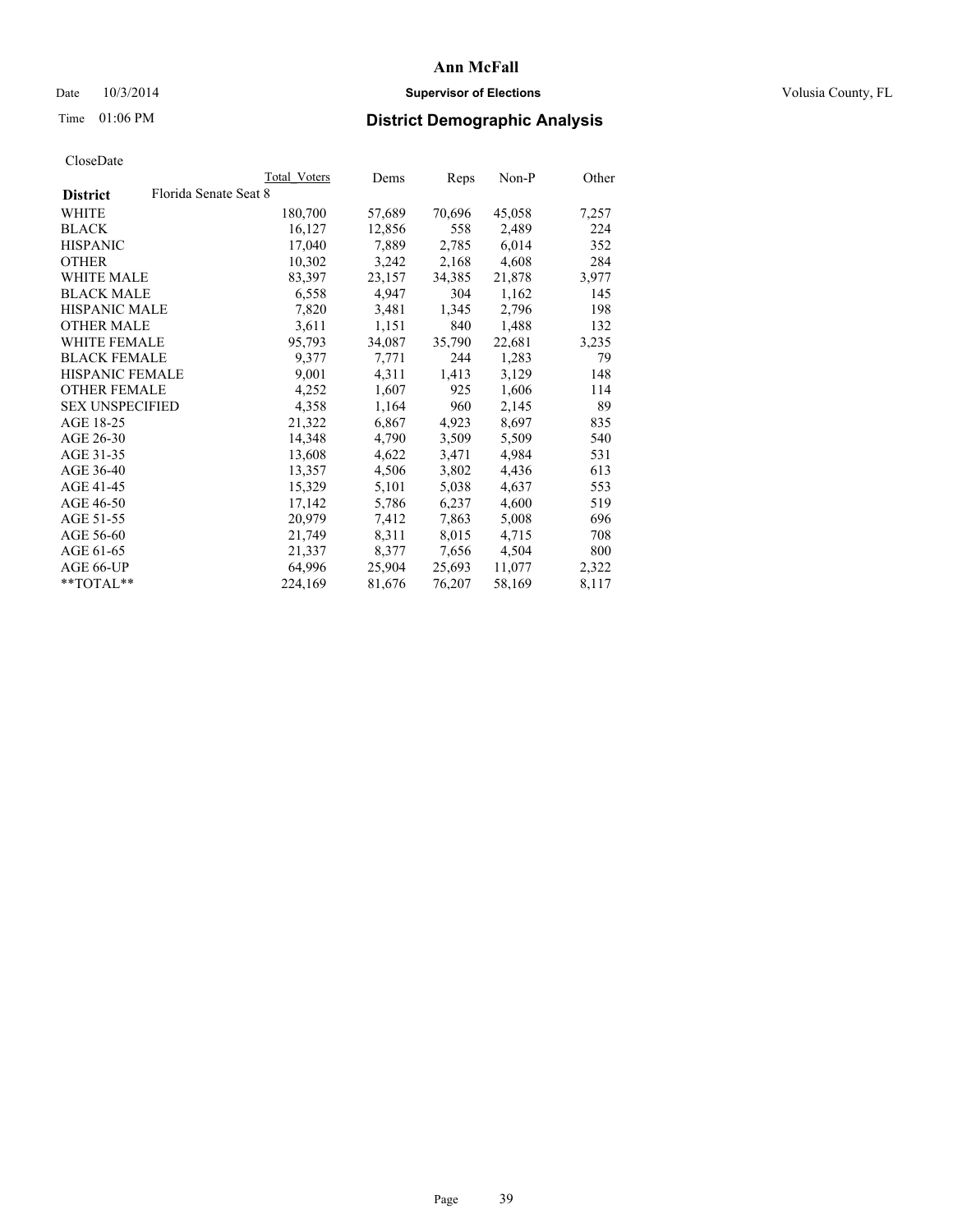# Ann McFall

Date 10/3/2014 **Supervisor of Elections** Volusia County, FL

Time 01:06 PM

## District Demographic Analysis

CloseDate

| District | Total Voters | Dems | Reps | Non-P | Other |
|---|---|---|---|---|---|
| Florida Senate Seat 8 | | | | | |
| WHITE | 180,700 | 57,689 | 70,696 | 45,058 | 7,257 |
| BLACK | 16,127 | 12,856 | 558 | 2,489 | 224 |
| HISPANIC | 17,040 | 7,889 | 2,785 | 6,014 | 352 |
| OTHER | 10,302 | 3,242 | 2,168 | 4,608 | 284 |
| WHITE MALE | 83,397 | 23,157 | 34,385 | 21,878 | 3,977 |
| BLACK MALE | 6,558 | 4,947 | 304 | 1,162 | 145 |
| HISPANIC MALE | 7,820 | 3,481 | 1,345 | 2,796 | 198 |
| OTHER MALE | 3,611 | 1,151 | 840 | 1,488 | 132 |
| WHITE FEMALE | 95,793 | 34,087 | 35,790 | 22,681 | 3,235 |
| BLACK FEMALE | 9,377 | 7,771 | 244 | 1,283 | 79 |
| HISPANIC FEMALE | 9,001 | 4,311 | 1,413 | 3,129 | 148 |
| OTHER FEMALE | 4,252 | 1,607 | 925 | 1,606 | 114 |
| SEX UNSPECIFIED | 4,358 | 1,164 | 960 | 2,145 | 89 |
| AGE 18-25 | 21,322 | 6,867 | 4,923 | 8,697 | 835 |
| AGE 26-30 | 14,348 | 4,790 | 3,509 | 5,509 | 540 |
| AGE 31-35 | 13,608 | 4,622 | 3,471 | 4,984 | 531 |
| AGE 36-40 | 13,357 | 4,506 | 3,802 | 4,436 | 613 |
| AGE 41-45 | 15,329 | 5,101 | 5,038 | 4,637 | 553 |
| AGE 46-50 | 17,142 | 5,786 | 6,237 | 4,600 | 519 |
| AGE 51-55 | 20,979 | 7,412 | 7,863 | 5,008 | 696 |
| AGE 56-60 | 21,749 | 8,311 | 8,015 | 4,715 | 708 |
| AGE 61-65 | 21,337 | 8,377 | 7,656 | 4,504 | 800 |
| AGE 66-UP | 64,996 | 25,904 | 25,693 | 11,077 | 2,322 |
| **TOTAL** | 224,169 | 81,676 | 76,207 | 58,169 | 8,117 |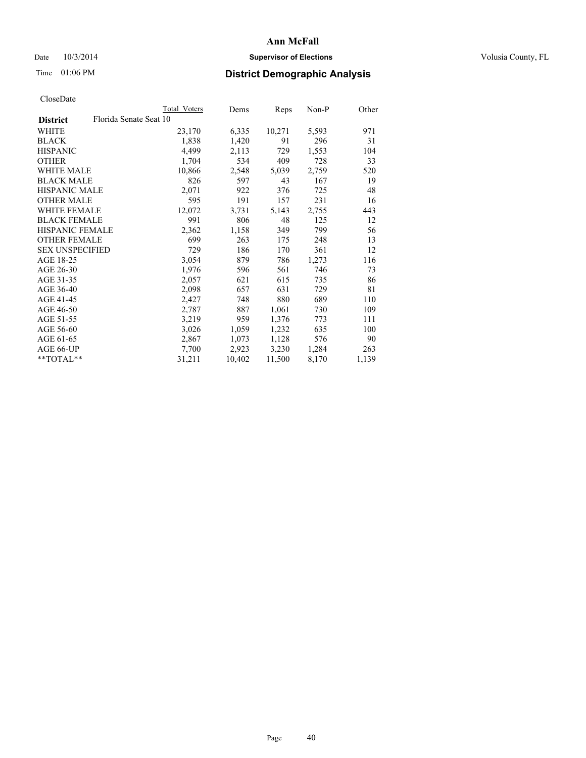# Ann McFall

Date 10/3/2014 **Supervisor of Elections** Volusia County, FL

Time 01:06 PM **District Demographic Analysis**

CloseDate

| | Total Voters | Dems | Reps | Non-P | Other |
|---|---|---|---|---|---|
| **District** Florida Senate Seat 10 | | | | | |
| WHITE | 23,170 | 6,335 | 10,271 | 5,593 | 971 |
| BLACK | 1,838 | 1,420 | 91 | 296 | 31 |
| HISPANIC | 4,499 | 2,113 | 729 | 1,553 | 104 |
| OTHER | 1,704 | 534 | 409 | 728 | 33 |
| WHITE MALE | 10,866 | 2,548 | 5,039 | 2,759 | 520 |
| BLACK MALE | 826 | 597 | 43 | 167 | 19 |
| HISPANIC MALE | 2,071 | 922 | 376 | 725 | 48 |
| OTHER MALE | 595 | 191 | 157 | 231 | 16 |
| WHITE FEMALE | 12,072 | 3,731 | 5,143 | 2,755 | 443 |
| BLACK FEMALE | 991 | 806 | 48 | 125 | 12 |
| HISPANIC FEMALE | 2,362 | 1,158 | 349 | 799 | 56 |
| OTHER FEMALE | 699 | 263 | 175 | 248 | 13 |
| SEX UNSPECIFIED | 729 | 186 | 170 | 361 | 12 |
| AGE 18-25 | 3,054 | 879 | 786 | 1,273 | 116 |
| AGE 26-30 | 1,976 | 596 | 561 | 746 | 73 |
| AGE 31-35 | 2,057 | 621 | 615 | 735 | 86 |
| AGE 36-40 | 2,098 | 657 | 631 | 729 | 81 |
| AGE 41-45 | 2,427 | 748 | 880 | 689 | 110 |
| AGE 46-50 | 2,787 | 887 | 1,061 | 730 | 109 |
| AGE 51-55 | 3,219 | 959 | 1,376 | 773 | 111 |
| AGE 56-60 | 3,026 | 1,059 | 1,232 | 635 | 100 |
| AGE 61-65 | 2,867 | 1,073 | 1,128 | 576 | 90 |
| AGE 66-UP | 7,700 | 2,923 | 3,230 | 1,284 | 263 |
| **TOTAL** | 31,211 | 10,402 | 11,500 | 8,170 | 1,139 |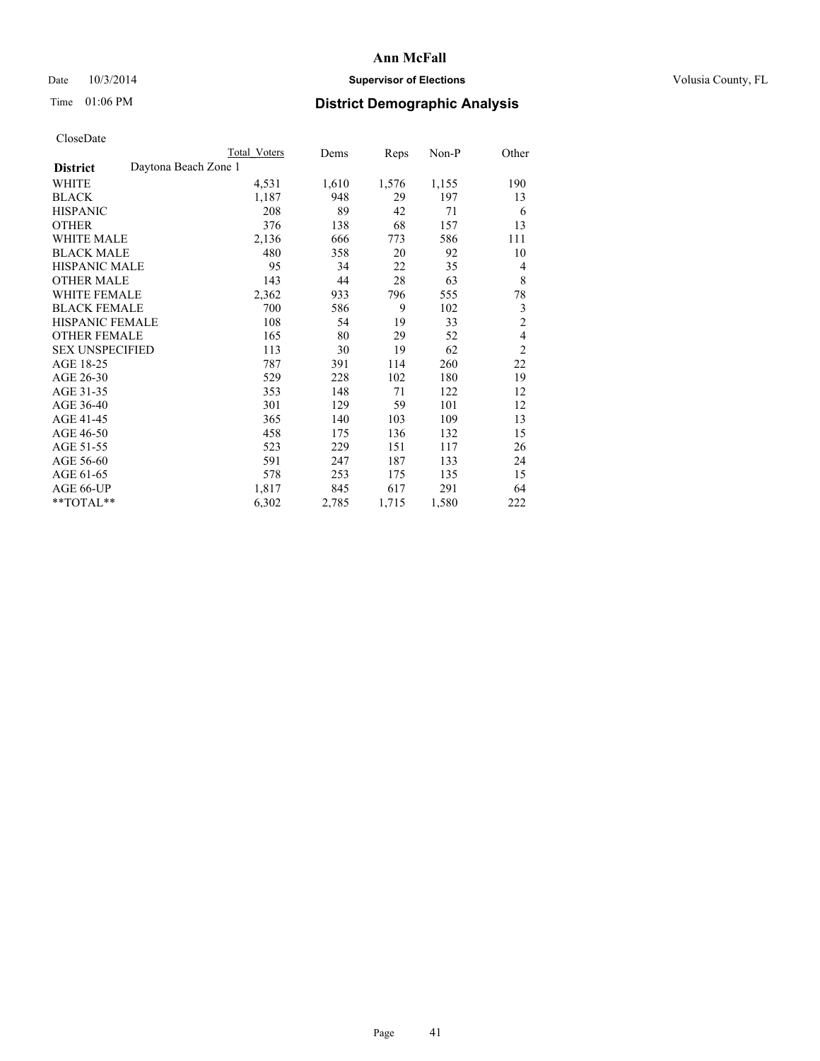# Ann McFall

Date 10/3/2014 **Supervisor of Elections** Volusia County, FL

Time 01:06 PM **District Demographic Analysis**

CloseDate

| **District** Daytona Beach Zone 1 | Total Voters | Dems | Reps | Non-P | Other |
|---|---|---|---|---|---|
| WHITE | 4,531 | 1,610 | 1,576 | 1,155 | 190 |
| BLACK | 1,187 | 948 | 29 | 197 | 13 |
| HISPANIC | 208 | 89 | 42 | 71 | 6 |
| OTHER | 376 | 138 | 68 | 157 | 13 |
| WHITE MALE | 2,136 | 666 | 773 | 586 | 111 |
| BLACK MALE | 480 | 358 | 20 | 92 | 10 |
| HISPANIC MALE | 95 | 34 | 22 | 35 | 4 |
| OTHER MALE | 143 | 44 | 28 | 63 | 8 |
| WHITE FEMALE | 2,362 | 933 | 796 | 555 | 78 |
| BLACK FEMALE | 700 | 586 | 9 | 102 | 3 |
| HISPANIC FEMALE | 108 | 54 | 19 | 33 | 2 |
| OTHER FEMALE | 165 | 80 | 29 | 52 | 4 |
| SEX UNSPECIFIED | 113 | 30 | 19 | 62 | 2 |
| AGE 18-25 | 787 | 391 | 114 | 260 | 22 |
| AGE 26-30 | 529 | 228 | 102 | 180 | 19 |
| AGE 31-35 | 353 | 148 | 71 | 122 | 12 |
| AGE 36-40 | 301 | 129 | 59 | 101 | 12 |
| AGE 41-45 | 365 | 140 | 103 | 109 | 13 |
| AGE 46-50 | 458 | 175 | 136 | 132 | 15 |
| AGE 51-55 | 523 | 229 | 151 | 117 | 26 |
| AGE 56-60 | 591 | 247 | 187 | 133 | 24 |
| AGE 61-65 | 578 | 253 | 175 | 135 | 15 |
| AGE 66-UP | 1,817 | 845 | 617 | 291 | 64 |
| **TOTAL** | 6,302 | 2,785 | 1,715 | 1,580 | 222 |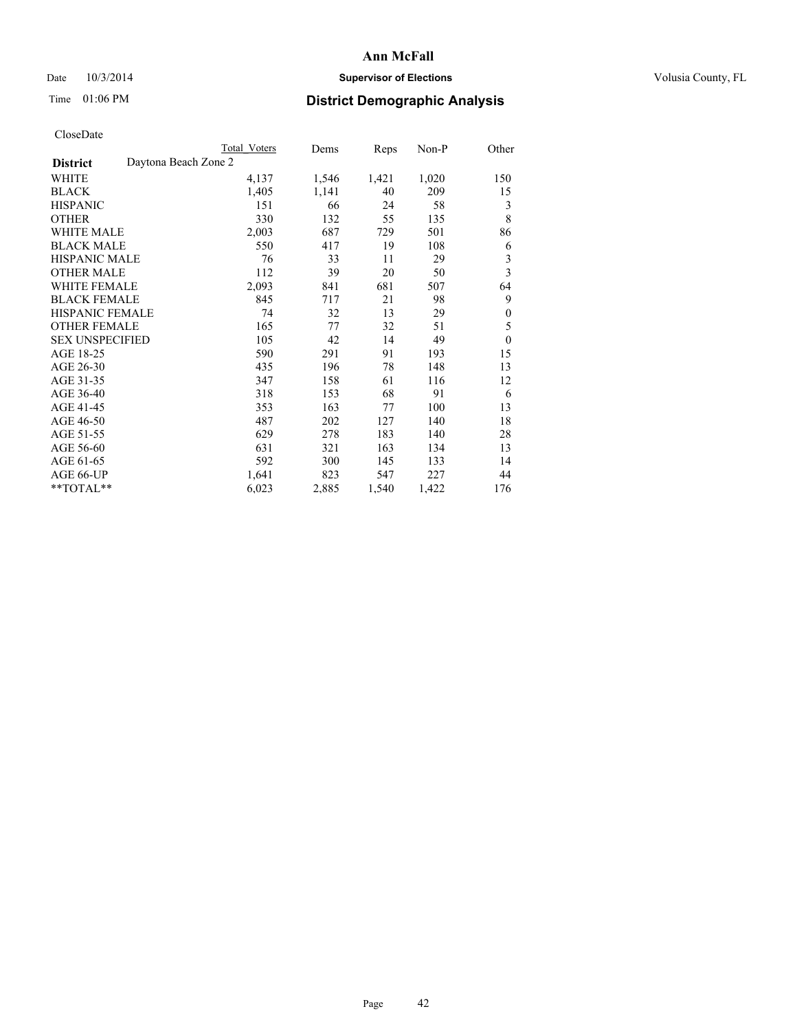# Ann McFall

Date 10/3/2014 **Supervisor of Elections** Volusia County, FL

Time 01:06 PM **District Demographic Analysis**

CloseDate

| | Total Voters | Dems | Reps | Non-P | Other |
|---|---|---|---|---|---|
| **District** Daytona Beach Zone 2 | | | | | |
| WHITE | 4,137 | 1,546 | 1,421 | 1,020 | 150 |
| BLACK | 1,405 | 1,141 | 40 | 209 | 15 |
| HISPANIC | 151 | 66 | 24 | 58 | 3 |
| OTHER | 330 | 132 | 55 | 135 | 8 |
| WHITE MALE | 2,003 | 687 | 729 | 501 | 86 |
| BLACK MALE | 550 | 417 | 19 | 108 | 6 |
| HISPANIC MALE | 76 | 33 | 11 | 29 | 3 |
| OTHER MALE | 112 | 39 | 20 | 50 | 3 |
| WHITE FEMALE | 2,093 | 841 | 681 | 507 | 64 |
| BLACK FEMALE | 845 | 717 | 21 | 98 | 9 |
| HISPANIC FEMALE | 74 | 32 | 13 | 29 | 0 |
| OTHER FEMALE | 165 | 77 | 32 | 51 | 5 |
| SEX UNSPECIFIED | 105 | 42 | 14 | 49 | 0 |
| AGE 18-25 | 590 | 291 | 91 | 193 | 15 |
| AGE 26-30 | 435 | 196 | 78 | 148 | 13 |
| AGE 31-35 | 347 | 158 | 61 | 116 | 12 |
| AGE 36-40 | 318 | 153 | 68 | 91 | 6 |
| AGE 41-45 | 353 | 163 | 77 | 100 | 13 |
| AGE 46-50 | 487 | 202 | 127 | 140 | 18 |
| AGE 51-55 | 629 | 278 | 183 | 140 | 28 |
| AGE 56-60 | 631 | 321 | 163 | 134 | 13 |
| AGE 61-65 | 592 | 300 | 145 | 133 | 14 |
| AGE 66-UP | 1,641 | 823 | 547 | 227 | 44 |
| **TOTAL** | 6,023 | 2,885 | 1,540 | 1,422 | 176 |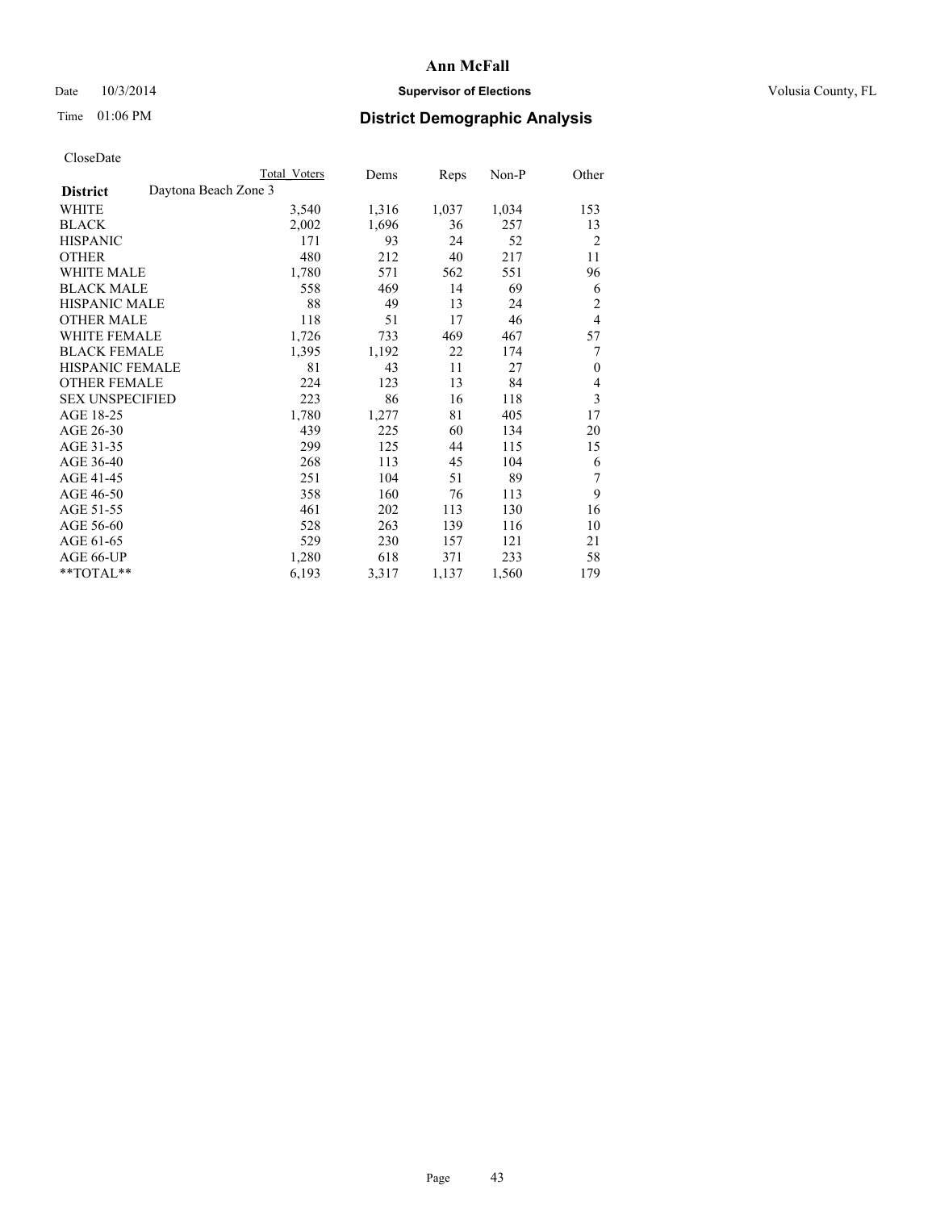# Ann McFall

Date 10/3/2014 **Supervisor of Elections** Volusia County, FL

Time 01:06 PM **District Demographic Analysis**

CloseDate

| **District** Daytona Beach Zone 3 | Total Voters | Dems | Reps | Non-P | Other |
|---|---|---|---|---|---|
| WHITE | 3,540 | 1,316 | 1,037 | 1,034 | 153 |
| BLACK | 2,002 | 1,696 | 36 | 257 | 13 |
| HISPANIC | 171 | 93 | 24 | 52 | 2 |
| OTHER | 480 | 212 | 40 | 217 | 11 |
| WHITE MALE | 1,780 | 571 | 562 | 551 | 96 |
| BLACK MALE | 558 | 469 | 14 | 69 | 6 |
| HISPANIC MALE | 88 | 49 | 13 | 24 | 2 |
| OTHER MALE | 118 | 51 | 17 | 46 | 4 |
| WHITE FEMALE | 1,726 | 733 | 469 | 467 | 57 |
| BLACK FEMALE | 1,395 | 1,192 | 22 | 174 | 7 |
| HISPANIC FEMALE | 81 | 43 | 11 | 27 | 0 |
| OTHER FEMALE | 224 | 123 | 13 | 84 | 4 |
| SEX UNSPECIFIED | 223 | 86 | 16 | 118 | 3 |
| AGE 18-25 | 1,780 | 1,277 | 81 | 405 | 17 |
| AGE 26-30 | 439 | 225 | 60 | 134 | 20 |
| AGE 31-35 | 299 | 125 | 44 | 115 | 15 |
| AGE 36-40 | 268 | 113 | 45 | 104 | 6 |
| AGE 41-45 | 251 | 104 | 51 | 89 | 7 |
| AGE 46-50 | 358 | 160 | 76 | 113 | 9 |
| AGE 51-55 | 461 | 202 | 113 | 130 | 16 |
| AGE 56-60 | 528 | 263 | 139 | 116 | 10 |
| AGE 61-65 | 529 | 230 | 157 | 121 | 21 |
| AGE 66-UP | 1,280 | 618 | 371 | 233 | 58 |
| **TOTAL** | 6,193 | 3,317 | 1,137 | 1,560 | 179 |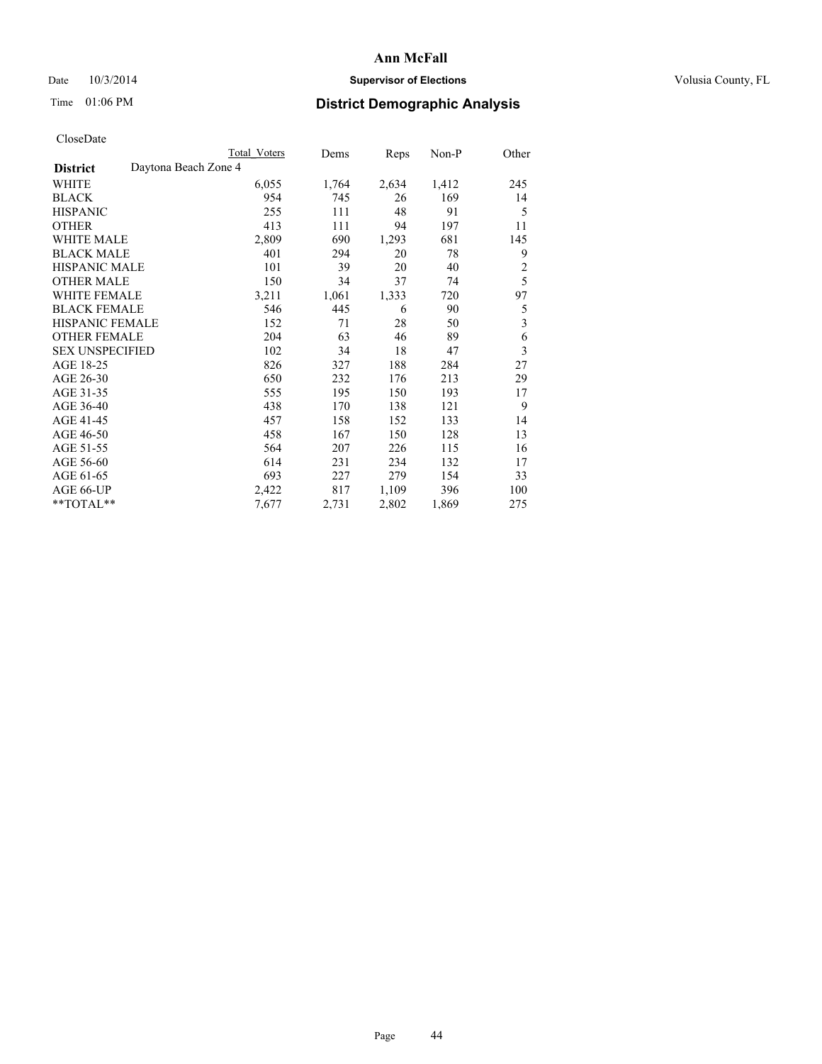# Ann McFall

Date 10/3/2014 **Supervisor of Elections** Volusia County, FL

Time 01:06 PM **District Demographic Analysis**

CloseDate

| **District** Daytona Beach Zone 4 | Total Voters | Dems | Reps | Non-P | Other |
|---|---|---|---|---|---|
| WHITE | 6,055 | 1,764 | 2,634 | 1,412 | 245 |
| BLACK | 954 | 745 | 26 | 169 | 14 |
| HISPANIC | 255 | 111 | 48 | 91 | 5 |
| OTHER | 413 | 111 | 94 | 197 | 11 |
| WHITE MALE | 2,809 | 690 | 1,293 | 681 | 145 |
| BLACK MALE | 401 | 294 | 20 | 78 | 9 |
| HISPANIC MALE | 101 | 39 | 20 | 40 | 2 |
| OTHER MALE | 150 | 34 | 37 | 74 | 5 |
| WHITE FEMALE | 3,211 | 1,061 | 1,333 | 720 | 97 |
| BLACK FEMALE | 546 | 445 | 6 | 90 | 5 |
| HISPANIC FEMALE | 152 | 71 | 28 | 50 | 3 |
| OTHER FEMALE | 204 | 63 | 46 | 89 | 6 |
| SEX UNSPECIFIED | 102 | 34 | 18 | 47 | 3 |
| AGE 18-25 | 826 | 327 | 188 | 284 | 27 |
| AGE 26-30 | 650 | 232 | 176 | 213 | 29 |
| AGE 31-35 | 555 | 195 | 150 | 193 | 17 |
| AGE 36-40 | 438 | 170 | 138 | 121 | 9 |
| AGE 41-45 | 457 | 158 | 152 | 133 | 14 |
| AGE 46-50 | 458 | 167 | 150 | 128 | 13 |
| AGE 51-55 | 564 | 207 | 226 | 115 | 16 |
| AGE 56-60 | 614 | 231 | 234 | 132 | 17 |
| AGE 61-65 | 693 | 227 | 279 | 154 | 33 |
| AGE 66-UP | 2,422 | 817 | 1,109 | 396 | 100 |
| **TOTAL** | 7,677 | 2,731 | 2,802 | 1,869 | 275 |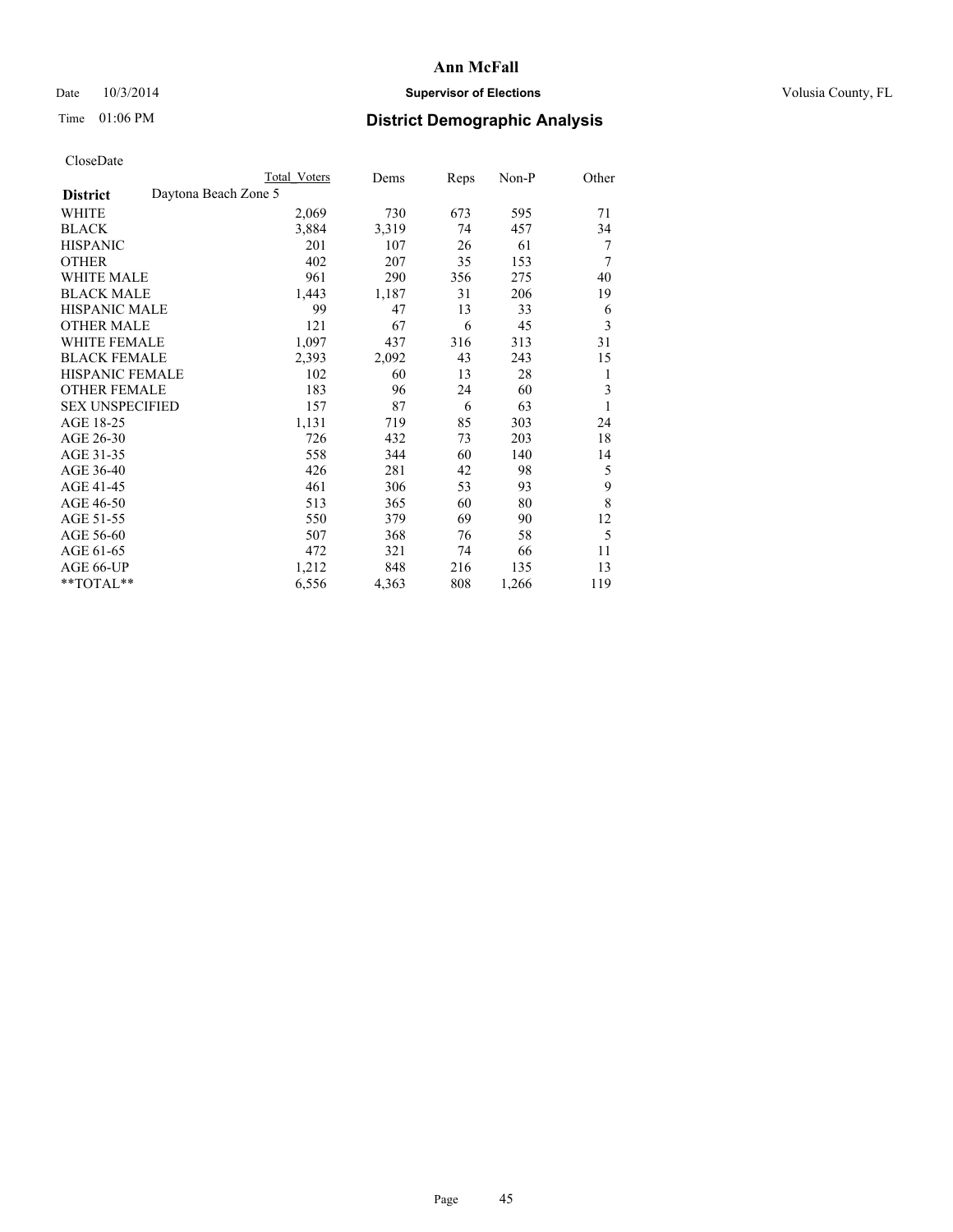# Ann McFall

Date 10/3/2014 **Supervisor of Elections** Volusia County, FL

Time 01:06 PM **District Demographic Analysis**

CloseDate

| | Total Voters | Dems | Reps | Non-P | Other |
|---|---|---|---|---|---|
| **District** Daytona Beach Zone 5 | | | | | |
| WHITE | 2,069 | 730 | 673 | 595 | 71 |
| BLACK | 3,884 | 3,319 | 74 | 457 | 34 |
| HISPANIC | 201 | 107 | 26 | 61 | 7 |
| OTHER | 402 | 207 | 35 | 153 | 7 |
| WHITE MALE | 961 | 290 | 356 | 275 | 40 |
| BLACK MALE | 1,443 | 1,187 | 31 | 206 | 19 |
| HISPANIC MALE | 99 | 47 | 13 | 33 | 6 |
| OTHER MALE | 121 | 67 | 6 | 45 | 3 |
| WHITE FEMALE | 1,097 | 437 | 316 | 313 | 31 |
| BLACK FEMALE | 2,393 | 2,092 | 43 | 243 | 15 |
| HISPANIC FEMALE | 102 | 60 | 13 | 28 | 1 |
| OTHER FEMALE | 183 | 96 | 24 | 60 | 3 |
| SEX UNSPECIFIED | 157 | 87 | 6 | 63 | 1 |
| AGE 18-25 | 1,131 | 719 | 85 | 303 | 24 |
| AGE 26-30 | 726 | 432 | 73 | 203 | 18 |
| AGE 31-35 | 558 | 344 | 60 | 140 | 14 |
| AGE 36-40 | 426 | 281 | 42 | 98 | 5 |
| AGE 41-45 | 461 | 306 | 53 | 93 | 9 |
| AGE 46-50 | 513 | 365 | 60 | 80 | 8 |
| AGE 51-55 | 550 | 379 | 69 | 90 | 12 |
| AGE 56-60 | 507 | 368 | 76 | 58 | 5 |
| AGE 61-65 | 472 | 321 | 74 | 66 | 11 |
| AGE 66-UP | 1,212 | 848 | 216 | 135 | 13 |
| **TOTAL** | 6,556 | 4,363 | 808 | 1,266 | 119 |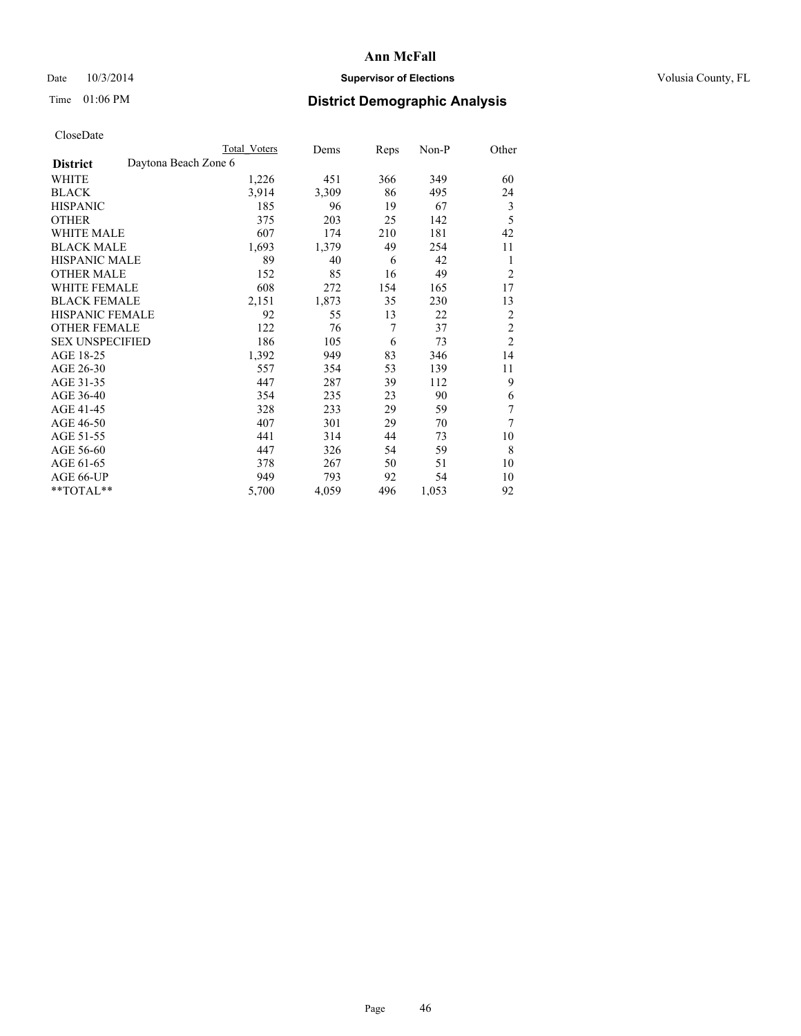**Ann McFall**

Date 10/3/2014 **Supervisor of Elections** Volusia County, FL

Time 01:06 PM **District Demographic Analysis**

CloseDate

| **District** Daytona Beach Zone 6 | Total Voters | Dems | Reps | Non-P | Other |
|---|---|---|---|---|---|
| WHITE | 1,226 | 451 | 366 | 349 | 60 |
| BLACK | 3,914 | 3,309 | 86 | 495 | 24 |
| HISPANIC | 185 | 96 | 19 | 67 | 3 |
| OTHER | 375 | 203 | 25 | 142 | 5 |
| WHITE MALE | 607 | 174 | 210 | 181 | 42 |
| BLACK MALE | 1,693 | 1,379 | 49 | 254 | 11 |
| HISPANIC MALE | 89 | 40 | 6 | 42 | 1 |
| OTHER MALE | 152 | 85 | 16 | 49 | 2 |
| WHITE FEMALE | 608 | 272 | 154 | 165 | 17 |
| BLACK FEMALE | 2,151 | 1,873 | 35 | 230 | 13 |
| HISPANIC FEMALE | 92 | 55 | 13 | 22 | 2 |
| OTHER FEMALE | 122 | 76 | 7 | 37 | 2 |
| SEX UNSPECIFIED | 186 | 105 | 6 | 73 | 2 |
| AGE 18-25 | 1,392 | 949 | 83 | 346 | 14 |
| AGE 26-30 | 557 | 354 | 53 | 139 | 11 |
| AGE 31-35 | 447 | 287 | 39 | 112 | 9 |
| AGE 36-40 | 354 | 235 | 23 | 90 | 6 |
| AGE 41-45 | 328 | 233 | 29 | 59 | 7 |
| AGE 46-50 | 407 | 301 | 29 | 70 | 7 |
| AGE 51-55 | 441 | 314 | 44 | 73 | 10 |
| AGE 56-60 | 447 | 326 | 54 | 59 | 8 |
| AGE 61-65 | 378 | 267 | 50 | 51 | 10 |
| AGE 66-UP | 949 | 793 | 92 | 54 | 10 |
| **TOTAL** | 5,700 | 4,059 | 496 | 1,053 | 92 |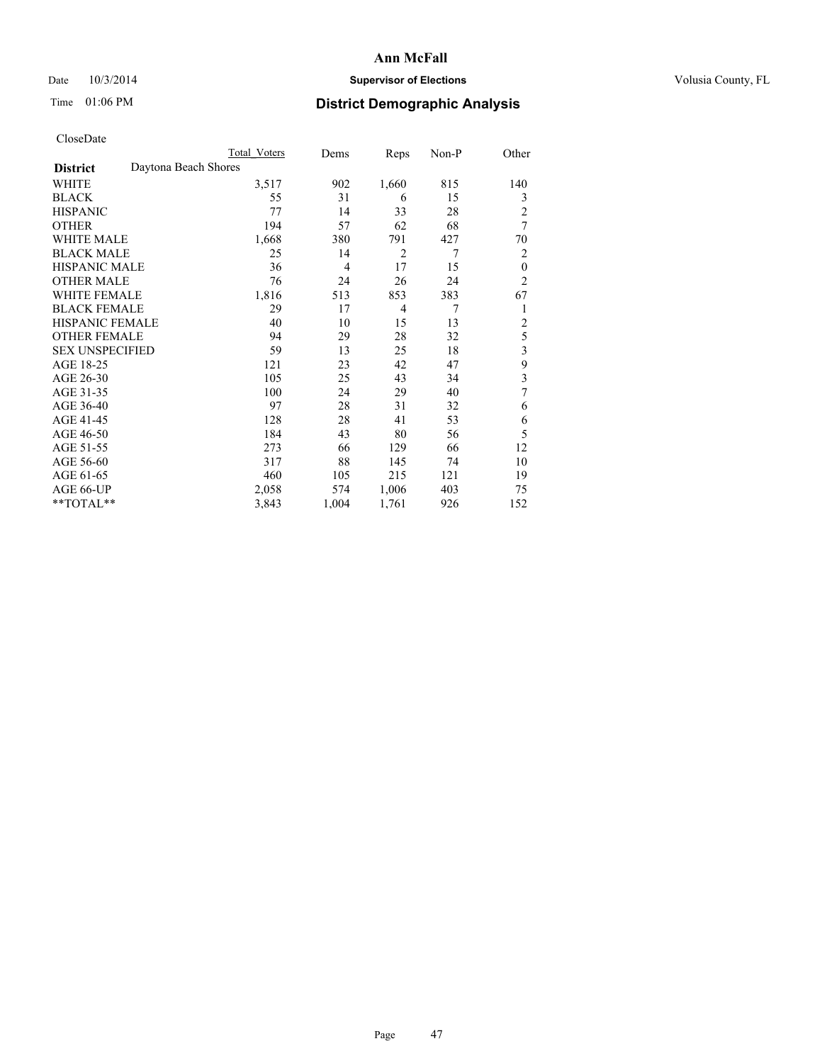# Ann McFall

Date 10/3/2014

**Supervisor of Elections**

Volusia County, FL

Time 01:06 PM

## District Demographic Analysis

CloseDate

| | Total Voters | Dems | Reps | Non-P | Other |
|---|---|---|---|---|---|
| **District** Daytona Beach Shores | | | | | |
| WHITE | 3,517 | 902 | 1,660 | 815 | 140 |
| BLACK | 55 | 31 | 6 | 15 | 3 |
| HISPANIC | 77 | 14 | 33 | 28 | 2 |
| OTHER | 194 | 57 | 62 | 68 | 7 |
| WHITE MALE | 1,668 | 380 | 791 | 427 | 70 |
| BLACK MALE | 25 | 14 | 2 | 7 | 2 |
| HISPANIC MALE | 36 | 4 | 17 | 15 | 0 |
| OTHER MALE | 76 | 24 | 26 | 24 | 2 |
| WHITE FEMALE | 1,816 | 513 | 853 | 383 | 67 |
| BLACK FEMALE | 29 | 17 | 4 | 7 | 1 |
| HISPANIC FEMALE | 40 | 10 | 15 | 13 | 2 |
| OTHER FEMALE | 94 | 29 | 28 | 32 | 5 |
| SEX UNSPECIFIED | 59 | 13 | 25 | 18 | 3 |
| AGE 18-25 | 121 | 23 | 42 | 47 | 9 |
| AGE 26-30 | 105 | 25 | 43 | 34 | 3 |
| AGE 31-35 | 100 | 24 | 29 | 40 | 7 |
| AGE 36-40 | 97 | 28 | 31 | 32 | 6 |
| AGE 41-45 | 128 | 28 | 41 | 53 | 6 |
| AGE 46-50 | 184 | 43 | 80 | 56 | 5 |
| AGE 51-55 | 273 | 66 | 129 | 66 | 12 |
| AGE 56-60 | 317 | 88 | 145 | 74 | 10 |
| AGE 61-65 | 460 | 105 | 215 | 121 | 19 |
| AGE 66-UP | 2,058 | 574 | 1,006 | 403 | 75 |
| **TOTAL** | 3,843 | 1,004 | 1,761 | 926 | 152 |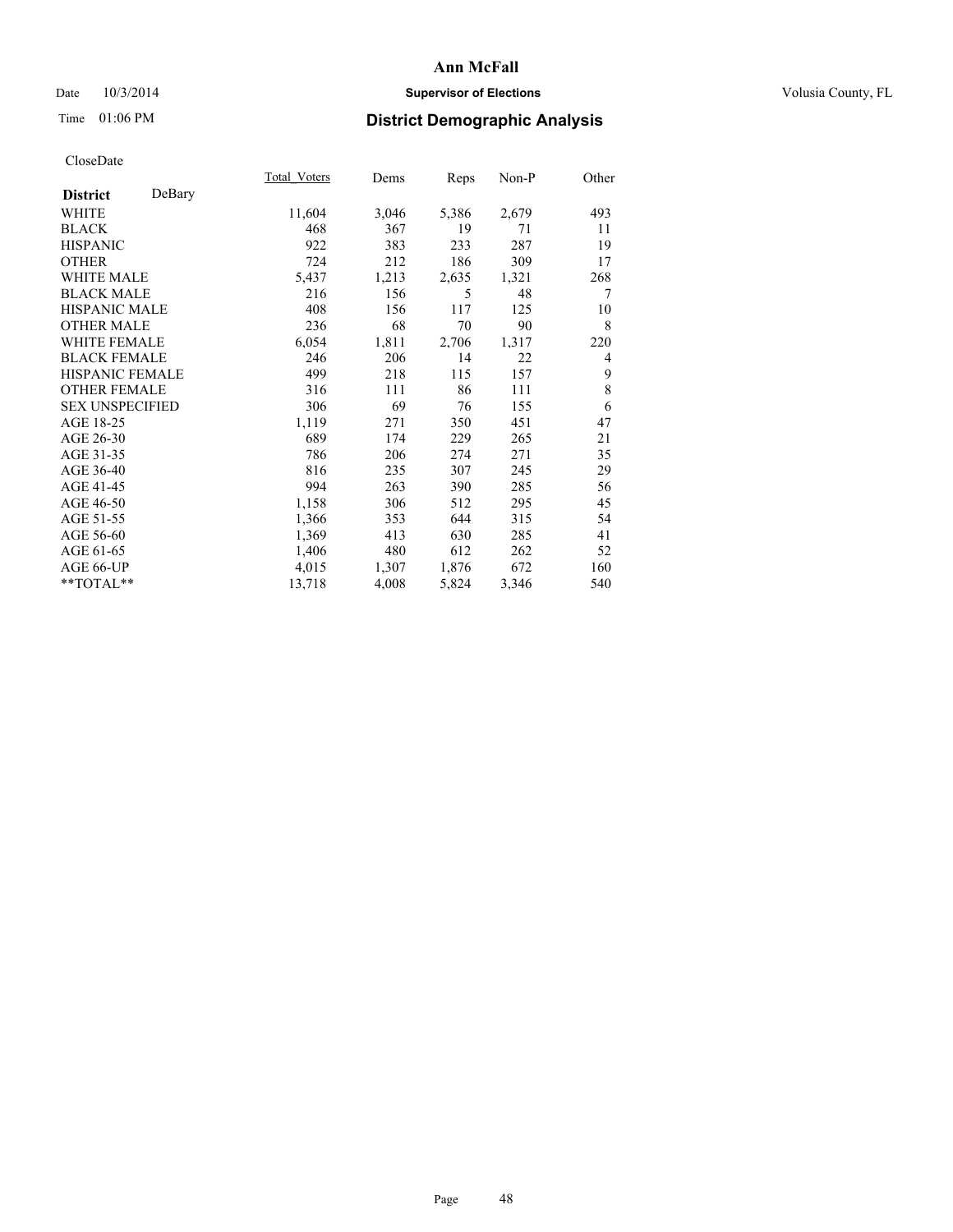Date 10/3/2014

Time 01:06 PM

**Ann McFall**

**Supervisor of Elections**

Volusia County, FL

## District Demographic Analysis

CloseDate

| | Total_Voters | Dems | Reps | Non-P | Other |
|---|---|---|---|---|---|
| **District** DeBary | | | | | |
| WHITE | 11,604 | 3,046 | 5,386 | 2,679 | 493 |
| BLACK | 468 | 367 | 19 | 71 | 11 |
| HISPANIC | 922 | 383 | 233 | 287 | 19 |
| OTHER | 724 | 212 | 186 | 309 | 17 |
| WHITE MALE | 5,437 | 1,213 | 2,635 | 1,321 | 268 |
| BLACK MALE | 216 | 156 | 5 | 48 | 7 |
| HISPANIC MALE | 408 | 156 | 117 | 125 | 10 |
| OTHER MALE | 236 | 68 | 70 | 90 | 8 |
| WHITE FEMALE | 6,054 | 1,811 | 2,706 | 1,317 | 220 |
| BLACK FEMALE | 246 | 206 | 14 | 22 | 4 |
| HISPANIC FEMALE | 499 | 218 | 115 | 157 | 9 |
| OTHER FEMALE | 316 | 111 | 86 | 111 | 8 |
| SEX UNSPECIFIED | 306 | 69 | 76 | 155 | 6 |
| AGE 18-25 | 1,119 | 271 | 350 | 451 | 47 |
| AGE 26-30 | 689 | 174 | 229 | 265 | 21 |
| AGE 31-35 | 786 | 206 | 274 | 271 | 35 |
| AGE 36-40 | 816 | 235 | 307 | 245 | 29 |
| AGE 41-45 | 994 | 263 | 390 | 285 | 56 |
| AGE 46-50 | 1,158 | 306 | 512 | 295 | 45 |
| AGE 51-55 | 1,366 | 353 | 644 | 315 | 54 |
| AGE 56-60 | 1,369 | 413 | 630 | 285 | 41 |
| AGE 61-65 | 1,406 | 480 | 612 | 262 | 52 |
| AGE 66-UP | 4,015 | 1,307 | 1,876 | 672 | 160 |
| **TOTAL** | 13,718 | 4,008 | 5,824 | 3,346 | 540 |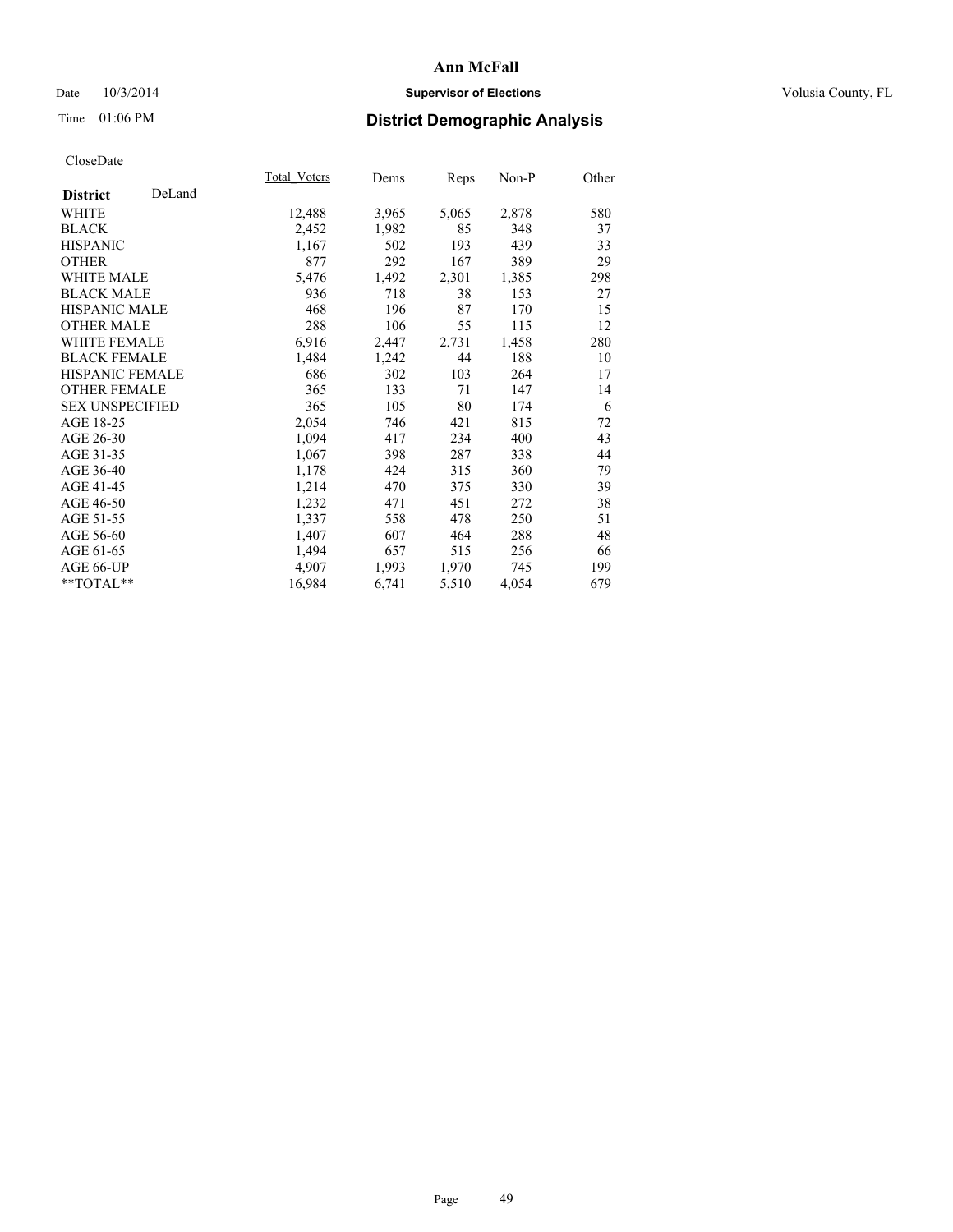# Ann McFall

Date 10/3/2014 **Supervisor of Elections** Volusia County, FL

Time 01:06 PM **District Demographic Analysis**

CloseDate

| **District** DeLand | Total Voters | Dems | Reps | Non-P | Other |
|---|---|---|---|---|---|
| WHITE | 12,488 | 3,965 | 5,065 | 2,878 | 580 |
| BLACK | 2,452 | 1,982 | 85 | 348 | 37 |
| HISPANIC | 1,167 | 502 | 193 | 439 | 33 |
| OTHER | 877 | 292 | 167 | 389 | 29 |
| WHITE MALE | 5,476 | 1,492 | 2,301 | 1,385 | 298 |
| BLACK MALE | 936 | 718 | 38 | 153 | 27 |
| HISPANIC MALE | 468 | 196 | 87 | 170 | 15 |
| OTHER MALE | 288 | 106 | 55 | 115 | 12 |
| WHITE FEMALE | 6,916 | 2,447 | 2,731 | 1,458 | 280 |
| BLACK FEMALE | 1,484 | 1,242 | 44 | 188 | 10 |
| HISPANIC FEMALE | 686 | 302 | 103 | 264 | 17 |
| OTHER FEMALE | 365 | 133 | 71 | 147 | 14 |
| SEX UNSPECIFIED | 365 | 105 | 80 | 174 | 6 |
| AGE 18-25 | 2,054 | 746 | 421 | 815 | 72 |
| AGE 26-30 | 1,094 | 417 | 234 | 400 | 43 |
| AGE 31-35 | 1,067 | 398 | 287 | 338 | 44 |
| AGE 36-40 | 1,178 | 424 | 315 | 360 | 79 |
| AGE 41-45 | 1,214 | 470 | 375 | 330 | 39 |
| AGE 46-50 | 1,232 | 471 | 451 | 272 | 38 |
| AGE 51-55 | 1,337 | 558 | 478 | 250 | 51 |
| AGE 56-60 | 1,407 | 607 | 464 | 288 | 48 |
| AGE 61-65 | 1,494 | 657 | 515 | 256 | 66 |
| AGE 66-UP | 4,907 | 1,993 | 1,970 | 745 | 199 |
| **TOTAL** | 16,984 | 6,741 | 5,510 | 4,054 | 679 |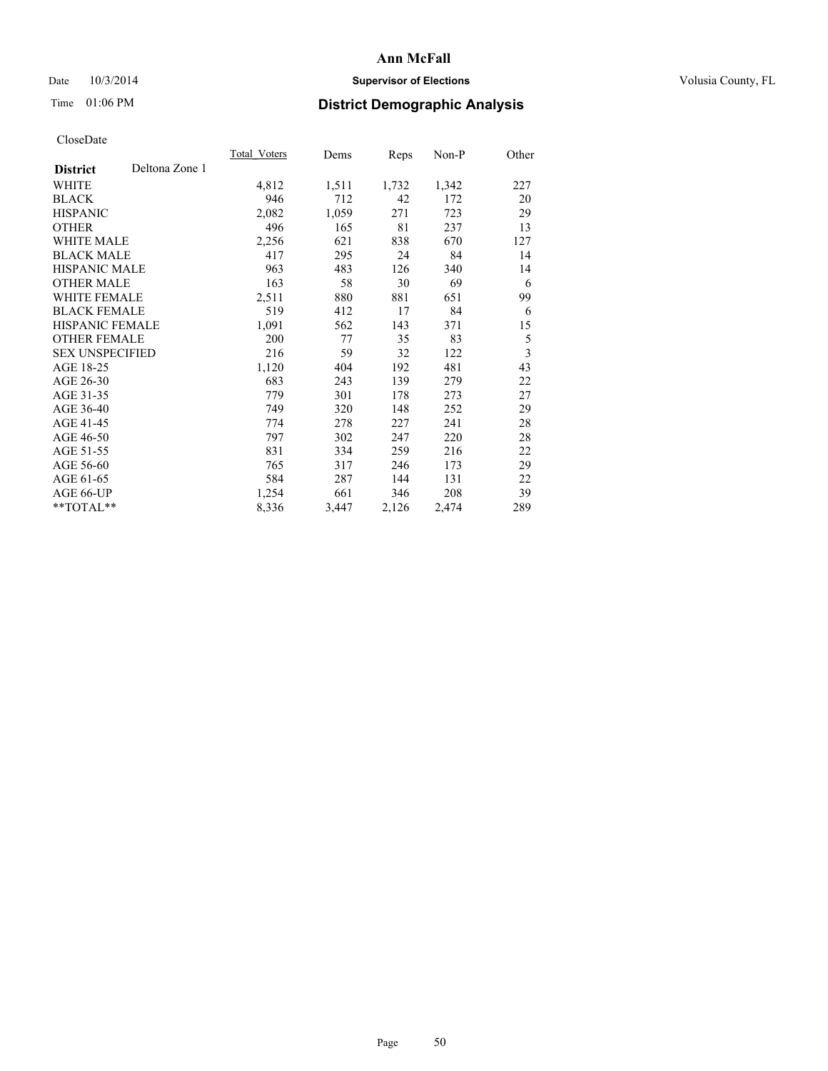# Ann McFall

Date 10/3/2014

**Supervisor of Elections**

Volusia County, FL

Time 01:06 PM

## District Demographic Analysis

CloseDate

| **District** Deltona Zone 1 | Total_Voters | Dems | Reps | Non-P | Other |
|---|---|---|---|---|---|
| WHITE | 4,812 | 1,511 | 1,732 | 1,342 | 227 |
| BLACK | 946 | 712 | 42 | 172 | 20 |
| HISPANIC | 2,082 | 1,059 | 271 | 723 | 29 |
| OTHER | 496 | 165 | 81 | 237 | 13 |
| WHITE MALE | 2,256 | 621 | 838 | 670 | 127 |
| BLACK MALE | 417 | 295 | 24 | 84 | 14 |
| HISPANIC MALE | 963 | 483 | 126 | 340 | 14 |
| OTHER MALE | 163 | 58 | 30 | 69 | 6 |
| WHITE FEMALE | 2,511 | 880 | 881 | 651 | 99 |
| BLACK FEMALE | 519 | 412 | 17 | 84 | 6 |
| HISPANIC FEMALE | 1,091 | 562 | 143 | 371 | 15 |
| OTHER FEMALE | 200 | 77 | 35 | 83 | 5 |
| SEX UNSPECIFIED | 216 | 59 | 32 | 122 | 3 |
| AGE 18-25 | 1,120 | 404 | 192 | 481 | 43 |
| AGE 26-30 | 683 | 243 | 139 | 279 | 22 |
| AGE 31-35 | 779 | 301 | 178 | 273 | 27 |
| AGE 36-40 | 749 | 320 | 148 | 252 | 29 |
| AGE 41-45 | 774 | 278 | 227 | 241 | 28 |
| AGE 46-50 | 797 | 302 | 247 | 220 | 28 |
| AGE 51-55 | 831 | 334 | 259 | 216 | 22 |
| AGE 56-60 | 765 | 317 | 246 | 173 | 29 |
| AGE 61-65 | 584 | 287 | 144 | 131 | 22 |
| AGE 66-UP | 1,254 | 661 | 346 | 208 | 39 |
| **TOTAL** | 8,336 | 3,447 | 2,126 | 2,474 | 289 |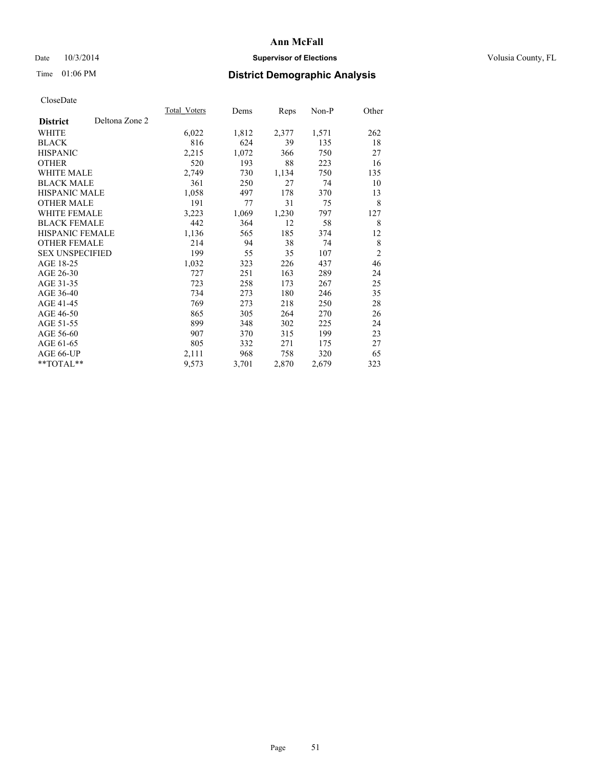# Ann McFall

Date 10/3/2014 **Supervisor of Elections** Volusia County, FL

Time 01:06 PM **District Demographic Analysis**

CloseDate

| **District** Deltona Zone 2 | Total_Voters | Dems | Reps | Non-P | Other |
|---|---|---|---|---|---|
| WHITE | 6,022 | 1,812 | 2,377 | 1,571 | 262 |
| BLACK | 816 | 624 | 39 | 135 | 18 |
| HISPANIC | 2,215 | 1,072 | 366 | 750 | 27 |
| OTHER | 520 | 193 | 88 | 223 | 16 |
| WHITE MALE | 2,749 | 730 | 1,134 | 750 | 135 |
| BLACK MALE | 361 | 250 | 27 | 74 | 10 |
| HISPANIC MALE | 1,058 | 497 | 178 | 370 | 13 |
| OTHER MALE | 191 | 77 | 31 | 75 | 8 |
| WHITE FEMALE | 3,223 | 1,069 | 1,230 | 797 | 127 |
| BLACK FEMALE | 442 | 364 | 12 | 58 | 8 |
| HISPANIC FEMALE | 1,136 | 565 | 185 | 374 | 12 |
| OTHER FEMALE | 214 | 94 | 38 | 74 | 8 |
| SEX UNSPECIFIED | 199 | 55 | 35 | 107 | 2 |
| AGE 18-25 | 1,032 | 323 | 226 | 437 | 46 |
| AGE 26-30 | 727 | 251 | 163 | 289 | 24 |
| AGE 31-35 | 723 | 258 | 173 | 267 | 25 |
| AGE 36-40 | 734 | 273 | 180 | 246 | 35 |
| AGE 41-45 | 769 | 273 | 218 | 250 | 28 |
| AGE 46-50 | 865 | 305 | 264 | 270 | 26 |
| AGE 51-55 | 899 | 348 | 302 | 225 | 24 |
| AGE 56-60 | 907 | 370 | 315 | 199 | 23 |
| AGE 61-65 | 805 | 332 | 271 | 175 | 27 |
| AGE 66-UP | 2,111 | 968 | 758 | 320 | 65 |
| **TOTAL** | 9,573 | 3,701 | 2,870 | 2,679 | 323 |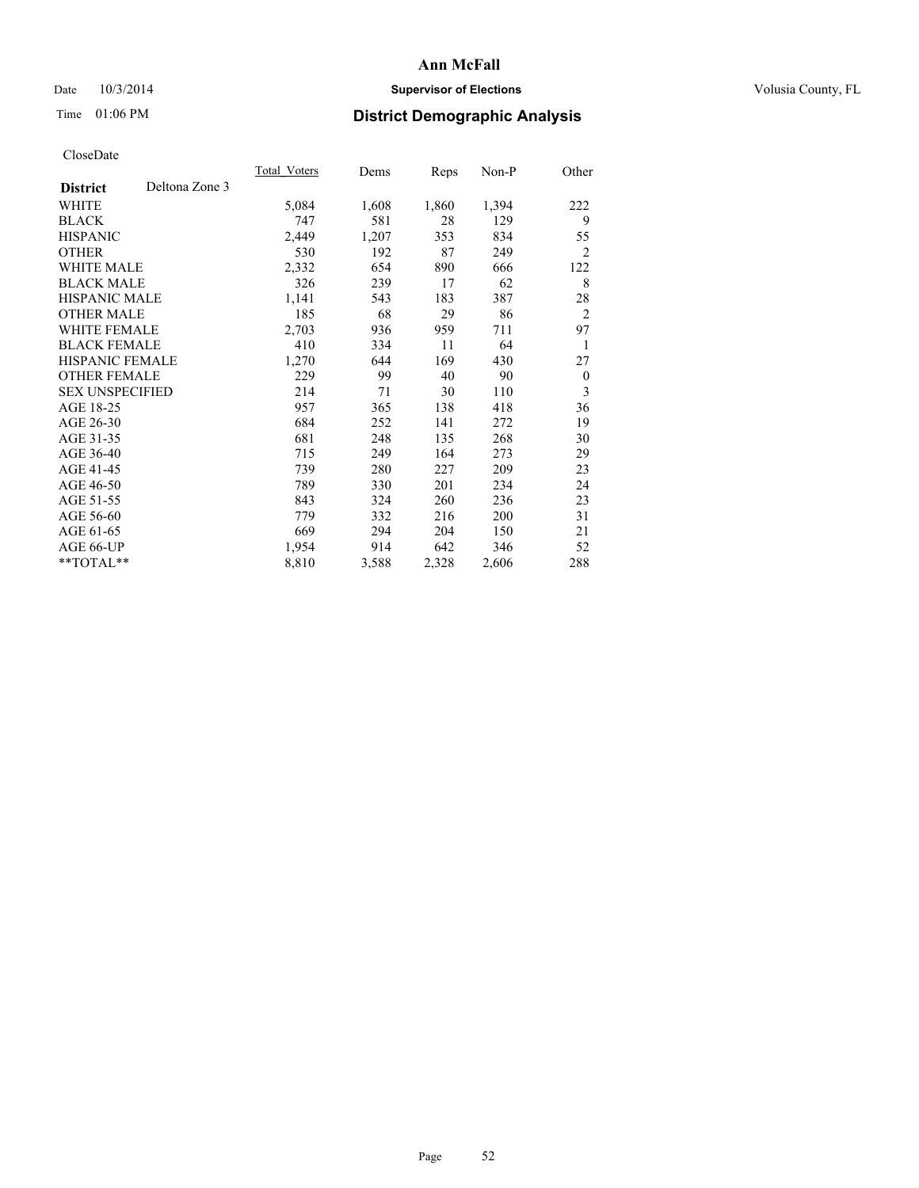# Ann McFall

Date 10/3/2014

**Supervisor of Elections**

Volusia County, FL

Time 01:06 PM

## District Demographic Analysis

CloseDate

| District | Deltona Zone 3 | Total_Voters | Dems | Reps | Non-P | Other |
|---|---|---|---|---|---|---|
| WHITE | | 5,084 | 1,608 | 1,860 | 1,394 | 222 |
| BLACK | | 747 | 581 | 28 | 129 | 9 |
| HISPANIC | | 2,449 | 1,207 | 353 | 834 | 55 |
| OTHER | | 530 | 192 | 87 | 249 | 2 |
| WHITE MALE | | 2,332 | 654 | 890 | 666 | 122 |
| BLACK MALE | | 326 | 239 | 17 | 62 | 8 |
| HISPANIC MALE | | 1,141 | 543 | 183 | 387 | 28 |
| OTHER MALE | | 185 | 68 | 29 | 86 | 2 |
| WHITE FEMALE | | 2,703 | 936 | 959 | 711 | 97 |
| BLACK FEMALE | | 410 | 334 | 11 | 64 | 1 |
| HISPANIC FEMALE | | 1,270 | 644 | 169 | 430 | 27 |
| OTHER FEMALE | | 229 | 99 | 40 | 90 | 0 |
| SEX UNSPECIFIED | | 214 | 71 | 30 | 110 | 3 |
| AGE 18-25 | | 957 | 365 | 138 | 418 | 36 |
| AGE 26-30 | | 684 | 252 | 141 | 272 | 19 |
| AGE 31-35 | | 681 | 248 | 135 | 268 | 30 |
| AGE 36-40 | | 715 | 249 | 164 | 273 | 29 |
| AGE 41-45 | | 739 | 280 | 227 | 209 | 23 |
| AGE 46-50 | | 789 | 330 | 201 | 234 | 24 |
| AGE 51-55 | | 843 | 324 | 260 | 236 | 23 |
| AGE 56-60 | | 779 | 332 | 216 | 200 | 31 |
| AGE 61-65 | | 669 | 294 | 204 | 150 | 21 |
| AGE 66-UP | | 1,954 | 914 | 642 | 346 | 52 |
| **TOTAL** | | 8,810 | 3,588 | 2,328 | 2,606 | 288 |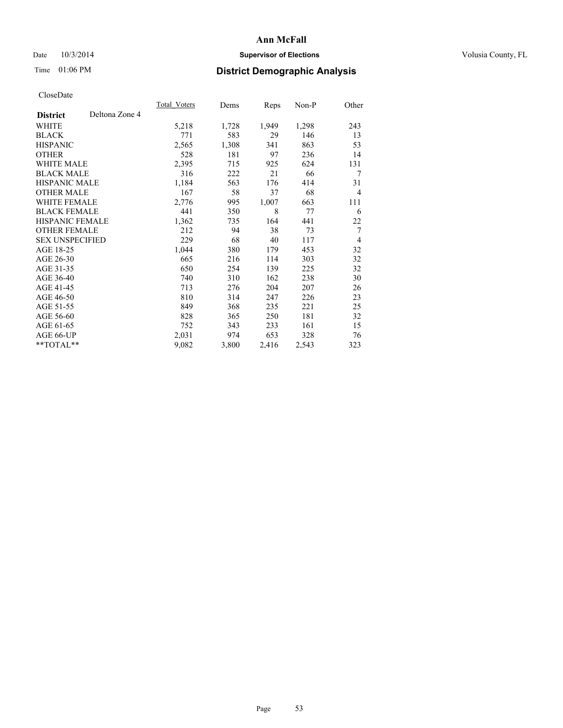# Ann McFall

Date 10/3/2014 **Supervisor of Elections** Volusia County, FL

Time 01:06 PM **District Demographic Analysis**

CloseDate

| **District** Deltona Zone 4 | Total_Voters | Dems | Reps | Non-P | Other |
|---|---|---|---|---|---|
| WHITE | 5,218 | 1,728 | 1,949 | 1,298 | 243 |
| BLACK | 771 | 583 | 29 | 146 | 13 |
| HISPANIC | 2,565 | 1,308 | 341 | 863 | 53 |
| OTHER | 528 | 181 | 97 | 236 | 14 |
| WHITE MALE | 2,395 | 715 | 925 | 624 | 131 |
| BLACK MALE | 316 | 222 | 21 | 66 | 7 |
| HISPANIC MALE | 1,184 | 563 | 176 | 414 | 31 |
| OTHER MALE | 167 | 58 | 37 | 68 | 4 |
| WHITE FEMALE | 2,776 | 995 | 1,007 | 663 | 111 |
| BLACK FEMALE | 441 | 350 | 8 | 77 | 6 |
| HISPANIC FEMALE | 1,362 | 735 | 164 | 441 | 22 |
| OTHER FEMALE | 212 | 94 | 38 | 73 | 7 |
| SEX UNSPECIFIED | 229 | 68 | 40 | 117 | 4 |
| AGE 18-25 | 1,044 | 380 | 179 | 453 | 32 |
| AGE 26-30 | 665 | 216 | 114 | 303 | 32 |
| AGE 31-35 | 650 | 254 | 139 | 225 | 32 |
| AGE 36-40 | 740 | 310 | 162 | 238 | 30 |
| AGE 41-45 | 713 | 276 | 204 | 207 | 26 |
| AGE 46-50 | 810 | 314 | 247 | 226 | 23 |
| AGE 51-55 | 849 | 368 | 235 | 221 | 25 |
| AGE 56-60 | 828 | 365 | 250 | 181 | 32 |
| AGE 61-65 | 752 | 343 | 233 | 161 | 15 |
| AGE 66-UP | 2,031 | 974 | 653 | 328 | 76 |
| **TOTAL** | 9,082 | 3,800 | 2,416 | 2,543 | 323 |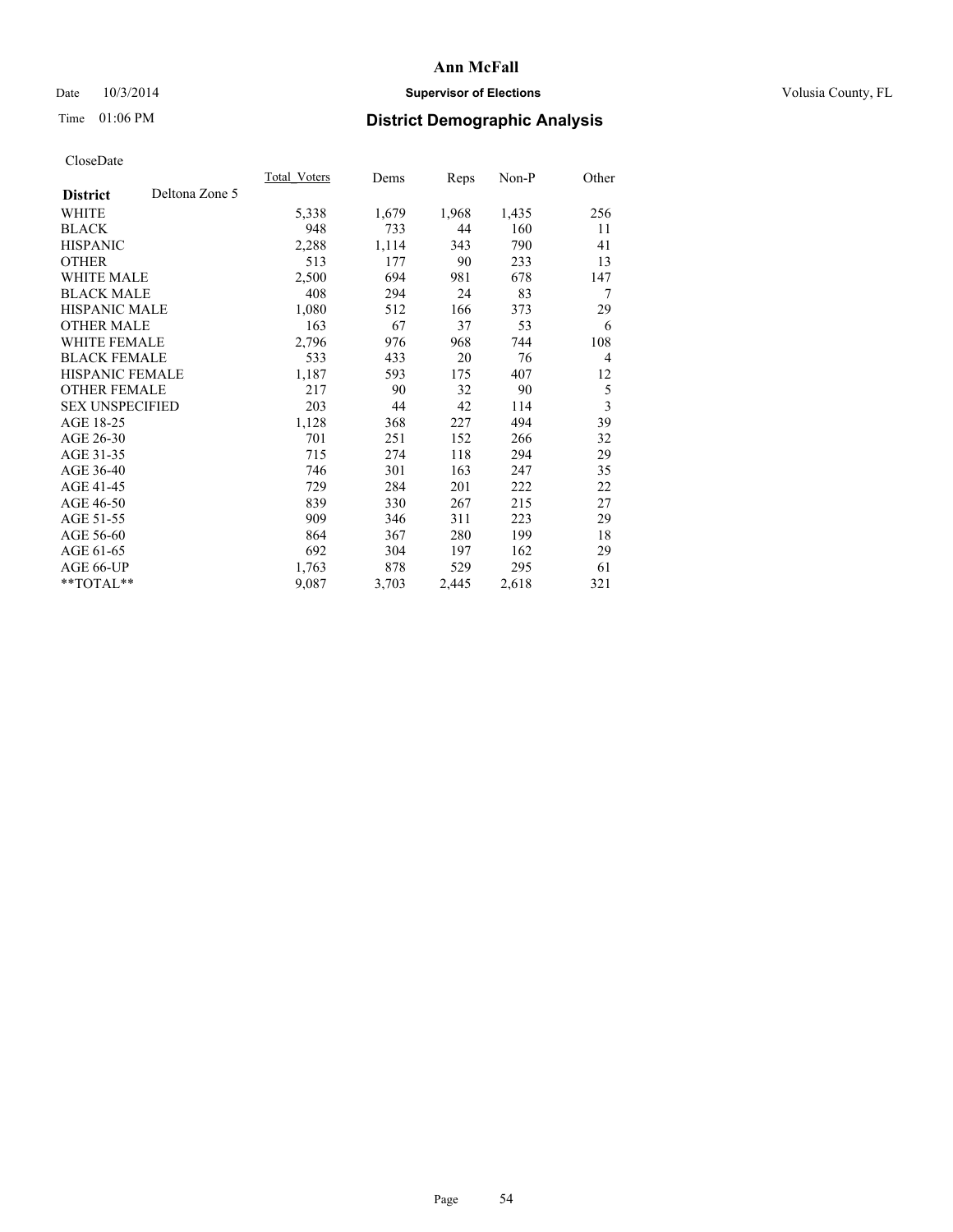# Ann McFall

Date 10/3/2014 **Supervisor of Elections** Volusia County, FL

Time 01:06 PM **District Demographic Analysis**

CloseDate

| **District** Deltona Zone 5 | Total_Voters | Dems | Reps | Non-P | Other |
|---|---|---|---|---|---|
| WHITE | 5,338 | 1,679 | 1,968 | 1,435 | 256 |
| BLACK | 948 | 733 | 44 | 160 | 11 |
| HISPANIC | 2,288 | 1,114 | 343 | 790 | 41 |
| OTHER | 513 | 177 | 90 | 233 | 13 |
| WHITE MALE | 2,500 | 694 | 981 | 678 | 147 |
| BLACK MALE | 408 | 294 | 24 | 83 | 7 |
| HISPANIC MALE | 1,080 | 512 | 166 | 373 | 29 |
| OTHER MALE | 163 | 67 | 37 | 53 | 6 |
| WHITE FEMALE | 2,796 | 976 | 968 | 744 | 108 |
| BLACK FEMALE | 533 | 433 | 20 | 76 | 4 |
| HISPANIC FEMALE | 1,187 | 593 | 175 | 407 | 12 |
| OTHER FEMALE | 217 | 90 | 32 | 90 | 5 |
| SEX UNSPECIFIED | 203 | 44 | 42 | 114 | 3 |
| AGE 18-25 | 1,128 | 368 | 227 | 494 | 39 |
| AGE 26-30 | 701 | 251 | 152 | 266 | 32 |
| AGE 31-35 | 715 | 274 | 118 | 294 | 29 |
| AGE 36-40 | 746 | 301 | 163 | 247 | 35 |
| AGE 41-45 | 729 | 284 | 201 | 222 | 22 |
| AGE 46-50 | 839 | 330 | 267 | 215 | 27 |
| AGE 51-55 | 909 | 346 | 311 | 223 | 29 |
| AGE 56-60 | 864 | 367 | 280 | 199 | 18 |
| AGE 61-65 | 692 | 304 | 197 | 162 | 29 |
| AGE 66-UP | 1,763 | 878 | 529 | 295 | 61 |
| **TOTAL** | 9,087 | 3,703 | 2,445 | 2,618 | 321 |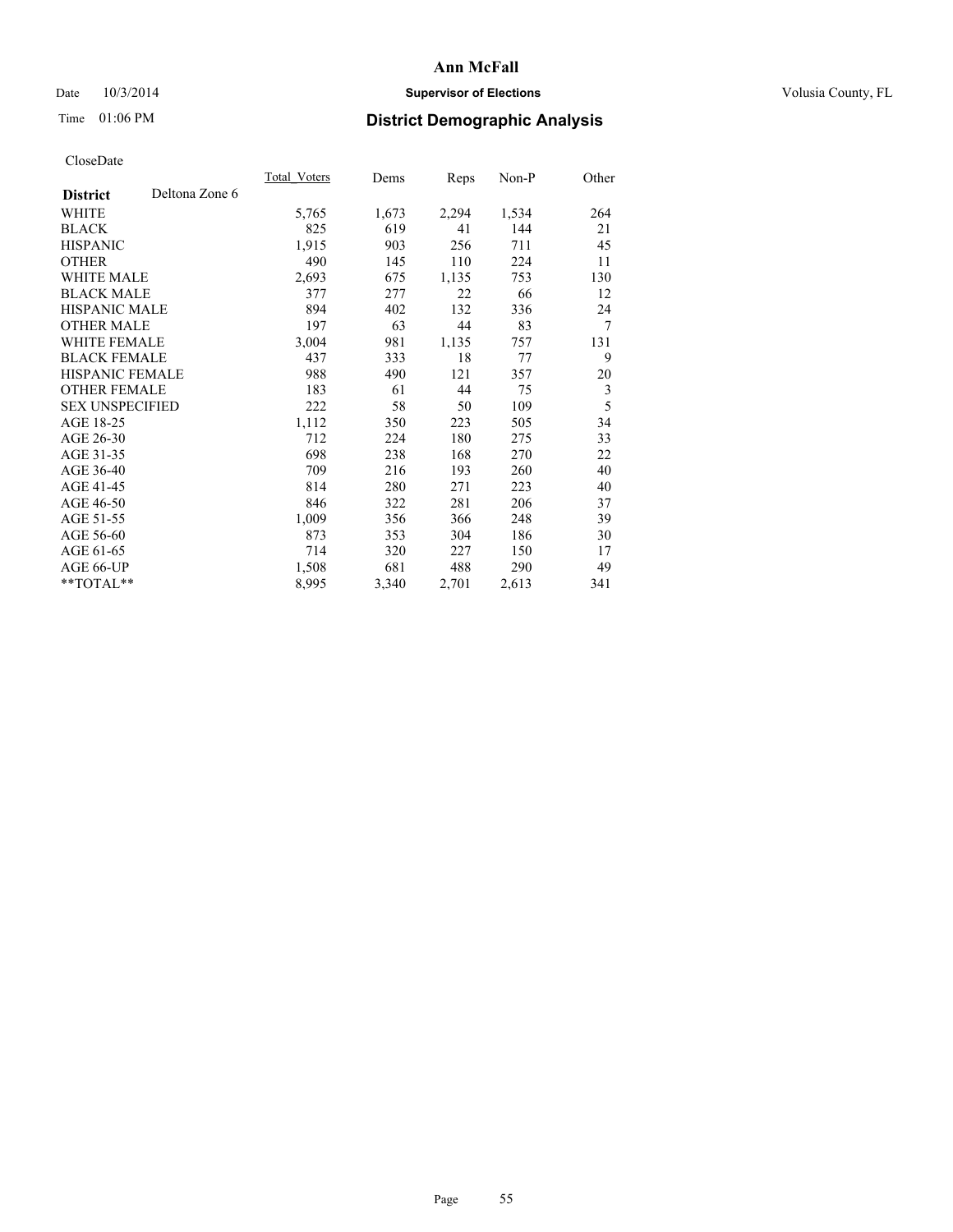**Ann McFall**

Date 10/3/2014 **Supervisor of Elections** Volusia County, FL

Time 01:06 PM **District Demographic Analysis**

CloseDate

| **District** Deltona Zone 6 | Total_Voters | Dems | Reps | Non-P | Other |
|---|---|---|---|---|---|
| WHITE | 5,765 | 1,673 | 2,294 | 1,534 | 264 |
| BLACK | 825 | 619 | 41 | 144 | 21 |
| HISPANIC | 1,915 | 903 | 256 | 711 | 45 |
| OTHER | 490 | 145 | 110 | 224 | 11 |
| WHITE MALE | 2,693 | 675 | 1,135 | 753 | 130 |
| BLACK MALE | 377 | 277 | 22 | 66 | 12 |
| HISPANIC MALE | 894 | 402 | 132 | 336 | 24 |
| OTHER MALE | 197 | 63 | 44 | 83 | 7 |
| WHITE FEMALE | 3,004 | 981 | 1,135 | 757 | 131 |
| BLACK FEMALE | 437 | 333 | 18 | 77 | 9 |
| HISPANIC FEMALE | 988 | 490 | 121 | 357 | 20 |
| OTHER FEMALE | 183 | 61 | 44 | 75 | 3 |
| SEX UNSPECIFIED | 222 | 58 | 50 | 109 | 5 |
| AGE 18-25 | 1,112 | 350 | 223 | 505 | 34 |
| AGE 26-30 | 712 | 224 | 180 | 275 | 33 |
| AGE 31-35 | 698 | 238 | 168 | 270 | 22 |
| AGE 36-40 | 709 | 216 | 193 | 260 | 40 |
| AGE 41-45 | 814 | 280 | 271 | 223 | 40 |
| AGE 46-50 | 846 | 322 | 281 | 206 | 37 |
| AGE 51-55 | 1,009 | 356 | 366 | 248 | 39 |
| AGE 56-60 | 873 | 353 | 304 | 186 | 30 |
| AGE 61-65 | 714 | 320 | 227 | 150 | 17 |
| AGE 66-UP | 1,508 | 681 | 488 | 290 | 49 |
| **TOTAL** | 8,995 | 3,340 | 2,701 | 2,613 | 341 |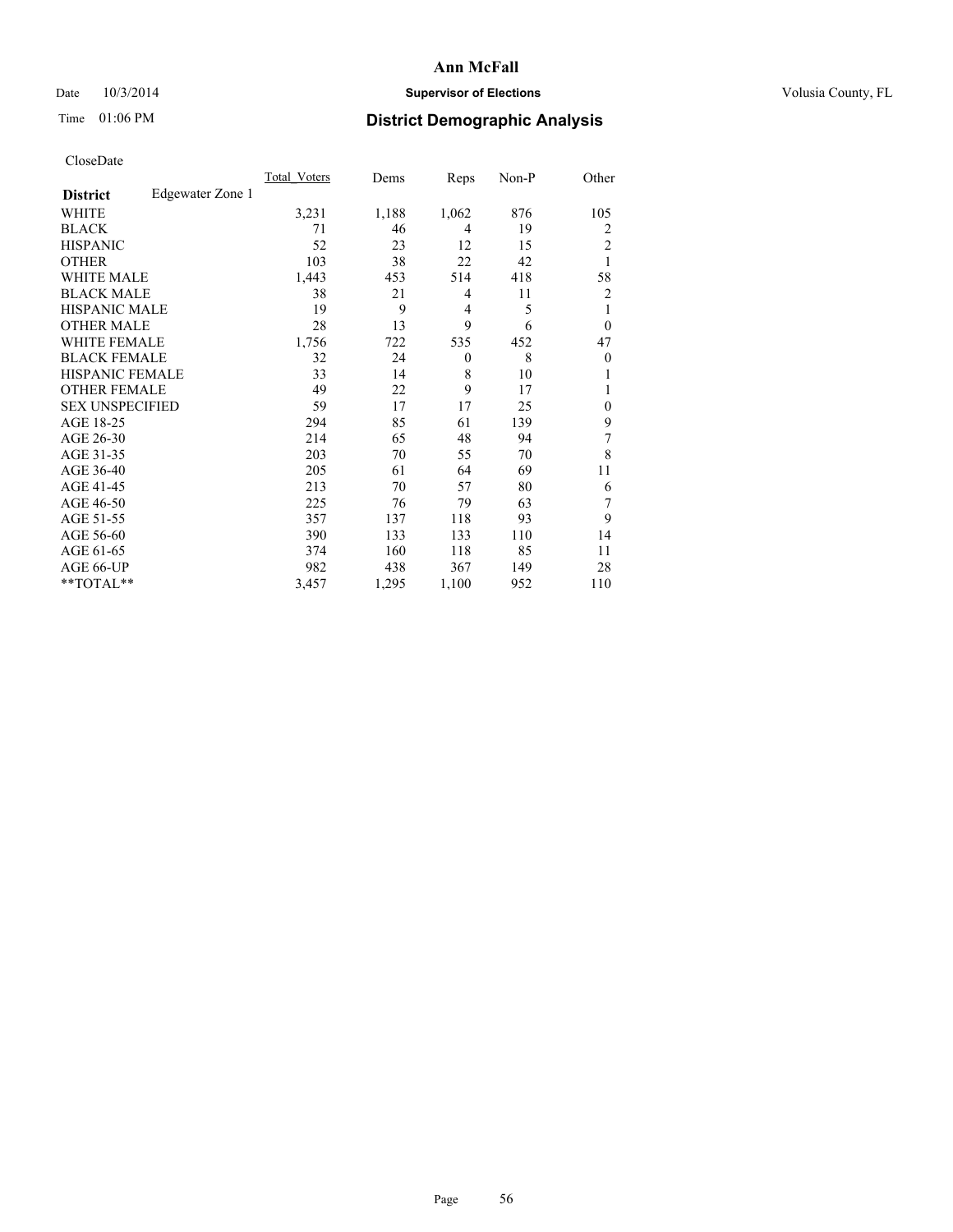# Ann McFall

Date 10/3/2014 **Supervisor of Elections** Volusia County, FL

Time 01:06 PM **District Demographic Analysis**

CloseDate

| **District** Edgewater Zone 1 | Total_Voters | Dems | Reps | Non-P | Other |
|---|---|---|---|---|---|
| WHITE | 3,231 | 1,188 | 1,062 | 876 | 105 |
| BLACK | 71 | 46 | 4 | 19 | 2 |
| HISPANIC | 52 | 23 | 12 | 15 | 2 |
| OTHER | 103 | 38 | 22 | 42 | 1 |
| WHITE MALE | 1,443 | 453 | 514 | 418 | 58 |
| BLACK MALE | 38 | 21 | 4 | 11 | 2 |
| HISPANIC MALE | 19 | 9 | 4 | 5 | 1 |
| OTHER MALE | 28 | 13 | 9 | 6 | 0 |
| WHITE FEMALE | 1,756 | 722 | 535 | 452 | 47 |
| BLACK FEMALE | 32 | 24 | 0 | 8 | 0 |
| HISPANIC FEMALE | 33 | 14 | 8 | 10 | 1 |
| OTHER FEMALE | 49 | 22 | 9 | 17 | 1 |
| SEX UNSPECIFIED | 59 | 17 | 17 | 25 | 0 |
| AGE 18-25 | 294 | 85 | 61 | 139 | 9 |
| AGE 26-30 | 214 | 65 | 48 | 94 | 7 |
| AGE 31-35 | 203 | 70 | 55 | 70 | 8 |
| AGE 36-40 | 205 | 61 | 64 | 69 | 11 |
| AGE 41-45 | 213 | 70 | 57 | 80 | 6 |
| AGE 46-50 | 225 | 76 | 79 | 63 | 7 |
| AGE 51-55 | 357 | 137 | 118 | 93 | 9 |
| AGE 56-60 | 390 | 133 | 133 | 110 | 14 |
| AGE 61-65 | 374 | 160 | 118 | 85 | 11 |
| AGE 66-UP | 982 | 438 | 367 | 149 | 28 |
| **TOTAL** | 3,457 | 1,295 | 1,100 | 952 | 110 |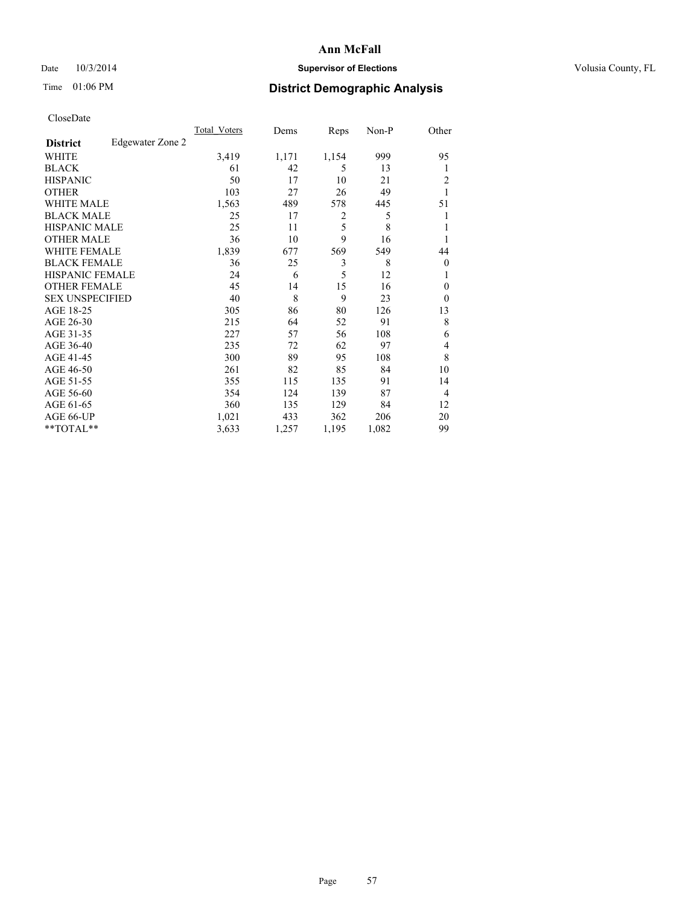Date 10/3/2014

Time 01:06 PM

# Ann McFall

## Supervisor of Elections

Volusia County, FL

## District Demographic Analysis

CloseDate

| District | Edgewater Zone 2 | Total_Voters | Dems | Reps | Non-P | Other |
|---|---|---|---|---|---|---|
| WHITE | | 3,419 | 1,171 | 1,154 | 999 | 95 |
| BLACK | | 61 | 42 | 5 | 13 | 1 |
| HISPANIC | | 50 | 17 | 10 | 21 | 2 |
| OTHER | | 103 | 27 | 26 | 49 | 1 |
| WHITE MALE | | 1,563 | 489 | 578 | 445 | 51 |
| BLACK MALE | | 25 | 17 | 2 | 5 | 1 |
| HISPANIC MALE | | 25 | 11 | 5 | 8 | 1 |
| OTHER MALE | | 36 | 10 | 9 | 16 | 1 |
| WHITE FEMALE | | 1,839 | 677 | 569 | 549 | 44 |
| BLACK FEMALE | | 36 | 25 | 3 | 8 | 0 |
| HISPANIC FEMALE | | 24 | 6 | 5 | 12 | 1 |
| OTHER FEMALE | | 45 | 14 | 15 | 16 | 0 |
| SEX UNSPECIFIED | | 40 | 8 | 9 | 23 | 0 |
| AGE 18-25 | | 305 | 86 | 80 | 126 | 13 |
| AGE 26-30 | | 215 | 64 | 52 | 91 | 8 |
| AGE 31-35 | | 227 | 57 | 56 | 108 | 6 |
| AGE 36-40 | | 235 | 72 | 62 | 97 | 4 |
| AGE 41-45 | | 300 | 89 | 95 | 108 | 8 |
| AGE 46-50 | | 261 | 82 | 85 | 84 | 10 |
| AGE 51-55 | | 355 | 115 | 135 | 91 | 14 |
| AGE 56-60 | | 354 | 124 | 139 | 87 | 4 |
| AGE 61-65 | | 360 | 135 | 129 | 84 | 12 |
| AGE 66-UP | | 1,021 | 433 | 362 | 206 | 20 |
| **TOTAL** | | 3,633 | 1,257 | 1,195 | 1,082 | 99 |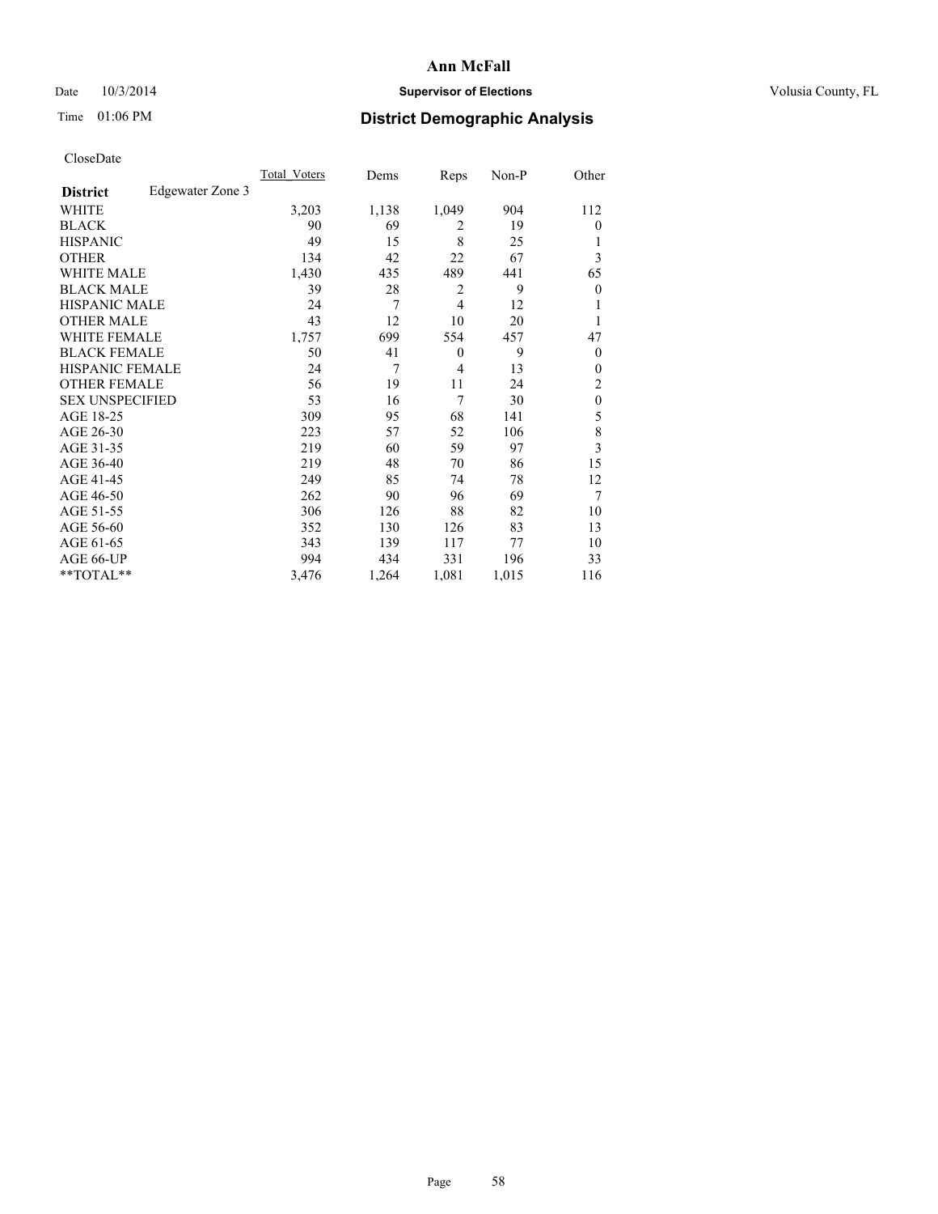# Ann McFall

Date 10/3/2014 **Supervisor of Elections** Volusia County, FL

Time 01:06 PM **District Demographic Analysis**

CloseDate

| **District** Edgewater Zone 3 | Total_Voters | Dems | Reps | Non-P | Other |
|---|---|---|---|---|---|
| WHITE | 3,203 | 1,138 | 1,049 | 904 | 112 |
| BLACK | 90 | 69 | 2 | 19 | 0 |
| HISPANIC | 49 | 15 | 8 | 25 | 1 |
| OTHER | 134 | 42 | 22 | 67 | 3 |
| WHITE MALE | 1,430 | 435 | 489 | 441 | 65 |
| BLACK MALE | 39 | 28 | 2 | 9 | 0 |
| HISPANIC MALE | 24 | 7 | 4 | 12 | 1 |
| OTHER MALE | 43 | 12 | 10 | 20 | 1 |
| WHITE FEMALE | 1,757 | 699 | 554 | 457 | 47 |
| BLACK FEMALE | 50 | 41 | 0 | 9 | 0 |
| HISPANIC FEMALE | 24 | 7 | 4 | 13 | 0 |
| OTHER FEMALE | 56 | 19 | 11 | 24 | 2 |
| SEX UNSPECIFIED | 53 | 16 | 7 | 30 | 0 |
| AGE 18-25 | 309 | 95 | 68 | 141 | 5 |
| AGE 26-30 | 223 | 57 | 52 | 106 | 8 |
| AGE 31-35 | 219 | 60 | 59 | 97 | 3 |
| AGE 36-40 | 219 | 48 | 70 | 86 | 15 |
| AGE 41-45 | 249 | 85 | 74 | 78 | 12 |
| AGE 46-50 | 262 | 90 | 96 | 69 | 7 |
| AGE 51-55 | 306 | 126 | 88 | 82 | 10 |
| AGE 56-60 | 352 | 130 | 126 | 83 | 13 |
| AGE 61-65 | 343 | 139 | 117 | 77 | 10 |
| AGE 66-UP | 994 | 434 | 331 | 196 | 33 |
| **TOTAL** | 3,476 | 1,264 | 1,081 | 1,015 | 116 |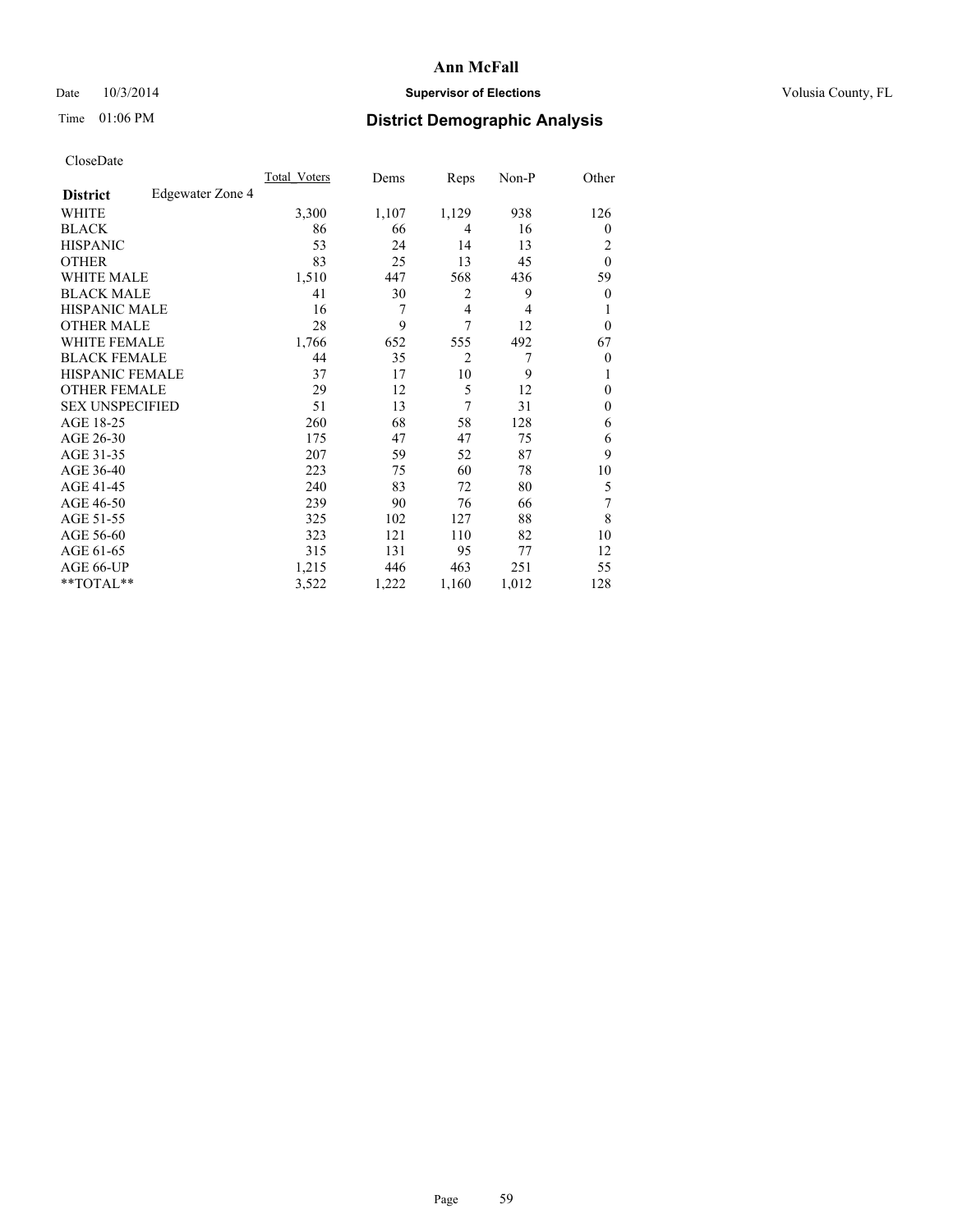# Ann McFall

Date 10/3/2014 **Supervisor of Elections** Volusia County, FL

Time 01:06 PM **District Demographic Analysis**

CloseDate

| **District** Edgewater Zone 4 | Total_Voters | Dems | Reps | Non-P | Other |
|---|---|---|---|---|---|
| WHITE | 3,300 | 1,107 | 1,129 | 938 | 126 |
| BLACK | 86 | 66 | 4 | 16 | 0 |
| HISPANIC | 53 | 24 | 14 | 13 | 2 |
| OTHER | 83 | 25 | 13 | 45 | 0 |
| WHITE MALE | 1,510 | 447 | 568 | 436 | 59 |
| BLACK MALE | 41 | 30 | 2 | 9 | 0 |
| HISPANIC MALE | 16 | 7 | 4 | 4 | 1 |
| OTHER MALE | 28 | 9 | 7 | 12 | 0 |
| WHITE FEMALE | 1,766 | 652 | 555 | 492 | 67 |
| BLACK FEMALE | 44 | 35 | 2 | 7 | 0 |
| HISPANIC FEMALE | 37 | 17 | 10 | 9 | 1 |
| OTHER FEMALE | 29 | 12 | 5 | 12 | 0 |
| SEX UNSPECIFIED | 51 | 13 | 7 | 31 | 0 |
| AGE 18-25 | 260 | 68 | 58 | 128 | 6 |
| AGE 26-30 | 175 | 47 | 47 | 75 | 6 |
| AGE 31-35 | 207 | 59 | 52 | 87 | 9 |
| AGE 36-40 | 223 | 75 | 60 | 78 | 10 |
| AGE 41-45 | 240 | 83 | 72 | 80 | 5 |
| AGE 46-50 | 239 | 90 | 76 | 66 | 7 |
| AGE 51-55 | 325 | 102 | 127 | 88 | 8 |
| AGE 56-60 | 323 | 121 | 110 | 82 | 10 |
| AGE 61-65 | 315 | 131 | 95 | 77 | 12 |
| AGE 66-UP | 1,215 | 446 | 463 | 251 | 55 |
| **TOTAL** | 3,522 | 1,222 | 1,160 | 1,012 | 128 |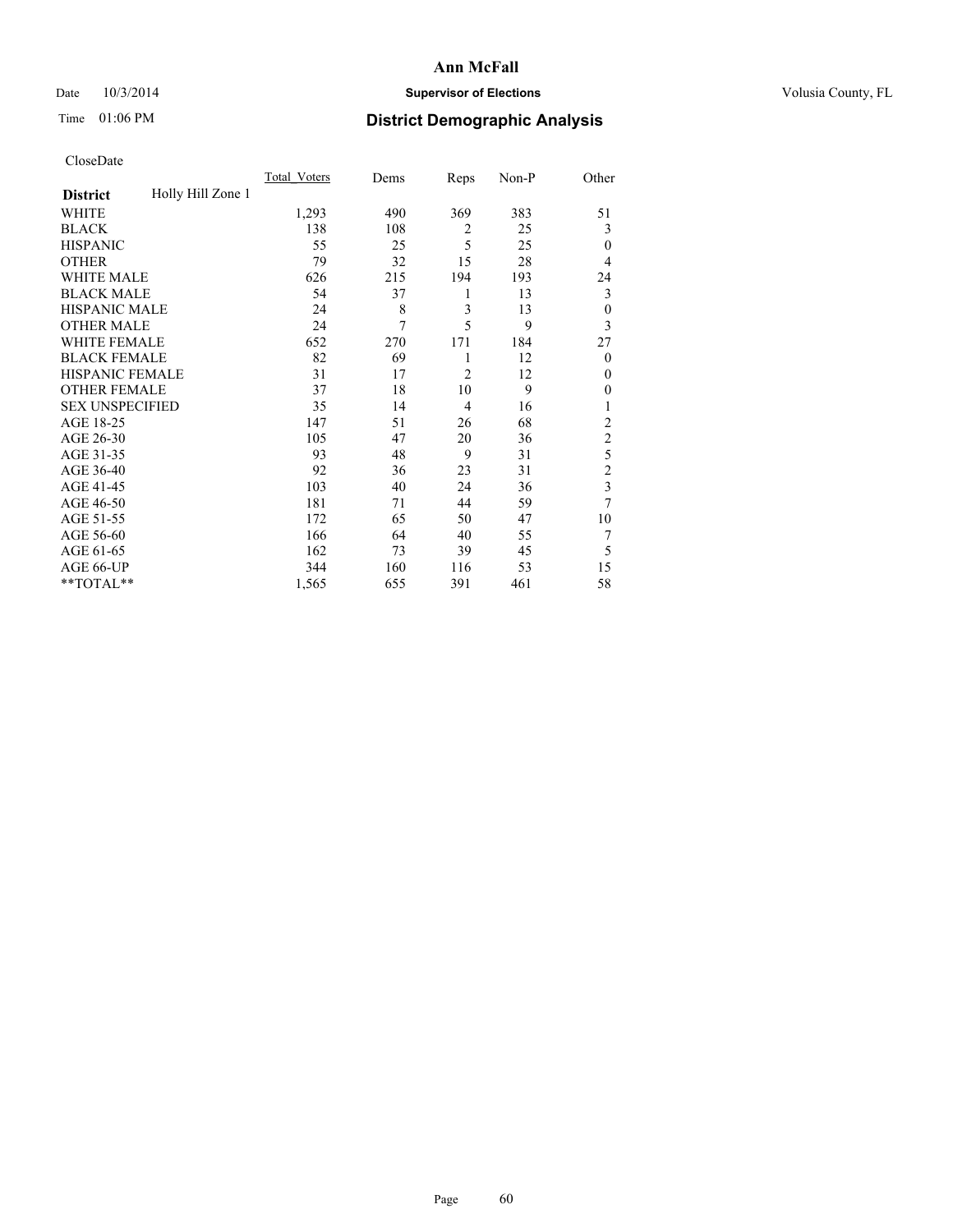# Ann McFall

Date 10/3/2014 **Supervisor of Elections** Volusia County, FL

Time 01:06 PM **District Demographic Analysis**

CloseDate

| **District** Holly Hill Zone 1 | Total_Voters | Dems | Reps | Non-P | Other |
|---|---|---|---|---|---|
| WHITE | 1,293 | 490 | 369 | 383 | 51 |
| BLACK | 138 | 108 | 2 | 25 | 3 |
| HISPANIC | 55 | 25 | 5 | 25 | 0 |
| OTHER | 79 | 32 | 15 | 28 | 4 |
| WHITE MALE | 626 | 215 | 194 | 193 | 24 |
| BLACK MALE | 54 | 37 | 1 | 13 | 3 |
| HISPANIC MALE | 24 | 8 | 3 | 13 | 0 |
| OTHER MALE | 24 | 7 | 5 | 9 | 3 |
| WHITE FEMALE | 652 | 270 | 171 | 184 | 27 |
| BLACK FEMALE | 82 | 69 | 1 | 12 | 0 |
| HISPANIC FEMALE | 31 | 17 | 2 | 12 | 0 |
| OTHER FEMALE | 37 | 18 | 10 | 9 | 0 |
| SEX UNSPECIFIED | 35 | 14 | 4 | 16 | 1 |
| AGE 18-25 | 147 | 51 | 26 | 68 | 2 |
| AGE 26-30 | 105 | 47 | 20 | 36 | 2 |
| AGE 31-35 | 93 | 48 | 9 | 31 | 5 |
| AGE 36-40 | 92 | 36 | 23 | 31 | 2 |
| AGE 41-45 | 103 | 40 | 24 | 36 | 3 |
| AGE 46-50 | 181 | 71 | 44 | 59 | 7 |
| AGE 51-55 | 172 | 65 | 50 | 47 | 10 |
| AGE 56-60 | 166 | 64 | 40 | 55 | 7 |
| AGE 61-65 | 162 | 73 | 39 | 45 | 5 |
| AGE 66-UP | 344 | 160 | 116 | 53 | 15 |
| **TOTAL** | 1,565 | 655 | 391 | 461 | 58 |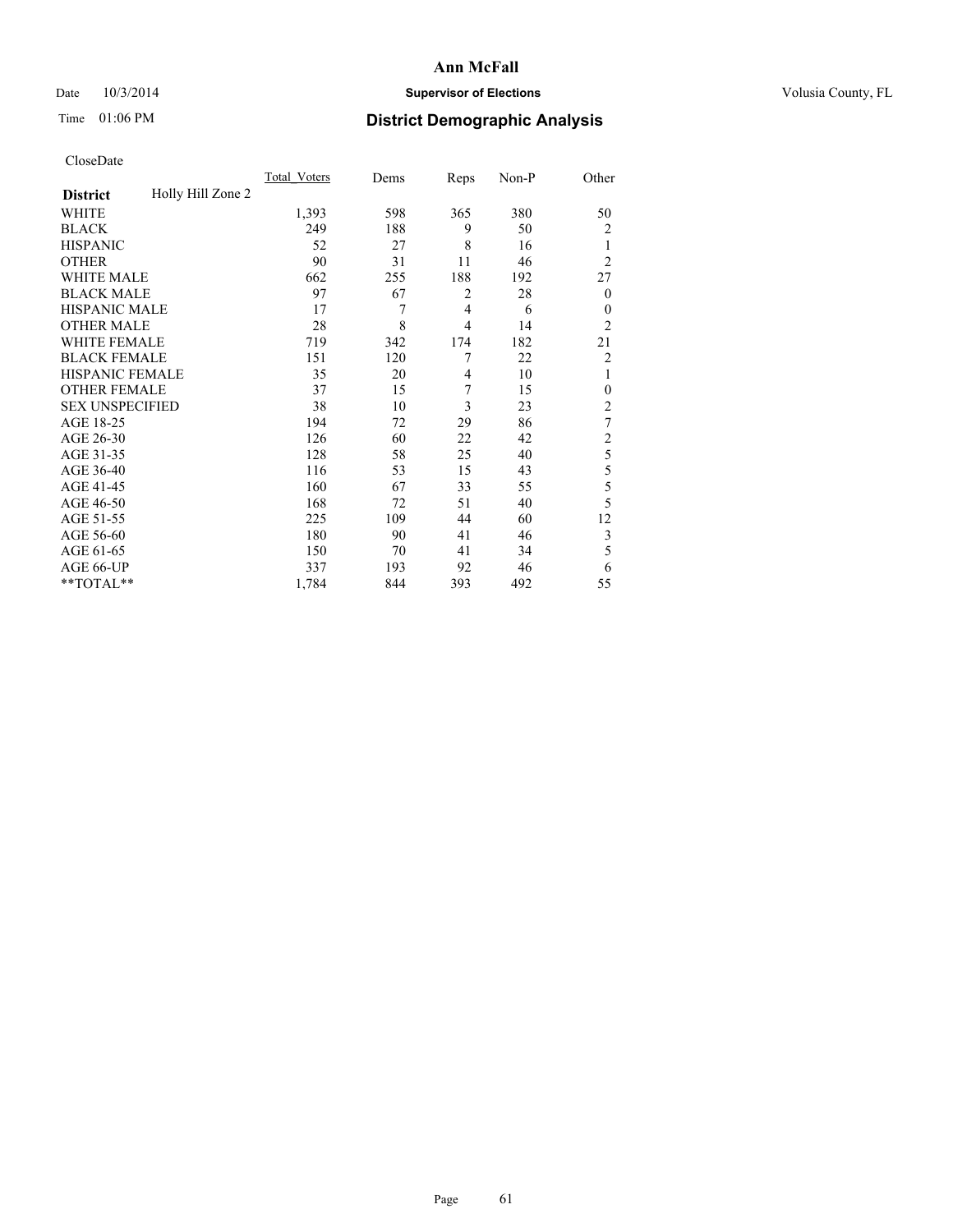CloseDate

| District | Holly Hill Zone 2 | Total_Voters | Dems | Reps | Non-P | Other |
|---|---|---|---|---|---|---|
| WHITE | | 1,393 | 598 | 365 | 380 | 50 |
| BLACK | | 249 | 188 | 9 | 50 | 2 |
| HISPANIC | | 52 | 27 | 8 | 16 | 1 |
| OTHER | | 90 | 31 | 11 | 46 | 2 |
| WHITE MALE | | 662 | 255 | 188 | 192 | 27 |
| BLACK MALE | | 97 | 67 | 2 | 28 | 0 |
| HISPANIC MALE | | 17 | 7 | 4 | 6 | 0 |
| OTHER MALE | | 28 | 8 | 4 | 14 | 2 |
| WHITE FEMALE | | 719 | 342 | 174 | 182 | 21 |
| BLACK FEMALE | | 151 | 120 | 7 | 22 | 2 |
| HISPANIC FEMALE | | 35 | 20 | 4 | 10 | 1 |
| OTHER FEMALE | | 37 | 15 | 7 | 15 | 0 |
| SEX UNSPECIFIED | | 38 | 10 | 3 | 23 | 2 |
| AGE 18-25 | | 194 | 72 | 29 | 86 | 7 |
| AGE 26-30 | | 126 | 60 | 22 | 42 | 2 |
| AGE 31-35 | | 128 | 58 | 25 | 40 | 5 |
| AGE 36-40 | | 116 | 53 | 15 | 43 | 5 |
| AGE 41-45 | | 160 | 67 | 33 | 55 | 5 |
| AGE 46-50 | | 168 | 72 | 51 | 40 | 5 |
| AGE 51-55 | | 225 | 109 | 44 | 60 | 12 |
| AGE 56-60 | | 180 | 90 | 41 | 46 | 3 |
| AGE 61-65 | | 150 | 70 | 41 | 34 | 5 |
| AGE 66-UP | | 337 | 193 | 92 | 46 | 6 |
| **TOTAL** | | 1,784 | 844 | 393 | 492 | 55 |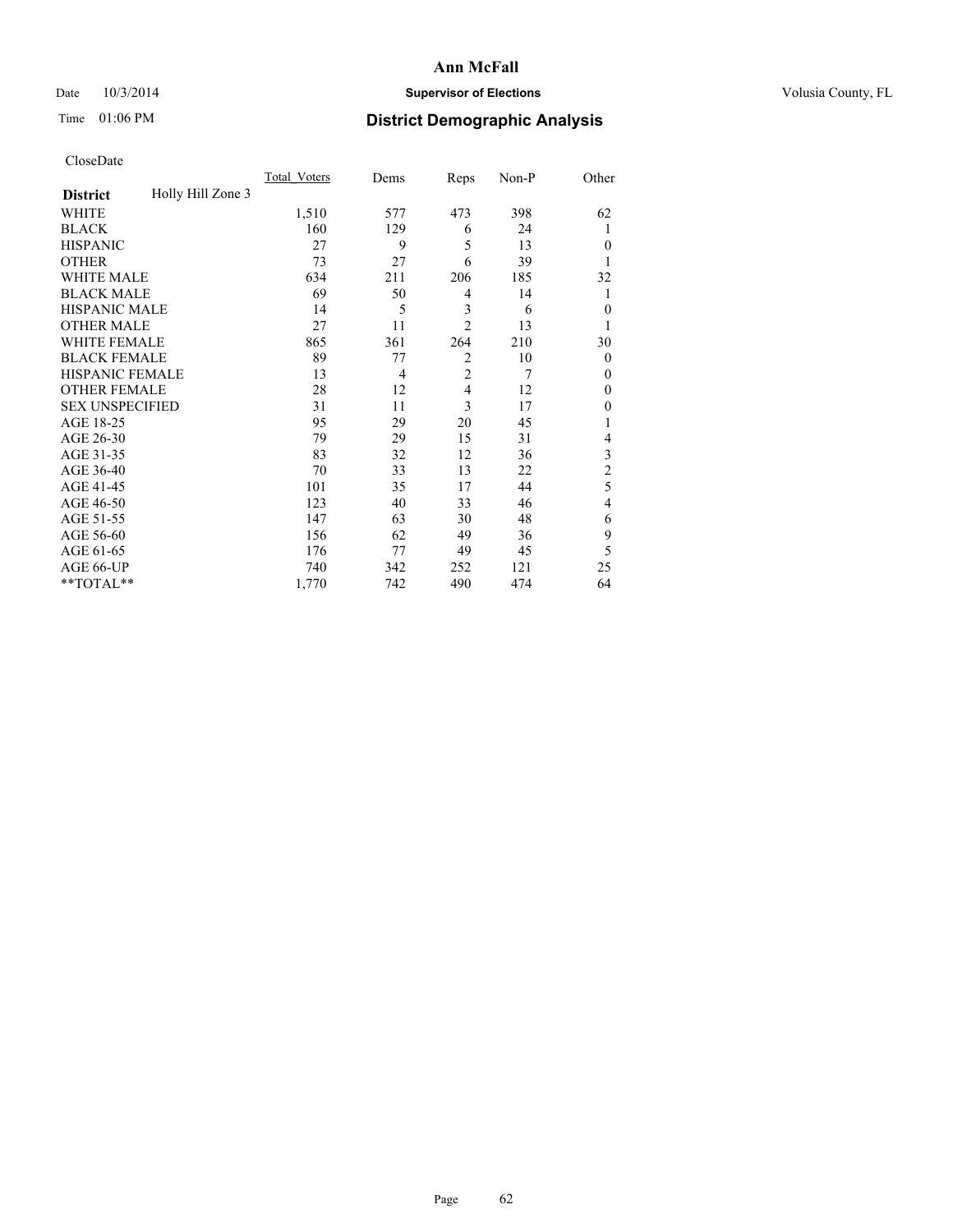# Ann McFall

Date 10/3/2014 **Supervisor of Elections** Volusia County, FL

Time 01:06 PM **District Demographic Analysis**

CloseDate

| **District** Holly Hill Zone 3 | Total_Voters | Dems | Reps | Non-P | Other |
|---|---|---|---|---|---|
| WHITE | 1,510 | 577 | 473 | 398 | 62 |
| BLACK | 160 | 129 | 6 | 24 | 1 |
| HISPANIC | 27 | 9 | 5 | 13 | 0 |
| OTHER | 73 | 27 | 6 | 39 | 1 |
| WHITE MALE | 634 | 211 | 206 | 185 | 32 |
| BLACK MALE | 69 | 50 | 4 | 14 | 1 |
| HISPANIC MALE | 14 | 5 | 3 | 6 | 0 |
| OTHER MALE | 27 | 11 | 2 | 13 | 1 |
| WHITE FEMALE | 865 | 361 | 264 | 210 | 30 |
| BLACK FEMALE | 89 | 77 | 2 | 10 | 0 |
| HISPANIC FEMALE | 13 | 4 | 2 | 7 | 0 |
| OTHER FEMALE | 28 | 12 | 4 | 12 | 0 |
| SEX UNSPECIFIED | 31 | 11 | 3 | 17 | 0 |
| AGE 18-25 | 95 | 29 | 20 | 45 | 1 |
| AGE 26-30 | 79 | 29 | 15 | 31 | 4 |
| AGE 31-35 | 83 | 32 | 12 | 36 | 3 |
| AGE 36-40 | 70 | 33 | 13 | 22 | 2 |
| AGE 41-45 | 101 | 35 | 17 | 44 | 5 |
| AGE 46-50 | 123 | 40 | 33 | 46 | 4 |
| AGE 51-55 | 147 | 63 | 30 | 48 | 6 |
| AGE 56-60 | 156 | 62 | 49 | 36 | 9 |
| AGE 61-65 | 176 | 77 | 49 | 45 | 5 |
| AGE 66-UP | 740 | 342 | 252 | 121 | 25 |
| **TOTAL** | 1,770 | 742 | 490 | 474 | 64 |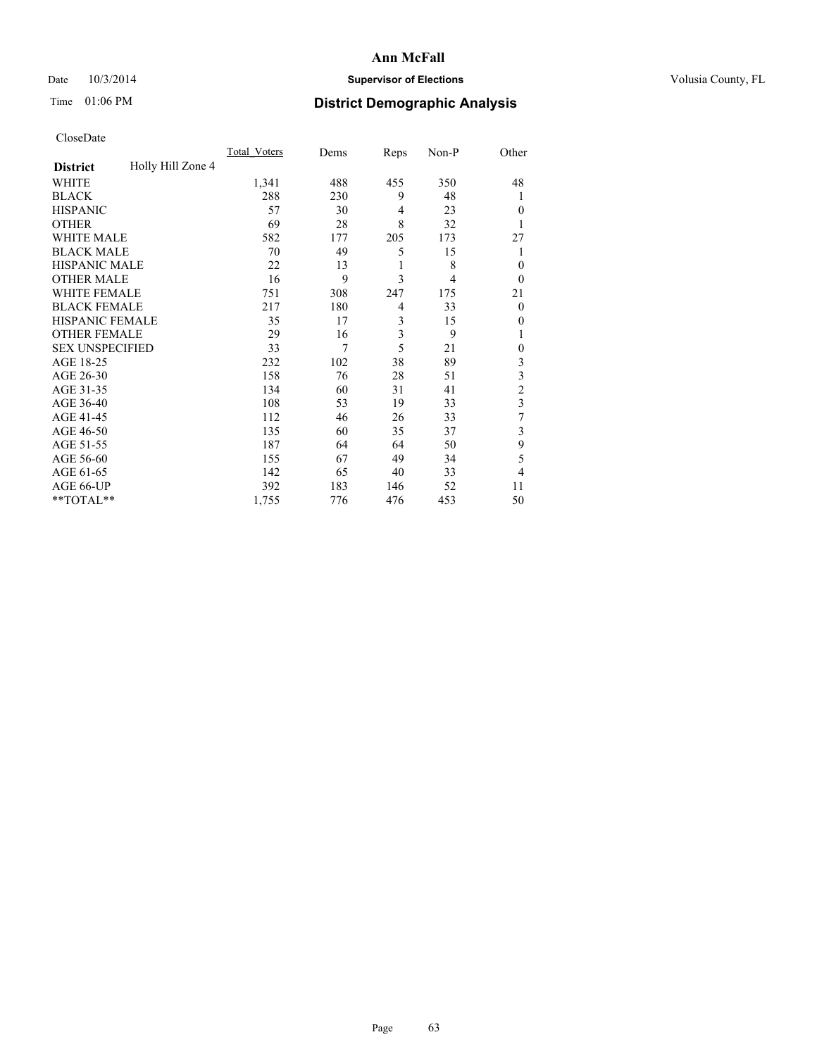# Ann McFall

Date 10/3/2014 **Supervisor of Elections** Volusia County, FL

Time 01:06 PM **District Demographic Analysis**

CloseDate

| District | Holly Hill Zone 4 | Total_Voters | Dems | Reps | Non-P | Other |
|---|---|---|---|---|---|---|
| WHITE | | 1,341 | 488 | 455 | 350 | 48 |
| BLACK | | 288 | 230 | 9 | 48 | 1 |
| HISPANIC | | 57 | 30 | 4 | 23 | 0 |
| OTHER | | 69 | 28 | 8 | 32 | 1 |
| WHITE MALE | | 582 | 177 | 205 | 173 | 27 |
| BLACK MALE | | 70 | 49 | 5 | 15 | 1 |
| HISPANIC MALE | | 22 | 13 | 1 | 8 | 0 |
| OTHER MALE | | 16 | 9 | 3 | 4 | 0 |
| WHITE FEMALE | | 751 | 308 | 247 | 175 | 21 |
| BLACK FEMALE | | 217 | 180 | 4 | 33 | 0 |
| HISPANIC FEMALE | | 35 | 17 | 3 | 15 | 0 |
| OTHER FEMALE | | 29 | 16 | 3 | 9 | 1 |
| SEX UNSPECIFIED | | 33 | 7 | 5 | 21 | 0 |
| AGE 18-25 | | 232 | 102 | 38 | 89 | 3 |
| AGE 26-30 | | 158 | 76 | 28 | 51 | 3 |
| AGE 31-35 | | 134 | 60 | 31 | 41 | 2 |
| AGE 36-40 | | 108 | 53 | 19 | 33 | 3 |
| AGE 41-45 | | 112 | 46 | 26 | 33 | 7 |
| AGE 46-50 | | 135 | 60 | 35 | 37 | 3 |
| AGE 51-55 | | 187 | 64 | 64 | 50 | 9 |
| AGE 56-60 | | 155 | 67 | 49 | 34 | 5 |
| AGE 61-65 | | 142 | 65 | 40 | 33 | 4 |
| AGE 66-UP | | 392 | 183 | 146 | 52 | 11 |
| **TOTAL** | | 1,755 | 776 | 476 | 453 | 50 |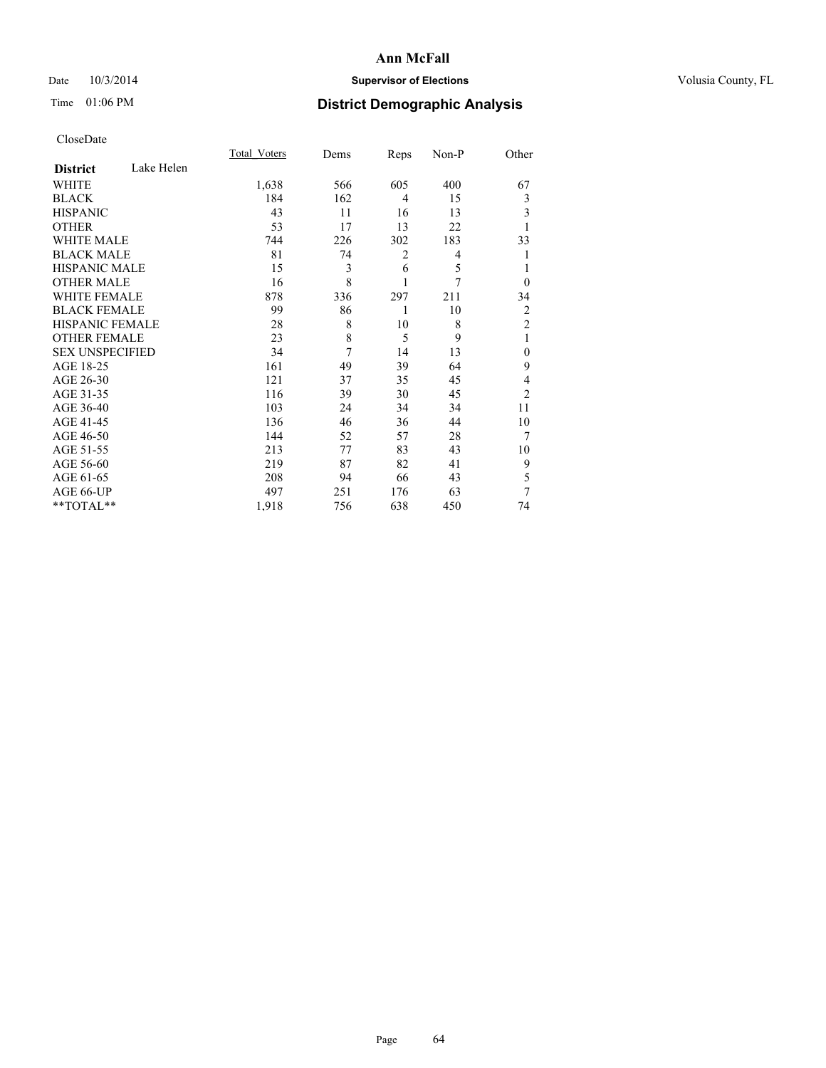# Ann McFall

Date 10/3/2014 **Supervisor of Elections** Volusia County, FL

Time 01:06 PM **District Demographic Analysis**

CloseDate

| **District** Lake Helen | Total_Voters | Dems | Reps | Non-P | Other |
|---|---|---|---|---|---|
| WHITE | 1,638 | 566 | 605 | 400 | 67 |
| BLACK | 184 | 162 | 4 | 15 | 3 |
| HISPANIC | 43 | 11 | 16 | 13 | 3 |
| OTHER | 53 | 17 | 13 | 22 | 1 |
| WHITE MALE | 744 | 226 | 302 | 183 | 33 |
| BLACK MALE | 81 | 74 | 2 | 4 | 1 |
| HISPANIC MALE | 15 | 3 | 6 | 5 | 1 |
| OTHER MALE | 16 | 8 | 1 | 7 | 0 |
| WHITE FEMALE | 878 | 336 | 297 | 211 | 34 |
| BLACK FEMALE | 99 | 86 | 1 | 10 | 2 |
| HISPANIC FEMALE | 28 | 8 | 10 | 8 | 2 |
| OTHER FEMALE | 23 | 8 | 5 | 9 | 1 |
| SEX UNSPECIFIED | 34 | 7 | 14 | 13 | 0 |
| AGE 18-25 | 161 | 49 | 39 | 64 | 9 |
| AGE 26-30 | 121 | 37 | 35 | 45 | 4 |
| AGE 31-35 | 116 | 39 | 30 | 45 | 2 |
| AGE 36-40 | 103 | 24 | 34 | 34 | 11 |
| AGE 41-45 | 136 | 46 | 36 | 44 | 10 |
| AGE 46-50 | 144 | 52 | 57 | 28 | 7 |
| AGE 51-55 | 213 | 77 | 83 | 43 | 10 |
| AGE 56-60 | 219 | 87 | 82 | 41 | 9 |
| AGE 61-65 | 208 | 94 | 66 | 43 | 5 |
| AGE 66-UP | 497 | 251 | 176 | 63 | 7 |
| **TOTAL** | 1,918 | 756 | 638 | 450 | 74 |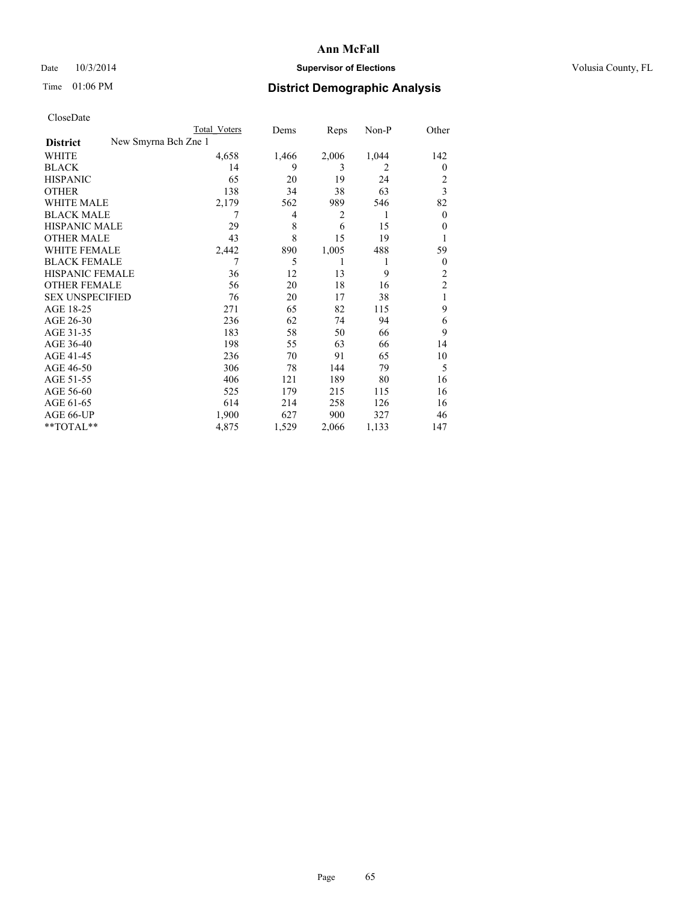# Ann McFall

Date 10/3/2014 **Supervisor of Elections** Volusia County, FL

Time 01:06 PM **District Demographic Analysis**

CloseDate

| **District** New Smyrna Bch Zne 1 | Total Voters | Dems | Reps | Non-P | Other |
|---|---|---|---|---|---|
| WHITE | 4,658 | 1,466 | 2,006 | 1,044 | 142 |
| BLACK | 14 | 9 | 3 | 2 | 0 |
| HISPANIC | 65 | 20 | 19 | 24 | 2 |
| OTHER | 138 | 34 | 38 | 63 | 3 |
| WHITE MALE | 2,179 | 562 | 989 | 546 | 82 |
| BLACK MALE | 7 | 4 | 2 | 1 | 0 |
| HISPANIC MALE | 29 | 8 | 6 | 15 | 0 |
| OTHER MALE | 43 | 8 | 15 | 19 | 1 |
| WHITE FEMALE | 2,442 | 890 | 1,005 | 488 | 59 |
| BLACK FEMALE | 7 | 5 | 1 | 1 | 0 |
| HISPANIC FEMALE | 36 | 12 | 13 | 9 | 2 |
| OTHER FEMALE | 56 | 20 | 18 | 16 | 2 |
| SEX UNSPECIFIED | 76 | 20 | 17 | 38 | 1 |
| AGE 18-25 | 271 | 65 | 82 | 115 | 9 |
| AGE 26-30 | 236 | 62 | 74 | 94 | 6 |
| AGE 31-35 | 183 | 58 | 50 | 66 | 9 |
| AGE 36-40 | 198 | 55 | 63 | 66 | 14 |
| AGE 41-45 | 236 | 70 | 91 | 65 | 10 |
| AGE 46-50 | 306 | 78 | 144 | 79 | 5 |
| AGE 51-55 | 406 | 121 | 189 | 80 | 16 |
| AGE 56-60 | 525 | 179 | 215 | 115 | 16 |
| AGE 61-65 | 614 | 214 | 258 | 126 | 16 |
| AGE 66-UP | 1,900 | 627 | 900 | 327 | 46 |
| **TOTAL** | 4,875 | 1,529 | 2,066 | 1,133 | 147 |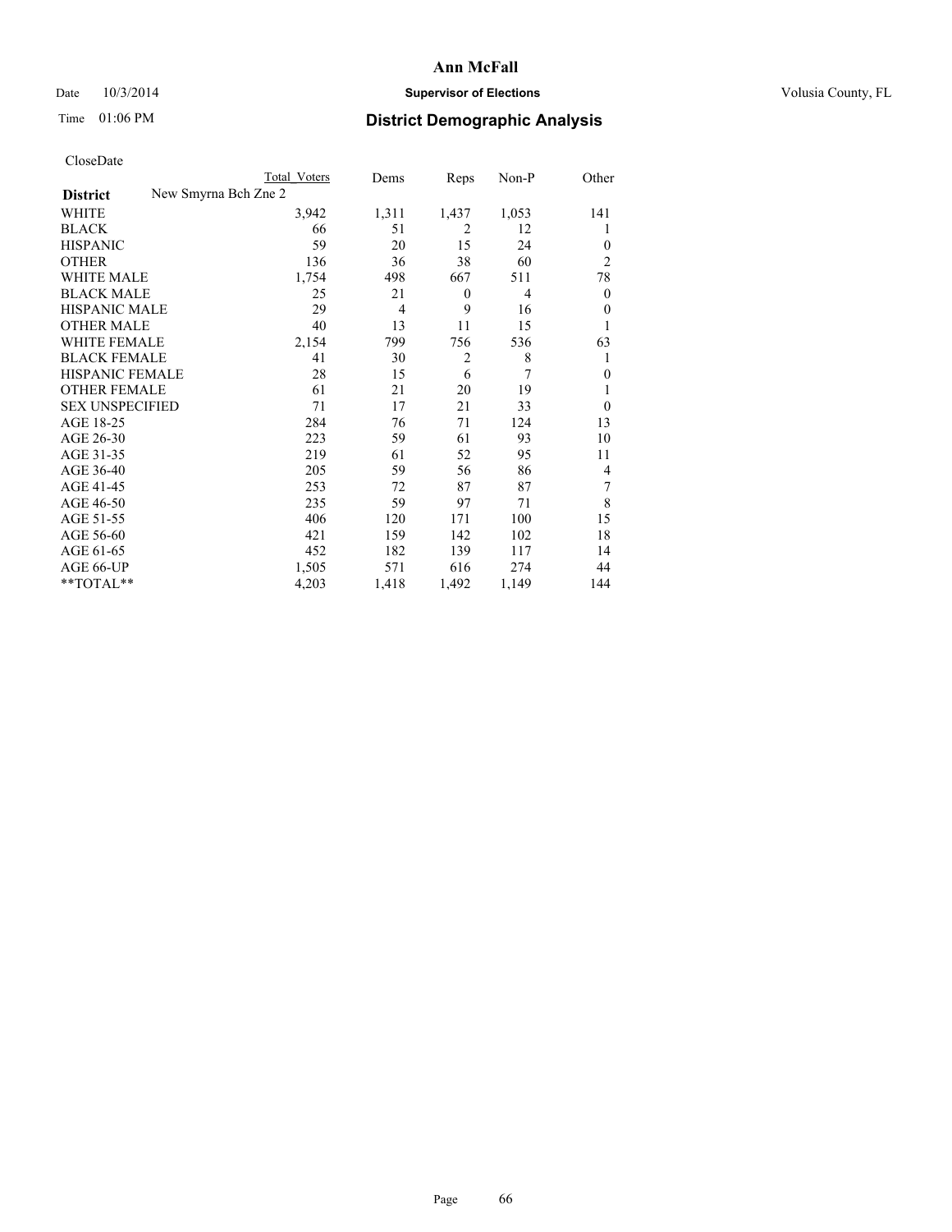**Ann McFall**

Date 10/3/2014 **Supervisor of Elections** Volusia County, FL

Time 01:06 PM **District Demographic Analysis**

CloseDate

| District | Total Voters | Dems | Reps | Non-P | Other |
|---|---|---|---|---|---|
| New Smyrna Bch Zne 2 | | | | | |
| WHITE | 3,942 | 1,311 | 1,437 | 1,053 | 141 |
| BLACK | 66 | 51 | 2 | 12 | 1 |
| HISPANIC | 59 | 20 | 15 | 24 | 0 |
| OTHER | 136 | 36 | 38 | 60 | 2 |
| WHITE MALE | 1,754 | 498 | 667 | 511 | 78 |
| BLACK MALE | 25 | 21 | 0 | 4 | 0 |
| HISPANIC MALE | 29 | 4 | 9 | 16 | 0 |
| OTHER MALE | 40 | 13 | 11 | 15 | 1 |
| WHITE FEMALE | 2,154 | 799 | 756 | 536 | 63 |
| BLACK FEMALE | 41 | 30 | 2 | 8 | 1 |
| HISPANIC FEMALE | 28 | 15 | 6 | 7 | 0 |
| OTHER FEMALE | 61 | 21 | 20 | 19 | 1 |
| SEX UNSPECIFIED | 71 | 17 | 21 | 33 | 0 |
| AGE 18-25 | 284 | 76 | 71 | 124 | 13 |
| AGE 26-30 | 223 | 59 | 61 | 93 | 10 |
| AGE 31-35 | 219 | 61 | 52 | 95 | 11 |
| AGE 36-40 | 205 | 59 | 56 | 86 | 4 |
| AGE 41-45 | 253 | 72 | 87 | 87 | 7 |
| AGE 46-50 | 235 | 59 | 97 | 71 | 8 |
| AGE 51-55 | 406 | 120 | 171 | 100 | 15 |
| AGE 56-60 | 421 | 159 | 142 | 102 | 18 |
| AGE 61-65 | 452 | 182 | 139 | 117 | 14 |
| AGE 66-UP | 1,505 | 571 | 616 | 274 | 44 |
| **TOTAL** | 4,203 | 1,418 | 1,492 | 1,149 | 144 |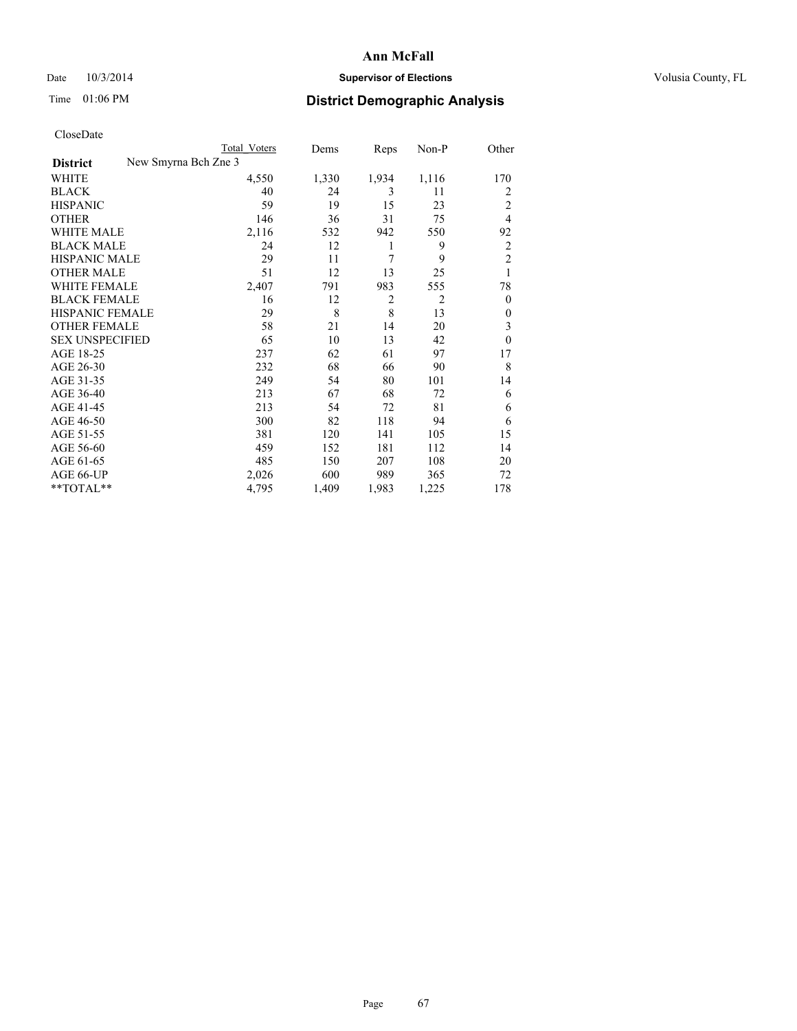# Ann McFall

Date 10/3/2014 **Supervisor of Elections** Volusia County, FL

Time 01:06 PM **District Demographic Analysis**

CloseDate

| **District** New Smyrna Bch Zne 3 | Total Voters | Dems | Reps | Non-P | Other |
|---|---|---|---|---|---|
| WHITE | 4,550 | 1,330 | 1,934 | 1,116 | 170 |
| BLACK | 40 | 24 | 3 | 11 | 2 |
| HISPANIC | 59 | 19 | 15 | 23 | 2 |
| OTHER | 146 | 36 | 31 | 75 | 4 |
| WHITE MALE | 2,116 | 532 | 942 | 550 | 92 |
| BLACK MALE | 24 | 12 | 1 | 9 | 2 |
| HISPANIC MALE | 29 | 11 | 7 | 9 | 2 |
| OTHER MALE | 51 | 12 | 13 | 25 | 1 |
| WHITE FEMALE | 2,407 | 791 | 983 | 555 | 78 |
| BLACK FEMALE | 16 | 12 | 2 | 2 | 0 |
| HISPANIC FEMALE | 29 | 8 | 8 | 13 | 0 |
| OTHER FEMALE | 58 | 21 | 14 | 20 | 3 |
| SEX UNSPECIFIED | 65 | 10 | 13 | 42 | 0 |
| AGE 18-25 | 237 | 62 | 61 | 97 | 17 |
| AGE 26-30 | 232 | 68 | 66 | 90 | 8 |
| AGE 31-35 | 249 | 54 | 80 | 101 | 14 |
| AGE 36-40 | 213 | 67 | 68 | 72 | 6 |
| AGE 41-45 | 213 | 54 | 72 | 81 | 6 |
| AGE 46-50 | 300 | 82 | 118 | 94 | 6 |
| AGE 51-55 | 381 | 120 | 141 | 105 | 15 |
| AGE 56-60 | 459 | 152 | 181 | 112 | 14 |
| AGE 61-65 | 485 | 150 | 207 | 108 | 20 |
| AGE 66-UP | 2,026 | 600 | 989 | 365 | 72 |
| **TOTAL** | 4,795 | 1,409 | 1,983 | 1,225 | 178 |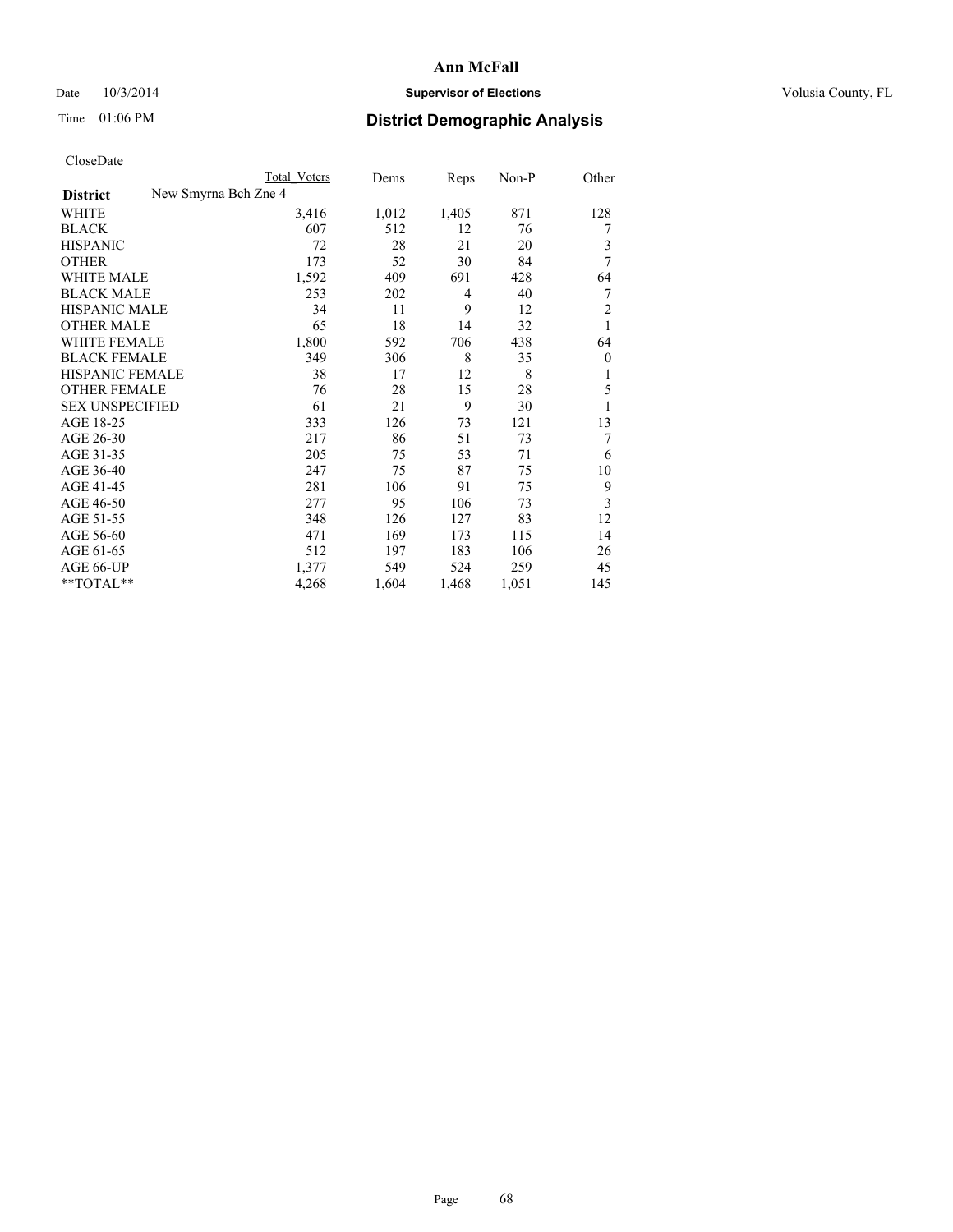# Ann McFall

Date 10/3/2014 **Supervisor of Elections** Volusia County, FL

Time 01:06 PM **District Demographic Analysis**

CloseDate

| **District** New Smyrna Bch Zne 4 | Total Voters | Dems | Reps | Non-P | Other |
|---|---|---|---|---|---|
| WHITE | 3,416 | 1,012 | 1,405 | 871 | 128 |
| BLACK | 607 | 512 | 12 | 76 | 7 |
| HISPANIC | 72 | 28 | 21 | 20 | 3 |
| OTHER | 173 | 52 | 30 | 84 | 7 |
| WHITE MALE | 1,592 | 409 | 691 | 428 | 64 |
| BLACK MALE | 253 | 202 | 4 | 40 | 7 |
| HISPANIC MALE | 34 | 11 | 9 | 12 | 2 |
| OTHER MALE | 65 | 18 | 14 | 32 | 1 |
| WHITE FEMALE | 1,800 | 592 | 706 | 438 | 64 |
| BLACK FEMALE | 349 | 306 | 8 | 35 | 0 |
| HISPANIC FEMALE | 38 | 17 | 12 | 8 | 1 |
| OTHER FEMALE | 76 | 28 | 15 | 28 | 5 |
| SEX UNSPECIFIED | 61 | 21 | 9 | 30 | 1 |
| AGE 18-25 | 333 | 126 | 73 | 121 | 13 |
| AGE 26-30 | 217 | 86 | 51 | 73 | 7 |
| AGE 31-35 | 205 | 75 | 53 | 71 | 6 |
| AGE 36-40 | 247 | 75 | 87 | 75 | 10 |
| AGE 41-45 | 281 | 106 | 91 | 75 | 9 |
| AGE 46-50 | 277 | 95 | 106 | 73 | 3 |
| AGE 51-55 | 348 | 126 | 127 | 83 | 12 |
| AGE 56-60 | 471 | 169 | 173 | 115 | 14 |
| AGE 61-65 | 512 | 197 | 183 | 106 | 26 |
| AGE 66-UP | 1,377 | 549 | 524 | 259 | 45 |
| **TOTAL** | 4,268 | 1,604 | 1,468 | 1,051 | 145 |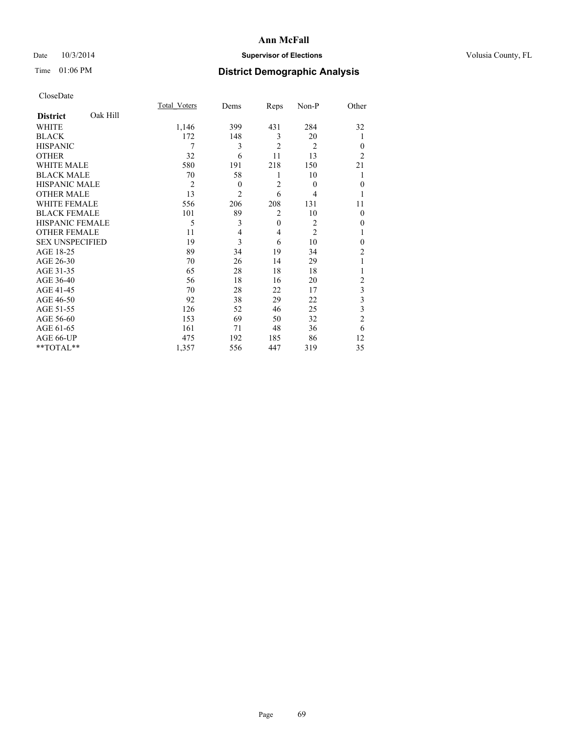**Ann McFall**

Date 10/3/2014 **Supervisor of Elections** Volusia County, FL

Time 01:06 PM **District Demographic Analysis**

CloseDate

| **District** Oak Hill | Total_Voters | Dems | Reps | Non-P | Other |
|---|---|---|---|---|---|
| WHITE | 1,146 | 399 | 431 | 284 | 32 |
| BLACK | 172 | 148 | 3 | 20 | 1 |
| HISPANIC | 7 | 3 | 2 | 2 | 0 |
| OTHER | 32 | 6 | 11 | 13 | 2 |
| WHITE MALE | 580 | 191 | 218 | 150 | 21 |
| BLACK MALE | 70 | 58 | 1 | 10 | 1 |
| HISPANIC MALE | 2 | 0 | 2 | 0 | 0 |
| OTHER MALE | 13 | 2 | 6 | 4 | 1 |
| WHITE FEMALE | 556 | 206 | 208 | 131 | 11 |
| BLACK FEMALE | 101 | 89 | 2 | 10 | 0 |
| HISPANIC FEMALE | 5 | 3 | 0 | 2 | 0 |
| OTHER FEMALE | 11 | 4 | 4 | 2 | 1 |
| SEX UNSPECIFIED | 19 | 3 | 6 | 10 | 0 |
| AGE 18-25 | 89 | 34 | 19 | 34 | 2 |
| AGE 26-30 | 70 | 26 | 14 | 29 | 1 |
| AGE 31-35 | 65 | 28 | 18 | 18 | 1 |
| AGE 36-40 | 56 | 18 | 16 | 20 | 2 |
| AGE 41-45 | 70 | 28 | 22 | 17 | 3 |
| AGE 46-50 | 92 | 38 | 29 | 22 | 3 |
| AGE 51-55 | 126 | 52 | 46 | 25 | 3 |
| AGE 56-60 | 153 | 69 | 50 | 32 | 2 |
| AGE 61-65 | 161 | 71 | 48 | 36 | 6 |
| AGE 66-UP | 475 | 192 | 185 | 86 | 12 |
| **TOTAL** | 1,357 | 556 | 447 | 319 | 35 |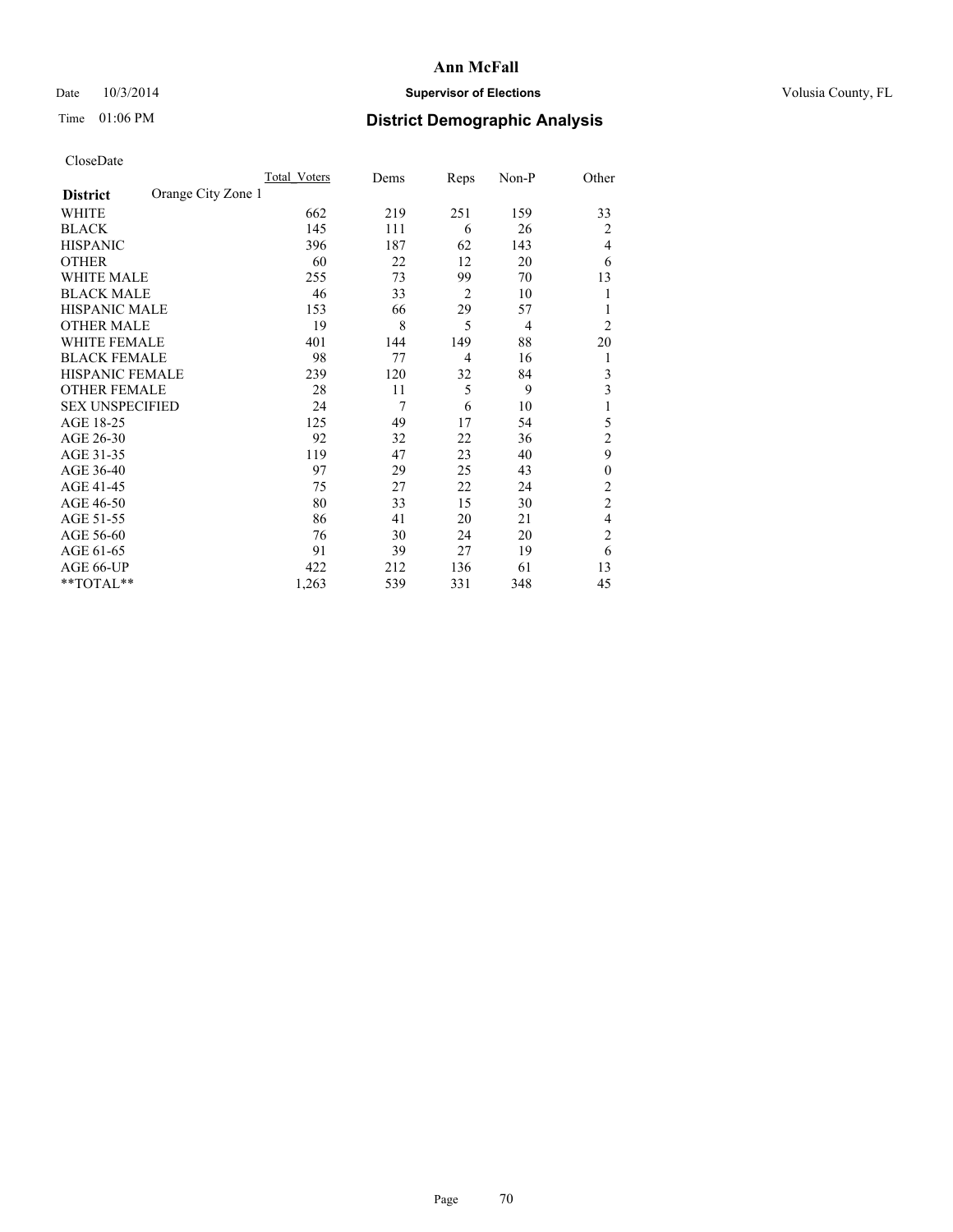# Ann McFall

Date 10/3/2014 **Supervisor of Elections** Volusia County, FL

Time 01:06 PM **District Demographic Analysis**

CloseDate

| **District** Orange City Zone 1 | Total Voters | Dems | Reps | Non-P | Other |
|---|---|---|---|---|---|
| WHITE | 662 | 219 | 251 | 159 | 33 |
| BLACK | 145 | 111 | 6 | 26 | 2 |
| HISPANIC | 396 | 187 | 62 | 143 | 4 |
| OTHER | 60 | 22 | 12 | 20 | 6 |
| WHITE MALE | 255 | 73 | 99 | 70 | 13 |
| BLACK MALE | 46 | 33 | 2 | 10 | 1 |
| HISPANIC MALE | 153 | 66 | 29 | 57 | 1 |
| OTHER MALE | 19 | 8 | 5 | 4 | 2 |
| WHITE FEMALE | 401 | 144 | 149 | 88 | 20 |
| BLACK FEMALE | 98 | 77 | 4 | 16 | 1 |
| HISPANIC FEMALE | 239 | 120 | 32 | 84 | 3 |
| OTHER FEMALE | 28 | 11 | 5 | 9 | 3 |
| SEX UNSPECIFIED | 24 | 7 | 6 | 10 | 1 |
| AGE 18-25 | 125 | 49 | 17 | 54 | 5 |
| AGE 26-30 | 92 | 32 | 22 | 36 | 2 |
| AGE 31-35 | 119 | 47 | 23 | 40 | 9 |
| AGE 36-40 | 97 | 29 | 25 | 43 | 0 |
| AGE 41-45 | 75 | 27 | 22 | 24 | 2 |
| AGE 46-50 | 80 | 33 | 15 | 30 | 2 |
| AGE 51-55 | 86 | 41 | 20 | 21 | 4 |
| AGE 56-60 | 76 | 30 | 24 | 20 | 2 |
| AGE 61-65 | 91 | 39 | 27 | 19 | 6 |
| AGE 66-UP | 422 | 212 | 136 | 61 | 13 |
| **TOTAL** | 1,263 | 539 | 331 | 348 | 45 |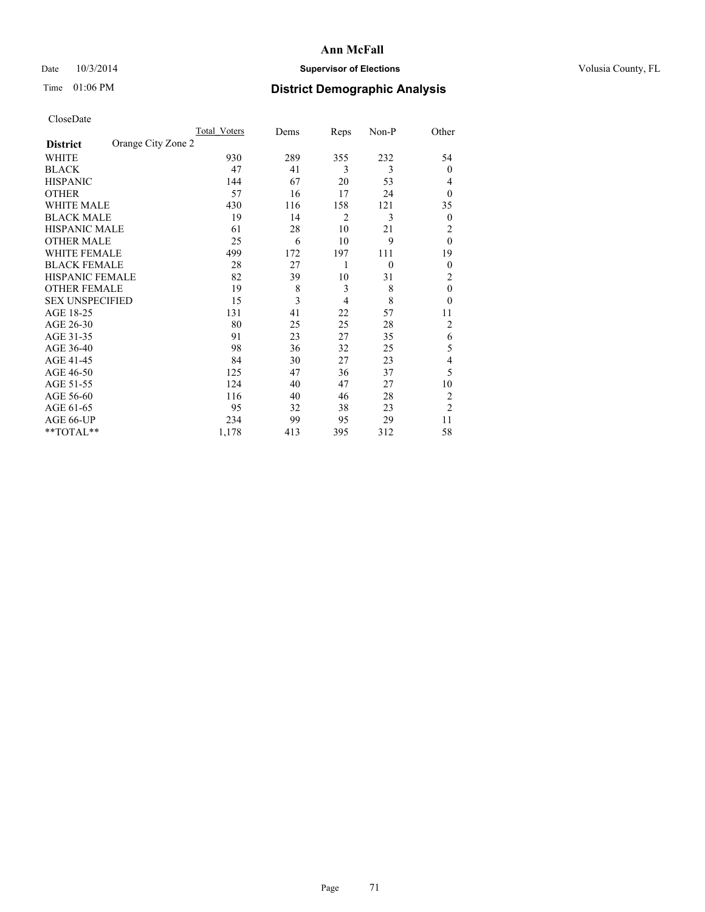# Ann McFall

Date 10/3/2014 **Supervisor of Elections** Volusia County, FL

Time 01:06 PM **District Demographic Analysis**

CloseDate

| | Total_Voters | Dems | Reps | Non-P | Other |
|---|---|---|---|---|---|
| **District** Orange City Zone 2 | | | | | |
| WHITE | 930 | 289 | 355 | 232 | 54 |
| BLACK | 47 | 41 | 3 | 3 | 0 |
| HISPANIC | 144 | 67 | 20 | 53 | 4 |
| OTHER | 57 | 16 | 17 | 24 | 0 |
| WHITE MALE | 430 | 116 | 158 | 121 | 35 |
| BLACK MALE | 19 | 14 | 2 | 3 | 0 |
| HISPANIC MALE | 61 | 28 | 10 | 21 | 2 |
| OTHER MALE | 25 | 6 | 10 | 9 | 0 |
| WHITE FEMALE | 499 | 172 | 197 | 111 | 19 |
| BLACK FEMALE | 28 | 27 | 1 | 0 | 0 |
| HISPANIC FEMALE | 82 | 39 | 10 | 31 | 2 |
| OTHER FEMALE | 19 | 8 | 3 | 8 | 0 |
| SEX UNSPECIFIED | 15 | 3 | 4 | 8 | 0 |
| AGE 18-25 | 131 | 41 | 22 | 57 | 11 |
| AGE 26-30 | 80 | 25 | 25 | 28 | 2 |
| AGE 31-35 | 91 | 23 | 27 | 35 | 6 |
| AGE 36-40 | 98 | 36 | 32 | 25 | 5 |
| AGE 41-45 | 84 | 30 | 27 | 23 | 4 |
| AGE 46-50 | 125 | 47 | 36 | 37 | 5 |
| AGE 51-55 | 124 | 40 | 47 | 27 | 10 |
| AGE 56-60 | 116 | 40 | 46 | 28 | 2 |
| AGE 61-65 | 95 | 32 | 38 | 23 | 2 |
| AGE 66-UP | 234 | 99 | 95 | 29 | 11 |
| **TOTAL** | 1,178 | 413 | 395 | 312 | 58 |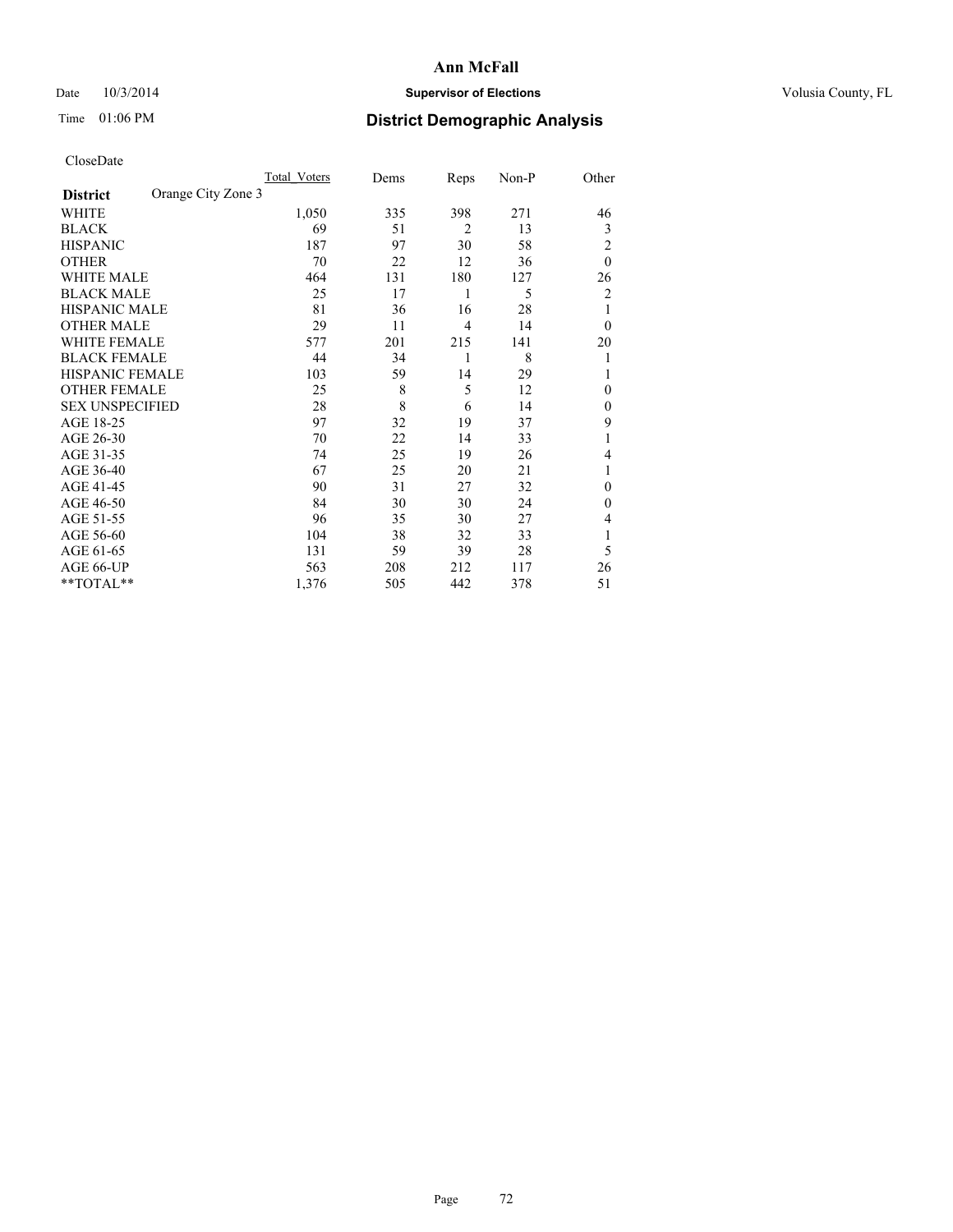# Ann McFall

Date 10/3/2014 **Supervisor of Elections** Volusia County, FL

Time 01:06 PM **District Demographic Analysis**

CloseDate

| **District** Orange City Zone 3 | Total Voters | Dems | Reps | Non-P | Other |
|---|---|---|---|---|---|
| WHITE | 1,050 | 335 | 398 | 271 | 46 |
| BLACK | 69 | 51 | 2 | 13 | 3 |
| HISPANIC | 187 | 97 | 30 | 58 | 2 |
| OTHER | 70 | 22 | 12 | 36 | 0 |
| WHITE MALE | 464 | 131 | 180 | 127 | 26 |
| BLACK MALE | 25 | 17 | 1 | 5 | 2 |
| HISPANIC MALE | 81 | 36 | 16 | 28 | 1 |
| OTHER MALE | 29 | 11 | 4 | 14 | 0 |
| WHITE FEMALE | 577 | 201 | 215 | 141 | 20 |
| BLACK FEMALE | 44 | 34 | 1 | 8 | 1 |
| HISPANIC FEMALE | 103 | 59 | 14 | 29 | 1 |
| OTHER FEMALE | 25 | 8 | 5 | 12 | 0 |
| SEX UNSPECIFIED | 28 | 8 | 6 | 14 | 0 |
| AGE 18-25 | 97 | 32 | 19 | 37 | 9 |
| AGE 26-30 | 70 | 22 | 14 | 33 | 1 |
| AGE 31-35 | 74 | 25 | 19 | 26 | 4 |
| AGE 36-40 | 67 | 25 | 20 | 21 | 1 |
| AGE 41-45 | 90 | 31 | 27 | 32 | 0 |
| AGE 46-50 | 84 | 30 | 30 | 24 | 0 |
| AGE 51-55 | 96 | 35 | 30 | 27 | 4 |
| AGE 56-60 | 104 | 38 | 32 | 33 | 1 |
| AGE 61-65 | 131 | 59 | 39 | 28 | 5 |
| AGE 66-UP | 563 | 208 | 212 | 117 | 26 |
| **TOTAL** | 1,376 | 505 | 442 | 378 | 51 |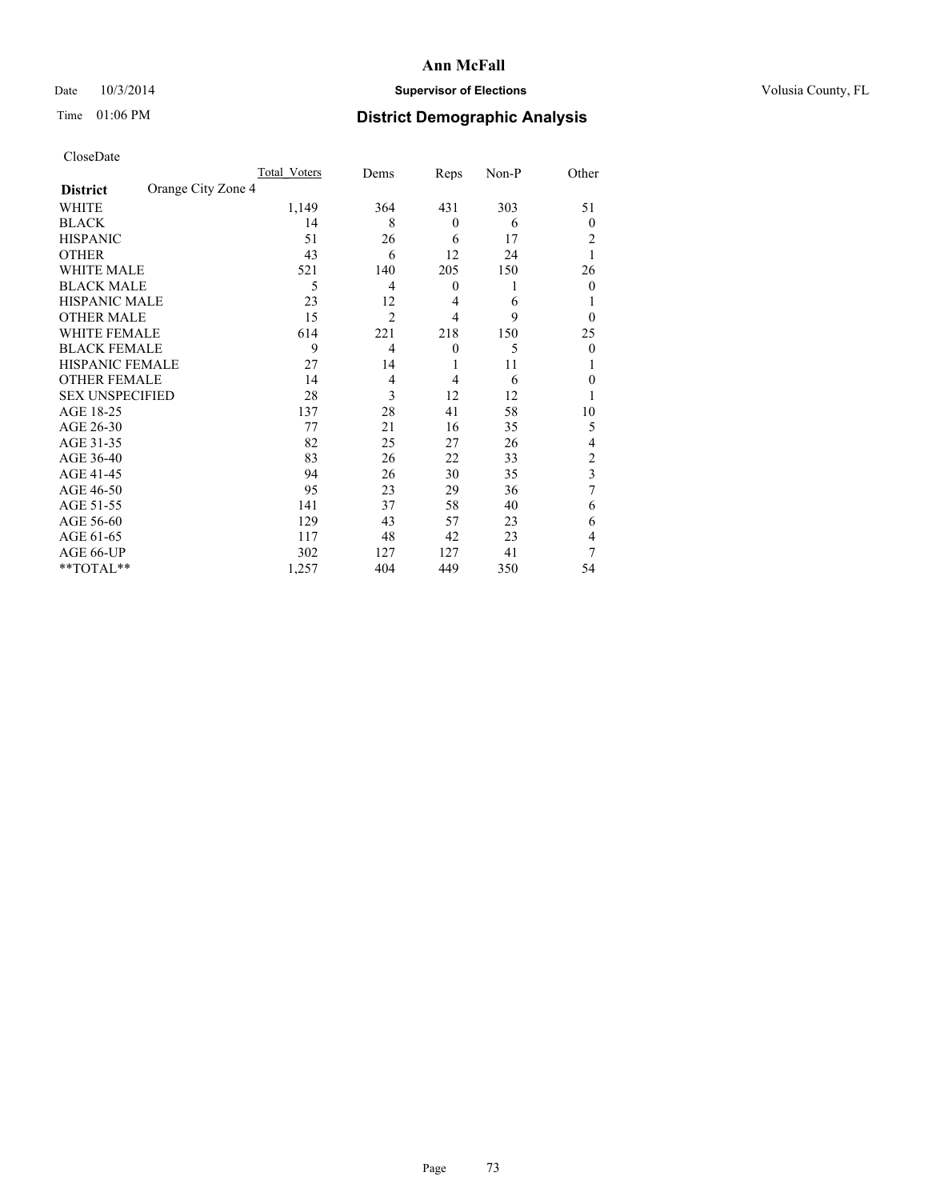# Ann McFall

Date 10/3/2014 **Supervisor of Elections** Volusia County, FL

Time 01:06 PM **District Demographic Analysis**

CloseDate

| **District** Orange City Zone 4 | Total_Voters | Dems | Reps | Non-P | Other |
|---|---|---|---|---|---|
| WHITE | 1,149 | 364 | 431 | 303 | 51 |
| BLACK | 14 | 8 | 0 | 6 | 0 |
| HISPANIC | 51 | 26 | 6 | 17 | 2 |
| OTHER | 43 | 6 | 12 | 24 | 1 |
| WHITE MALE | 521 | 140 | 205 | 150 | 26 |
| BLACK MALE | 5 | 4 | 0 | 1 | 0 |
| HISPANIC MALE | 23 | 12 | 4 | 6 | 1 |
| OTHER MALE | 15 | 2 | 4 | 9 | 0 |
| WHITE FEMALE | 614 | 221 | 218 | 150 | 25 |
| BLACK FEMALE | 9 | 4 | 0 | 5 | 0 |
| HISPANIC FEMALE | 27 | 14 | 1 | 11 | 1 |
| OTHER FEMALE | 14 | 4 | 4 | 6 | 0 |
| SEX UNSPECIFIED | 28 | 3 | 12 | 12 | 1 |
| AGE 18-25 | 137 | 28 | 41 | 58 | 10 |
| AGE 26-30 | 77 | 21 | 16 | 35 | 5 |
| AGE 31-35 | 82 | 25 | 27 | 26 | 4 |
| AGE 36-40 | 83 | 26 | 22 | 33 | 2 |
| AGE 41-45 | 94 | 26 | 30 | 35 | 3 |
| AGE 46-50 | 95 | 23 | 29 | 36 | 7 |
| AGE 51-55 | 141 | 37 | 58 | 40 | 6 |
| AGE 56-60 | 129 | 43 | 57 | 23 | 6 |
| AGE 61-65 | 117 | 48 | 42 | 23 | 4 |
| AGE 66-UP | 302 | 127 | 127 | 41 | 7 |
| **TOTAL** | 1,257 | 404 | 449 | 350 | 54 |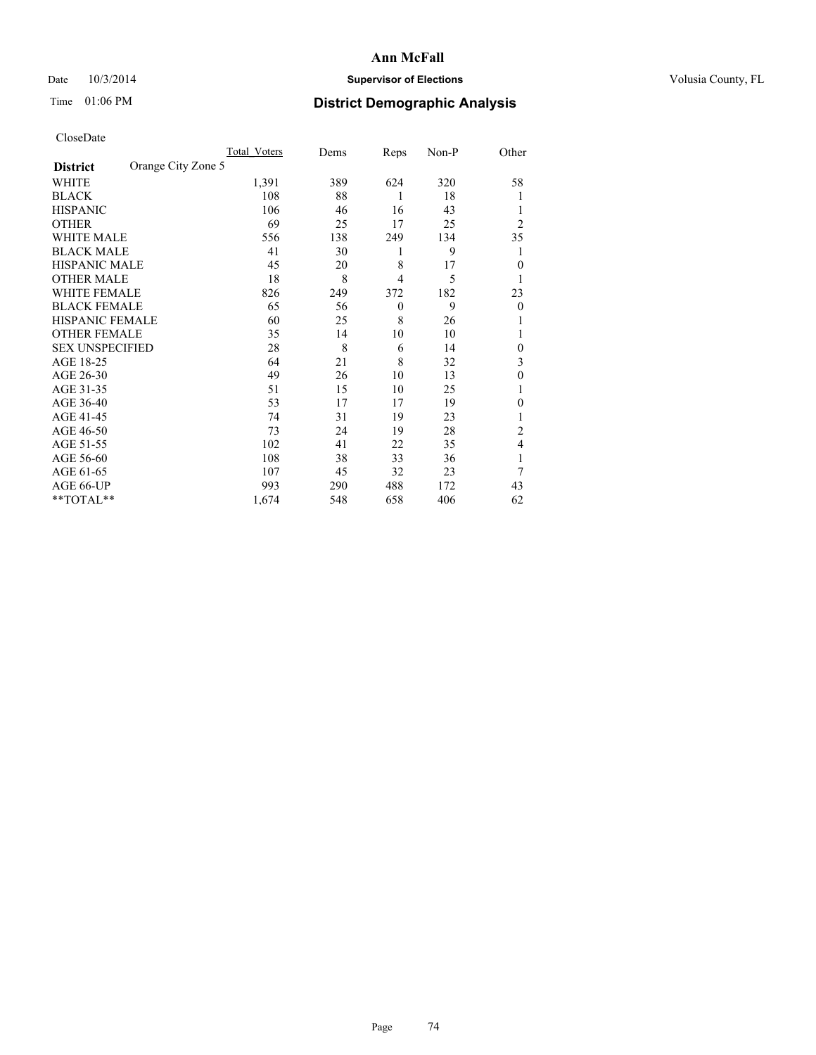# Ann McFall

Date 10/3/2014 **Supervisor of Elections** Volusia County, FL

Time 01:06 PM **District Demographic Analysis**

CloseDate

| **District** Orange City Zone 5 | Total_Voters | Dems | Reps | Non-P | Other |
|---|---|---|---|---|---|
| WHITE | 1,391 | 389 | 624 | 320 | 58 |
| BLACK | 108 | 88 | 1 | 18 | 1 |
| HISPANIC | 106 | 46 | 16 | 43 | 1 |
| OTHER | 69 | 25 | 17 | 25 | 2 |
| WHITE MALE | 556 | 138 | 249 | 134 | 35 |
| BLACK MALE | 41 | 30 | 1 | 9 | 1 |
| HISPANIC MALE | 45 | 20 | 8 | 17 | 0 |
| OTHER MALE | 18 | 8 | 4 | 5 | 1 |
| WHITE FEMALE | 826 | 249 | 372 | 182 | 23 |
| BLACK FEMALE | 65 | 56 | 0 | 9 | 0 |
| HISPANIC FEMALE | 60 | 25 | 8 | 26 | 1 |
| OTHER FEMALE | 35 | 14 | 10 | 10 | 1 |
| SEX UNSPECIFIED | 28 | 8 | 6 | 14 | 0 |
| AGE 18-25 | 64 | 21 | 8 | 32 | 3 |
| AGE 26-30 | 49 | 26 | 10 | 13 | 0 |
| AGE 31-35 | 51 | 15 | 10 | 25 | 1 |
| AGE 36-40 | 53 | 17 | 17 | 19 | 0 |
| AGE 41-45 | 74 | 31 | 19 | 23 | 1 |
| AGE 46-50 | 73 | 24 | 19 | 28 | 2 |
| AGE 51-55 | 102 | 41 | 22 | 35 | 4 |
| AGE 56-60 | 108 | 38 | 33 | 36 | 1 |
| AGE 61-65 | 107 | 45 | 32 | 23 | 7 |
| AGE 66-UP | 993 | 290 | 488 | 172 | 43 |
| **TOTAL** | 1,674 | 548 | 658 | 406 | 62 |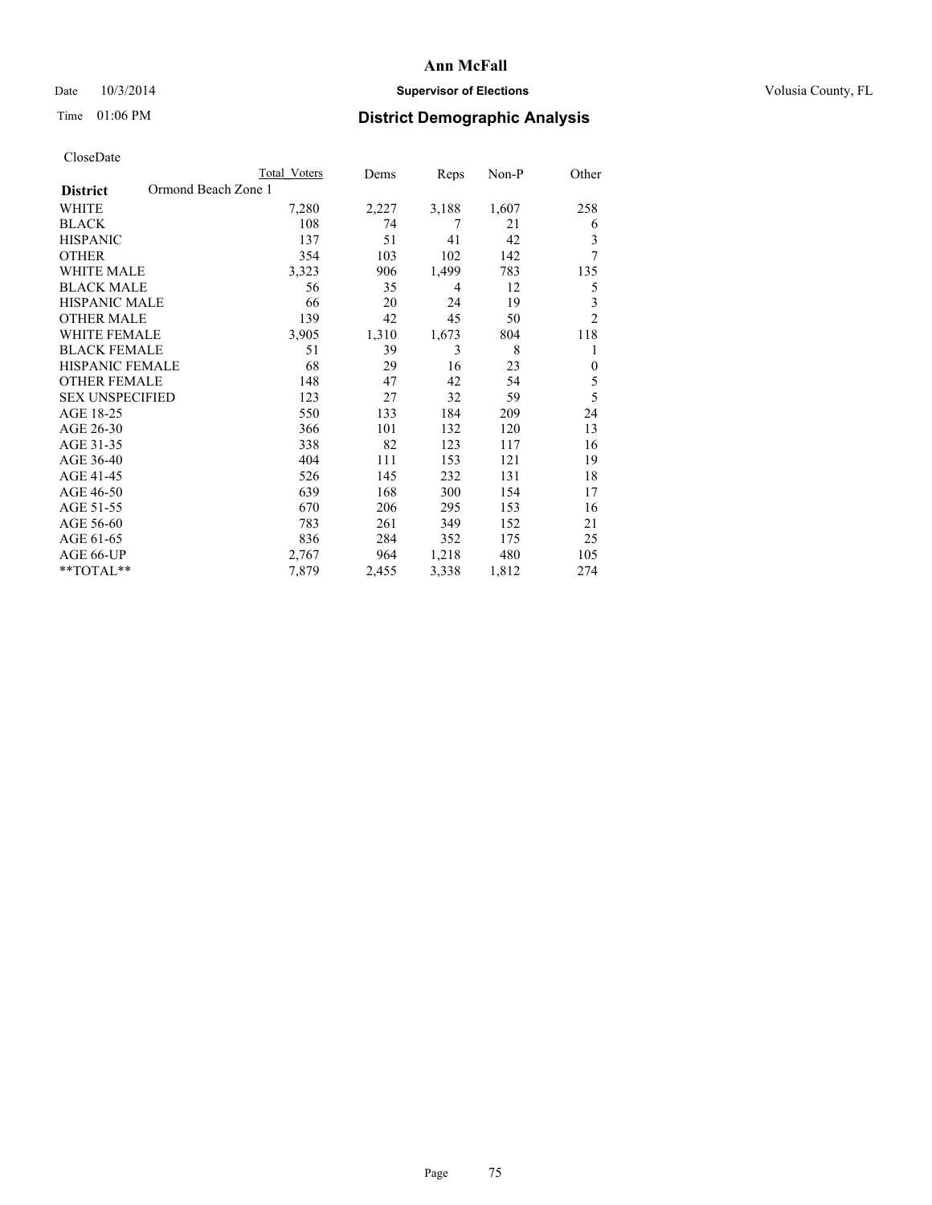# Ann McFall

Date 10/3/2014 **Supervisor of Elections** Volusia County, FL

Time 01:06 PM **District Demographic Analysis**

CloseDate

| **District** Ormond Beach Zone 1 | Total Voters | Dems | Reps | Non-P | Other |
|---|---|---|---|---|---|
| WHITE | 7,280 | 2,227 | 3,188 | 1,607 | 258 |
| BLACK | 108 | 74 | 7 | 21 | 6 |
| HISPANIC | 137 | 51 | 41 | 42 | 3 |
| OTHER | 354 | 103 | 102 | 142 | 7 |
| WHITE MALE | 3,323 | 906 | 1,499 | 783 | 135 |
| BLACK MALE | 56 | 35 | 4 | 12 | 5 |
| HISPANIC MALE | 66 | 20 | 24 | 19 | 3 |
| OTHER MALE | 139 | 42 | 45 | 50 | 2 |
| WHITE FEMALE | 3,905 | 1,310 | 1,673 | 804 | 118 |
| BLACK FEMALE | 51 | 39 | 3 | 8 | 1 |
| HISPANIC FEMALE | 68 | 29 | 16 | 23 | 0 |
| OTHER FEMALE | 148 | 47 | 42 | 54 | 5 |
| SEX UNSPECIFIED | 123 | 27 | 32 | 59 | 5 |
| AGE 18-25 | 550 | 133 | 184 | 209 | 24 |
| AGE 26-30 | 366 | 101 | 132 | 120 | 13 |
| AGE 31-35 | 338 | 82 | 123 | 117 | 16 |
| AGE 36-40 | 404 | 111 | 153 | 121 | 19 |
| AGE 41-45 | 526 | 145 | 232 | 131 | 18 |
| AGE 46-50 | 639 | 168 | 300 | 154 | 17 |
| AGE 51-55 | 670 | 206 | 295 | 153 | 16 |
| AGE 56-60 | 783 | 261 | 349 | 152 | 21 |
| AGE 61-65 | 836 | 284 | 352 | 175 | 25 |
| AGE 66-UP | 2,767 | 964 | 1,218 | 480 | 105 |
| **TOTAL** | 7,879 | 2,455 | 3,338 | 1,812 | 274 |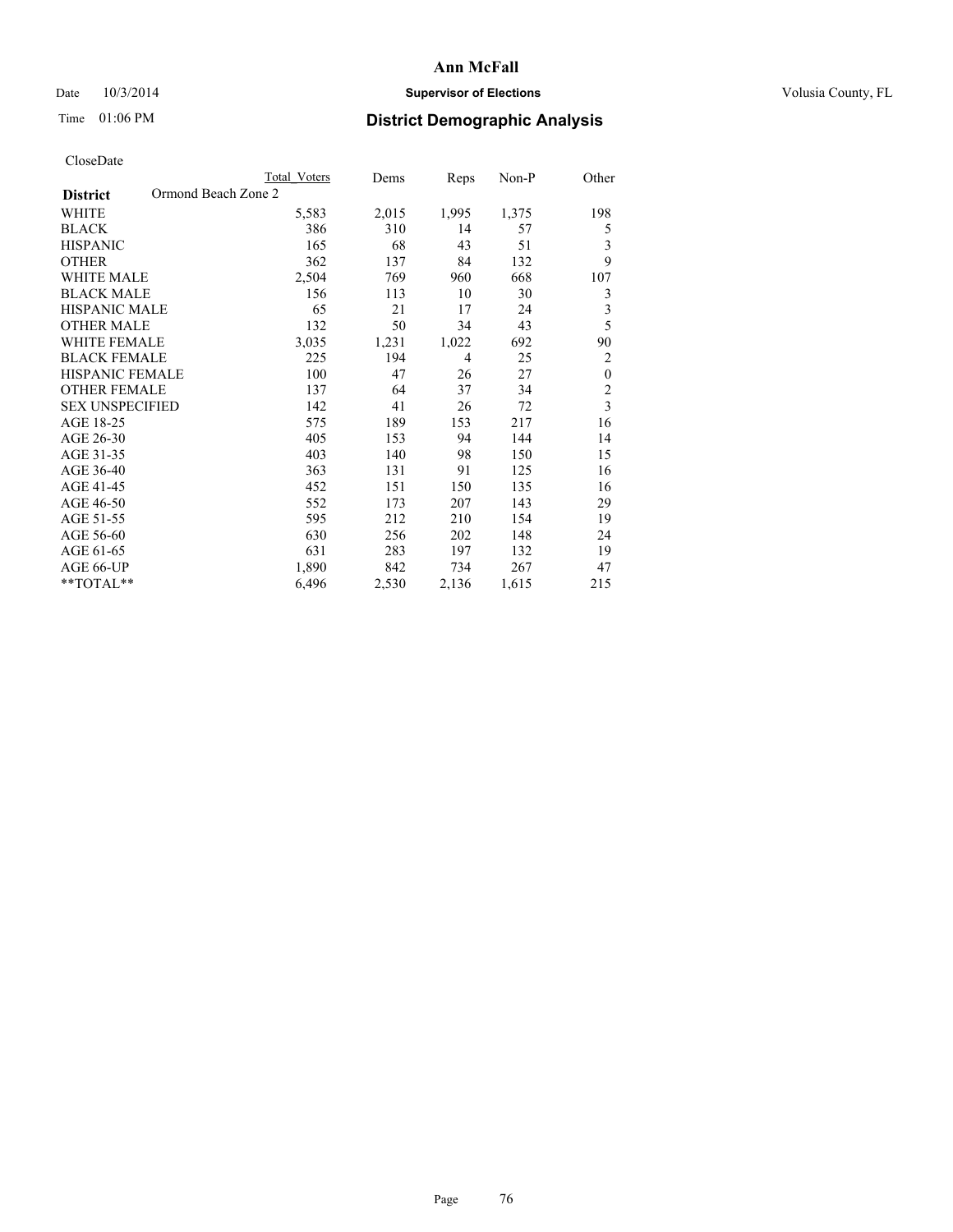# Ann McFall

Date 10/3/2014 **Supervisor of Elections** Volusia County, FL

Time 01:06 PM **District Demographic Analysis**

CloseDate

| **District** Ormond Beach Zone 2 | Total Voters | Dems | Reps | Non-P | Other |
|---|---|---|---|---|---|
| WHITE | 5,583 | 2,015 | 1,995 | 1,375 | 198 |
| BLACK | 386 | 310 | 14 | 57 | 5 |
| HISPANIC | 165 | 68 | 43 | 51 | 3 |
| OTHER | 362 | 137 | 84 | 132 | 9 |
| WHITE MALE | 2,504 | 769 | 960 | 668 | 107 |
| BLACK MALE | 156 | 113 | 10 | 30 | 3 |
| HISPANIC MALE | 65 | 21 | 17 | 24 | 3 |
| OTHER MALE | 132 | 50 | 34 | 43 | 5 |
| WHITE FEMALE | 3,035 | 1,231 | 1,022 | 692 | 90 |
| BLACK FEMALE | 225 | 194 | 4 | 25 | 2 |
| HISPANIC FEMALE | 100 | 47 | 26 | 27 | 0 |
| OTHER FEMALE | 137 | 64 | 37 | 34 | 2 |
| SEX UNSPECIFIED | 142 | 41 | 26 | 72 | 3 |
| AGE 18-25 | 575 | 189 | 153 | 217 | 16 |
| AGE 26-30 | 405 | 153 | 94 | 144 | 14 |
| AGE 31-35 | 403 | 140 | 98 | 150 | 15 |
| AGE 36-40 | 363 | 131 | 91 | 125 | 16 |
| AGE 41-45 | 452 | 151 | 150 | 135 | 16 |
| AGE 46-50 | 552 | 173 | 207 | 143 | 29 |
| AGE 51-55 | 595 | 212 | 210 | 154 | 19 |
| AGE 56-60 | 630 | 256 | 202 | 148 | 24 |
| AGE 61-65 | 631 | 283 | 197 | 132 | 19 |
| AGE 66-UP | 1,890 | 842 | 734 | 267 | 47 |
| **TOTAL** | 6,496 | 2,530 | 2,136 | 1,615 | 215 |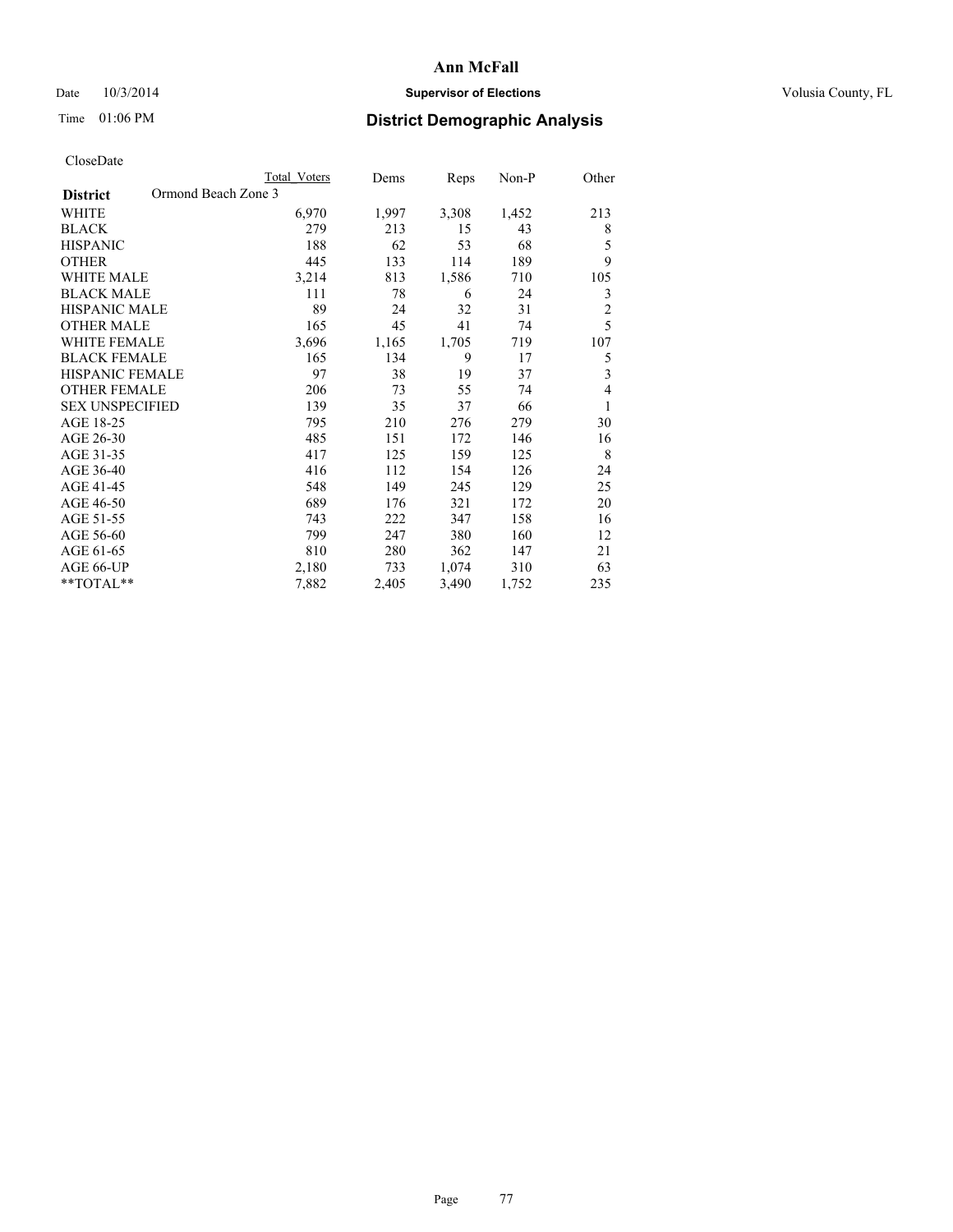# Ann McFall

Date 10/3/2014

**Supervisor of Elections**

Volusia County, FL

Time 01:06 PM

## District Demographic Analysis

CloseDate

| | Total Voters | Dems | Reps | Non-P | Other |
|---|---|---|---|---|---|
| **District** Ormond Beach Zone 3 | | | | | |
| WHITE | 6,970 | 1,997 | 3,308 | 1,452 | 213 |
| BLACK | 279 | 213 | 15 | 43 | 8 |
| HISPANIC | 188 | 62 | 53 | 68 | 5 |
| OTHER | 445 | 133 | 114 | 189 | 9 |
| WHITE MALE | 3,214 | 813 | 1,586 | 710 | 105 |
| BLACK MALE | 111 | 78 | 6 | 24 | 3 |
| HISPANIC MALE | 89 | 24 | 32 | 31 | 2 |
| OTHER MALE | 165 | 45 | 41 | 74 | 5 |
| WHITE FEMALE | 3,696 | 1,165 | 1,705 | 719 | 107 |
| BLACK FEMALE | 165 | 134 | 9 | 17 | 5 |
| HISPANIC FEMALE | 97 | 38 | 19 | 37 | 3 |
| OTHER FEMALE | 206 | 73 | 55 | 74 | 4 |
| SEX UNSPECIFIED | 139 | 35 | 37 | 66 | 1 |
| AGE 18-25 | 795 | 210 | 276 | 279 | 30 |
| AGE 26-30 | 485 | 151 | 172 | 146 | 16 |
| AGE 31-35 | 417 | 125 | 159 | 125 | 8 |
| AGE 36-40 | 416 | 112 | 154 | 126 | 24 |
| AGE 41-45 | 548 | 149 | 245 | 129 | 25 |
| AGE 46-50 | 689 | 176 | 321 | 172 | 20 |
| AGE 51-55 | 743 | 222 | 347 | 158 | 16 |
| AGE 56-60 | 799 | 247 | 380 | 160 | 12 |
| AGE 61-65 | 810 | 280 | 362 | 147 | 21 |
| AGE 66-UP | 2,180 | 733 | 1,074 | 310 | 63 |
| **TOTAL** | 7,882 | 2,405 | 3,490 | 1,752 | 235 |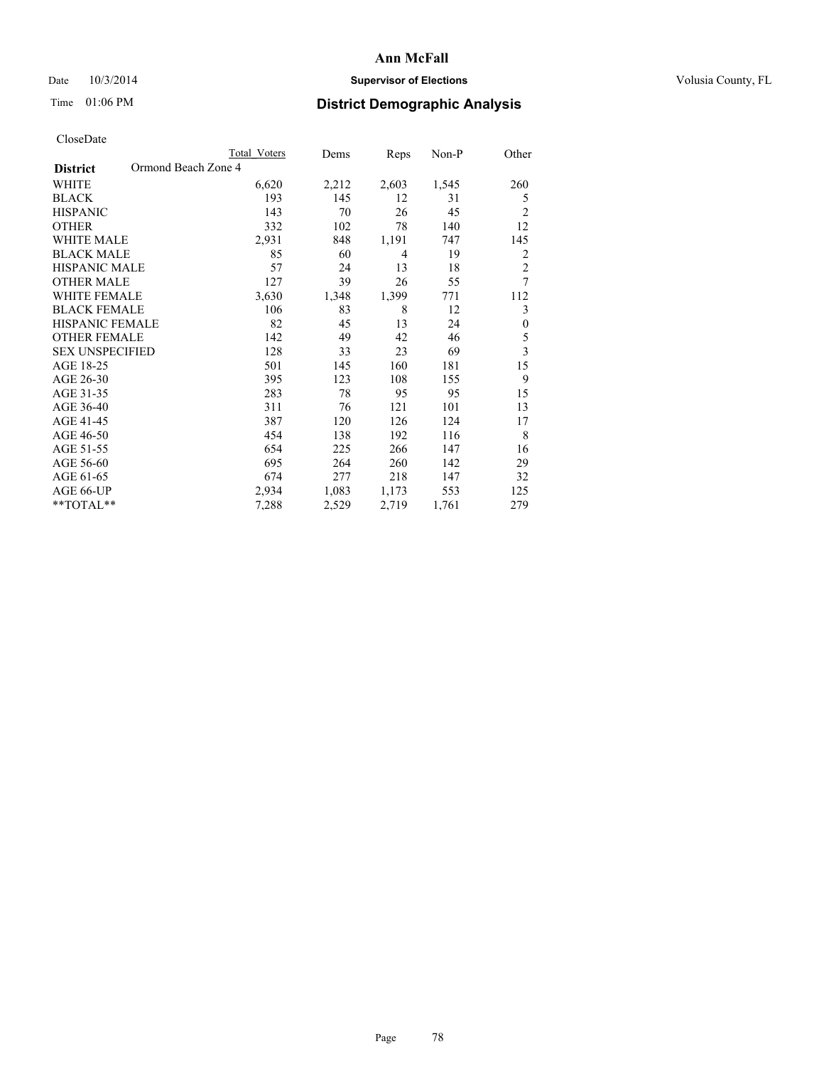# Ann McFall

Date 10/3/2014

**Supervisor of Elections**

Volusia County, FL

Time 01:06 PM

## District Demographic Analysis

CloseDate

| District: Ormond Beach Zone 4 | Total Voters | Dems | Reps | Non-P | Other |
|---|---|---|---|---|---|
| WHITE | 6,620 | 2,212 | 2,603 | 1,545 | 260 |
| BLACK | 193 | 145 | 12 | 31 | 5 |
| HISPANIC | 143 | 70 | 26 | 45 | 2 |
| OTHER | 332 | 102 | 78 | 140 | 12 |
| WHITE MALE | 2,931 | 848 | 1,191 | 747 | 145 |
| BLACK MALE | 85 | 60 | 4 | 19 | 2 |
| HISPANIC MALE | 57 | 24 | 13 | 18 | 2 |
| OTHER MALE | 127 | 39 | 26 | 55 | 7 |
| WHITE FEMALE | 3,630 | 1,348 | 1,399 | 771 | 112 |
| BLACK FEMALE | 106 | 83 | 8 | 12 | 3 |
| HISPANIC FEMALE | 82 | 45 | 13 | 24 | 0 |
| OTHER FEMALE | 142 | 49 | 42 | 46 | 5 |
| SEX UNSPECIFIED | 128 | 33 | 23 | 69 | 3 |
| AGE 18-25 | 501 | 145 | 160 | 181 | 15 |
| AGE 26-30 | 395 | 123 | 108 | 155 | 9 |
| AGE 31-35 | 283 | 78 | 95 | 95 | 15 |
| AGE 36-40 | 311 | 76 | 121 | 101 | 13 |
| AGE 41-45 | 387 | 120 | 126 | 124 | 17 |
| AGE 46-50 | 454 | 138 | 192 | 116 | 8 |
| AGE 51-55 | 654 | 225 | 266 | 147 | 16 |
| AGE 56-60 | 695 | 264 | 260 | 142 | 29 |
| AGE 61-65 | 674 | 277 | 218 | 147 | 32 |
| AGE 66-UP | 2,934 | 1,083 | 1,173 | 553 | 125 |
| **TOTAL** | 7,288 | 2,529 | 2,719 | 1,761 | 279 |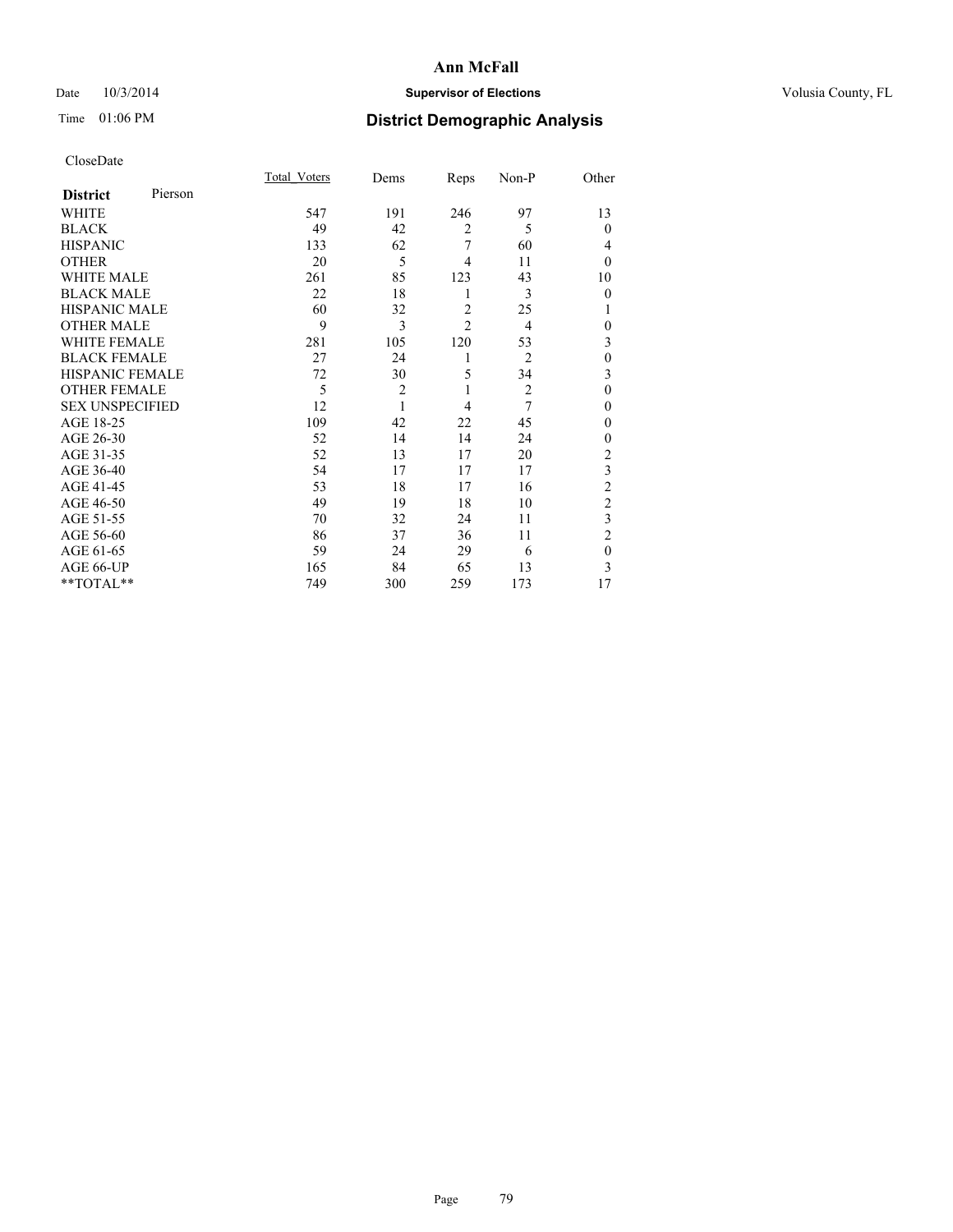CloseDate

| District Pierson | Total_Voters | Dems | Reps | Non-P | Other |
|---|---|---|---|---|---|
| WHITE | 547 | 191 | 246 | 97 | 13 |
| BLACK | 49 | 42 | 2 | 5 | 0 |
| HISPANIC | 133 | 62 | 7 | 60 | 4 |
| OTHER | 20 | 5 | 4 | 11 | 0 |
| WHITE MALE | 261 | 85 | 123 | 43 | 10 |
| BLACK MALE | 22 | 18 | 1 | 3 | 0 |
| HISPANIC MALE | 60 | 32 | 2 | 25 | 1 |
| OTHER MALE | 9 | 3 | 2 | 4 | 0 |
| WHITE FEMALE | 281 | 105 | 120 | 53 | 3 |
| BLACK FEMALE | 27 | 24 | 1 | 2 | 0 |
| HISPANIC FEMALE | 72 | 30 | 5 | 34 | 3 |
| OTHER FEMALE | 5 | 2 | 1 | 2 | 0 |
| SEX UNSPECIFIED | 12 | 1 | 4 | 7 | 0 |
| AGE 18-25 | 109 | 42 | 22 | 45 | 0 |
| AGE 26-30 | 52 | 14 | 14 | 24 | 0 |
| AGE 31-35 | 52 | 13 | 17 | 20 | 2 |
| AGE 36-40 | 54 | 17 | 17 | 17 | 3 |
| AGE 41-45 | 53 | 18 | 17 | 16 | 2 |
| AGE 46-50 | 49 | 19 | 18 | 10 | 2 |
| AGE 51-55 | 70 | 32 | 24 | 11 | 3 |
| AGE 56-60 | 86 | 37 | 36 | 11 | 2 |
| AGE 61-65 | 59 | 24 | 29 | 6 | 0 |
| AGE 66-UP | 165 | 84 | 65 | 13 | 3 |
| **TOTAL** | 749 | 300 | 259 | 173 | 17 |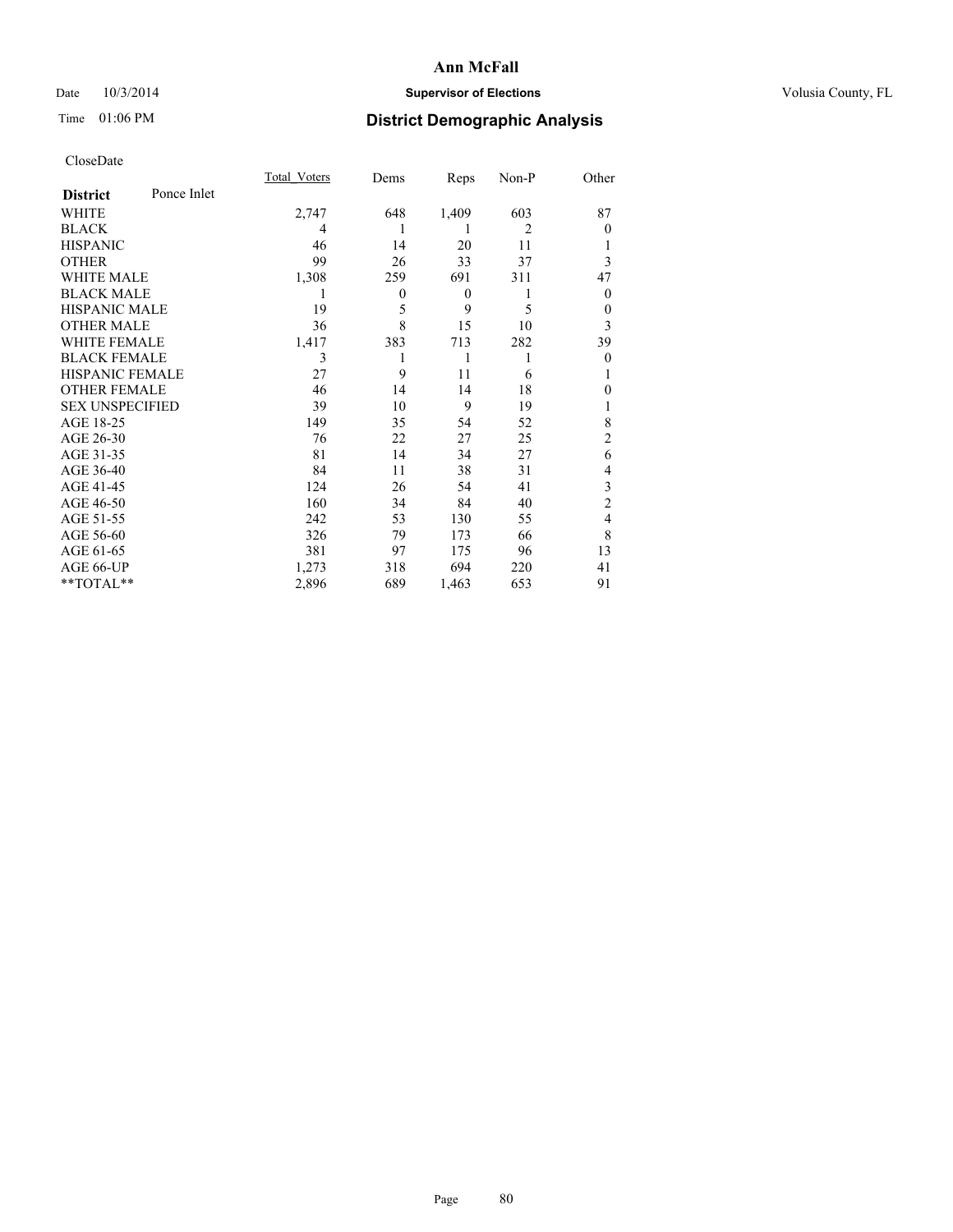# Ann McFall

Date 10/3/2014 **Supervisor of Elections** Volusia County, FL

Time 01:06 PM **District Demographic Analysis**

CloseDate

| **District** Ponce Inlet | Total_Voters | Dems | Reps | Non-P | Other |
|---|---|---|---|---|---|
| WHITE | 2,747 | 648 | 1,409 | 603 | 87 |
| BLACK | 4 | 1 | 1 | 2 | 0 |
| HISPANIC | 46 | 14 | 20 | 11 | 1 |
| OTHER | 99 | 26 | 33 | 37 | 3 |
| WHITE MALE | 1,308 | 259 | 691 | 311 | 47 |
| BLACK MALE | 1 | 0 | 0 | 1 | 0 |
| HISPANIC MALE | 19 | 5 | 9 | 5 | 0 |
| OTHER MALE | 36 | 8 | 15 | 10 | 3 |
| WHITE FEMALE | 1,417 | 383 | 713 | 282 | 39 |
| BLACK FEMALE | 3 | 1 | 1 | 1 | 0 |
| HISPANIC FEMALE | 27 | 9 | 11 | 6 | 1 |
| OTHER FEMALE | 46 | 14 | 14 | 18 | 0 |
| SEX UNSPECIFIED | 39 | 10 | 9 | 19 | 1 |
| AGE 18-25 | 149 | 35 | 54 | 52 | 8 |
| AGE 26-30 | 76 | 22 | 27 | 25 | 2 |
| AGE 31-35 | 81 | 14 | 34 | 27 | 6 |
| AGE 36-40 | 84 | 11 | 38 | 31 | 4 |
| AGE 41-45 | 124 | 26 | 54 | 41 | 3 |
| AGE 46-50 | 160 | 34 | 84 | 40 | 2 |
| AGE 51-55 | 242 | 53 | 130 | 55 | 4 |
| AGE 56-60 | 326 | 79 | 173 | 66 | 8 |
| AGE 61-65 | 381 | 97 | 175 | 96 | 13 |
| AGE 66-UP | 1,273 | 318 | 694 | 220 | 41 |
| **TOTAL** | 2,896 | 689 | 1,463 | 653 | 91 |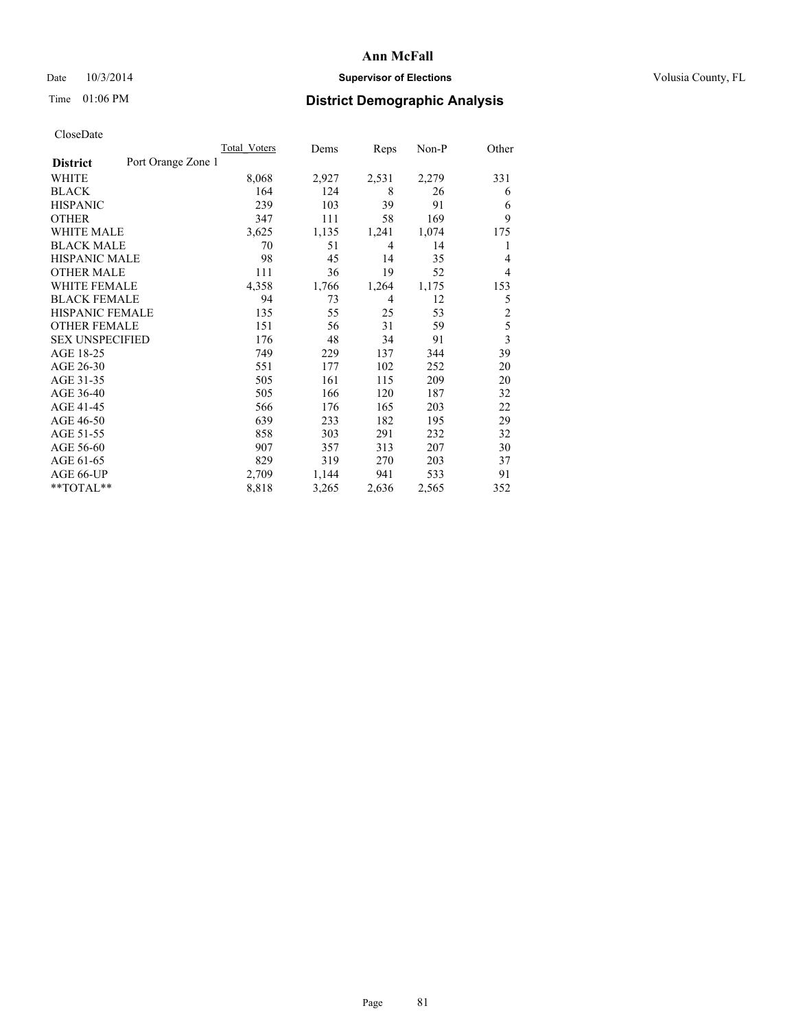Date 10/3/2014

Time 01:06 PM

# Ann McFall

**Supervisor of Elections**

Volusia County, FL

## District Demographic Analysis

CloseDate

| **District** Port Orange Zone 1 | Total Voters | Dems | Reps | Non-P | Other |
|---|---|---|---|---|---|
| WHITE | 8,068 | 2,927 | 2,531 | 2,279 | 331 |
| BLACK | 164 | 124 | 8 | 26 | 6 |
| HISPANIC | 239 | 103 | 39 | 91 | 6 |
| OTHER | 347 | 111 | 58 | 169 | 9 |
| WHITE MALE | 3,625 | 1,135 | 1,241 | 1,074 | 175 |
| BLACK MALE | 70 | 51 | 4 | 14 | 1 |
| HISPANIC MALE | 98 | 45 | 14 | 35 | 4 |
| OTHER MALE | 111 | 36 | 19 | 52 | 4 |
| WHITE FEMALE | 4,358 | 1,766 | 1,264 | 1,175 | 153 |
| BLACK FEMALE | 94 | 73 | 4 | 12 | 5 |
| HISPANIC FEMALE | 135 | 55 | 25 | 53 | 2 |
| OTHER FEMALE | 151 | 56 | 31 | 59 | 5 |
| SEX UNSPECIFIED | 176 | 48 | 34 | 91 | 3 |
| AGE 18-25 | 749 | 229 | 137 | 344 | 39 |
| AGE 26-30 | 551 | 177 | 102 | 252 | 20 |
| AGE 31-35 | 505 | 161 | 115 | 209 | 20 |
| AGE 36-40 | 505 | 166 | 120 | 187 | 32 |
| AGE 41-45 | 566 | 176 | 165 | 203 | 22 |
| AGE 46-50 | 639 | 233 | 182 | 195 | 29 |
| AGE 51-55 | 858 | 303 | 291 | 232 | 32 |
| AGE 56-60 | 907 | 357 | 313 | 207 | 30 |
| AGE 61-65 | 829 | 319 | 270 | 203 | 37 |
| AGE 66-UP | 2,709 | 1,144 | 941 | 533 | 91 |
| **TOTAL** | 8,818 | 3,265 | 2,636 | 2,565 | 352 |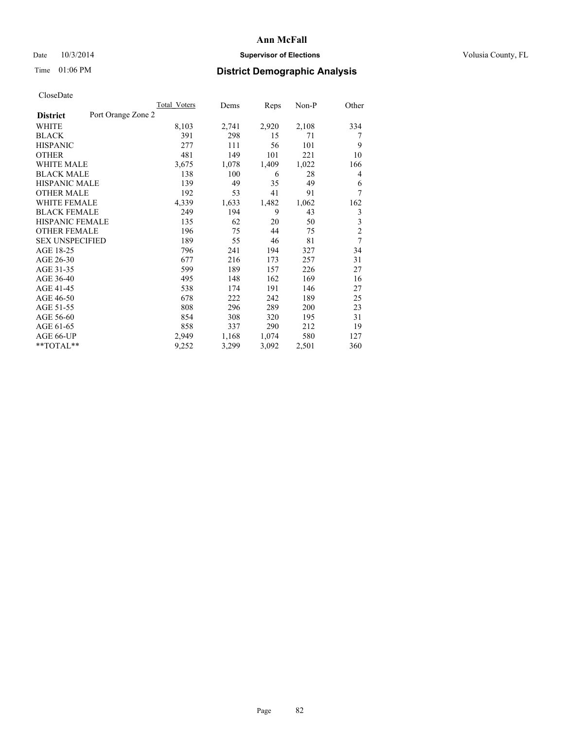# Ann McFall

Date 10/3/2014 **Supervisor of Elections** Volusia County, FL

Time 01:06 PM **District Demographic Analysis**

CloseDate

| **District** | Port Orange Zone 2 | Total Voters | Dems | Reps | Non-P | Other |
|---|---|---|---|---|---|---|
| WHITE | | 8,103 | 2,741 | 2,920 | 2,108 | 334 |
| BLACK | | 391 | 298 | 15 | 71 | 7 |
| HISPANIC | | 277 | 111 | 56 | 101 | 9 |
| OTHER | | 481 | 149 | 101 | 221 | 10 |
| WHITE MALE | | 3,675 | 1,078 | 1,409 | 1,022 | 166 |
| BLACK MALE | | 138 | 100 | 6 | 28 | 4 |
| HISPANIC MALE | | 139 | 49 | 35 | 49 | 6 |
| OTHER MALE | | 192 | 53 | 41 | 91 | 7 |
| WHITE FEMALE | | 4,339 | 1,633 | 1,482 | 1,062 | 162 |
| BLACK FEMALE | | 249 | 194 | 9 | 43 | 3 |
| HISPANIC FEMALE | | 135 | 62 | 20 | 50 | 3 |
| OTHER FEMALE | | 196 | 75 | 44 | 75 | 2 |
| SEX UNSPECIFIED | | 189 | 55 | 46 | 81 | 7 |
| AGE 18-25 | | 796 | 241 | 194 | 327 | 34 |
| AGE 26-30 | | 677 | 216 | 173 | 257 | 31 |
| AGE 31-35 | | 599 | 189 | 157 | 226 | 27 |
| AGE 36-40 | | 495 | 148 | 162 | 169 | 16 |
| AGE 41-45 | | 538 | 174 | 191 | 146 | 27 |
| AGE 46-50 | | 678 | 222 | 242 | 189 | 25 |
| AGE 51-55 | | 808 | 296 | 289 | 200 | 23 |
| AGE 56-60 | | 854 | 308 | 320 | 195 | 31 |
| AGE 61-65 | | 858 | 337 | 290 | 212 | 19 |
| AGE 66-UP | | 2,949 | 1,168 | 1,074 | 580 | 127 |
| **TOTAL** | | 9,252 | 3,299 | 3,092 | 2,501 | 360 |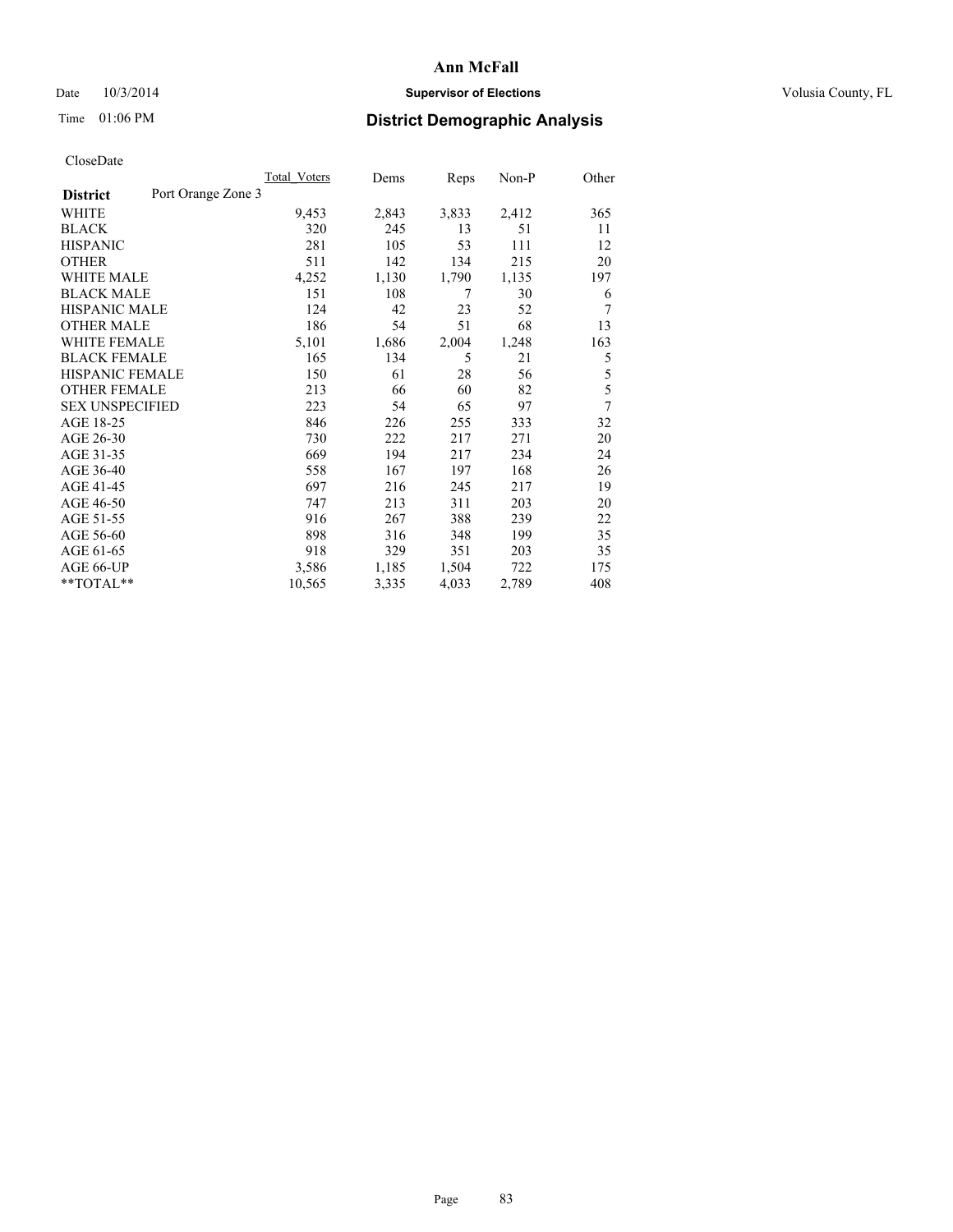Ann McFall

Date 10/3/2014 **Supervisor of Elections** Volusia County, FL

Time 01:06 PM **District Demographic Analysis**

CloseDate

| District | Port Orange Zone 3 | Total_Voters | Dems | Reps | Non-P | Other |
|---|---|---|---|---|---|---|
| WHITE | | 9,453 | 2,843 | 3,833 | 2,412 | 365 |
| BLACK | | 320 | 245 | 13 | 51 | 11 |
| HISPANIC | | 281 | 105 | 53 | 111 | 12 |
| OTHER | | 511 | 142 | 134 | 215 | 20 |
| WHITE MALE | | 4,252 | 1,130 | 1,790 | 1,135 | 197 |
| BLACK MALE | | 151 | 108 | 7 | 30 | 6 |
| HISPANIC MALE | | 124 | 42 | 23 | 52 | 7 |
| OTHER MALE | | 186 | 54 | 51 | 68 | 13 |
| WHITE FEMALE | | 5,101 | 1,686 | 2,004 | 1,248 | 163 |
| BLACK FEMALE | | 165 | 134 | 5 | 21 | 5 |
| HISPANIC FEMALE | | 150 | 61 | 28 | 56 | 5 |
| OTHER FEMALE | | 213 | 66 | 60 | 82 | 5 |
| SEX UNSPECIFIED | | 223 | 54 | 65 | 97 | 7 |
| AGE 18-25 | | 846 | 226 | 255 | 333 | 32 |
| AGE 26-30 | | 730 | 222 | 217 | 271 | 20 |
| AGE 31-35 | | 669 | 194 | 217 | 234 | 24 |
| AGE 36-40 | | 558 | 167 | 197 | 168 | 26 |
| AGE 41-45 | | 697 | 216 | 245 | 217 | 19 |
| AGE 46-50 | | 747 | 213 | 311 | 203 | 20 |
| AGE 51-55 | | 916 | 267 | 388 | 239 | 22 |
| AGE 56-60 | | 898 | 316 | 348 | 199 | 35 |
| AGE 61-65 | | 918 | 329 | 351 | 203 | 35 |
| AGE 66-UP | | 3,586 | 1,185 | 1,504 | 722 | 175 |
| **TOTAL** | | 10,565 | 3,335 | 4,033 | 2,789 | 408 |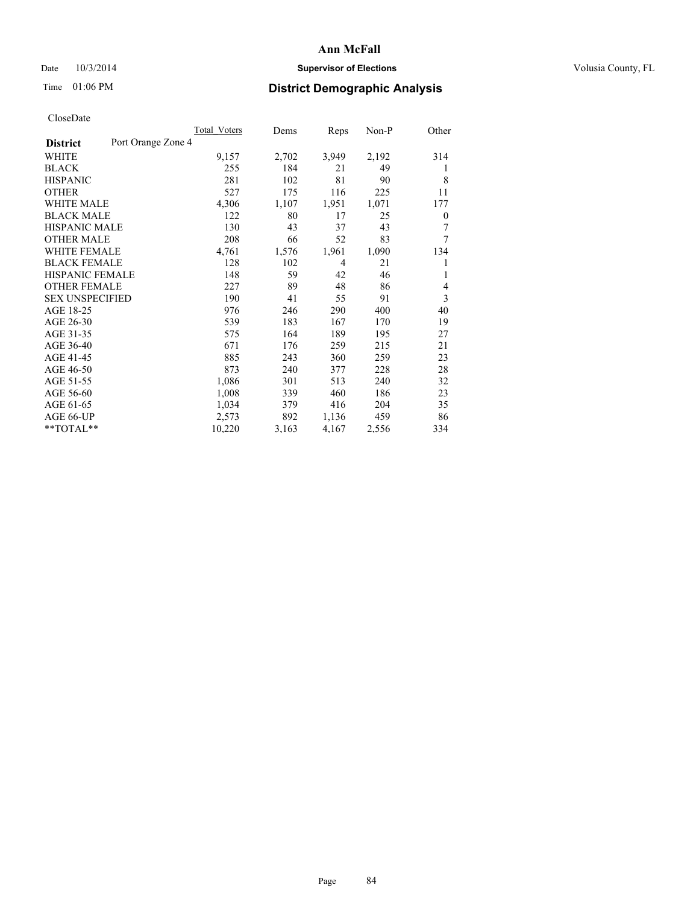# Ann McFall

Date 10/3/2014 **Supervisor of Elections** Volusia County, FL

Time 01:06 PM **District Demographic Analysis**

CloseDate

| **District** Port Orange Zone 4 | Total Voters | Dems | Reps | Non-P | Other |
|---|---|---|---|---|---|
| WHITE | 9,157 | 2,702 | 3,949 | 2,192 | 314 |
| BLACK | 255 | 184 | 21 | 49 | 1 |
| HISPANIC | 281 | 102 | 81 | 90 | 8 |
| OTHER | 527 | 175 | 116 | 225 | 11 |
| WHITE MALE | 4,306 | 1,107 | 1,951 | 1,071 | 177 |
| BLACK MALE | 122 | 80 | 17 | 25 | 0 |
| HISPANIC MALE | 130 | 43 | 37 | 43 | 7 |
| OTHER MALE | 208 | 66 | 52 | 83 | 7 |
| WHITE FEMALE | 4,761 | 1,576 | 1,961 | 1,090 | 134 |
| BLACK FEMALE | 128 | 102 | 4 | 21 | 1 |
| HISPANIC FEMALE | 148 | 59 | 42 | 46 | 1 |
| OTHER FEMALE | 227 | 89 | 48 | 86 | 4 |
| SEX UNSPECIFIED | 190 | 41 | 55 | 91 | 3 |
| AGE 18-25 | 976 | 246 | 290 | 400 | 40 |
| AGE 26-30 | 539 | 183 | 167 | 170 | 19 |
| AGE 31-35 | 575 | 164 | 189 | 195 | 27 |
| AGE 36-40 | 671 | 176 | 259 | 215 | 21 |
| AGE 41-45 | 885 | 243 | 360 | 259 | 23 |
| AGE 46-50 | 873 | 240 | 377 | 228 | 28 |
| AGE 51-55 | 1,086 | 301 | 513 | 240 | 32 |
| AGE 56-60 | 1,008 | 339 | 460 | 186 | 23 |
| AGE 61-65 | 1,034 | 379 | 416 | 204 | 35 |
| AGE 66-UP | 2,573 | 892 | 1,136 | 459 | 86 |
| **TOTAL** | 10,220 | 3,163 | 4,167 | 2,556 | 334 |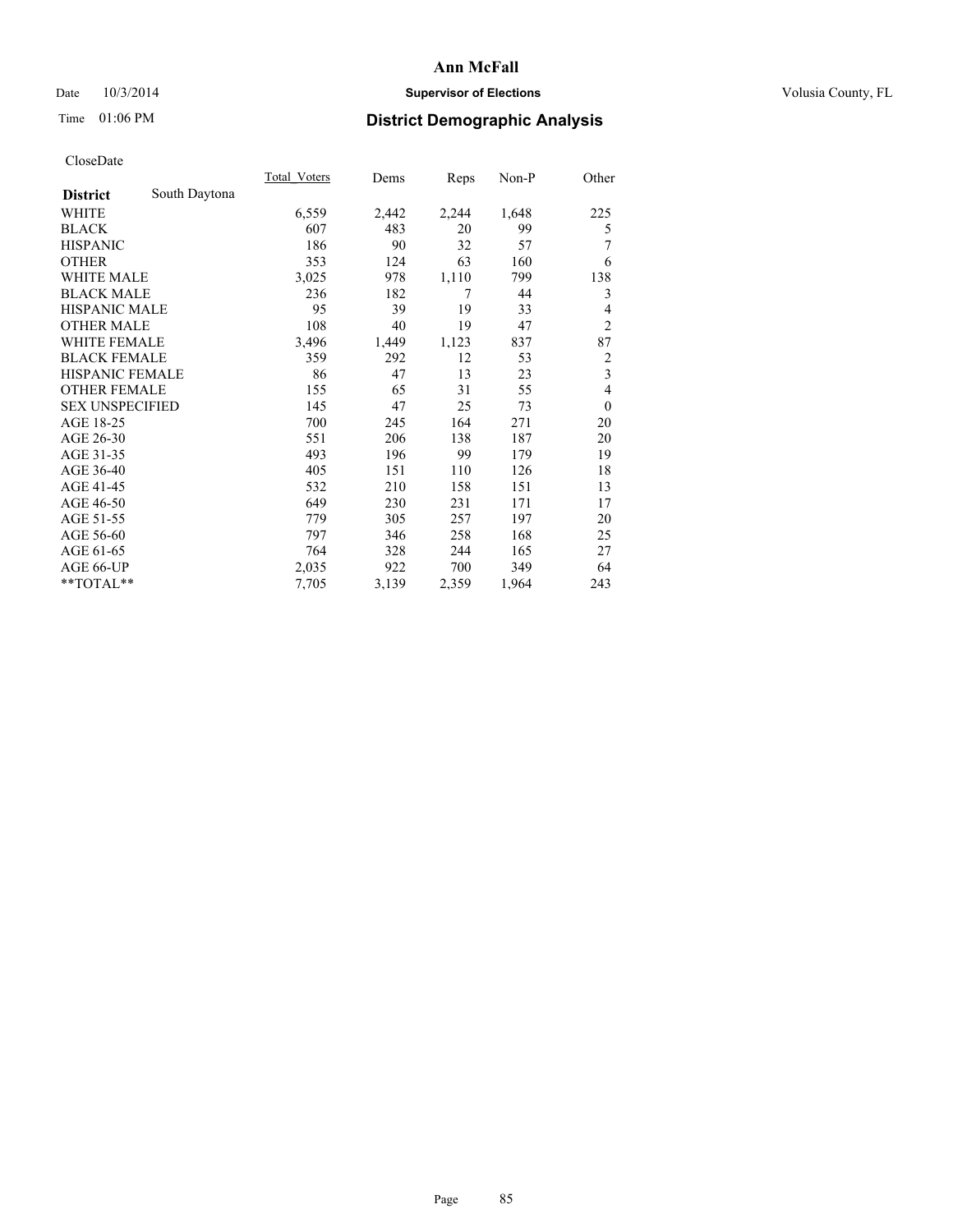# Ann McFall

Date 10/3/2014 **Supervisor of Elections** Volusia County, FL

Time 01:06 PM **District Demographic Analysis**

CloseDate

| **District** South Daytona | Total_Voters | Dems | Reps | Non-P | Other |
|---|---|---|---|---|---|
| WHITE | 6,559 | 2,442 | 2,244 | 1,648 | 225 |
| BLACK | 607 | 483 | 20 | 99 | 5 |
| HISPANIC | 186 | 90 | 32 | 57 | 7 |
| OTHER | 353 | 124 | 63 | 160 | 6 |
| WHITE MALE | 3,025 | 978 | 1,110 | 799 | 138 |
| BLACK MALE | 236 | 182 | 7 | 44 | 3 |
| HISPANIC MALE | 95 | 39 | 19 | 33 | 4 |
| OTHER MALE | 108 | 40 | 19 | 47 | 2 |
| WHITE FEMALE | 3,496 | 1,449 | 1,123 | 837 | 87 |
| BLACK FEMALE | 359 | 292 | 12 | 53 | 2 |
| HISPANIC FEMALE | 86 | 47 | 13 | 23 | 3 |
| OTHER FEMALE | 155 | 65 | 31 | 55 | 4 |
| SEX UNSPECIFIED | 145 | 47 | 25 | 73 | 0 |
| AGE 18-25 | 700 | 245 | 164 | 271 | 20 |
| AGE 26-30 | 551 | 206 | 138 | 187 | 20 |
| AGE 31-35 | 493 | 196 | 99 | 179 | 19 |
| AGE 36-40 | 405 | 151 | 110 | 126 | 18 |
| AGE 41-45 | 532 | 210 | 158 | 151 | 13 |
| AGE 46-50 | 649 | 230 | 231 | 171 | 17 |
| AGE 51-55 | 779 | 305 | 257 | 197 | 20 |
| AGE 56-60 | 797 | 346 | 258 | 168 | 25 |
| AGE 61-65 | 764 | 328 | 244 | 165 | 27 |
| AGE 66-UP | 2,035 | 922 | 700 | 349 | 64 |
| **TOTAL** | 7,705 | 3,139 | 2,359 | 1,964 | 243 |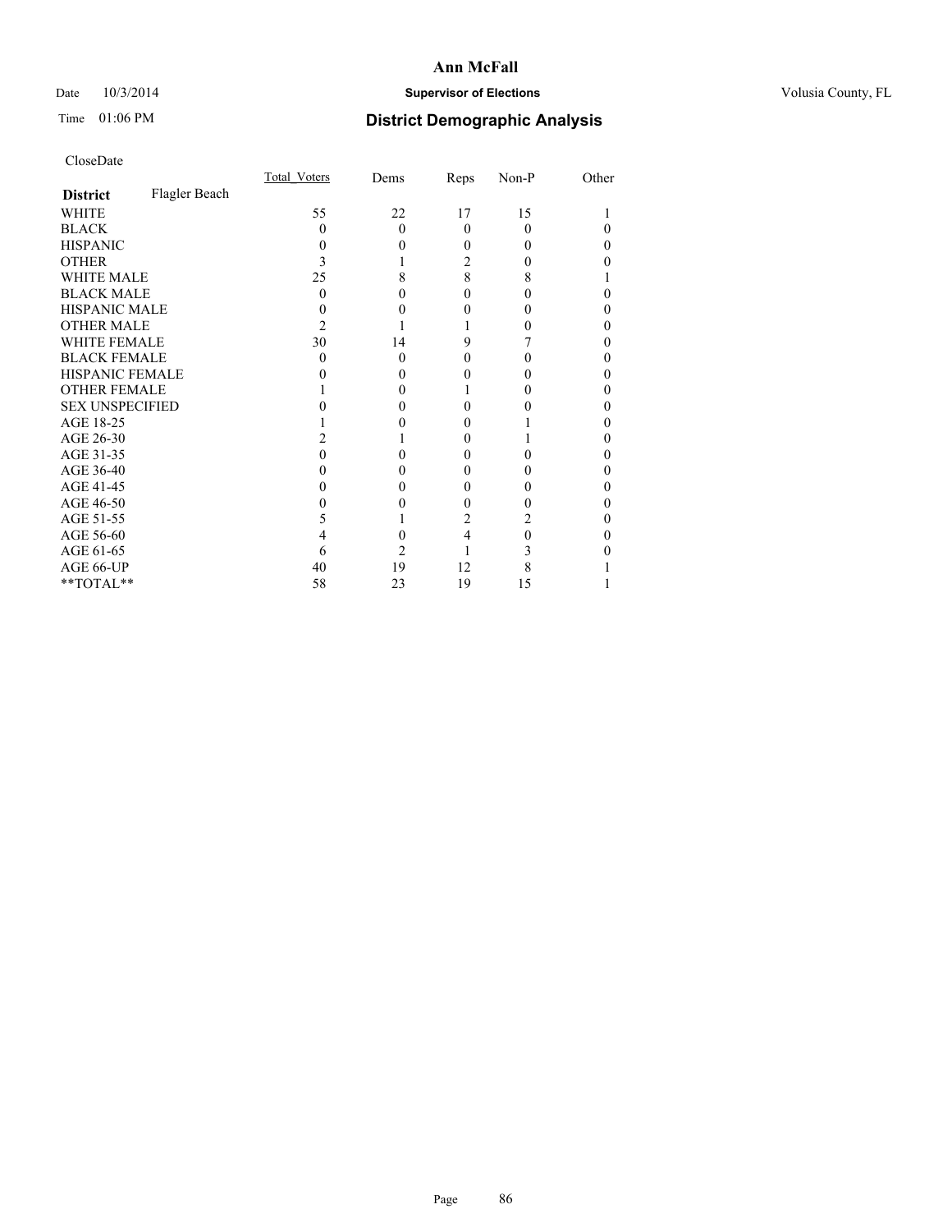# Ann McFall

Date 10/3/2014 **Supervisor of Elections** Volusia County, FL

Time 01:06 PM **District Demographic Analysis**

CloseDate

| **District** Flagler Beach | Total_Voters | Dems | Reps | Non-P | Other |
|---|---|---|---|---|---|
| WHITE | 55 | 22 | 17 | 15 | 1 |
| BLACK | 0 | 0 | 0 | 0 | 0 |
| HISPANIC | 0 | 0 | 0 | 0 | 0 |
| OTHER | 3 | 1 | 2 | 0 | 0 |
| WHITE MALE | 25 | 8 | 8 | 8 | 1 |
| BLACK MALE | 0 | 0 | 0 | 0 | 0 |
| HISPANIC MALE | 0 | 0 | 0 | 0 | 0 |
| OTHER MALE | 2 | 1 | 1 | 0 | 0 |
| WHITE FEMALE | 30 | 14 | 9 | 7 | 0 |
| BLACK FEMALE | 0 | 0 | 0 | 0 | 0 |
| HISPANIC FEMALE | 0 | 0 | 0 | 0 | 0 |
| OTHER FEMALE | 1 | 0 | 1 | 0 | 0 |
| SEX UNSPECIFIED | 0 | 0 | 0 | 0 | 0 |
| AGE 18-25 | 1 | 0 | 0 | 1 | 0 |
| AGE 26-30 | 2 | 1 | 0 | 1 | 0 |
| AGE 31-35 | 0 | 0 | 0 | 0 | 0 |
| AGE 36-40 | 0 | 0 | 0 | 0 | 0 |
| AGE 41-45 | 0 | 0 | 0 | 0 | 0 |
| AGE 46-50 | 0 | 0 | 0 | 0 | 0 |
| AGE 51-55 | 5 | 1 | 2 | 2 | 0 |
| AGE 56-60 | 4 | 0 | 4 | 0 | 0 |
| AGE 61-65 | 6 | 2 | 1 | 3 | 0 |
| AGE 66-UP | 40 | 19 | 12 | 8 | 1 |
| **TOTAL** | 58 | 23 | 19 | 15 | 1 |